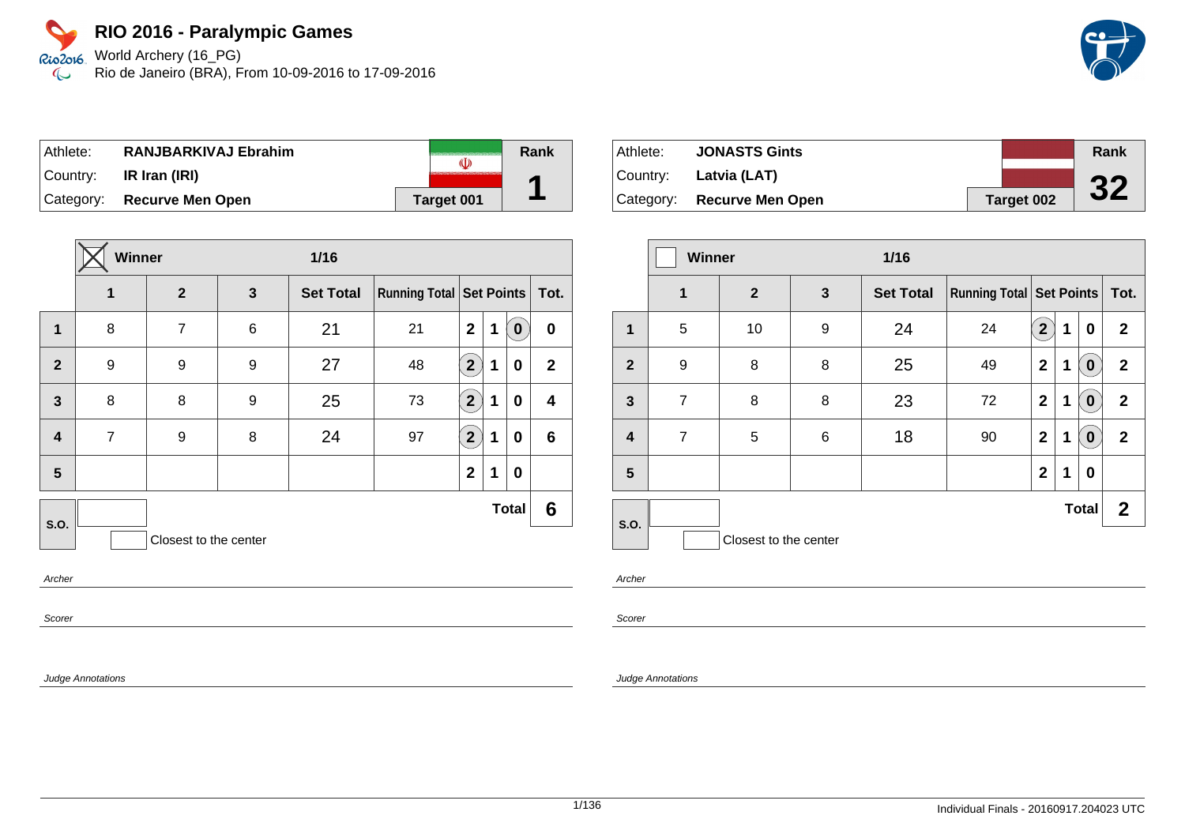# RIO 2016 - Paralympic Games

World Archery (16_PG)
Rio de Janeiro (BRA), From 10-09-2016 to 17-09-2016

| Athlete: | RANJBARKIVAJ Ebrahim | Rank |
|---|---|---|
| Country: | IR Iran (IRI) | 1 |
| Category: | Recurve Men Open | Target 001 |

**Winner** ☒ — 1/16

| | 1 | 2 | 3 | Set Total | Running Total | Set Points | | | Tot. |
|---|---|---|---|---|---|---|---|---|---|
| 1 | 8 | 7 | 6 | 21 | 21 | 2 | 1 | (0) | 0 |
| 2 | 9 | 9 | 9 | 27 | 48 | (2) | 1 | 0 | 2 |
| 3 | 8 | 8 | 9 | 25 | 73 | (2) | 1 | 0 | 4 |
| 4 | 7 | 9 | 8 | 24 | 97 | (2) | 1 | 0 | 6 |
| 5 | | | | | | 2 | 1 | 0 | |
| S.O. | | | | | | | | Total | 6 |

Closest to the center

*Archer*

*Scorer*

*Judge Annotations*

| Athlete: | JONASTS Gints | Rank |
|---|---|---|
| Country: | Latvia (LAT) | 32 |
| Category: | Recurve Men Open | Target 002 |

**Winner** ☐ — 1/16

| | 1 | 2 | 3 | Set Total | Running Total | Set Points | | | Tot. |
|---|---|---|---|---|---|---|---|---|---|
| 1 | 5 | 10 | 9 | 24 | 24 | (2) | 1 | 0 | 2 |
| 2 | 9 | 8 | 8 | 25 | 49 | 2 | 1 | (0) | 2 |
| 3 | 7 | 8 | 8 | 23 | 72 | 2 | 1 | (0) | 2 |
| 4 | 7 | 5 | 6 | 18 | 90 | 2 | 1 | (0) | 2 |
| 5 | | | | | | 2 | 1 | 0 | |
| S.O. | | | | | | | | Total | 2 |

Closest to the center

*Archer*

*Scorer*

*Judge Annotations*

Individual Finals - 20160917.204023 UTC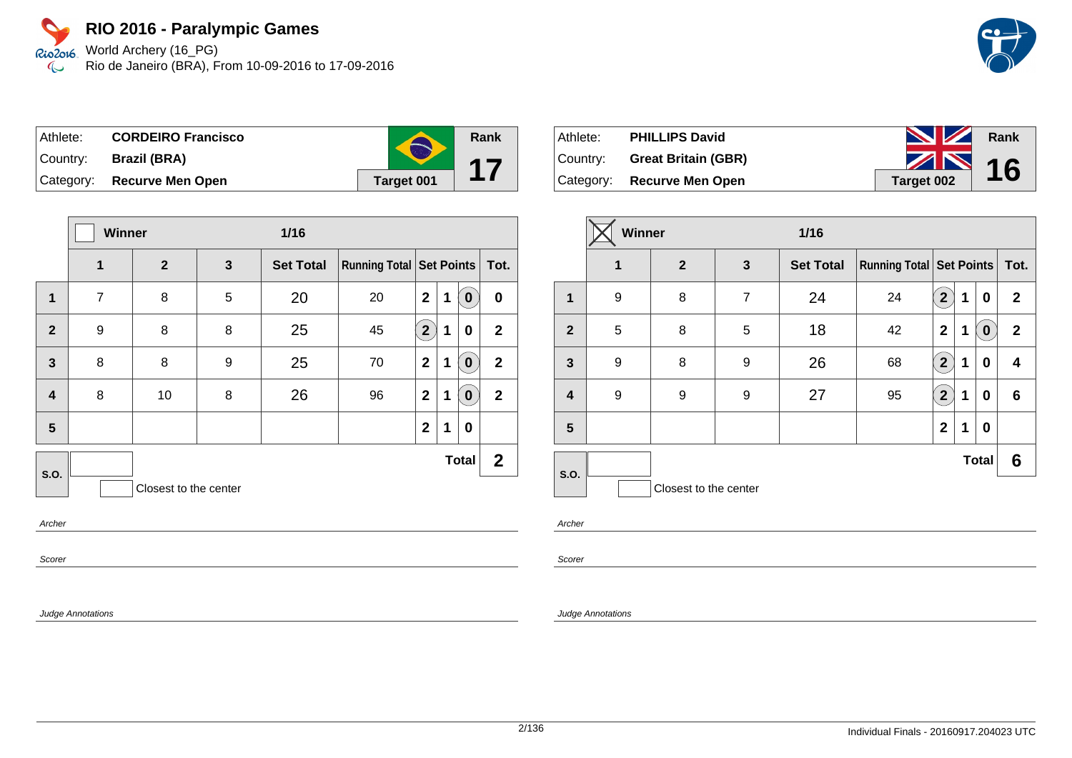# RIO 2016 - Paralympic Games

World Archery (16_PG)
Rio de Janeiro (BRA), From 10-09-2016 to 17-09-2016

| Athlete: | **CORDEIRO Francisco** | Rank |
|---|---|---|
| Country: | **Brazil (BRA)** | **17** |
| Category: | **Recurve Men Open** | **Target 001** |

| | Winner ☐ | | | 1/16 | | | | | |
|---|---|---|---|---|---|---|---|---|---|
| | **1** | **2** | **3** | **Set Total** | **Running Total** | **Set Points** | | | **Tot.** |
| **1** | 7 | 8 | 5 | 20 | 20 | 2 | 1 | (0) | 0 |
| **2** | 9 | 8 | 8 | 25 | 45 | (2) | 1 | 0 | 2 |
| **3** | 8 | 8 | 9 | 25 | 70 | 2 | 1 | (0) | 2 |
| **4** | 8 | 10 | 8 | 26 | 96 | 2 | 1 | (0) | 2 |
| **5** | | | | | | 2 | 1 | 0 | |
| **S.O.** | | | | | | | | **Total** | **2** |

Closest to the center

*Archer*

*Scorer*

*Judge Annotations*

| Athlete: | **PHILLIPS David** | Rank |
|---|---|---|
| Country: | **Great Britain (GBR)** | **16** |
| Category: | **Recurve Men Open** | **Target 002** |

| | Winner ☒ | | | 1/16 | | | | | |
|---|---|---|---|---|---|---|---|---|---|
| | **1** | **2** | **3** | **Set Total** | **Running Total** | **Set Points** | | | **Tot.** |
| **1** | 9 | 8 | 7 | 24 | 24 | (2) | 1 | 0 | 2 |
| **2** | 5 | 8 | 5 | 18 | 42 | 2 | 1 | (0) | 2 |
| **3** | 9 | 8 | 9 | 26 | 68 | (2) | 1 | 0 | 4 |
| **4** | 9 | 9 | 9 | 27 | 95 | (2) | 1 | 0 | 6 |
| **5** | | | | | | 2 | 1 | 0 | |
| **S.O.** | | | | | | | | **Total** | **6** |

Closest to the center

*Archer*

*Scorer*

*Judge Annotations*

Individual Finals - 20160917.204023 UTC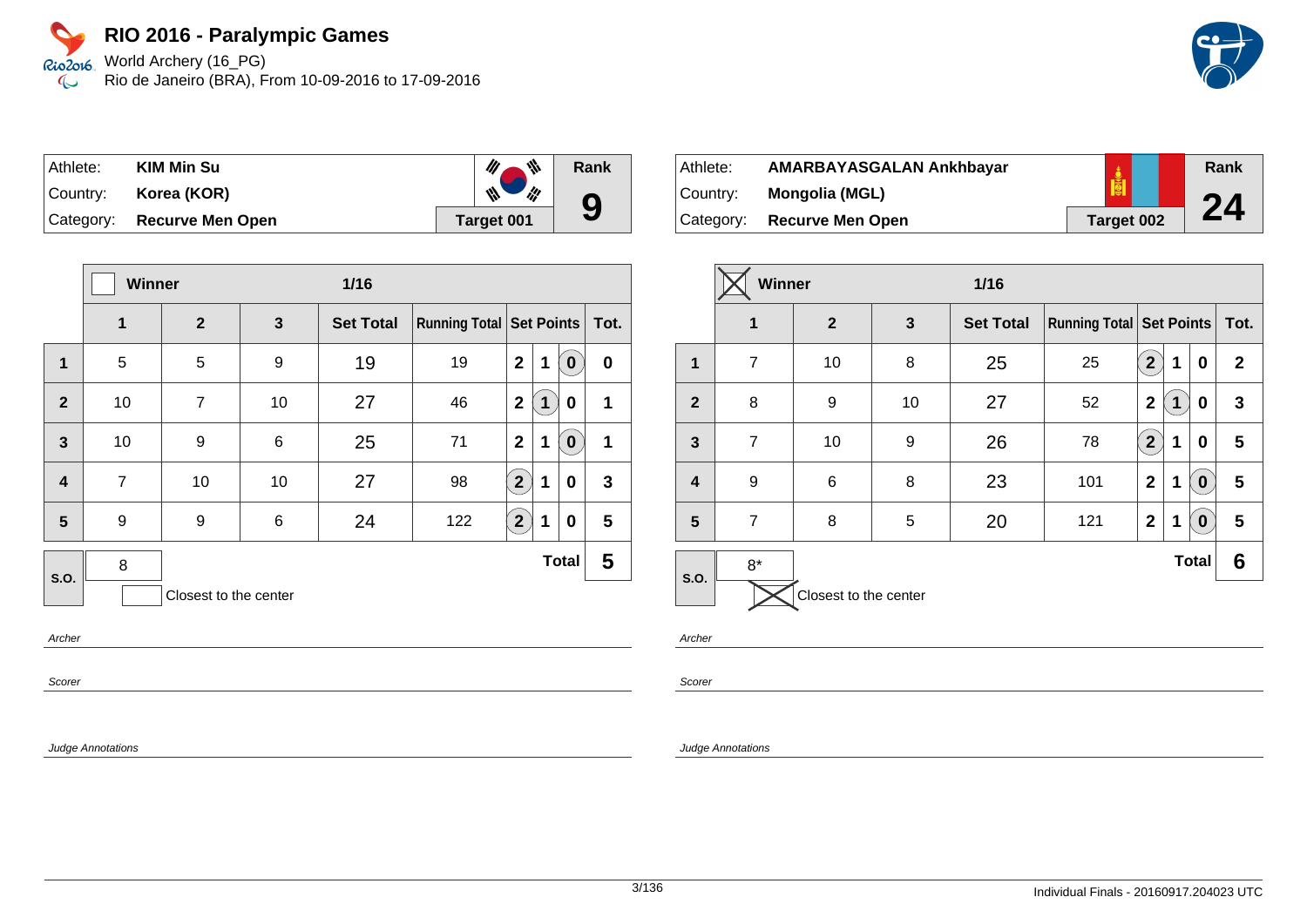# RIO 2016 - Paralympic Games

World Archery (16_PG)
Rio de Janeiro (BRA), From 10-09-2016 to 17-09-2016

| Athlete: | KIM Min Su | | Rank |
|---|---|---|---|
| Country: | Korea (KOR) | | 9 |
| Category: | Recurve Men Open | Target 001 | |

| | Winner | | | 1/16 | | | | | |
|---|---|---|---|---|---|---|---|---|---|
| | 1 | 2 | 3 | Set Total | Running Total | Set Points | | | Tot. |
| 1 | 5 | 5 | 9 | 19 | 19 | 2 | 1 | (0) | 0 |
| 2 | 10 | 7 | 10 | 27 | 46 | 2 | (1) | 0 | 1 |
| 3 | 10 | 9 | 6 | 25 | 71 | 2 | 1 | (0) | 1 |
| 4 | 7 | 10 | 10 | 27 | 98 | (2) | 1 | 0 | 3 |
| 5 | 9 | 9 | 6 | 24 | 122 | (2) | 1 | 0 | 5 |
| S.O. | 8 | | | | | | | Total | 5 |

Closest to the center

*Archer*

*Scorer*

*Judge Annotations*

| Athlete: | AMARBAYASGALAN Ankhbayar | | Rank |
|---|---|---|---|
| Country: | Mongolia (MGL) | | 24 |
| Category: | Recurve Men Open | Target 002 | |

| | Winner (X) | | | 1/16 | | | | | |
|---|---|---|---|---|---|---|---|---|---|
| | 1 | 2 | 3 | Set Total | Running Total | Set Points | | | Tot. |
| 1 | 7 | 10 | 8 | 25 | 25 | (2) | 1 | 0 | 2 |
| 2 | 8 | 9 | 10 | 27 | 52 | 2 | (1) | 0 | 3 |
| 3 | 7 | 10 | 9 | 26 | 78 | (2) | 1 | 0 | 5 |
| 4 | 9 | 6 | 8 | 23 | 101 | 2 | 1 | (0) | 5 |
| 5 | 7 | 8 | 5 | 20 | 121 | 2 | 1 | (0) | 5 |
| S.O. | 8* | | | | | | | Total | 6 |

Closest to the center (X)

*Archer*

*Scorer*

*Judge Annotations*

Individual Finals - 20160917.204023 UTC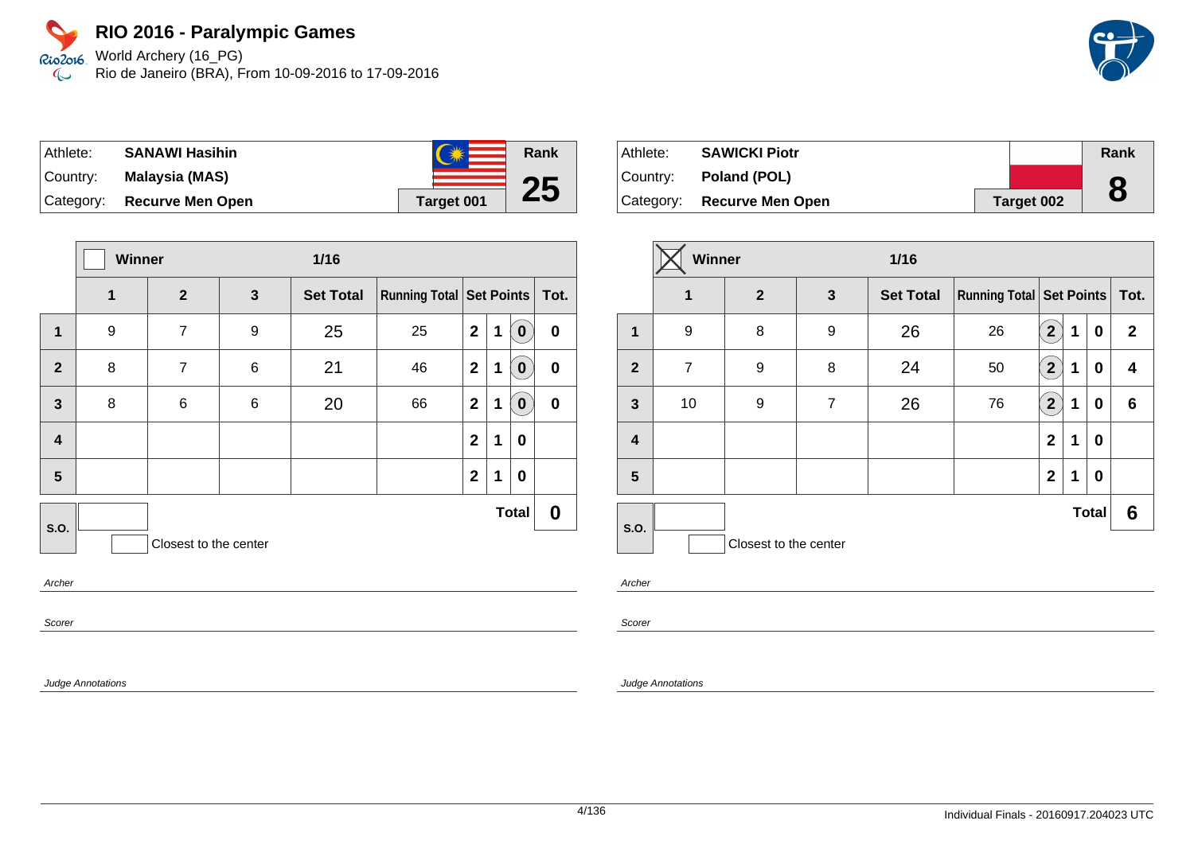# RIO 2016 - Paralympic Games

World Archery (16_PG)
Rio de Janeiro (BRA), From 10-09-2016 to 17-09-2016

| Athlete: | SANAWI Hasihin | Rank |
|---|---|---|
| Country: | Malaysia (MAS) | 25 |
| Category: | Recurve Men Open | Target 001 |

Winner: ☐ — 1/16

| | 1 | 2 | 3 | Set Total | Running Total | Set Points | | | Tot. |
|---|---|---|---|---|---|---|---|---|---|
| 1 | 9 | 7 | 9 | 25 | 25 | 2 | 1 | (0) | 0 |
| 2 | 8 | 7 | 6 | 21 | 46 | 2 | 1 | (0) | 0 |
| 3 | 8 | 6 | 6 | 20 | 66 | 2 | 1 | (0) | 0 |
| 4 | | | | | | 2 | 1 | 0 | |
| 5 | | | | | | 2 | 1 | 0 | |
| S.O. | | | | | | Total | | | 0 |

Closest to the center

Archer

Scorer

Judge Annotations

| Athlete: | SAWICKI Piotr | Rank |
|---|---|---|
| Country: | Poland (POL) | 8 |
| Category: | Recurve Men Open | Target 002 |

Winner: ☒ — 1/16

| | 1 | 2 | 3 | Set Total | Running Total | Set Points | | | Tot. |
|---|---|---|---|---|---|---|---|---|---|
| 1 | 9 | 8 | 9 | 26 | 26 | (2) | 1 | 0 | 2 |
| 2 | 7 | 9 | 8 | 24 | 50 | (2) | 1 | 0 | 4 |
| 3 | 10 | 9 | 7 | 26 | 76 | (2) | 1 | 0 | 6 |
| 4 | | | | | | 2 | 1 | 0 | |
| 5 | | | | | | 2 | 1 | 0 | |
| S.O. | | | | | | Total | | | 6 |

Closest to the center

Archer

Scorer

Judge Annotations

Individual Finals - 20160917.204023 UTC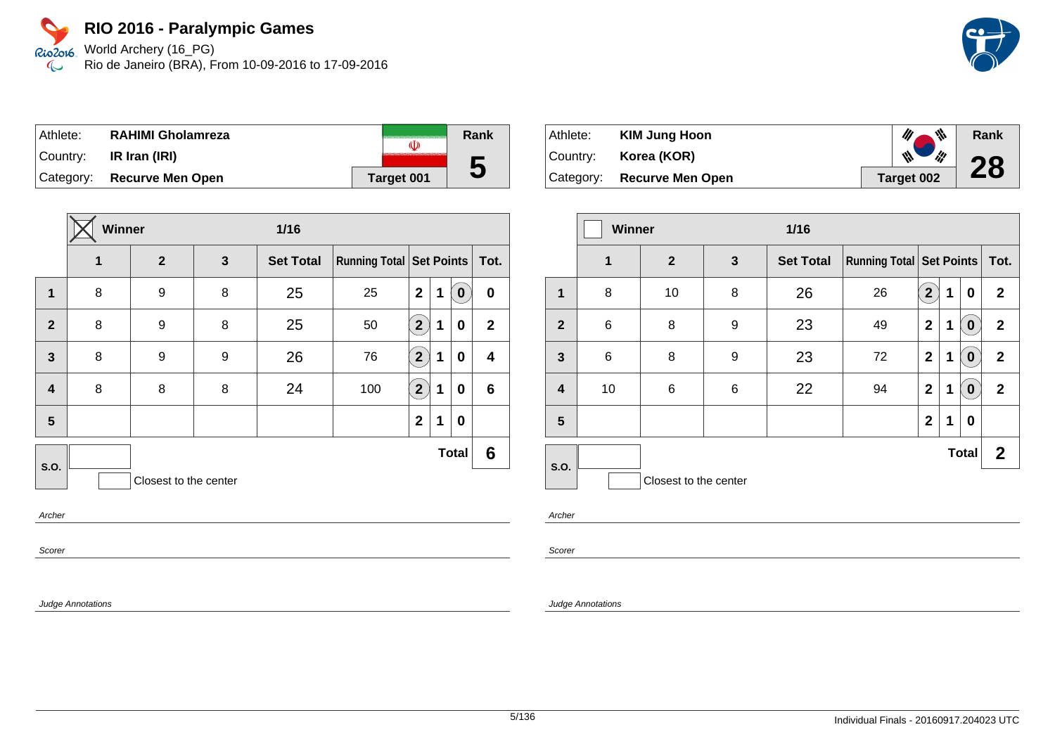# RIO 2016 - Paralympic Games

World Archery (16_PG)
Rio de Janeiro (BRA), From 10-09-2016 to 17-09-2016

| Athlete: | **RAHIMI Gholamreza** | Rank |
|---|---|---|
| Country: | **IR Iran (IRI)** | **5** |
| Category: | **Recurve Men Open** | **Target 001** |

**Winner** ☒ — **1/16**

| | 1 | 2 | 3 | Set Total | Running Total | Set Points | | | Tot. |
|---|---|---|---|---|---|---|---|---|---|
| **1** | 8 | 9 | 8 | 25 | 25 | 2 | 1 | (0) | 0 |
| **2** | 8 | 9 | 8 | 25 | 50 | (2) | 1 | 0 | 2 |
| **3** | 8 | 9 | 9 | 26 | 76 | (2) | 1 | 0 | 4 |
| **4** | 8 | 8 | 8 | 24 | 100 | (2) | 1 | 0 | 6 |
| **5** | | | | | | 2 | 1 | 0 | |
| **S.O.** | | | | | | | | **Total** | **6** |

Closest to the center

*Archer*

*Scorer*

*Judge Annotations*

| Athlete: | **KIM Jung Hoon** | Rank |
|---|---|---|
| Country: | **Korea (KOR)** | **28** |
| Category: | **Recurve Men Open** | **Target 002** |

**Winner** ☐ — **1/16**

| | 1 | 2 | 3 | Set Total | Running Total | Set Points | | | Tot. |
|---|---|---|---|---|---|---|---|---|---|
| **1** | 8 | 10 | 8 | 26 | 26 | (2) | 1 | 0 | 2 |
| **2** | 6 | 8 | 9 | 23 | 49 | 2 | 1 | (0) | 2 |
| **3** | 6 | 8 | 9 | 23 | 72 | 2 | 1 | (0) | 2 |
| **4** | 10 | 6 | 6 | 22 | 94 | 2 | 1 | (0) | 2 |
| **5** | | | | | | 2 | 1 | 0 | |
| **S.O.** | | | | | | | | **Total** | **2** |

Closest to the center

*Archer*

*Scorer*

*Judge Annotations*

Individual Finals - 20160917.204023 UTC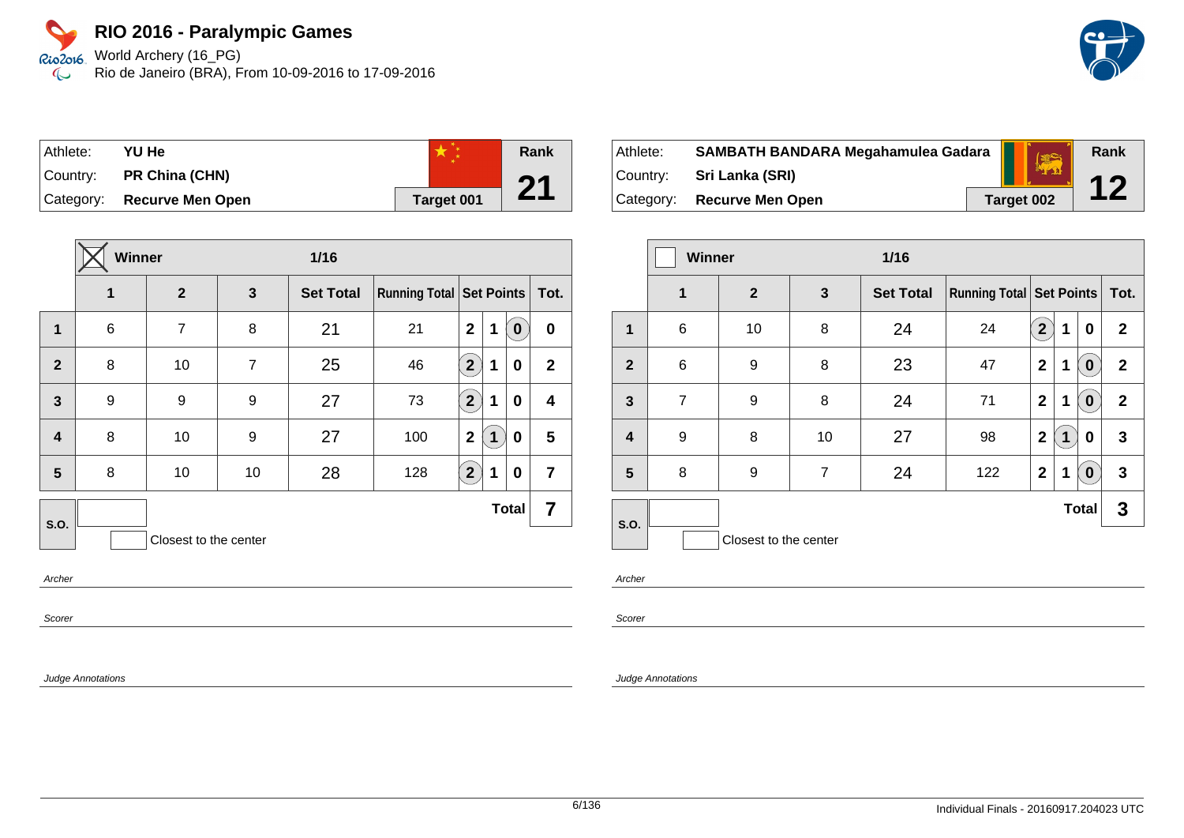# RIO 2016 - Paralympic Games

World Archery (16_PG)
Rio de Janeiro (BRA), From 10-09-2016 to 17-09-2016

| Athlete: | YU He | Rank |
|---|---|---|
| Country: | PR China (CHN) | 21 |
| Category: | Recurve Men Open | Target 001 |

**Winner** (X) — 1/16

| | 1 | 2 | 3 | Set Total | Running Total | Set Points | | | Tot. |
|---|---|---|---|---|---|---|---|---|---|
| 1 | 6 | 7 | 8 | 21 | 21 | 2 | 1 | (0) | 0 |
| 2 | 8 | 10 | 7 | 25 | 46 | (2) | 1 | 0 | 2 |
| 3 | 9 | 9 | 9 | 27 | 73 | (2) | 1 | 0 | 4 |
| 4 | 8 | 10 | 9 | 27 | 100 | 2 | (1) | 0 | 5 |
| 5 | 8 | 10 | 10 | 28 | 128 | (2) | 1 | 0 | 7 |
| S.O. | | | | | | | | **Total** | **7** |

Closest to the center

*Archer*

*Scorer*

*Judge Annotations*

| Athlete: | SAMBATH BANDARA Megahamulea Gadara | Rank |
|---|---|---|
| Country: | Sri Lanka (SRI) | 12 |
| Category: | Recurve Men Open | Target 002 |

**Winner** — 1/16

| | 1 | 2 | 3 | Set Total | Running Total | Set Points | | | Tot. |
|---|---|---|---|---|---|---|---|---|---|
| 1 | 6 | 10 | 8 | 24 | 24 | (2) | 1 | 0 | 2 |
| 2 | 6 | 9 | 8 | 23 | 47 | 2 | 1 | (0) | 2 |
| 3 | 7 | 9 | 8 | 24 | 71 | 2 | 1 | (0) | 2 |
| 4 | 9 | 8 | 10 | 27 | 98 | 2 | (1) | 0 | 3 |
| 5 | 8 | 9 | 7 | 24 | 122 | 2 | 1 | (0) | 3 |
| S.O. | | | | | | | | **Total** | **3** |

Closest to the center

*Archer*

*Scorer*

*Judge Annotations*

Individual Finals - 20160917.204023 UTC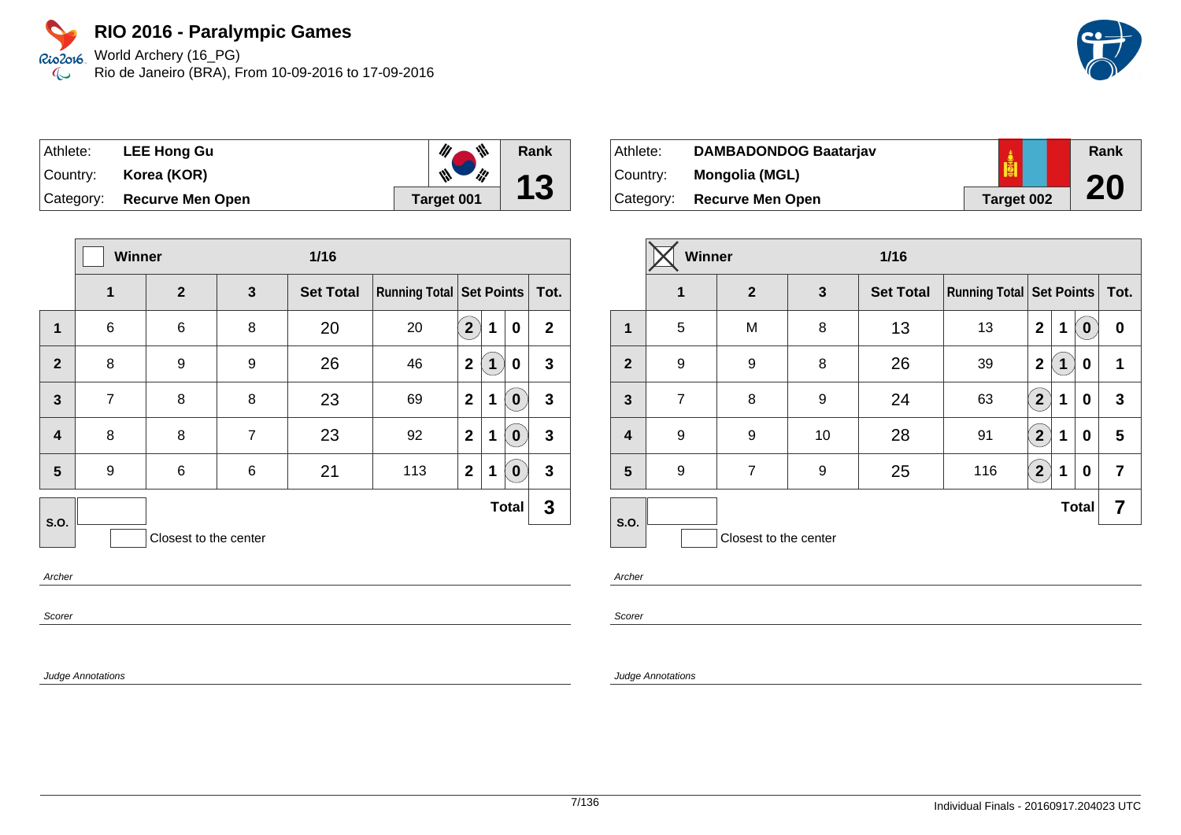# RIO 2016 - Paralympic Games

World Archery (16_PG)
Rio de Janeiro (BRA), From 10-09-2016 to 17-09-2016

| Athlete: | LEE Hong Gu | Rank |
|---|---|---|
| Country: | Korea (KOR) | 13 |
| Category: | Recurve Men Open | Target 001 |

| | Winner | | | 1/16 | | | | | |
|---|---|---|---|---|---|---|---|---|---|
| | 1 | 2 | 3 | Set Total | Running Total | Set Points | | | Tot. |
| 1 | 6 | 6 | 8 | 20 | 20 | (2) | 1 | 0 | 2 |
| 2 | 8 | 9 | 9 | 26 | 46 | 2 | (1) | 0 | 3 |
| 3 | 7 | 8 | 8 | 23 | 69 | 2 | 1 | (0) | 3 |
| 4 | 8 | 8 | 7 | 23 | 92 | 2 | 1 | (0) | 3 |
| 5 | 9 | 6 | 6 | 21 | 113 | 2 | 1 | (0) | 3 |
| S.O. | | | | | | | | Total | 3 |

Closest to the center

Archer

Scorer

Judge Annotations

| Athlete: | DAMBADONDOG Baatarjav | Rank |
|---|---|---|
| Country: | Mongolia (MGL) | 20 |
| Category: | Recurve Men Open | Target 002 |

| | Winner ☒ | | | 1/16 | | | | | |
|---|---|---|---|---|---|---|---|---|---|
| | 1 | 2 | 3 | Set Total | Running Total | Set Points | | | Tot. |
| 1 | 5 | M | 8 | 13 | 13 | 2 | 1 | (0) | 0 |
| 2 | 9 | 9 | 8 | 26 | 39 | 2 | (1) | 0 | 1 |
| 3 | 7 | 8 | 9 | 24 | 63 | (2) | 1 | 0 | 3 |
| 4 | 9 | 9 | 10 | 28 | 91 | (2) | 1 | 0 | 5 |
| 5 | 9 | 7 | 9 | 25 | 116 | (2) | 1 | 0 | 7 |
| S.O. | | | | | | | | Total | 7 |

Closest to the center

Archer

Scorer

Judge Annotations

Individual Finals - 20160917.204023 UTC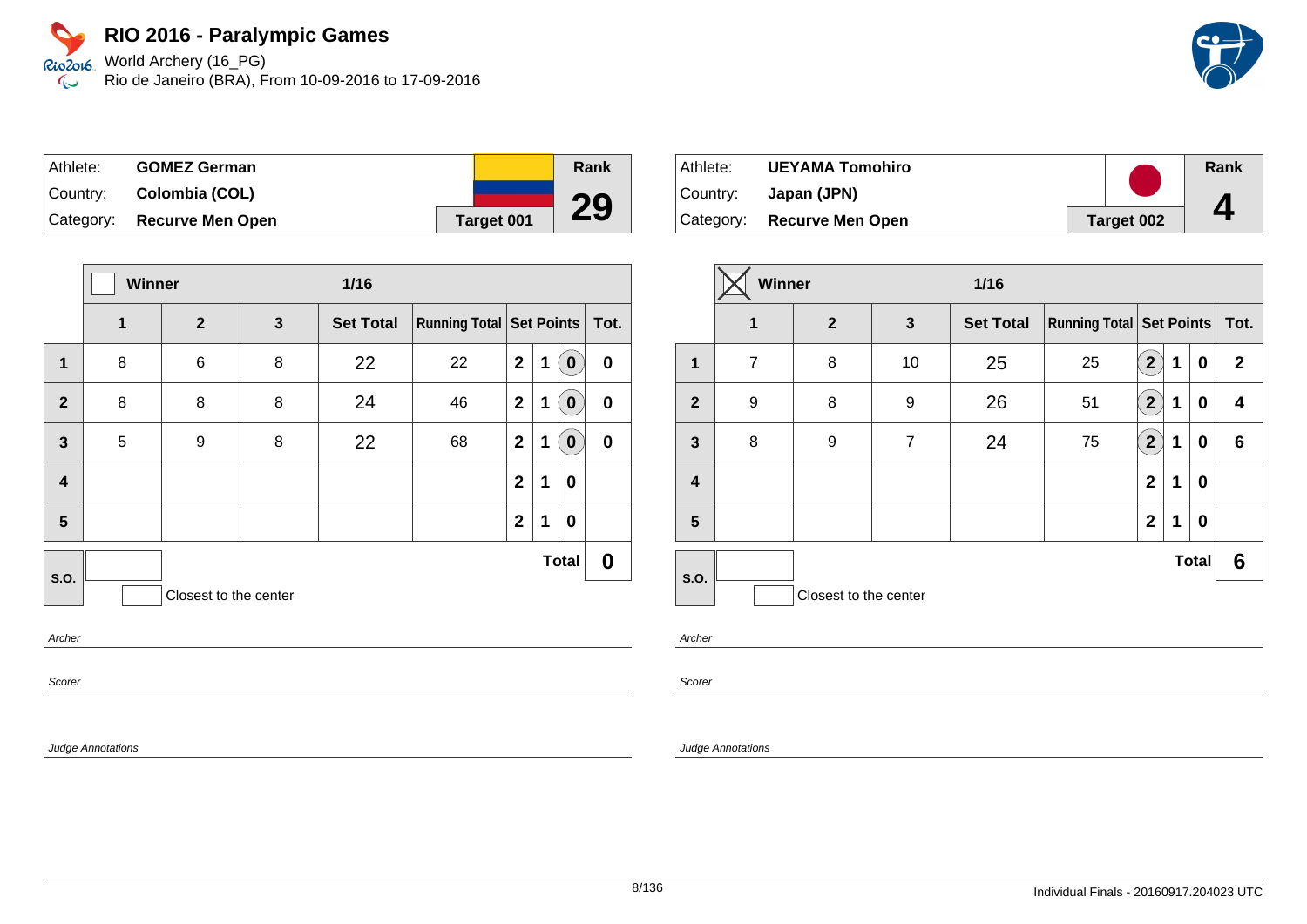# RIO 2016 - Paralympic Games

World Archery (16_PG)
Rio de Janeiro (BRA), From 10-09-2016 to 17-09-2016

| Athlete: | **GOMEZ German** | Rank |
|---|---|---|
| Country: | **Colombia (COL)** | **29** |
| Category: | **Recurve Men Open** | **Target 001** |

| | Winner ☐ | | | 1/16 | | | | | |
|---|---|---|---|---|---|---|---|---|---|
| | **1** | **2** | **3** | **Set Total** | **Running Total** | **Set Points** | | | **Tot.** |
| **1** | 8 | 6 | 8 | 22 | 22 | 2 | 1 | (0) | **0** |
| **2** | 8 | 8 | 8 | 24 | 46 | 2 | 1 | (0) | **0** |
| **3** | 5 | 9 | 8 | 22 | 68 | 2 | 1 | (0) | **0** |
| **4** | | | | | | 2 | 1 | 0 | |
| **5** | | | | | | 2 | 1 | 0 | |
| **S.O.** | | | | | | | | **Total** | **0** |

☐ Closest to the center

*Archer*

*Scorer*

*Judge Annotations*

| Athlete: | **UEYAMA Tomohiro** | Rank |
|---|---|---|
| Country: | **Japan (JPN)** | **4** |
| Category: | **Recurve Men Open** | **Target 002** |

| | Winner ☒ | | | 1/16 | | | | | |
|---|---|---|---|---|---|---|---|---|---|
| | **1** | **2** | **3** | **Set Total** | **Running Total** | **Set Points** | | | **Tot.** |
| **1** | 7 | 8 | 10 | 25 | 25 | (2) | 1 | 0 | **2** |
| **2** | 9 | 8 | 9 | 26 | 51 | (2) | 1 | 0 | **4** |
| **3** | 8 | 9 | 7 | 24 | 75 | (2) | 1 | 0 | **6** |
| **4** | | | | | | 2 | 1 | 0 | |
| **5** | | | | | | 2 | 1 | 0 | |
| **S.O.** | | | | | | | | **Total** | **6** |

☐ Closest to the center

*Archer*

*Scorer*

*Judge Annotations*

Individual Finals - 20160917.204023 UTC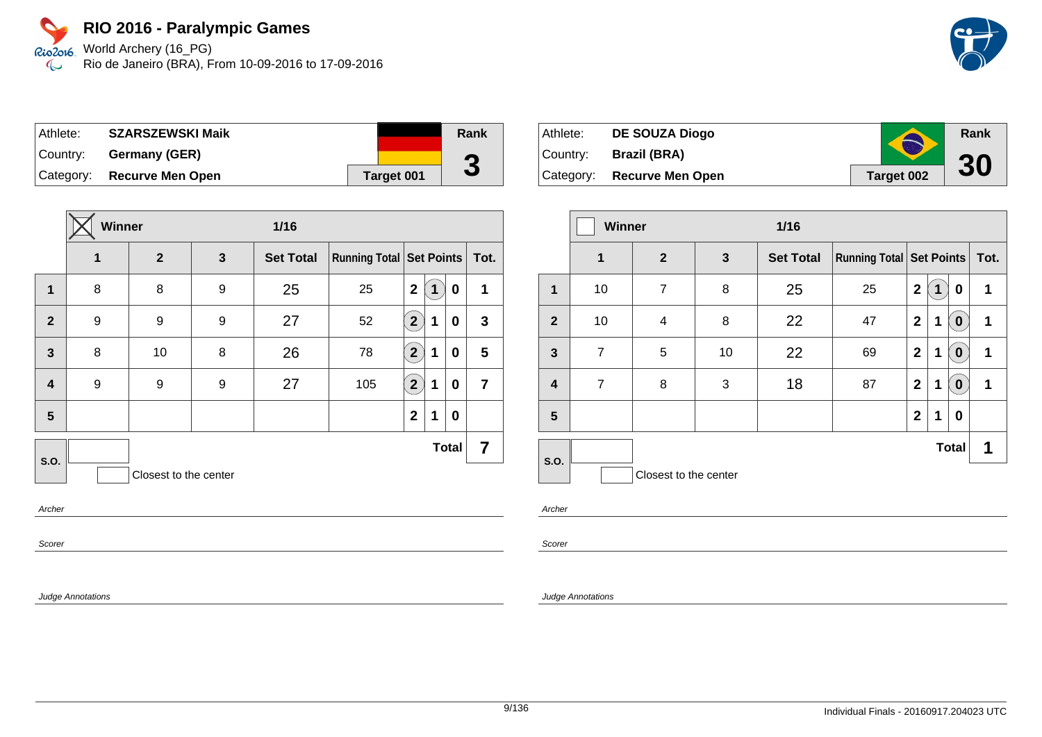# RIO 2016 - Paralympic Games

World Archery (16_PG)
Rio de Janeiro (BRA), From 10-09-2016 to 17-09-2016

| Athlete: | SZARSZEWSKI Maik | Rank |
|---|---|---|
| Country: | Germany (GER) | 3 |
| Category: | Recurve Men Open | Target 001 |

**Winner** ☒ — 1/16

| | 1 | 2 | 3 | Set Total | Running Total | Set Points | | | Tot. |
|---|---|---|---|---|---|---|---|---|---|
| 1 | 8 | 8 | 9 | 25 | 25 | 2 | (1) | 0 | 1 |
| 2 | 9 | 9 | 9 | 27 | 52 | (2) | 1 | 0 | 3 |
| 3 | 8 | 10 | 8 | 26 | 78 | (2) | 1 | 0 | 5 |
| 4 | 9 | 9 | 9 | 27 | 105 | (2) | 1 | 0 | 7 |
| 5 | | | | | | 2 | 1 | 0 | |
| S.O. | | | | | | | | Total | 7 |

Closest to the center

Archer

Scorer

Judge Annotations

| Athlete: | DE SOUZA Diogo | Rank |
|---|---|---|
| Country: | Brazil (BRA) | 30 |
| Category: | Recurve Men Open | Target 002 |

**Winner** ☐ — 1/16

| | 1 | 2 | 3 | Set Total | Running Total | Set Points | | | Tot. |
|---|---|---|---|---|---|---|---|---|---|
| 1 | 10 | 7 | 8 | 25 | 25 | 2 | (1) | 0 | 1 |
| 2 | 10 | 4 | 8 | 22 | 47 | 2 | 1 | (0) | 1 |
| 3 | 7 | 5 | 10 | 22 | 69 | 2 | 1 | (0) | 1 |
| 4 | 7 | 8 | 3 | 18 | 87 | 2 | 1 | (0) | 1 |
| 5 | | | | | | 2 | 1 | 0 | |
| S.O. | | | | | | | | Total | 1 |

Closest to the center

Archer

Scorer

Judge Annotations

Individual Finals - 20160917.204023 UTC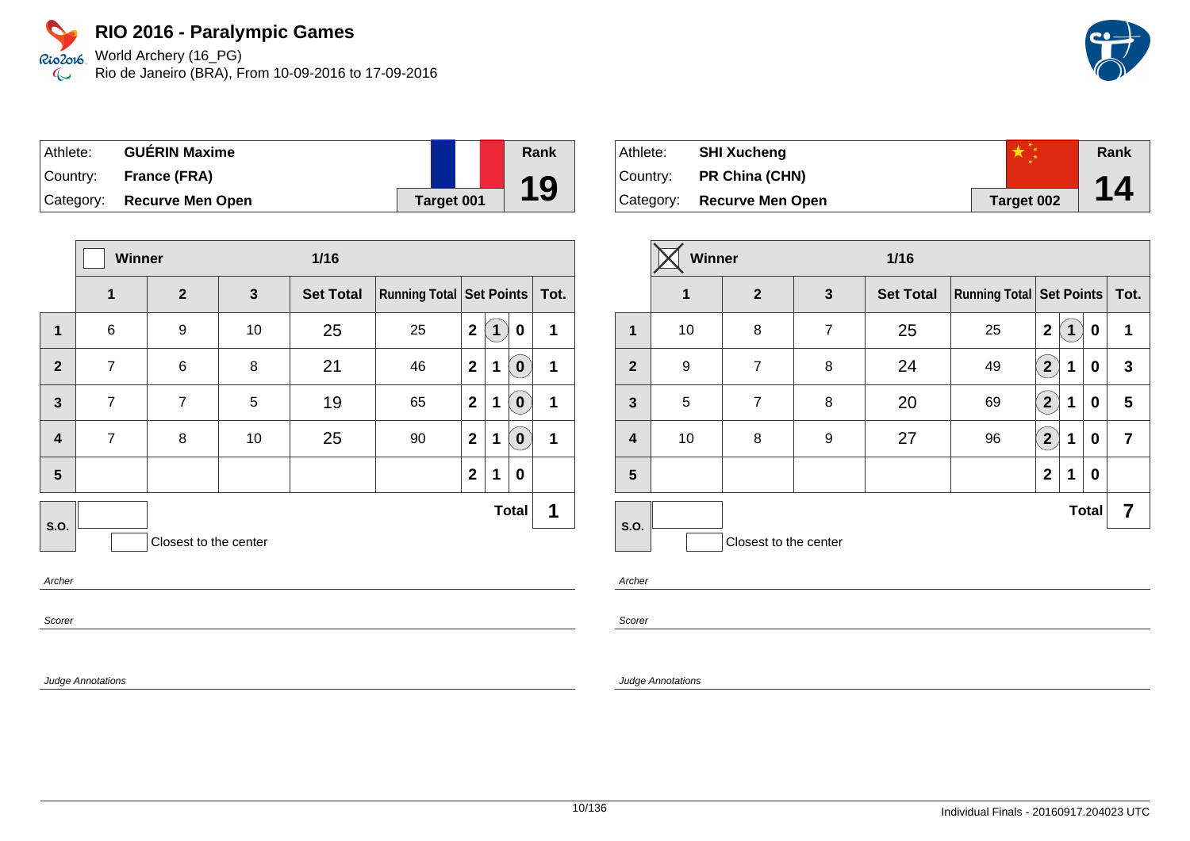# RIO 2016 - Paralympic Games

World Archery (16_PG)
Rio de Janeiro (BRA), From 10-09-2016 to 17-09-2016

| Athlete: | GUÉRIN Maxime | Rank |
|---|---|---|
| Country: | France (FRA) | 19 |
| Category: | Recurve Men Open | Target 001 |

| | Winner ☐ | | 1/16 | | | | | | |
|---|---|---|---|---|---|---|---|---|---|
| | 1 | 2 | 3 | Set Total | Running Total | Set Points | | | Tot. |
| 1 | 6 | 9 | 10 | 25 | 25 | 2 | (1) | 0 | 1 |
| 2 | 7 | 6 | 8 | 21 | 46 | 2 | 1 | (0) | 1 |
| 3 | 7 | 7 | 5 | 19 | 65 | 2 | 1 | (0) | 1 |
| 4 | 7 | 8 | 10 | 25 | 90 | 2 | 1 | (0) | 1 |
| 5 | | | | | | 2 | 1 | 0 | |
| S.O. | | | | | | | | Total | 1 |

☐ Closest to the center

Archer

Scorer

Judge Annotations

| Athlete: | SHI Xucheng | Rank |
|---|---|---|
| Country: | PR China (CHN) | 14 |
| Category: | Recurve Men Open | Target 002 |

| | Winner ☒ | | 1/16 | | | | | | |
|---|---|---|---|---|---|---|---|---|---|
| | 1 | 2 | 3 | Set Total | Running Total | Set Points | | | Tot. |
| 1 | 10 | 8 | 7 | 25 | 25 | 2 | (1) | 0 | 1 |
| 2 | 9 | 7 | 8 | 24 | 49 | (2) | 1 | 0 | 3 |
| 3 | 5 | 7 | 8 | 20 | 69 | (2) | 1 | 0 | 5 |
| 4 | 10 | 8 | 9 | 27 | 96 | (2) | 1 | 0 | 7 |
| 5 | | | | | | 2 | 1 | 0 | |
| S.O. | | | | | | | | Total | 7 |

☐ Closest to the center

Archer

Scorer

Judge Annotations

Individual Finals - 20160917.204023 UTC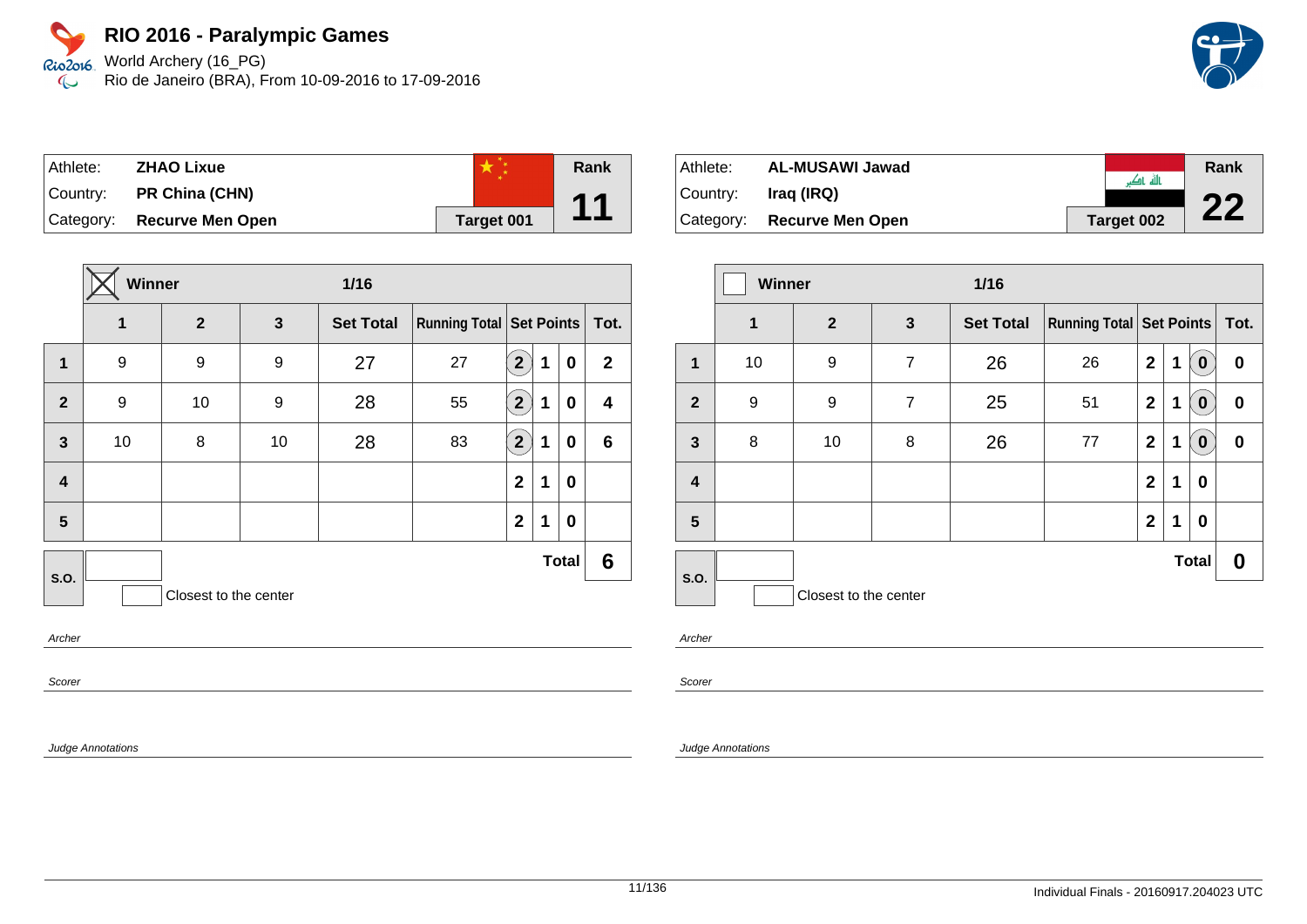# RIO 2016 - Paralympic Games

World Archery (16_PG)
Rio de Janeiro (BRA), From 10-09-2016 to 17-09-2016

| Athlete: | ZHAO Lixue | | Rank |
|---|---|---|---|
| Country: | PR China (CHN) | | 11 |
| Category: | Recurve Men Open | Target 001 | |

| | Winner (X) | | | 1/16 | | | | | |
|---|---|---|---|---|---|---|---|---|---|
| | 1 | 2 | 3 | Set Total | Running Total | Set Points | | | Tot. |
| 1 | 9 | 9 | 9 | 27 | 27 | (2) | 1 | 0 | 2 |
| 2 | 9 | 10 | 9 | 28 | 55 | (2) | 1 | 0 | 4 |
| 3 | 10 | 8 | 10 | 28 | 83 | (2) | 1 | 0 | 6 |
| 4 | | | | | | 2 | 1 | 0 | |
| 5 | | | | | | 2 | 1 | 0 | |
| S.O. | | | | | | | | Total | 6 |

Closest to the center

*Archer*

*Scorer*

*Judge Annotations*

| Athlete: | AL-MUSAWI Jawad | | Rank |
|---|---|---|---|
| Country: | Iraq (IRQ) | | 22 |
| Category: | Recurve Men Open | Target 002 | |

| | Winner | | | 1/16 | | | | | |
|---|---|---|---|---|---|---|---|---|---|
| | 1 | 2 | 3 | Set Total | Running Total | Set Points | | | Tot. |
| 1 | 10 | 9 | 7 | 26 | 26 | 2 | 1 | (0) | 0 |
| 2 | 9 | 9 | 7 | 25 | 51 | 2 | 1 | (0) | 0 |
| 3 | 8 | 10 | 8 | 26 | 77 | 2 | 1 | (0) | 0 |
| 4 | | | | | | 2 | 1 | 0 | |
| 5 | | | | | | 2 | 1 | 0 | |
| S.O. | | | | | | | | Total | 0 |

Closest to the center

*Archer*

*Scorer*

*Judge Annotations*

Individual Finals - 20160917.204023 UTC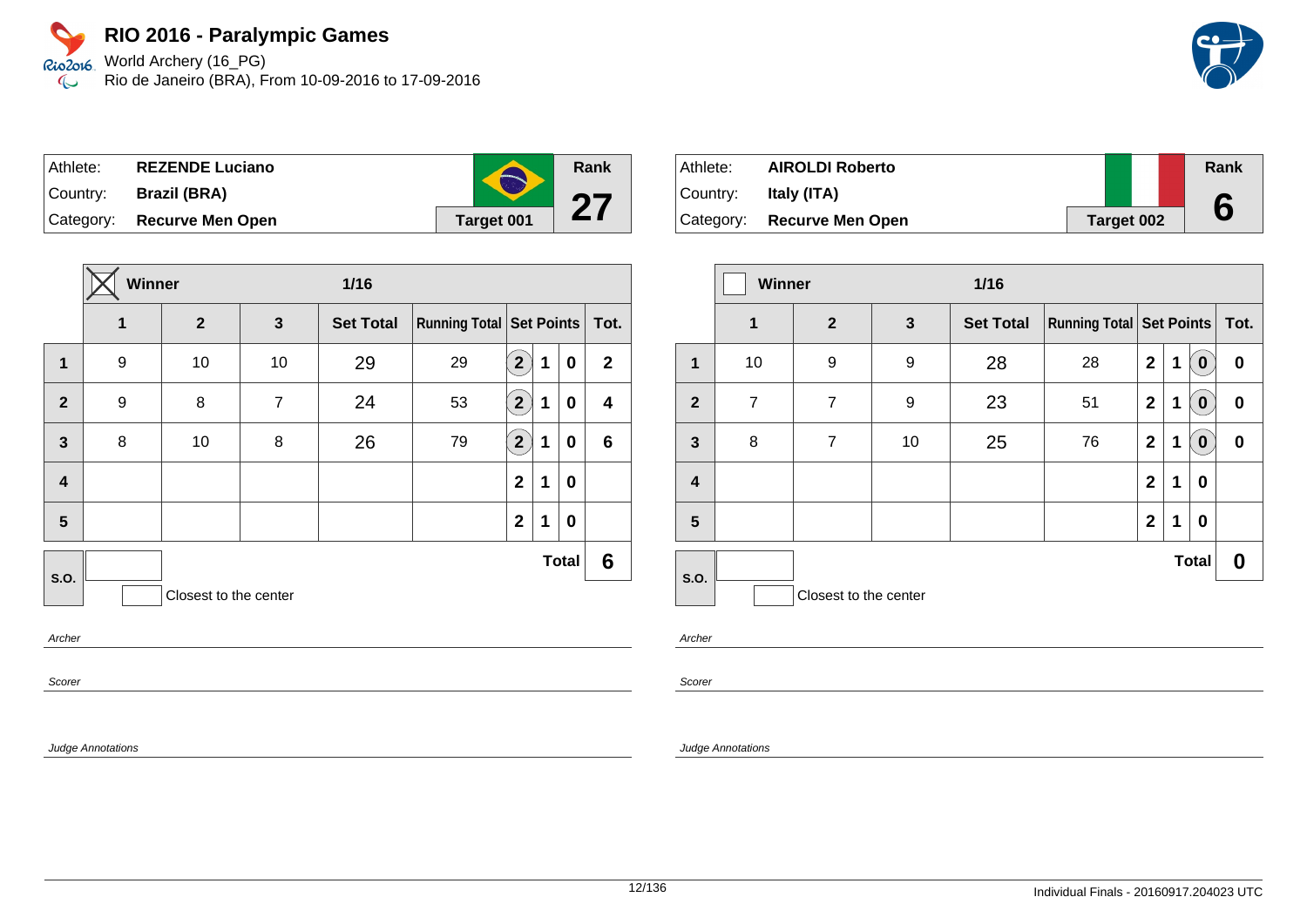# RIO 2016 - Paralympic Games

World Archery (16_PG)
Rio de Janeiro (BRA), From 10-09-2016 to 17-09-2016

| Athlete: | **REZENDE Luciano** | **Rank** |
|---|---|---|
| Country: | **Brazil (BRA)** | **27** |
| Category: | **Recurve Men Open** | **Target 001** |

| | ☒ **Winner** | | | **1/16** | | | | | |
|---|---|---|---|---|---|---|---|---|---|
| | **1** | **2** | **3** | **Set Total** | **Running Total** | **Set Points** | | | **Tot.** |
| **1** | 9 | 10 | 10 | 29 | 29 | **(2)** | **1** | **0** | **2** |
| **2** | 9 | 8 | 7 | 24 | 53 | **(2)** | **1** | **0** | **4** |
| **3** | 8 | 10 | 8 | 26 | 79 | **(2)** | **1** | **0** | **6** |
| **4** | | | | | | **2** | **1** | **0** | |
| **5** | | | | | | **2** | **1** | **0** | |
| **S.O.** | | | | | | | | **Total** | **6** |

Closest to the center

*Archer*

*Scorer*

*Judge Annotations*

| Athlete: | **AIROLDI Roberto** | **Rank** |
|---|---|---|
| Country: | **Italy (ITA)** | **6** |
| Category: | **Recurve Men Open** | **Target 002** |

| | ☐ **Winner** | | | **1/16** | | | | | |
|---|---|---|---|---|---|---|---|---|---|
| | **1** | **2** | **3** | **Set Total** | **Running Total** | **Set Points** | | | **Tot.** |
| **1** | 10 | 9 | 9 | 28 | 28 | **2** | **1** | **(0)** | **0** |
| **2** | 7 | 7 | 9 | 23 | 51 | **2** | **1** | **(0)** | **0** |
| **3** | 8 | 7 | 10 | 25 | 76 | **2** | **1** | **(0)** | **0** |
| **4** | | | | | | **2** | **1** | **0** | |
| **5** | | | | | | **2** | **1** | **0** | |
| **S.O.** | | | | | | | | **Total** | **0** |

Closest to the center

*Archer*

*Scorer*

*Judge Annotations*

Individual Finals - 20160917.204023 UTC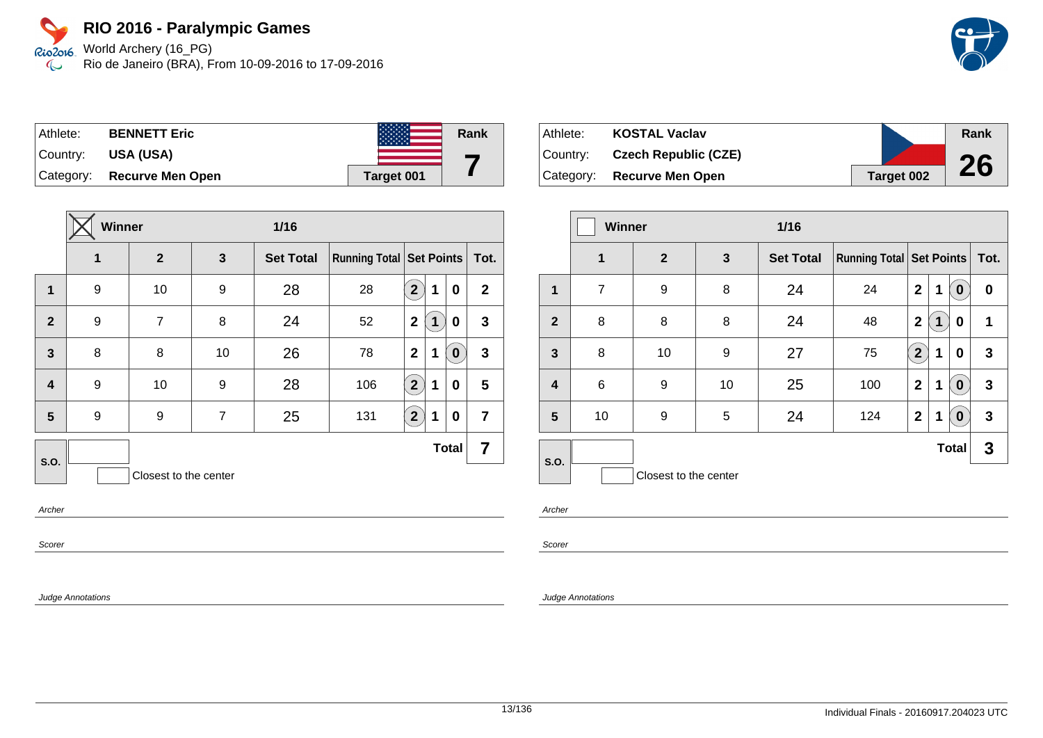# RIO 2016 - Paralympic Games

World Archery (16_PG)
Rio de Janeiro (BRA), From 10-09-2016 to 17-09-2016

| Athlete: | BENNETT Eric | Rank |
|---|---|---|
| Country: | USA (USA) | 7 |
| Category: | Recurve Men Open | Target 001 |

**Winner** ☒ — 1/16

| | 1 | 2 | 3 | Set Total | Running Total | Set Points | | | Tot. |
|---|---|---|---|---|---|---|---|---|---|
| 1 | 9 | 10 | 9 | 28 | 28 | (2) | 1 | 0 | 2 |
| 2 | 9 | 7 | 8 | 24 | 52 | 2 | (1) | 0 | 3 |
| 3 | 8 | 8 | 10 | 26 | 78 | 2 | 1 | (0) | 3 |
| 4 | 9 | 10 | 9 | 28 | 106 | (2) | 1 | 0 | 5 |
| 5 | 9 | 9 | 7 | 25 | 131 | (2) | 1 | 0 | 7 |
| S.O. | | | | | | | | Total | 7 |

Closest to the center

*Archer*

*Scorer*

*Judge Annotations*

| Athlete: | KOSTAL Vaclav | Rank |
|---|---|---|
| Country: | Czech Republic (CZE) | 26 |
| Category: | Recurve Men Open | Target 002 |

**Winner** ☐ — 1/16

| | 1 | 2 | 3 | Set Total | Running Total | Set Points | | | Tot. |
|---|---|---|---|---|---|---|---|---|---|
| 1 | 7 | 9 | 8 | 24 | 24 | 2 | 1 | (0) | 0 |
| 2 | 8 | 8 | 8 | 24 | 48 | 2 | (1) | 0 | 1 |
| 3 | 8 | 10 | 9 | 27 | 75 | (2) | 1 | 0 | 3 |
| 4 | 6 | 9 | 10 | 25 | 100 | 2 | 1 | (0) | 3 |
| 5 | 10 | 9 | 5 | 24 | 124 | 2 | 1 | (0) | 3 |
| S.O. | | | | | | | | Total | 3 |

Closest to the center

*Archer*

*Scorer*

*Judge Annotations*

Individual Finals - 20160917.204023 UTC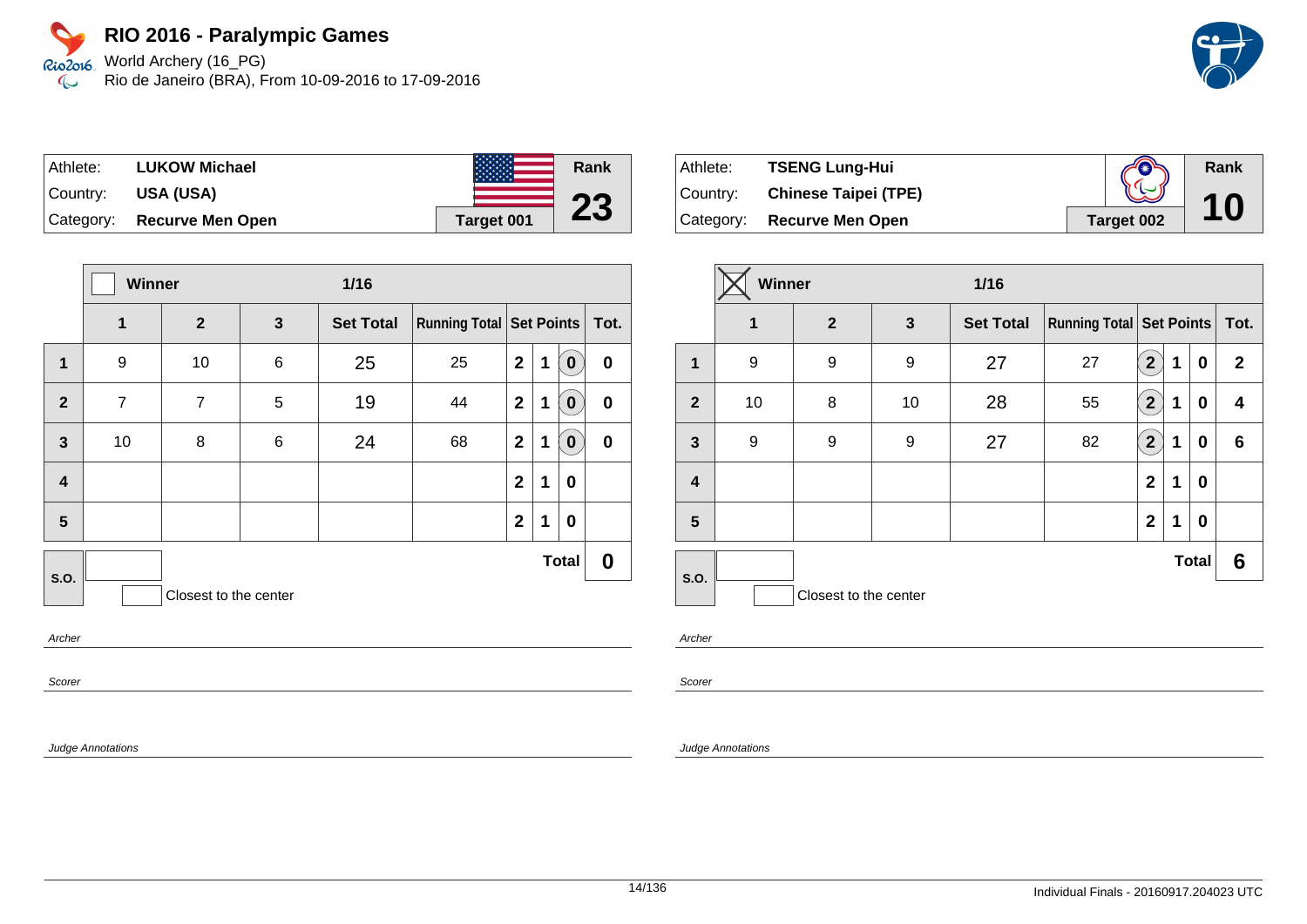# RIO 2016 - Paralympic Games

World Archery (16_PG)
Rio de Janeiro (BRA), From 10-09-2016 to 17-09-2016

| Athlete: | LUKOW Michael | Rank |
|---|---|---|
| Country: | USA (USA) | 23 |
| Category: | Recurve Men Open | Target 001 |

| | Winner ☐ | | | 1/16 | | | | | |
|---|---|---|---|---|---|---|---|---|---|
| | 1 | 2 | 3 | Set Total | Running Total | Set Points | | | Tot. |
| 1 | 9 | 10 | 6 | 25 | 25 | 2 | 1 | (0) | 0 |
| 2 | 7 | 7 | 5 | 19 | 44 | 2 | 1 | (0) | 0 |
| 3 | 10 | 8 | 6 | 24 | 68 | 2 | 1 | (0) | 0 |
| 4 | | | | | | 2 | 1 | 0 | |
| 5 | | | | | | 2 | 1 | 0 | |
| S.O. | | | | | | | | Total | 0 |

Closest to the center

*Archer*

*Scorer*

*Judge Annotations*

| Athlete: | TSENG Lung-Hui | Rank |
|---|---|---|
| Country: | Chinese Taipei (TPE) | 10 |
| Category: | Recurve Men Open | Target 002 |

| | Winner ☒ | | | 1/16 | | | | | |
|---|---|---|---|---|---|---|---|---|---|
| | 1 | 2 | 3 | Set Total | Running Total | Set Points | | | Tot. |
| 1 | 9 | 9 | 9 | 27 | 27 | (2) | 1 | 0 | 2 |
| 2 | 10 | 8 | 10 | 28 | 55 | (2) | 1 | 0 | 4 |
| 3 | 9 | 9 | 9 | 27 | 82 | (2) | 1 | 0 | 6 |
| 4 | | | | | | 2 | 1 | 0 | |
| 5 | | | | | | 2 | 1 | 0 | |
| S.O. | | | | | | | | Total | 6 |

Closest to the center

*Archer*

*Scorer*

*Judge Annotations*

Individual Finals - 20160917.204023 UTC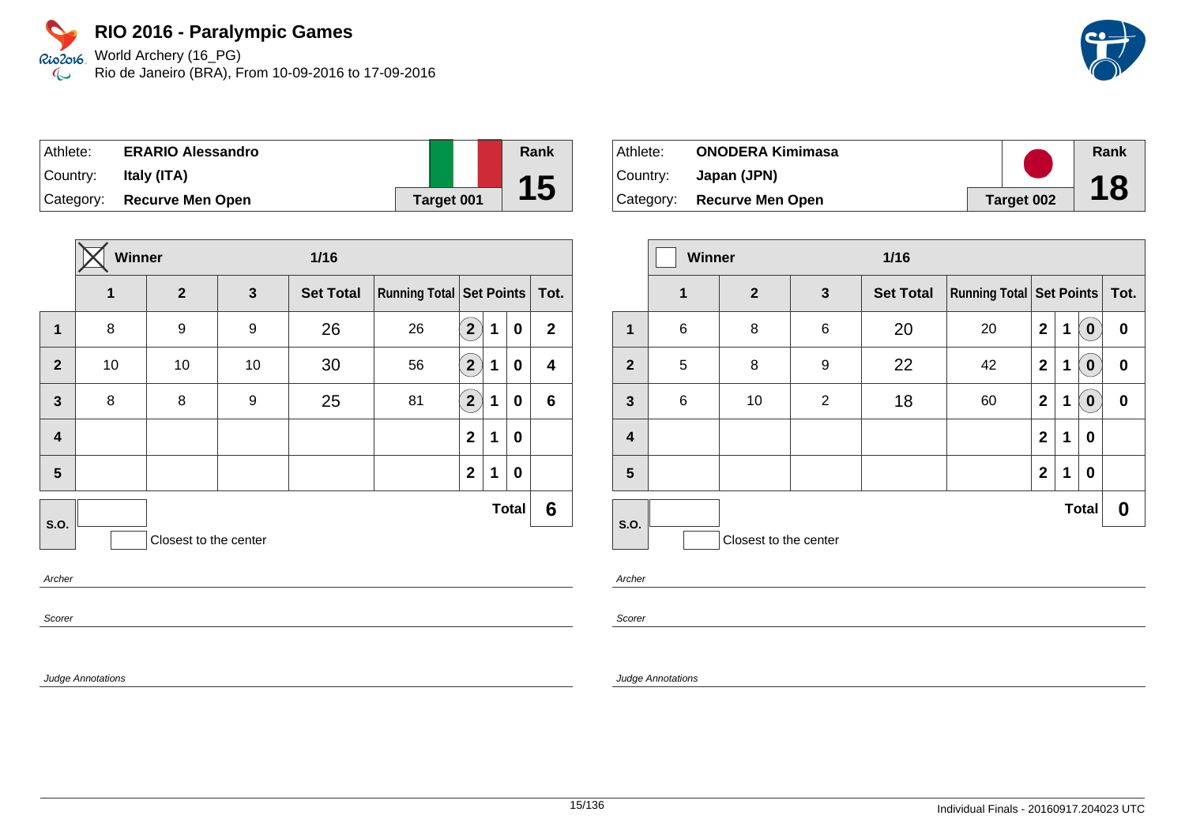# RIO 2016 - Paralympic Games

World Archery (16_PG)
Rio de Janeiro (BRA), From 10-09-2016 to 17-09-2016

| Athlete: | ERARIO Alessandro | | Rank |
|---|---|---|---|
| Country: | Italy (ITA) | | 15 |
| Category: | Recurve Men Open | Target 001 | |

| | Winner ☒ | | | 1/16 | | | | | |
|---|---|---|---|---|---|---|---|---|---|
| | 1 | 2 | 3 | Set Total | Running Total | Set Points | | | Tot. |
| 1 | 8 | 9 | 9 | 26 | 26 | (2) | 1 | 0 | 2 |
| 2 | 10 | 10 | 10 | 30 | 56 | (2) | 1 | 0 | 4 |
| 3 | 8 | 8 | 9 | 25 | 81 | (2) | 1 | 0 | 6 |
| 4 | | | | | | 2 | 1 | 0 | |
| 5 | | | | | | 2 | 1 | 0 | |
| S.O. | | | | | | | | Total | 6 |

Closest to the center

Archer

Scorer

Judge Annotations

| Athlete: | ONODERA Kimimasa | | Rank |
|---|---|---|---|
| Country: | Japan (JPN) | | 18 |
| Category: | Recurve Men Open | Target 002 | |

| | Winner ☐ | | | 1/16 | | | | | |
|---|---|---|---|---|---|---|---|---|---|
| | 1 | 2 | 3 | Set Total | Running Total | Set Points | | | Tot. |
| 1 | 6 | 8 | 6 | 20 | 20 | 2 | 1 | (0) | 0 |
| 2 | 5 | 8 | 9 | 22 | 42 | 2 | 1 | (0) | 0 |
| 3 | 6 | 10 | 2 | 18 | 60 | 2 | 1 | (0) | 0 |
| 4 | | | | | | 2 | 1 | 0 | |
| 5 | | | | | | 2 | 1 | 0 | |
| S.O. | | | | | | | | Total | 0 |

Closest to the center

Archer

Scorer

Judge Annotations

Individual Finals - 20160917.204023 UTC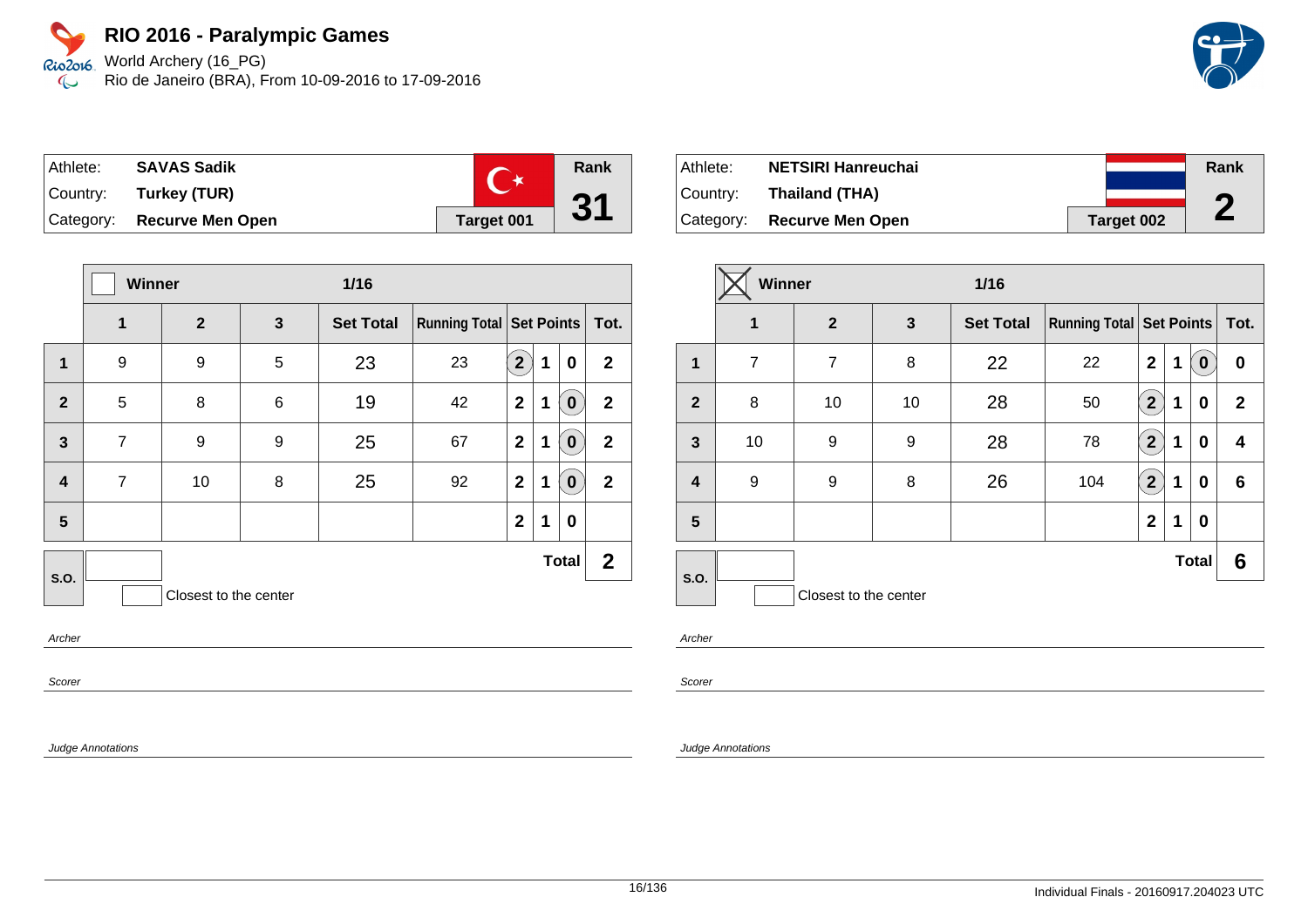# RIO 2016 - Paralympic Games

World Archery (16_PG)
Rio de Janeiro (BRA), From 10-09-2016 to 17-09-2016

| Athlete: | **SAVAS Sadik** | Rank |
|---|---|---|
| Country: | **Turkey (TUR)** | **31** |
| Category: | **Recurve Men Open** | **Target 001** |

| | 1 | 2 | 3 | Set Total | Running Total | Set Points | | | Tot. |
|---|---|---|---|---|---|---|---|---|---|
| **Winner** ☐ | | | 1/16 | | | | | | |
| **1** | 9 | 9 | 5 | 23 | 23 | (2) | 1 | 0 | 2 |
| **2** | 5 | 8 | 6 | 19 | 42 | 2 | 1 | (0) | 2 |
| **3** | 7 | 9 | 9 | 25 | 67 | 2 | 1 | (0) | 2 |
| **4** | 7 | 10 | 8 | 25 | 92 | 2 | 1 | (0) | 2 |
| **5** | | | | | | 2 | 1 | 0 | |
| **S.O.** | | | | | | | | **Total** | **2** |

Closest to the center

*Archer*

*Scorer*

*Judge Annotations*

| Athlete: | **NETSIRI Hanreuchai** | Rank |
|---|---|---|
| Country: | **Thailand (THA)** | **2** |
| Category: | **Recurve Men Open** | **Target 002** |

| | 1 | 2 | 3 | Set Total | Running Total | Set Points | | | Tot. |
|---|---|---|---|---|---|---|---|---|---|
| **Winner** ☒ | | | 1/16 | | | | | | |
| **1** | 7 | 7 | 8 | 22 | 22 | 2 | 1 | (0) | 0 |
| **2** | 8 | 10 | 10 | 28 | 50 | (2) | 1 | 0 | 2 |
| **3** | 10 | 9 | 9 | 28 | 78 | (2) | 1 | 0 | 4 |
| **4** | 9 | 9 | 8 | 26 | 104 | (2) | 1 | 0 | 6 |
| **5** | | | | | | 2 | 1 | 0 | |
| **S.O.** | | | | | | | | **Total** | **6** |

Closest to the center

*Archer*

*Scorer*

*Judge Annotations*

Individual Finals - 20160917.204023 UTC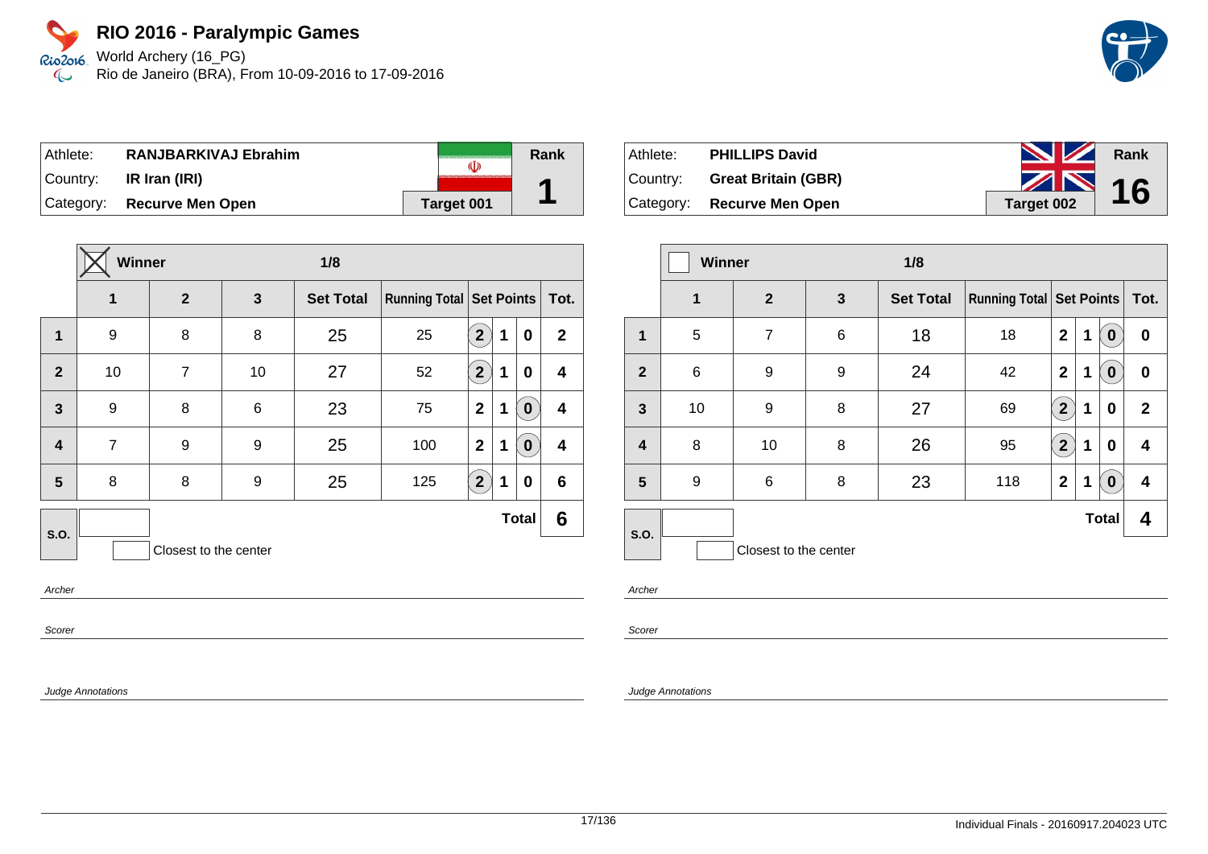# RIO 2016 - Paralympic Games

World Archery (16_PG)
Rio de Janeiro (BRA), From 10-09-2016 to 17-09-2016

| Athlete: | RANJBARKIVAJ Ebrahim | Rank |
|---|---|---|
| Country: | IR Iran (IRI) | 1 |
| Category: | Recurve Men Open | Target 001 |

| | Winner ☒ | | | 1/8 | | | | | |
|---|---|---|---|---|---|---|---|---|---|
| | 1 | 2 | 3 | Set Total | Running Total | Set Points | | | Tot. |
| 1 | 9 | 8 | 8 | 25 | 25 | (2) | 1 | 0 | 2 |
| 2 | 10 | 7 | 10 | 27 | 52 | (2) | 1 | 0 | 4 |
| 3 | 9 | 8 | 6 | 23 | 75 | 2 | 1 | (0) | 4 |
| 4 | 7 | 9 | 9 | 25 | 100 | 2 | 1 | (0) | 4 |
| 5 | 8 | 8 | 9 | 25 | 125 | (2) | 1 | 0 | 6 |
| S.O. | | | | | | | | Total | 6 |

Closest to the center

Archer

Scorer

Judge Annotations

| Athlete: | PHILLIPS David | Rank |
|---|---|---|
| Country: | Great Britain (GBR) | 16 |
| Category: | Recurve Men Open | Target 002 |

| | Winner ☐ | | | 1/8 | | | | | |
|---|---|---|---|---|---|---|---|---|---|
| | 1 | 2 | 3 | Set Total | Running Total | Set Points | | | Tot. |
| 1 | 5 | 7 | 6 | 18 | 18 | 2 | 1 | (0) | 0 |
| 2 | 6 | 9 | 9 | 24 | 42 | 2 | 1 | (0) | 0 |
| 3 | 10 | 9 | 8 | 27 | 69 | (2) | 1 | 0 | 2 |
| 4 | 8 | 10 | 8 | 26 | 95 | (2) | 1 | 0 | 4 |
| 5 | 9 | 6 | 8 | 23 | 118 | 2 | 1 | (0) | 4 |
| S.O. | | | | | | | | Total | 4 |

Closest to the center

Archer

Scorer

Judge Annotations

Individual Finals - 20160917.204023 UTC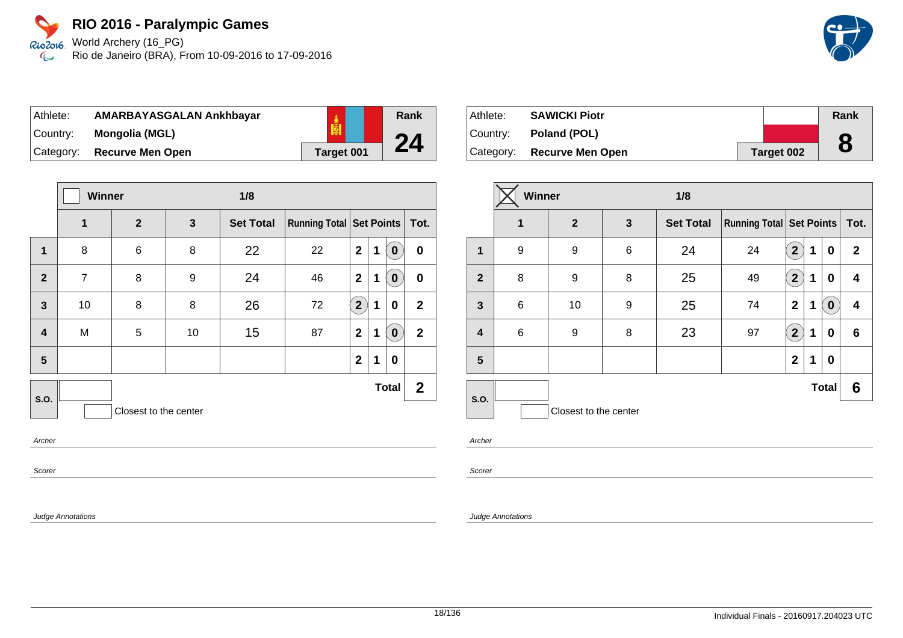# RIO 2016 - Paralympic Games

World Archery (16_PG)
Rio de Janeiro (BRA), From 10-09-2016 to 17-09-2016

| Athlete: | AMARBAYASGALAN Ankhbayar | Rank |
|---|---|---|
| Country: | Mongolia (MGL) | 24 |
| Category: | Recurve Men Open | Target 001 |

| | Winner | | | 1/8 | | | | | |
|---|---|---|---|---|---|---|---|---|---|
| | 1 | 2 | 3 | Set Total | Running Total | Set Points | | | Tot. |
| 1 | 8 | 6 | 8 | 22 | 22 | 2 | 1 | (0) | 0 |
| 2 | 7 | 8 | 9 | 24 | 46 | 2 | 1 | (0) | 0 |
| 3 | 10 | 8 | 8 | 26 | 72 | (2) | 1 | 0 | 2 |
| 4 | M | 5 | 10 | 15 | 87 | 2 | 1 | (0) | 2 |
| 5 | | | | | | 2 | 1 | 0 | |
| S.O. | | | | | | | | Total | 2 |

Closest to the center

Archer

Scorer

Judge Annotations

| Athlete: | SAWICKI Piotr | Rank |
|---|---|---|
| Country: | Poland (POL) | 8 |
| Category: | Recurve Men Open | Target 002 |

| | Winner (X) | | | 1/8 | | | | | |
|---|---|---|---|---|---|---|---|---|---|
| | 1 | 2 | 3 | Set Total | Running Total | Set Points | | | Tot. |
| 1 | 9 | 9 | 6 | 24 | 24 | (2) | 1 | 0 | 2 |
| 2 | 8 | 9 | 8 | 25 | 49 | (2) | 1 | 0 | 4 |
| 3 | 6 | 10 | 9 | 25 | 74 | 2 | 1 | (0) | 4 |
| 4 | 6 | 9 | 8 | 23 | 97 | (2) | 1 | 0 | 6 |
| 5 | | | | | | 2 | 1 | 0 | |
| S.O. | | | | | | | | Total | 6 |

Closest to the center

Archer

Scorer

Judge Annotations

Individual Finals - 20160917.204023 UTC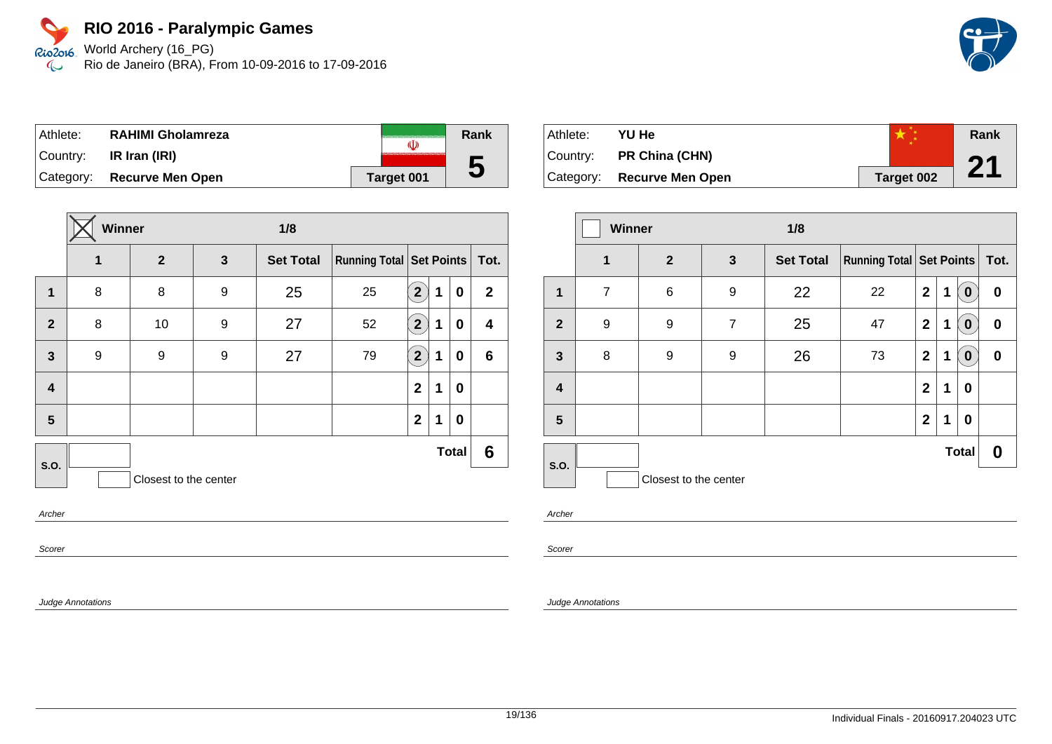# RIO 2016 - Paralympic Games

World Archery (16_PG)
Rio de Janeiro (BRA), From 10-09-2016 to 17-09-2016

| Athlete: | RAHIMI Gholamreza | Rank |
|---|---|---|
| Country: | IR Iran (IRI) | 5 |
| Category: | Recurve Men Open | Target 001 |

| | 1 | 2 | 3 | Set Total | Running Total | Set Points | | | Tot. |
|---|---|---|---|---|---|---|---|---|---|
| **Winner** ☒ | | | **1/8** | | | | | | |
| 1 | 8 | 8 | 9 | 25 | 25 | (2) | 1 | 0 | 2 |
| 2 | 8 | 10 | 9 | 27 | 52 | (2) | 1 | 0 | 4 |
| 3 | 9 | 9 | 9 | 27 | 79 | (2) | 1 | 0 | 6 |
| 4 | | | | | | 2 | 1 | 0 | |
| 5 | | | | | | 2 | 1 | 0 | |
| S.O. | | | | | | | | **Total** | **6** |

Closest to the center

*Archer*

*Scorer*

*Judge Annotations*

| Athlete: | YU He | Rank |
|---|---|---|
| Country: | PR China (CHN) | 21 |
| Category: | Recurve Men Open | Target 002 |

| | 1 | 2 | 3 | Set Total | Running Total | Set Points | | | Tot. |
|---|---|---|---|---|---|---|---|---|---|
| **Winner** ☐ | | | **1/8** | | | | | | |
| 1 | 7 | 6 | 9 | 22 | 22 | 2 | 1 | (0) | 0 |
| 2 | 9 | 9 | 7 | 25 | 47 | 2 | 1 | (0) | 0 |
| 3 | 8 | 9 | 9 | 26 | 73 | 2 | 1 | (0) | 0 |
| 4 | | | | | | 2 | 1 | 0 | |
| 5 | | | | | | 2 | 1 | 0 | |
| S.O. | | | | | | | | **Total** | **0** |

Closest to the center

*Archer*

*Scorer*

*Judge Annotations*

Individual Finals - 20160917.204023 UTC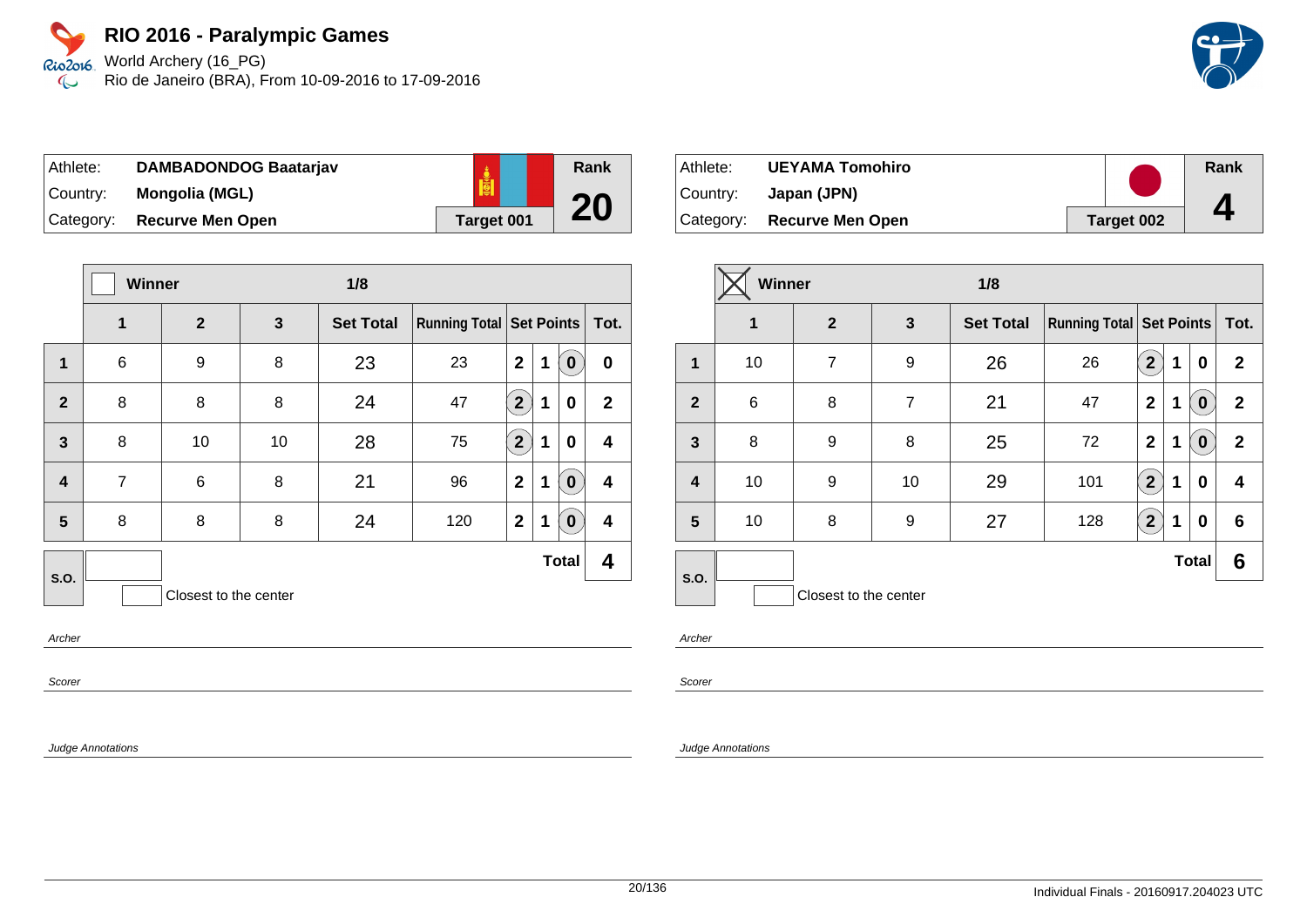# RIO 2016 - Paralympic Games

World Archery (16_PG)
Rio de Janeiro (BRA), From 10-09-2016 to 17-09-2016

| Athlete: | DAMBADONDOG Baatarjav | Rank |
|---|---|---|
| Country: | Mongolia (MGL) | 20 |
| Category: | Recurve Men Open | Target 001 |

| | Winner | | | 1/8 | | | | | |
|---|---|---|---|---|---|---|---|---|---|
| | 1 | 2 | 3 | Set Total | Running Total | Set Points | | | Tot. |
| 1 | 6 | 9 | 8 | 23 | 23 | 2 | 1 | (0) | 0 |
| 2 | 8 | 8 | 8 | 24 | 47 | (2) | 1 | 0 | 2 |
| 3 | 8 | 10 | 10 | 28 | 75 | (2) | 1 | 0 | 4 |
| 4 | 7 | 6 | 8 | 21 | 96 | 2 | 1 | (0) | 4 |
| 5 | 8 | 8 | 8 | 24 | 120 | 2 | 1 | (0) | 4 |
| S.O. | | | | | | | | Total | 4 |

Closest to the center

Archer

Scorer

Judge Annotations

| Athlete: | UEYAMA Tomohiro | Rank |
|---|---|---|
| Country: | Japan (JPN) | 4 |
| Category: | Recurve Men Open | Target 002 |

| | Winner (X) | | | 1/8 | | | | | |
|---|---|---|---|---|---|---|---|---|---|
| | 1 | 2 | 3 | Set Total | Running Total | Set Points | | | Tot. |
| 1 | 10 | 7 | 9 | 26 | 26 | (2) | 1 | 0 | 2 |
| 2 | 6 | 8 | 7 | 21 | 47 | 2 | 1 | (0) | 2 |
| 3 | 8 | 9 | 8 | 25 | 72 | 2 | 1 | (0) | 2 |
| 4 | 10 | 9 | 10 | 29 | 101 | (2) | 1 | 0 | 4 |
| 5 | 10 | 8 | 9 | 27 | 128 | (2) | 1 | 0 | 6 |
| S.O. | | | | | | | | Total | 6 |

Closest to the center

Archer

Scorer

Judge Annotations

Individual Finals - 20160917.204023 UTC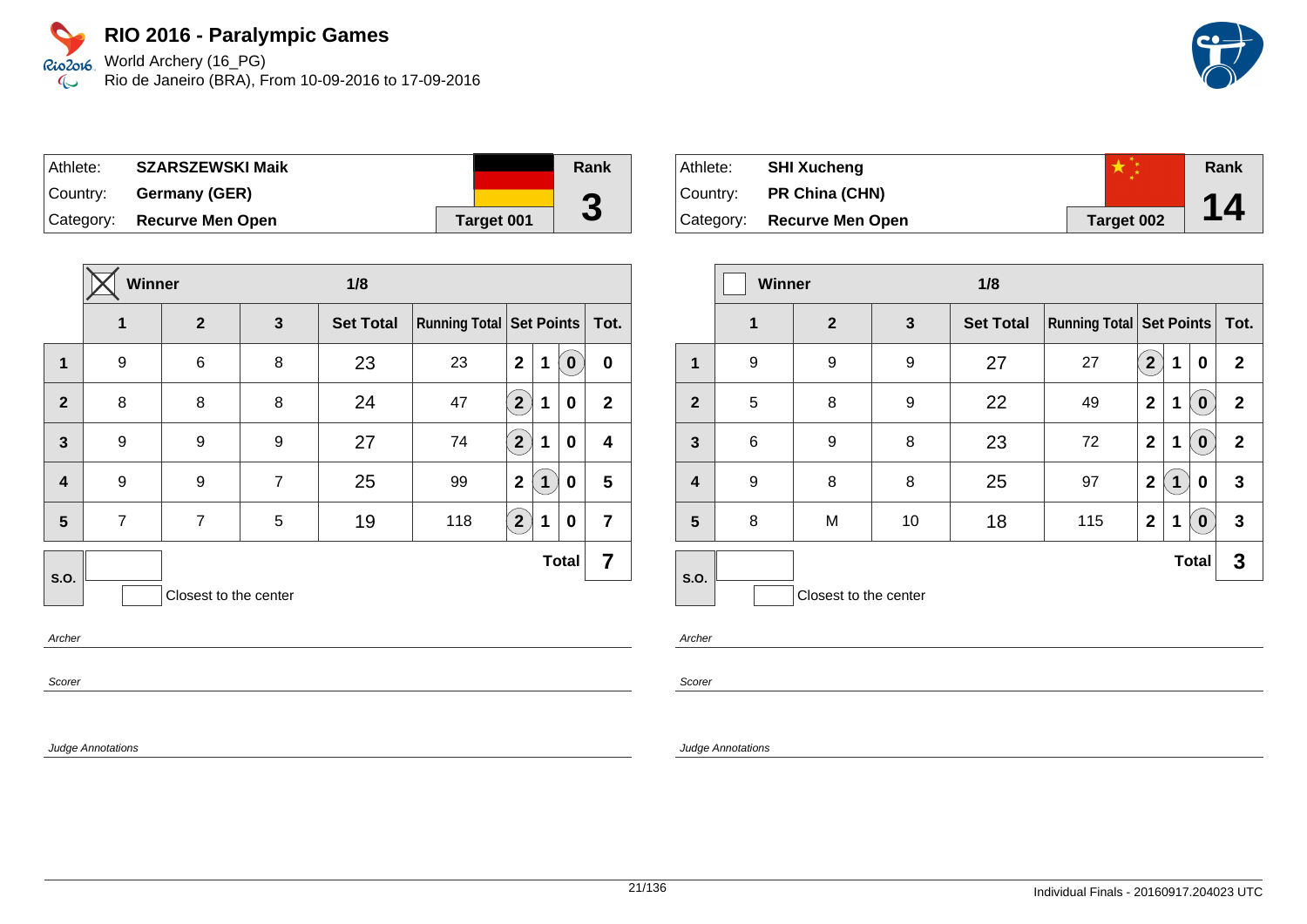# RIO 2016 - Paralympic Games

World Archery (16_PG)
Rio de Janeiro (BRA), From 10-09-2016 to 17-09-2016

| Athlete: | SZARSZEWSKI Maik | | Rank |
|---|---|---|---|
| Country: | Germany (GER) | | 3 |
| Category: | Recurve Men Open | Target 001 | |

| | Winner (X) | | 1/8 | | | | | | |
|---|---|---|---|---|---|---|---|---|---|
| | 1 | 2 | 3 | Set Total | Running Total | Set Points | | | Tot. |
| 1 | 9 | 6 | 8 | 23 | 23 | 2 | 1 | (0) | 0 |
| 2 | 8 | 8 | 8 | 24 | 47 | (2) | 1 | 0 | 2 |
| 3 | 9 | 9 | 9 | 27 | 74 | (2) | 1 | 0 | 4 |
| 4 | 9 | 9 | 7 | 25 | 99 | 2 | (1) | 0 | 5 |
| 5 | 7 | 7 | 5 | 19 | 118 | (2) | 1 | 0 | 7 |
| S.O. | | | | | | | | Total | 7 |

Closest to the center

*Archer*

*Scorer*

*Judge Annotations*

| Athlete: | SHI Xucheng | | Rank |
|---|---|---|---|
| Country: | PR China (CHN) | | 14 |
| Category: | Recurve Men Open | Target 002 | |

| | Winner | | 1/8 | | | | | | |
|---|---|---|---|---|---|---|---|---|---|
| | 1 | 2 | 3 | Set Total | Running Total | Set Points | | | Tot. |
| 1 | 9 | 9 | 9 | 27 | 27 | (2) | 1 | 0 | 2 |
| 2 | 5 | 8 | 9 | 22 | 49 | 2 | 1 | (0) | 2 |
| 3 | 6 | 9 | 8 | 23 | 72 | 2 | 1 | (0) | 2 |
| 4 | 9 | 8 | 8 | 25 | 97 | 2 | (1) | 0 | 3 |
| 5 | 8 | M | 10 | 18 | 115 | 2 | 1 | (0) | 3 |
| S.O. | | | | | | | | Total | 3 |

Closest to the center

*Archer*

*Scorer*

*Judge Annotations*

Individual Finals - 20160917.204023 UTC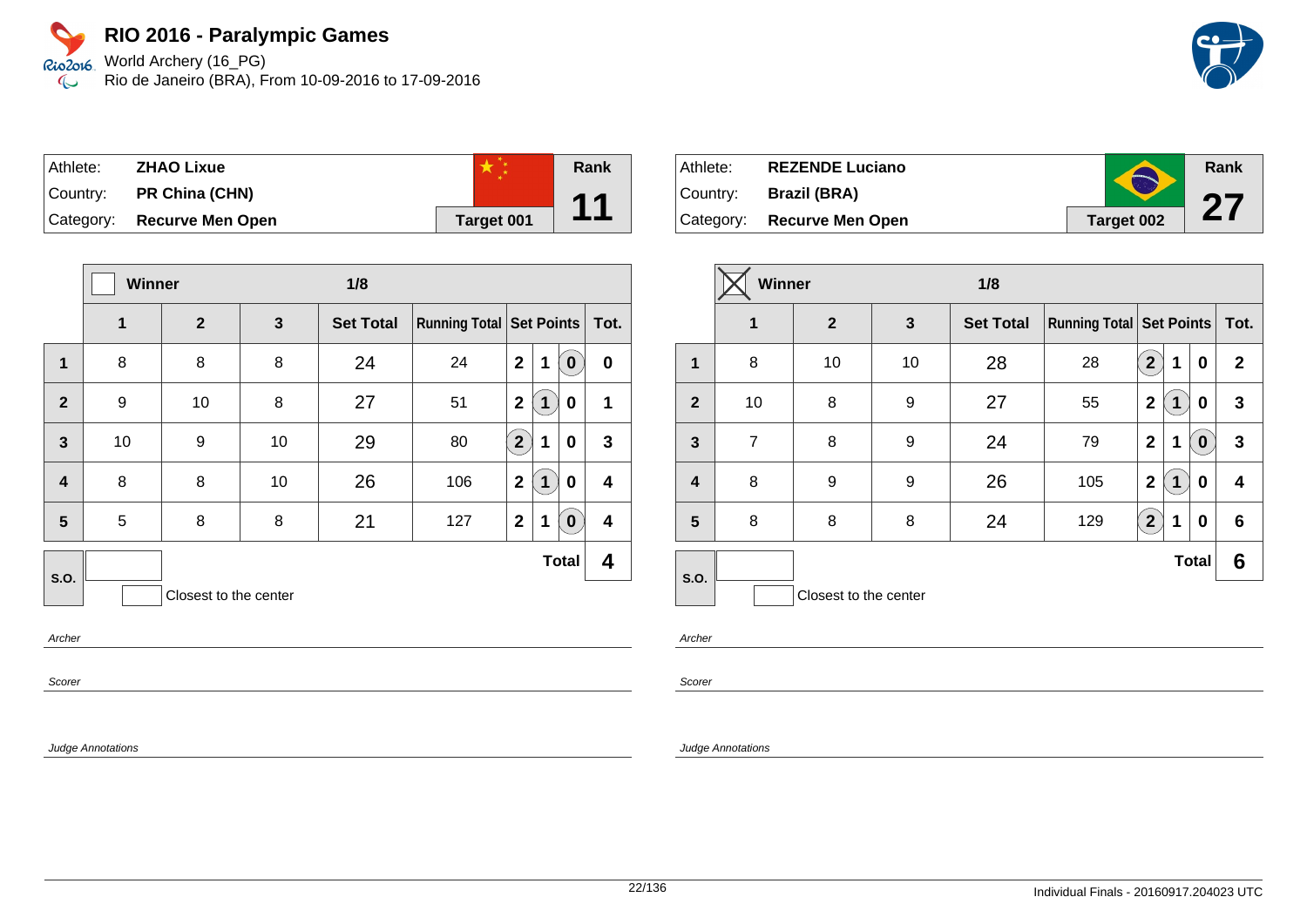# RIO 2016 - Paralympic Games

World Archery (16_PG)
Rio de Janeiro (BRA), From 10-09-2016 to 17-09-2016

| Athlete: | ZHAO Lixue | Rank |
|---|---|---|
| Country: | PR China (CHN) | 11 |
| Category: | Recurve Men Open | Target 001 |

| | 1 | 2 | 3 | Set Total | Running Total | Set Points | | | Tot. |
|---|---|---|---|---|---|---|---|---|---|
| | **Winner** ☐ | | | **1/8** | | | | | |
| 1 | 8 | 8 | 8 | 24 | 24 | 2 | 1 | (0) | 0 |
| 2 | 9 | 10 | 8 | 27 | 51 | 2 | (1) | 0 | 1 |
| 3 | 10 | 9 | 10 | 29 | 80 | (2) | 1 | 0 | 3 |
| 4 | 8 | 8 | 10 | 26 | 106 | 2 | (1) | 0 | 4 |
| 5 | 5 | 8 | 8 | 21 | 127 | 2 | 1 | (0) | 4 |
| S.O. | | | | | | | | **Total** | **4** |

Closest to the center

Archer

Scorer

Judge Annotations

| Athlete: | REZENDE Luciano | Rank |
|---|---|---|
| Country: | Brazil (BRA) | 27 |
| Category: | Recurve Men Open | Target 002 |

| | 1 | 2 | 3 | Set Total | Running Total | Set Points | | | Tot. |
|---|---|---|---|---|---|---|---|---|---|
| | **Winner** ☒ | | | **1/8** | | | | | |
| 1 | 8 | 10 | 10 | 28 | 28 | (2) | 1 | 0 | 2 |
| 2 | 10 | 8 | 9 | 27 | 55 | 2 | (1) | 0 | 3 |
| 3 | 7 | 8 | 9 | 24 | 79 | 2 | 1 | (0) | 3 |
| 4 | 8 | 9 | 9 | 26 | 105 | 2 | (1) | 0 | 4 |
| 5 | 8 | 8 | 8 | 24 | 129 | (2) | 1 | 0 | 6 |
| S.O. | | | | | | | | **Total** | **6** |

Closest to the center

Archer

Scorer

Judge Annotations

Individual Finals - 20160917.204023 UTC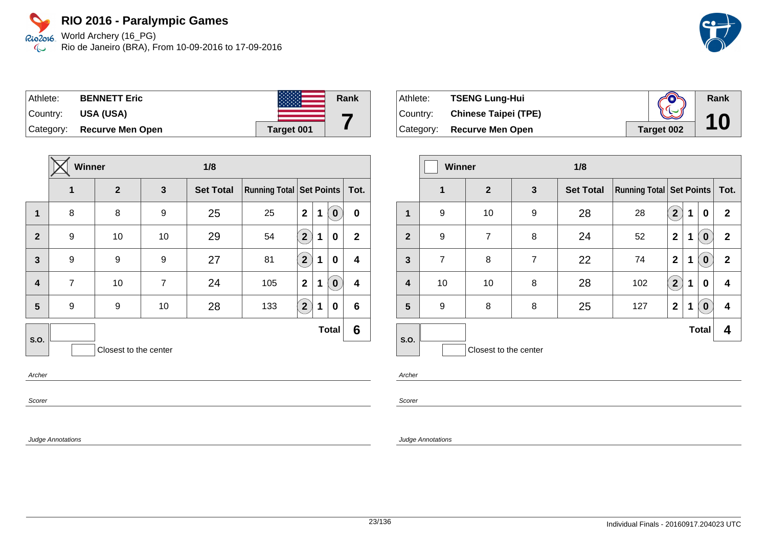# RIO 2016 - Paralympic Games

World Archery (16_PG)
Rio de Janeiro (BRA), From 10-09-2016 to 17-09-2016

| Athlete: | **BENNETT Eric** | Rank |
|---|---|---|
| Country: | **USA (USA)** | **7** |
| Category: | **Recurve Men Open** | Target 001 |

**Winner** ☒ — **1/8**

| | 1 | 2 | 3 | Set Total | Running Total | Set Points | | | Tot. |
|---|---|---|---|---|---|---|---|---|---|
| **1** | 8 | 8 | 9 | 25 | 25 | 2 | 1 | (0) | **0** |
| **2** | 9 | 10 | 10 | 29 | 54 | (2) | 1 | 0 | **2** |
| **3** | 9 | 9 | 9 | 27 | 81 | (2) | 1 | 0 | **4** |
| **4** | 7 | 10 | 7 | 24 | 105 | 2 | 1 | (0) | **4** |
| **5** | 9 | 9 | 10 | 28 | 133 | (2) | 1 | 0 | **6** |
| **S.O.** | | | | | | | | **Total** | **6** |

Closest to the center

*Archer*

*Scorer*

*Judge Annotations*

| Athlete: | **TSENG Lung-Hui** | Rank |
|---|---|---|
| Country: | **Chinese Taipei (TPE)** | **10** |
| Category: | **Recurve Men Open** | Target 002 |

**Winner** ☐ — **1/8**

| | 1 | 2 | 3 | Set Total | Running Total | Set Points | | | Tot. |
|---|---|---|---|---|---|---|---|---|---|
| **1** | 9 | 10 | 9 | 28 | 28 | (2) | 1 | 0 | **2** |
| **2** | 9 | 7 | 8 | 24 | 52 | 2 | 1 | (0) | **2** |
| **3** | 7 | 8 | 7 | 22 | 74 | 2 | 1 | (0) | **2** |
| **4** | 10 | 10 | 8 | 28 | 102 | (2) | 1 | 0 | **4** |
| **5** | 9 | 8 | 8 | 25 | 127 | 2 | 1 | (0) | **4** |
| **S.O.** | | | | | | | | **Total** | **4** |

Closest to the center

*Archer*

*Scorer*

*Judge Annotations*

Individual Finals - 20160917.204023 UTC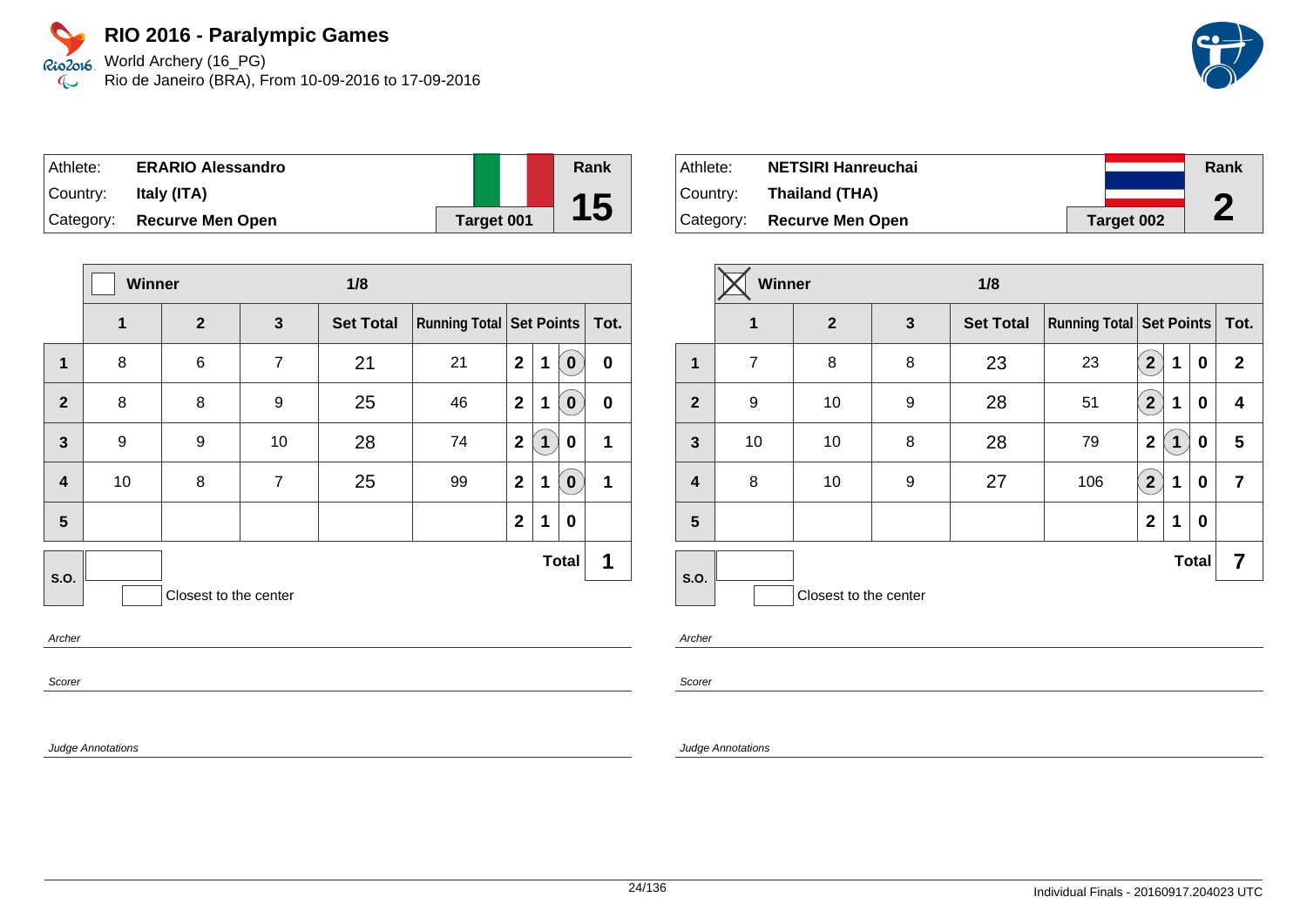# RIO 2016 - Paralympic Games

World Archery (16_PG)
Rio de Janeiro (BRA), From 10-09-2016 to 17-09-2016

| Athlete: | **ERARIO Alessandro** | Rank |
|---|---|---|
| Country: | **Italy (ITA)** | **15** |
| Category: | **Recurve Men Open** | **Target 001** |

| | Winner | | | 1/8 | | | | | |
|---|---|---|---|---|---|---|---|---|---|
| | **1** | **2** | **3** | **Set Total** | **Running Total** | **Set Points** | | | **Tot.** |
| **1** | 8 | 6 | 7 | 21 | 21 | 2 | 1 | (0) | 0 |
| **2** | 8 | 8 | 9 | 25 | 46 | 2 | 1 | (0) | 0 |
| **3** | 9 | 9 | 10 | 28 | 74 | 2 | (1) | 0 | 1 |
| **4** | 10 | 8 | 7 | 25 | 99 | 2 | 1 | (0) | 1 |
| **5** | | | | | | 2 | 1 | 0 | |
| **S.O.** | | | | | | | | **Total** | **1** |

Closest to the center

*Archer*

*Scorer*

*Judge Annotations*

| Athlete: | **NETSIRI Hanreuchai** | Rank |
|---|---|---|
| Country: | **Thailand (THA)** | **2** |
| Category: | **Recurve Men Open** | **Target 002** |

| | Winner ☒ | | | 1/8 | | | | | |
|---|---|---|---|---|---|---|---|---|---|
| | **1** | **2** | **3** | **Set Total** | **Running Total** | **Set Points** | | | **Tot.** |
| **1** | 7 | 8 | 8 | 23 | 23 | (2) | 1 | 0 | 2 |
| **2** | 9 | 10 | 9 | 28 | 51 | (2) | 1 | 0 | 4 |
| **3** | 10 | 10 | 8 | 28 | 79 | 2 | (1) | 0 | 5 |
| **4** | 8 | 10 | 9 | 27 | 106 | (2) | 1 | 0 | 7 |
| **5** | | | | | | 2 | 1 | 0 | |
| **S.O.** | | | | | | | | **Total** | **7** |

Closest to the center

*Archer*

*Scorer*

*Judge Annotations*

Individual Finals - 20160917.204023 UTC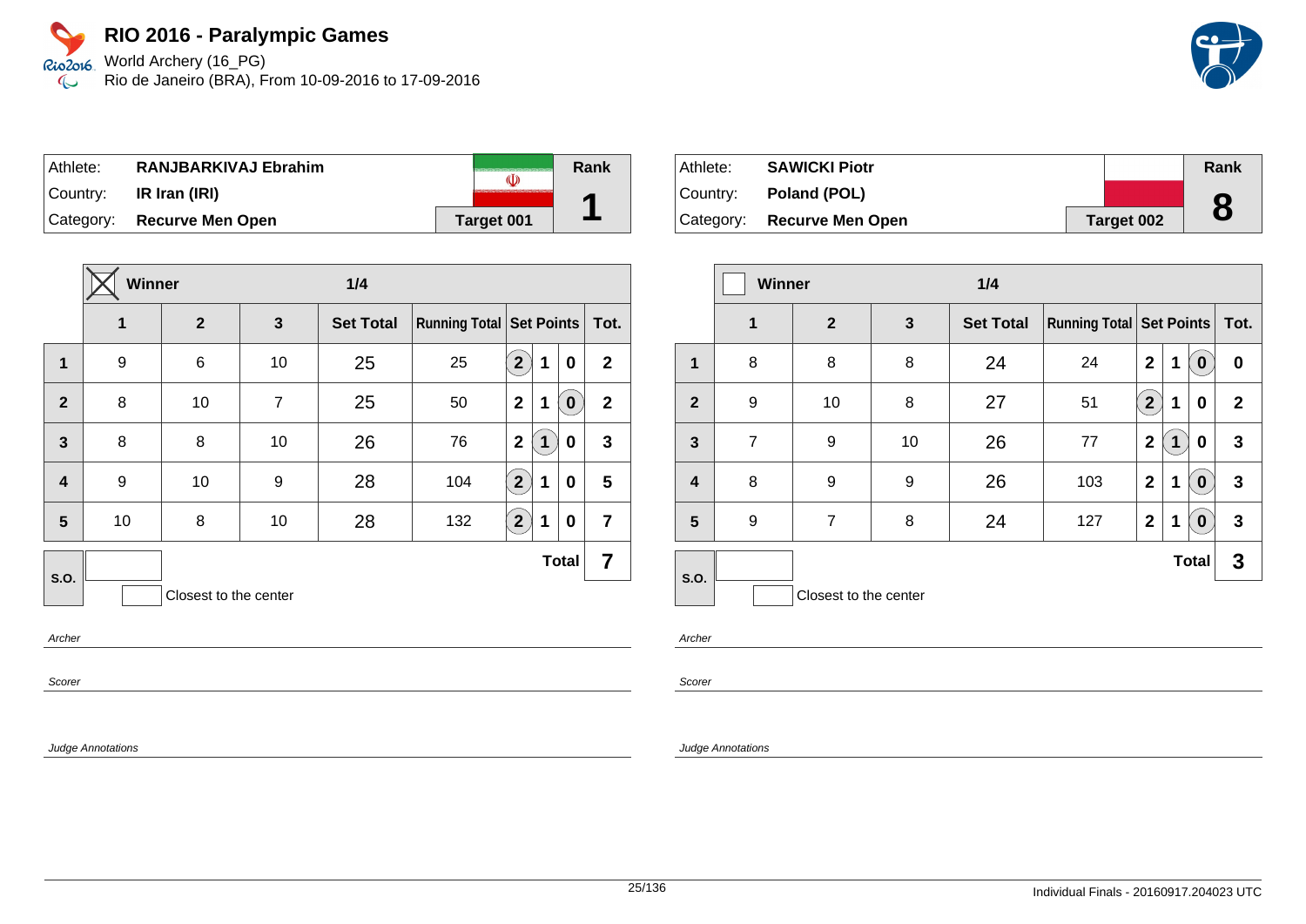# RIO 2016 - Paralympic Games

World Archery (16_PG)
Rio de Janeiro (BRA), From 10-09-2016 to 17-09-2016

| Athlete: | RANJBARKIVAJ Ebrahim | | Rank |
|---|---|---|---|
| Country: | IR Iran (IRI) | | 1 |
| Category: | Recurve Men Open | Target 001 | |

| | Winner (X) | | | 1/4 | | | | | |
|---|---|---|---|---|---|---|---|---|---|
| | 1 | 2 | 3 | Set Total | Running Total | Set Points | | | Tot. |
| 1 | 9 | 6 | 10 | 25 | 25 | (2) | 1 | 0 | 2 |
| 2 | 8 | 10 | 7 | 25 | 50 | 2 | 1 | (0) | 2 |
| 3 | 8 | 8 | 10 | 26 | 76 | 2 | (1) | 0 | 3 |
| 4 | 9 | 10 | 9 | 28 | 104 | (2) | 1 | 0 | 5 |
| 5 | 10 | 8 | 10 | 28 | 132 | (2) | 1 | 0 | 7 |
| S.O. | | | | | | | | Total | 7 |

Closest to the center

Archer

Scorer

Judge Annotations

| Athlete: | SAWICKI Piotr | | Rank |
|---|---|---|---|
| Country: | Poland (POL) | | 8 |
| Category: | Recurve Men Open | Target 002 | |

| | Winner | | | 1/4 | | | | | |
|---|---|---|---|---|---|---|---|---|---|
| | 1 | 2 | 3 | Set Total | Running Total | Set Points | | | Tot. |
| 1 | 8 | 8 | 8 | 24 | 24 | 2 | 1 | (0) | 0 |
| 2 | 9 | 10 | 8 | 27 | 51 | (2) | 1 | 0 | 2 |
| 3 | 7 | 9 | 10 | 26 | 77 | 2 | (1) | 0 | 3 |
| 4 | 8 | 9 | 9 | 26 | 103 | 2 | 1 | (0) | 3 |
| 5 | 9 | 7 | 8 | 24 | 127 | 2 | 1 | (0) | 3 |
| S.O. | | | | | | | | Total | 3 |

Closest to the center

Archer

Scorer

Judge Annotations

Individual Finals - 20160917.204023 UTC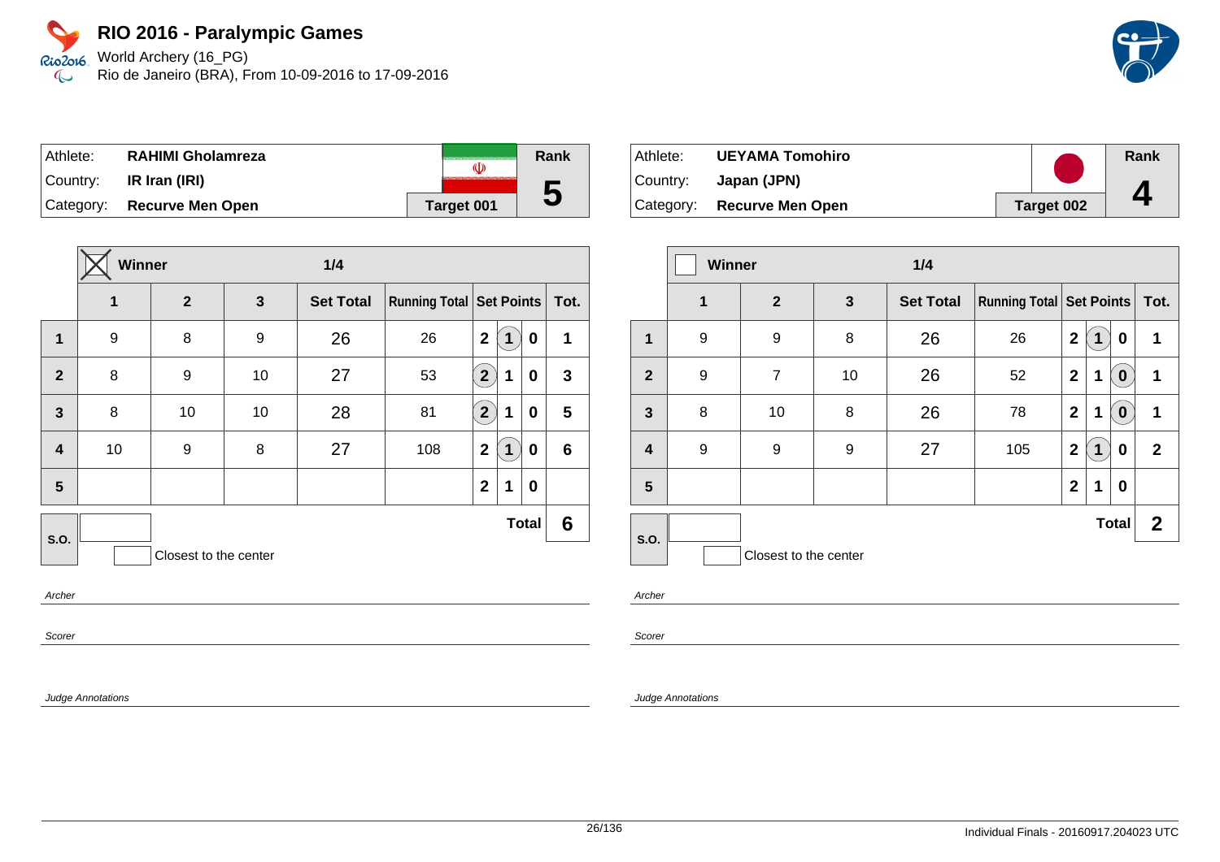# RIO 2016 - Paralympic Games

World Archery (16_PG)
Rio de Janeiro (BRA), From 10-09-2016 to 17-09-2016

| Athlete: | RAHIMI Gholamreza | Rank |
|---|---|---|
| Country: | IR Iran (IRI) | 5 |
| Category: | Recurve Men Open | Target 001 |

| | Winner (X) | | 1/4 | | | | | | |
|---|---|---|---|---|---|---|---|---|---|
| | 1 | 2 | 3 | Set Total | Running Total | Set Points | | | Tot. |
| 1 | 9 | 8 | 9 | 26 | 26 | 2 | (1) | 0 | 1 |
| 2 | 8 | 9 | 10 | 27 | 53 | (2) | 1 | 0 | 3 |
| 3 | 8 | 10 | 10 | 28 | 81 | (2) | 1 | 0 | 5 |
| 4 | 10 | 9 | 8 | 27 | 108 | 2 | (1) | 0 | 6 |
| 5 | | | | | | 2 | 1 | 0 | |
| S.O. | | | | | | | | Total | 6 |

Closest to the center

Archer

Scorer

Judge Annotations

| Athlete: | UEYAMA Tomohiro | Rank |
|---|---|---|
| Country: | Japan (JPN) | 4 |
| Category: | Recurve Men Open | Target 002 |

| | Winner | | 1/4 | | | | | | |
|---|---|---|---|---|---|---|---|---|---|
| | 1 | 2 | 3 | Set Total | Running Total | Set Points | | | Tot. |
| 1 | 9 | 9 | 8 | 26 | 26 | 2 | (1) | 0 | 1 |
| 2 | 9 | 7 | 10 | 26 | 52 | 2 | 1 | (0) | 1 |
| 3 | 8 | 10 | 8 | 26 | 78 | 2 | 1 | (0) | 1 |
| 4 | 9 | 9 | 9 | 27 | 105 | 2 | (1) | 0 | 2 |
| 5 | | | | | | 2 | 1 | 0 | |
| S.O. | | | | | | | | Total | 2 |

Closest to the center

Archer

Scorer

Judge Annotations

Individual Finals - 20160917.204023 UTC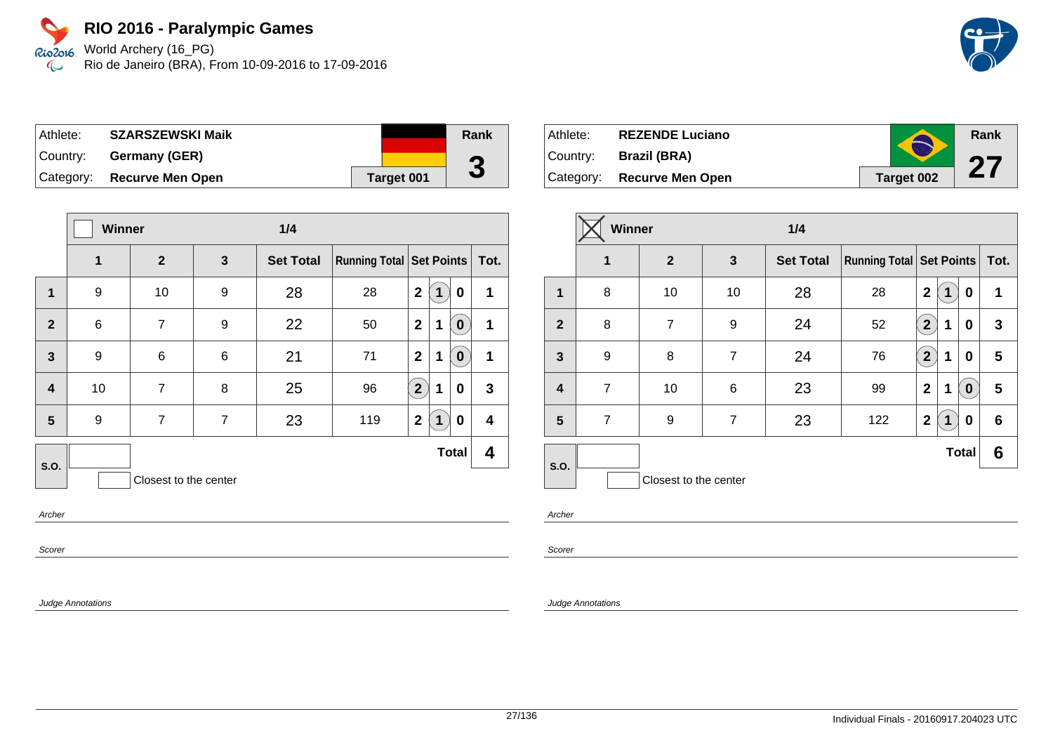# RIO 2016 - Paralympic Games

World Archery (16_PG)
Rio de Janeiro (BRA), From 10-09-2016 to 17-09-2016

| Athlete: | SZARSZEWSKI Maik | Rank |
|---|---|---|
| Country: | Germany (GER) | 3 |
| Category: | Recurve Men Open | Target 001 |

Winner: ☐ — 1/4

| | 1 | 2 | 3 | Set Total | Running Total | Set Points | | | Tot. |
|---|---|---|---|---|---|---|---|---|---|
| 1 | 9 | 10 | 9 | 28 | 28 | 2 | (1) | 0 | 1 |
| 2 | 6 | 7 | 9 | 22 | 50 | 2 | 1 | (0) | 1 |
| 3 | 9 | 6 | 6 | 21 | 71 | 2 | 1 | (0) | 1 |
| 4 | 10 | 7 | 8 | 25 | 96 | (2) | 1 | 0 | 3 |
| 5 | 9 | 7 | 7 | 23 | 119 | 2 | (1) | 0 | 4 |
| S.O. | | | | | | | | Total | 4 |

☐ Closest to the center

*Archer*

*Scorer*

*Judge Annotations*

| Athlete: | REZENDE Luciano | Rank |
|---|---|---|
| Country: | Brazil (BRA) | 27 |
| Category: | Recurve Men Open | Target 002 |

Winner: ☒ — 1/4

| | 1 | 2 | 3 | Set Total | Running Total | Set Points | | | Tot. |
|---|---|---|---|---|---|---|---|---|---|
| 1 | 8 | 10 | 10 | 28 | 28 | 2 | (1) | 0 | 1 |
| 2 | 8 | 7 | 9 | 24 | 52 | (2) | 1 | 0 | 3 |
| 3 | 9 | 8 | 7 | 24 | 76 | (2) | 1 | 0 | 5 |
| 4 | 7 | 10 | 6 | 23 | 99 | 2 | 1 | (0) | 5 |
| 5 | 7 | 9 | 7 | 23 | 122 | 2 | (1) | 0 | 6 |
| S.O. | | | | | | | | Total | 6 |

☐ Closest to the center

*Archer*

*Scorer*

*Judge Annotations*

Individual Finals - 20160917.204023 UTC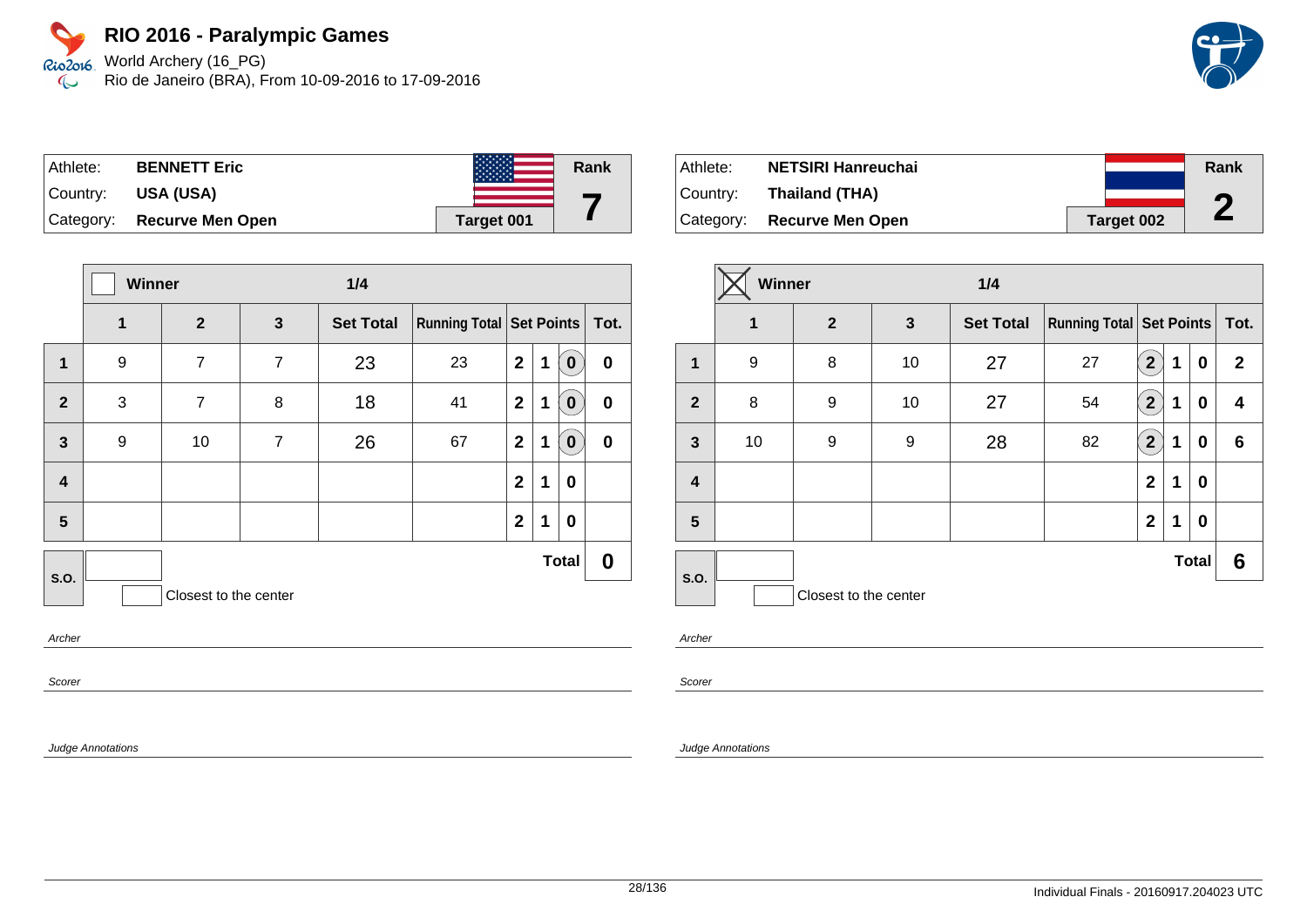# RIO 2016 - Paralympic Games

World Archery (16_PG)
Rio de Janeiro (BRA), From 10-09-2016 to 17-09-2016

| Athlete: | BENNETT Eric | Rank |
|---|---|---|
| Country: | USA (USA) | 7 |
| Category: | Recurve Men Open | Target 001 |

| | Winner | | 1/4 | | | | | | |
|---|---|---|---|---|---|---|---|---|---|
| | 1 | 2 | 3 | Set Total | Running Total | Set Points | | | Tot. |
| 1 | 9 | 7 | 7 | 23 | 23 | 2 | 1 | (0) | 0 |
| 2 | 3 | 7 | 8 | 18 | 41 | 2 | 1 | (0) | 0 |
| 3 | 9 | 10 | 7 | 26 | 67 | 2 | 1 | (0) | 0 |
| 4 | | | | | | 2 | 1 | 0 | |
| 5 | | | | | | 2 | 1 | 0 | |
| S.O. | | | | | | | | Total | 0 |

Closest to the center

*Archer*

*Scorer*

*Judge Annotations*

| Athlete: | NETSIRI Hanreuchai | Rank |
|---|---|---|
| Country: | Thailand (THA) | 2 |
| Category: | Recurve Men Open | Target 002 |

| | Winner ☒ | | 1/4 | | | | | | |
|---|---|---|---|---|---|---|---|---|---|
| | 1 | 2 | 3 | Set Total | Running Total | Set Points | | | Tot. |
| 1 | 9 | 8 | 10 | 27 | 27 | (2) | 1 | 0 | 2 |
| 2 | 8 | 9 | 10 | 27 | 54 | (2) | 1 | 0 | 4 |
| 3 | 10 | 9 | 9 | 28 | 82 | (2) | 1 | 0 | 6 |
| 4 | | | | | | 2 | 1 | 0 | |
| 5 | | | | | | 2 | 1 | 0 | |
| S.O. | | | | | | | | Total | 6 |

Closest to the center

*Archer*

*Scorer*

*Judge Annotations*

Individual Finals - 20160917.204023 UTC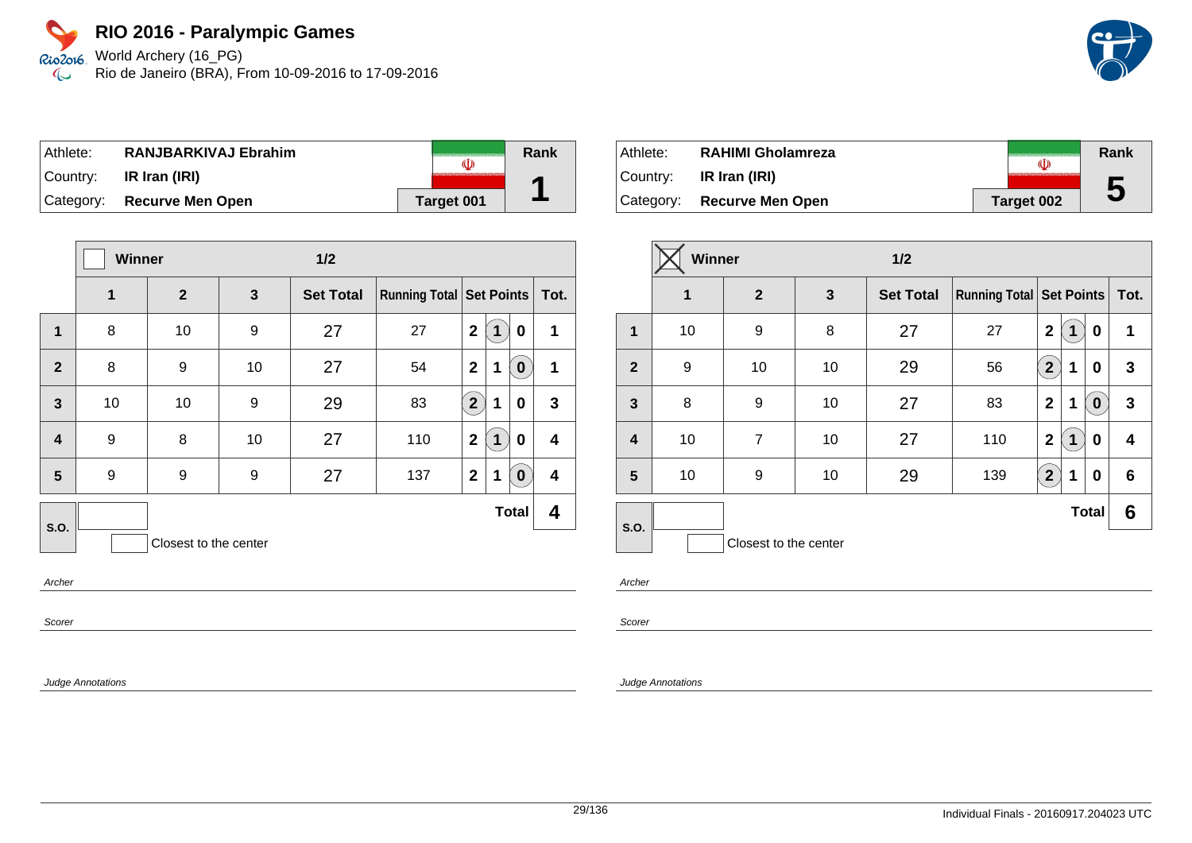# RIO 2016 - Paralympic Games

World Archery (16_PG)
Rio de Janeiro (BRA), From 10-09-2016 to 17-09-2016

| Athlete: | RANJBARKIVAJ Ebrahim | Rank |
|---|---|---|
| Country: | IR Iran (IRI) | 1 |
| Category: | Recurve Men Open | Target 001 |

| | Winner ☐ | | | 1/2 | | | | | |
|---|---|---|---|---|---|---|---|---|---|
| | 1 | 2 | 3 | Set Total | Running Total | Set Points | | | Tot. |
| 1 | 8 | 10 | 9 | 27 | 27 | 2 | (1) | 0 | 1 |
| 2 | 8 | 9 | 10 | 27 | 54 | 2 | 1 | (0) | 1 |
| 3 | 10 | 10 | 9 | 29 | 83 | (2) | 1 | 0 | 3 |
| 4 | 9 | 8 | 10 | 27 | 110 | 2 | (1) | 0 | 4 |
| 5 | 9 | 9 | 9 | 27 | 137 | 2 | 1 | (0) | 4 |
| S.O. | | | | | | | | Total | 4 |

☐ Closest to the center

Archer

Scorer

Judge Annotations

| Athlete: | RAHIMI Gholamreza | Rank |
|---|---|---|
| Country: | IR Iran (IRI) | 5 |
| Category: | Recurve Men Open | Target 002 |

| | Winner ☒ | | | 1/2 | | | | | |
|---|---|---|---|---|---|---|---|---|---|
| | 1 | 2 | 3 | Set Total | Running Total | Set Points | | | Tot. |
| 1 | 10 | 9 | 8 | 27 | 27 | 2 | (1) | 0 | 1 |
| 2 | 9 | 10 | 10 | 29 | 56 | (2) | 1 | 0 | 3 |
| 3 | 8 | 9 | 10 | 27 | 83 | 2 | 1 | (0) | 3 |
| 4 | 10 | 7 | 10 | 27 | 110 | 2 | (1) | 0 | 4 |
| 5 | 10 | 9 | 10 | 29 | 139 | (2) | 1 | 0 | 6 |
| S.O. | | | | | | | | Total | 6 |

☐ Closest to the center

Archer

Scorer

Judge Annotations

Individual Finals - 20160917.204023 UTC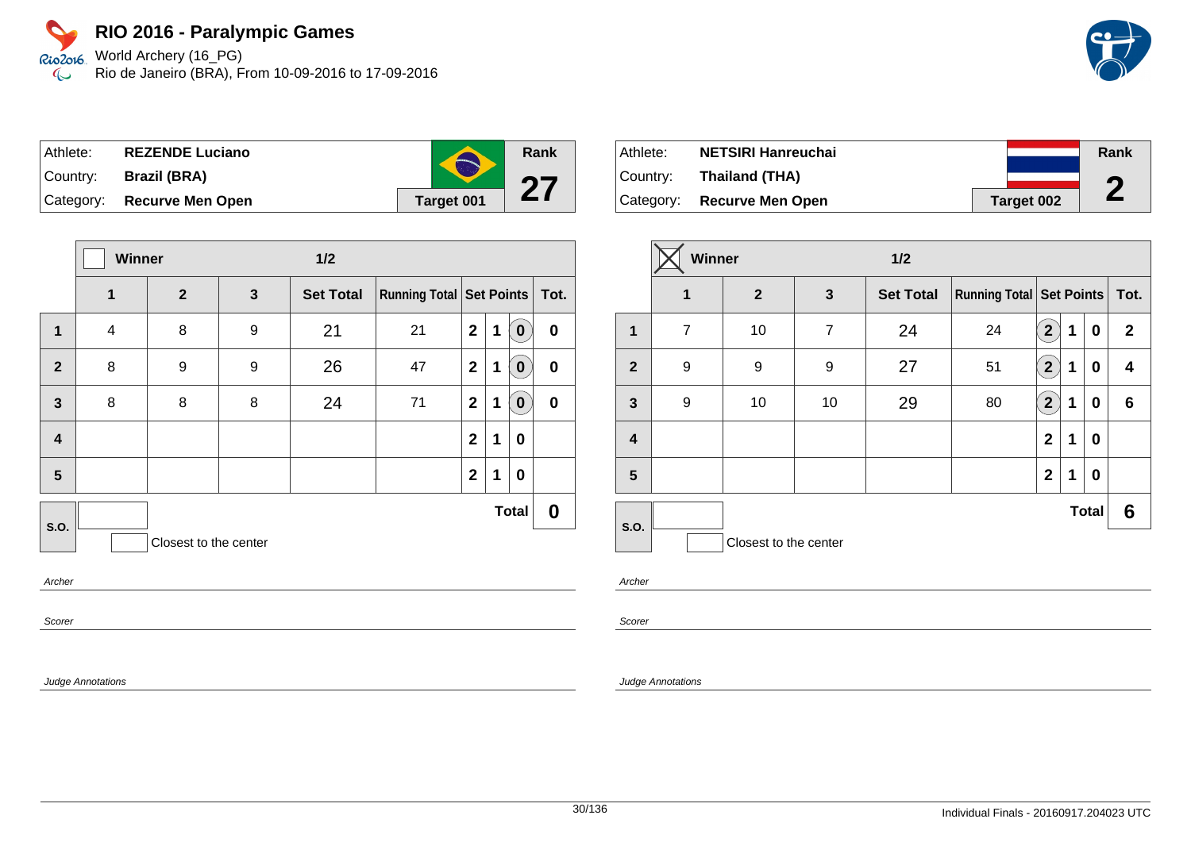# RIO 2016 - Paralympic Games

World Archery (16_PG)
Rio de Janeiro (BRA), From 10-09-2016 to 17-09-2016

| Athlete: | **REZENDE Luciano** | Rank |
|---|---|---|
| Country: | **Brazil (BRA)** | **27** |
| Category: | **Recurve Men Open** | **Target 001** |

| | Winner ☐ | | | 1/2 | | | | | |
|---|---|---|---|---|---|---|---|---|---|
| | **1** | **2** | **3** | **Set Total** | **Running Total** | **Set Points** | | | **Tot.** |
| **1** | 4 | 8 | 9 | 21 | 21 | **2** | **1** | **(0)** | **0** |
| **2** | 8 | 9 | 9 | 26 | 47 | **2** | **1** | **(0)** | **0** |
| **3** | 8 | 8 | 8 | 24 | 71 | **2** | **1** | **(0)** | **0** |
| **4** | | | | | | **2** | **1** | **0** | |
| **5** | | | | | | **2** | **1** | **0** | |
| **S.O.** | | | | | | | | **Total** | **0** |

Closest to the center

*Archer*

*Scorer*

*Judge Annotations*

| Athlete: | **NETSIRI Hanreuchai** | Rank |
|---|---|---|
| Country: | **Thailand (THA)** | **2** |
| Category: | **Recurve Men Open** | **Target 002** |

| | Winner ☒ | | | 1/2 | | | | | |
|---|---|---|---|---|---|---|---|---|---|
| | **1** | **2** | **3** | **Set Total** | **Running Total** | **Set Points** | | | **Tot.** |
| **1** | 7 | 10 | 7 | 24 | 24 | **(2)** | **1** | **0** | **2** |
| **2** | 9 | 9 | 9 | 27 | 51 | **(2)** | **1** | **0** | **4** |
| **3** | 9 | 10 | 10 | 29 | 80 | **(2)** | **1** | **0** | **6** |
| **4** | | | | | | **2** | **1** | **0** | |
| **5** | | | | | | **2** | **1** | **0** | |
| **S.O.** | | | | | | | | **Total** | **6** |

Closest to the center

*Archer*

*Scorer*

*Judge Annotations*

Individual Finals - 20160917.204023 UTC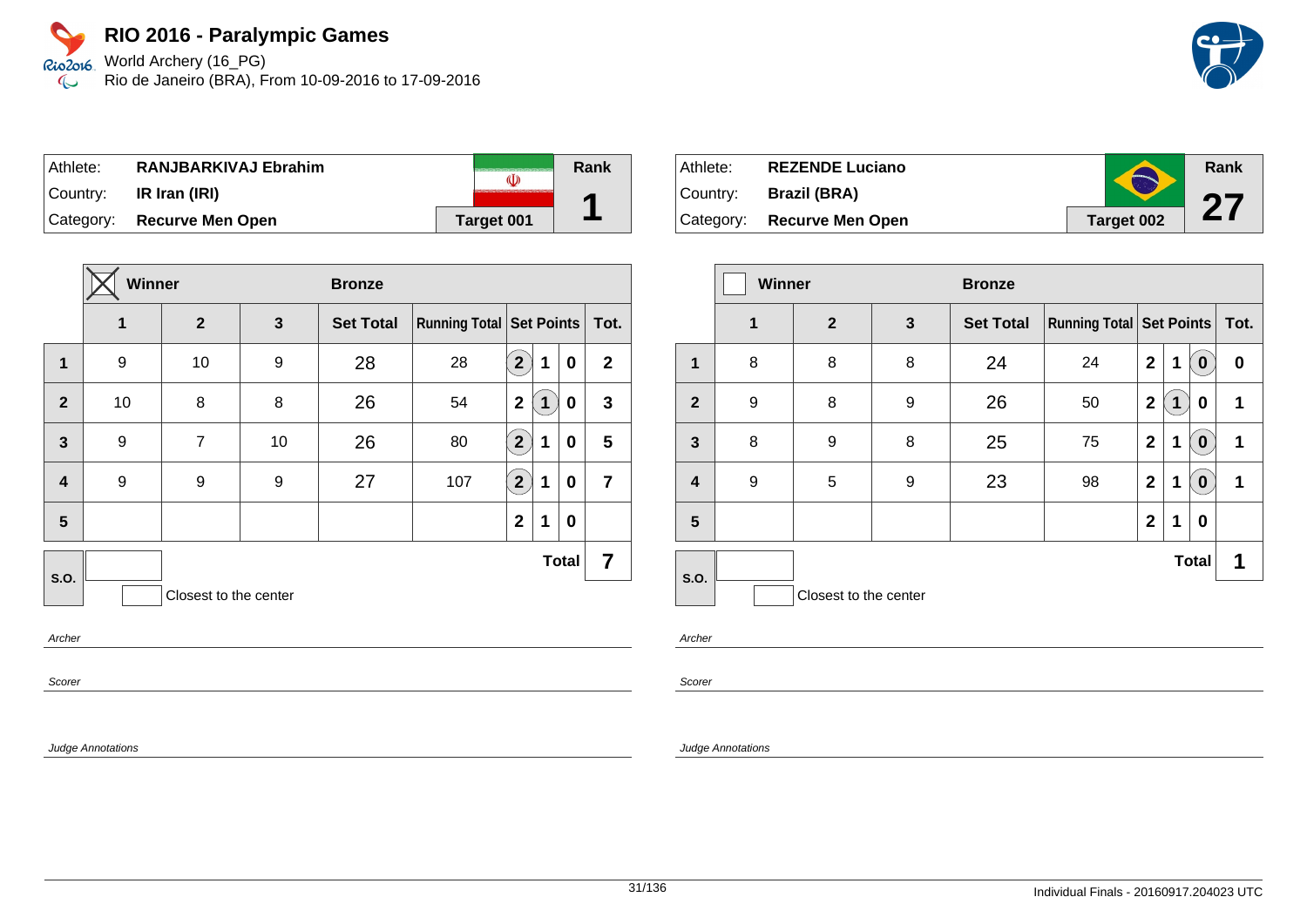# RIO 2016 - Paralympic Games

World Archery (16_PG)
Rio de Janeiro (BRA), From 10-09-2016 to 17-09-2016

| Athlete: | RANJBARKIVAJ Ebrahim | Rank |
|---|---|---|
| Country: | IR Iran (IRI) | 1 |
| Category: | Recurve Men Open | Target 001 |

**Winner** (X) — **Bronze**

| | 1 | 2 | 3 | Set Total | Running Total | Set Points | | | Tot. |
|---|---|---|---|---|---|---|---|---|---|
| 1 | 9 | 10 | 9 | 28 | 28 | (2) | 1 | 0 | 2 |
| 2 | 10 | 8 | 8 | 26 | 54 | 2 | (1) | 0 | 3 |
| 3 | 9 | 7 | 10 | 26 | 80 | (2) | 1 | 0 | 5 |
| 4 | 9 | 9 | 9 | 27 | 107 | (2) | 1 | 0 | 7 |
| 5 | | | | | | 2 | 1 | 0 | |
| S.O. | | | | | | | | Total | 7 |

Closest to the center

Archer

Scorer

Judge Annotations

| Athlete: | REZENDE Luciano | Rank |
|---|---|---|
| Country: | Brazil (BRA) | 27 |
| Category: | Recurve Men Open | Target 002 |

**Winner** — **Bronze**

| | 1 | 2 | 3 | Set Total | Running Total | Set Points | | | Tot. |
|---|---|---|---|---|---|---|---|---|---|
| 1 | 8 | 8 | 8 | 24 | 24 | 2 | 1 | (0) | 0 |
| 2 | 9 | 8 | 9 | 26 | 50 | 2 | (1) | 0 | 1 |
| 3 | 8 | 9 | 8 | 25 | 75 | 2 | 1 | (0) | 1 |
| 4 | 9 | 5 | 9 | 23 | 98 | 2 | 1 | (0) | 1 |
| 5 | | | | | | 2 | 1 | 0 | |
| S.O. | | | | | | | | Total | 1 |

Closest to the center

Archer

Scorer

Judge Annotations

Individual Finals - 20160917.204023 UTC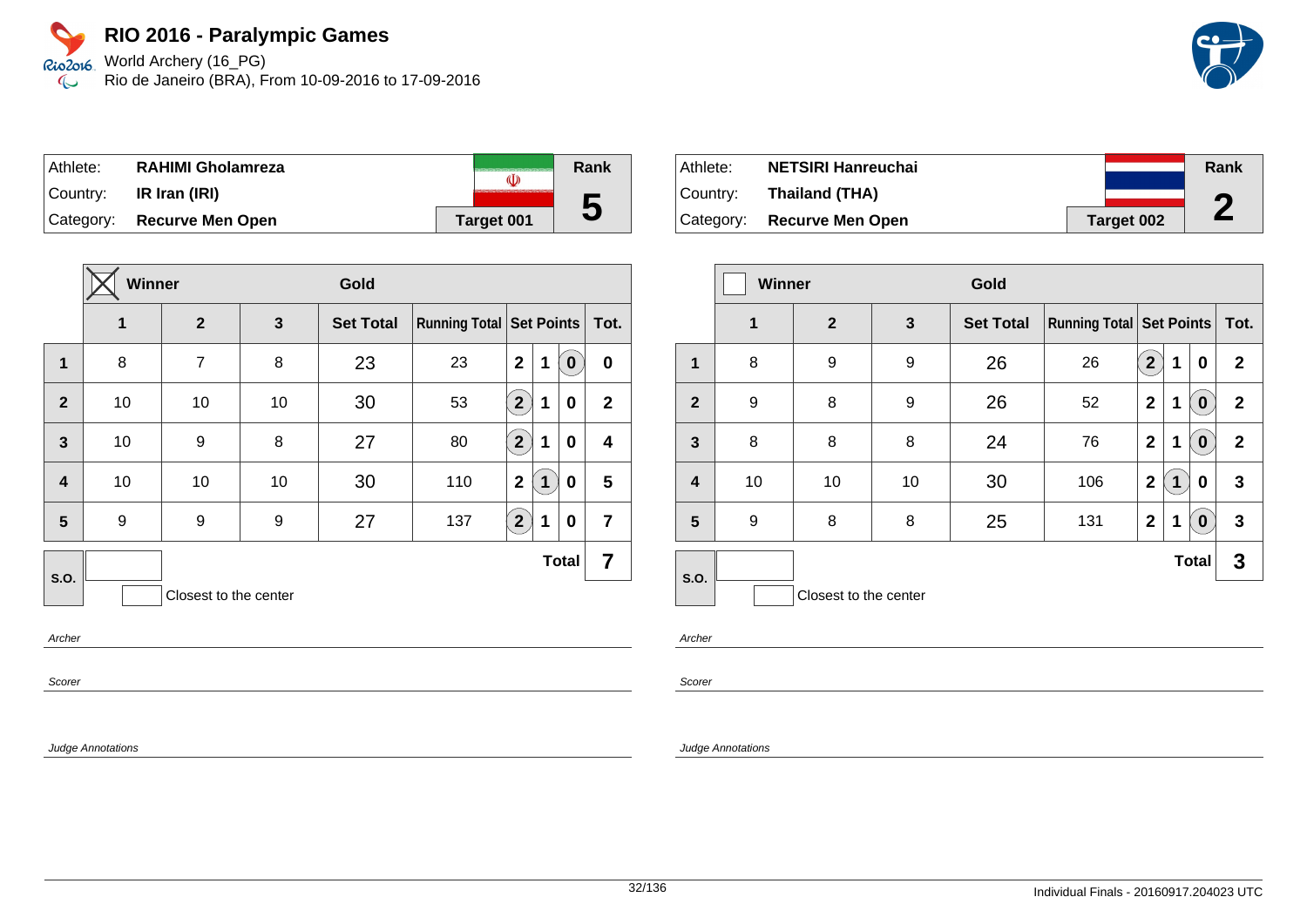# RIO 2016 - Paralympic Games

World Archery (16_PG)
Rio de Janeiro (BRA), From 10-09-2016 to 17-09-2016

| Athlete: | RAHIMI Gholamreza | Rank |
|---|---|---|
| Country: | IR Iran (IRI) | 5 |
| Category: | Recurve Men Open | Target 001 |

**Winner** (X) — **Gold**

| | 1 | 2 | 3 | Set Total | Running Total | Set Points | | | Tot. |
|---|---|---|---|---|---|---|---|---|---|
| 1 | 8 | 7 | 8 | 23 | 23 | 2 | 1 | (0) | 0 |
| 2 | 10 | 10 | 10 | 30 | 53 | (2) | 1 | 0 | 2 |
| 3 | 10 | 9 | 8 | 27 | 80 | (2) | 1 | 0 | 4 |
| 4 | 10 | 10 | 10 | 30 | 110 | 2 | (1) | 0 | 5 |
| 5 | 9 | 9 | 9 | 27 | 137 | (2) | 1 | 0 | 7 |
| S.O. | | | | | | | | Total | 7 |

Closest to the center

*Archer*

*Scorer*

*Judge Annotations*

| Athlete: | NETSIRI Hanreuchai | Rank |
|---|---|---|
| Country: | Thailand (THA) | 2 |
| Category: | Recurve Men Open | Target 002 |

**Winner** — **Gold**

| | 1 | 2 | 3 | Set Total | Running Total | Set Points | | | Tot. |
|---|---|---|---|---|---|---|---|---|---|
| 1 | 8 | 9 | 9 | 26 | 26 | (2) | 1 | 0 | 2 |
| 2 | 9 | 8 | 9 | 26 | 52 | 2 | 1 | (0) | 2 |
| 3 | 8 | 8 | 8 | 24 | 76 | 2 | 1 | (0) | 2 |
| 4 | 10 | 10 | 10 | 30 | 106 | 2 | (1) | 0 | 3 |
| 5 | 9 | 8 | 8 | 25 | 131 | 2 | 1 | (0) | 3 |
| S.O. | | | | | | | | Total | 3 |

Closest to the center

*Archer*

*Scorer*

*Judge Annotations*

Individual Finals - 20160917.204023 UTC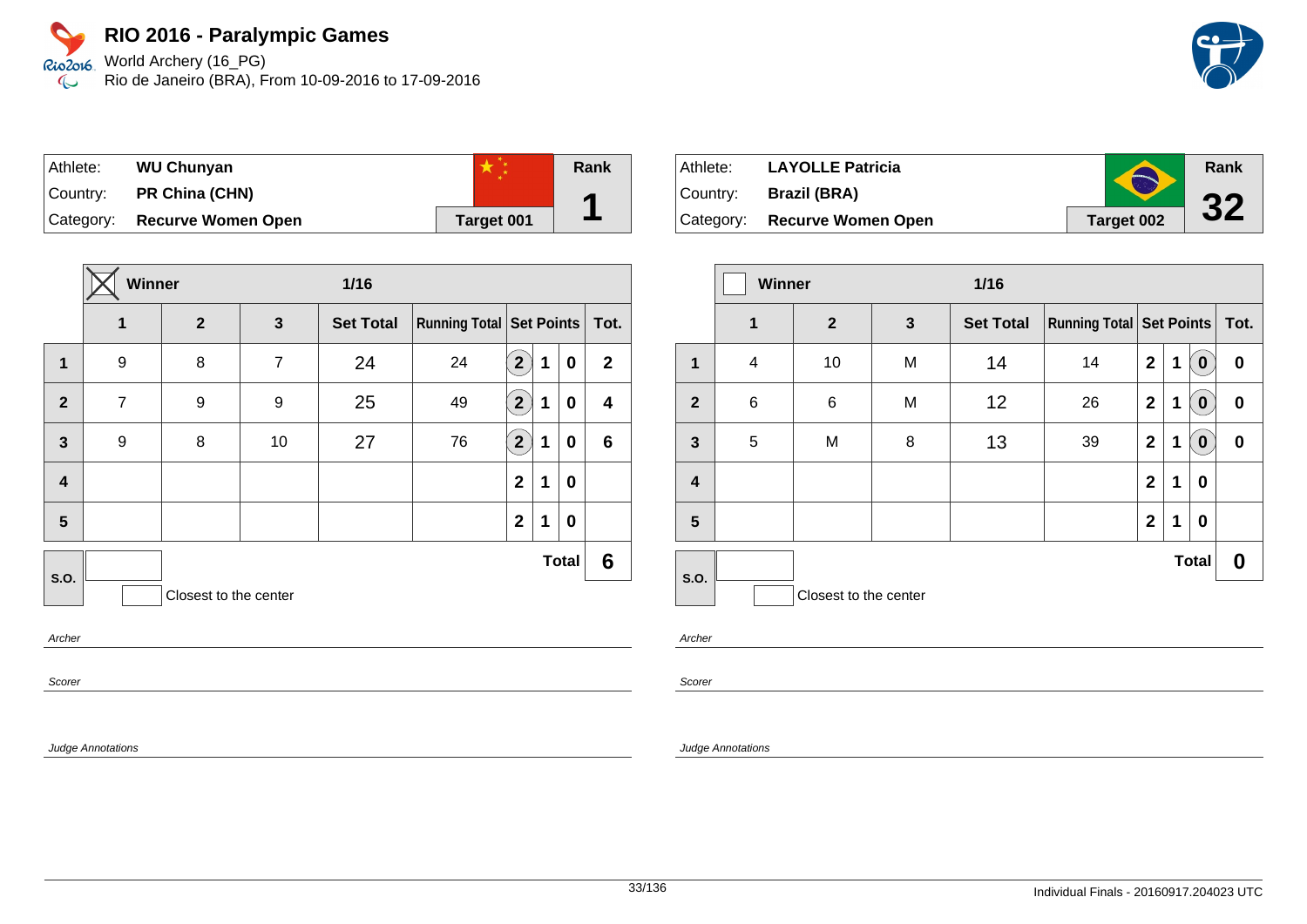# RIO 2016 - Paralympic Games

World Archery (16_PG)
Rio de Janeiro (BRA), From 10-09-2016 to 17-09-2016

| Athlete: | WU Chunyan | Rank |
|---|---|---|
| Country: | PR China (CHN) | 1 |
| Category: | Recurve Women Open | Target 001 |

**Winner** — 1/16

| | 1 | 2 | 3 | Set Total | Running Total | Set Points | | | Tot. |
|---|---|---|---|---|---|---|---|---|---|
| 1 | 9 | 8 | 7 | 24 | 24 | (2) | 1 | 0 | 2 |
| 2 | 7 | 9 | 9 | 25 | 49 | (2) | 1 | 0 | 4 |
| 3 | 9 | 8 | 10 | 27 | 76 | (2) | 1 | 0 | 6 |
| 4 | | | | | | 2 | 1 | 0 | |
| 5 | | | | | | 2 | 1 | 0 | |
| S.O. | | | | | | | | Total | 6 |

Closest to the center

*Archer*

*Scorer*

*Judge Annotations*

| Athlete: | LAYOLLE Patricia | Rank |
|---|---|---|
| Country: | Brazil (BRA) | 32 |
| Category: | Recurve Women Open | Target 002 |

Winner — 1/16

| | 1 | 2 | 3 | Set Total | Running Total | Set Points | | | Tot. |
|---|---|---|---|---|---|---|---|---|---|
| 1 | 4 | 10 | M | 14 | 14 | 2 | 1 | (0) | 0 |
| 2 | 6 | 6 | M | 12 | 26 | 2 | 1 | (0) | 0 |
| 3 | 5 | M | 8 | 13 | 39 | 2 | 1 | (0) | 0 |
| 4 | | | | | | 2 | 1 | 0 | |
| 5 | | | | | | 2 | 1 | 0 | |
| S.O. | | | | | | | | Total | 0 |

Closest to the center

*Archer*

*Scorer*

*Judge Annotations*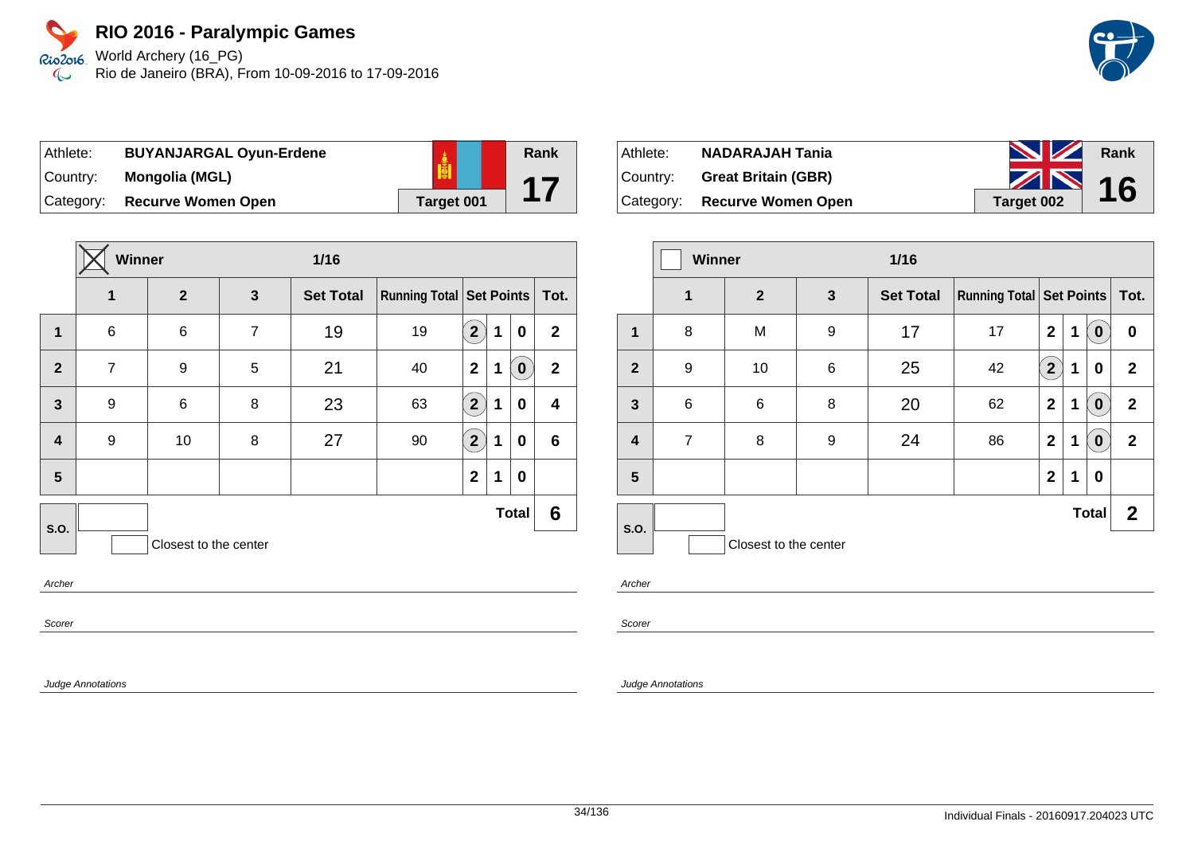# RIO 2016 - Paralympic Games

World Archery (16_PG)
Rio de Janeiro (BRA), From 10-09-2016 to 17-09-2016

| Athlete: | **BUYANJARGAL Oyun-Erdene** | Rank |
|---|---|---|
| Country: | **Mongolia (MGL)** | **17** |
| Category: | **Recurve Women Open** | Target 001 |

**Winner** (X) — **1/16**

| | 1 | 2 | 3 | Set Total | Running Total | Set Points | | | Tot. |
|---|---|---|---|---|---|---|---|---|---|
| **1** | 6 | 6 | 7 | 19 | 19 | (2) | 1 | 0 | 2 |
| **2** | 7 | 9 | 5 | 21 | 40 | 2 | 1 | (0) | 2 |
| **3** | 9 | 6 | 8 | 23 | 63 | (2) | 1 | 0 | 4 |
| **4** | 9 | 10 | 8 | 27 | 90 | (2) | 1 | 0 | 6 |
| **5** | | | | | | 2 | 1 | 0 | |
| **S.O.** | | | | | | | | **Total** | **6** |

Closest to the center

*Archer*

*Scorer*

*Judge Annotations*

| Athlete: | **NADARAJAH Tania** | Rank |
|---|---|---|
| Country: | **Great Britain (GBR)** | **16** |
| Category: | **Recurve Women Open** | Target 002 |

**Winner** ( ) — **1/16**

| | 1 | 2 | 3 | Set Total | Running Total | Set Points | | | Tot. |
|---|---|---|---|---|---|---|---|---|---|
| **1** | 8 | M | 9 | 17 | 17 | 2 | 1 | (0) | 0 |
| **2** | 9 | 10 | 6 | 25 | 42 | (2) | 1 | 0 | 2 |
| **3** | 6 | 6 | 8 | 20 | 62 | 2 | 1 | (0) | 2 |
| **4** | 7 | 8 | 9 | 24 | 86 | 2 | 1 | (0) | 2 |
| **5** | | | | | | 2 | 1 | 0 | |
| **S.O.** | | | | | | | | **Total** | **2** |

Closest to the center

*Archer*

*Scorer*

*Judge Annotations*

Individual Finals - 20160917.204023 UTC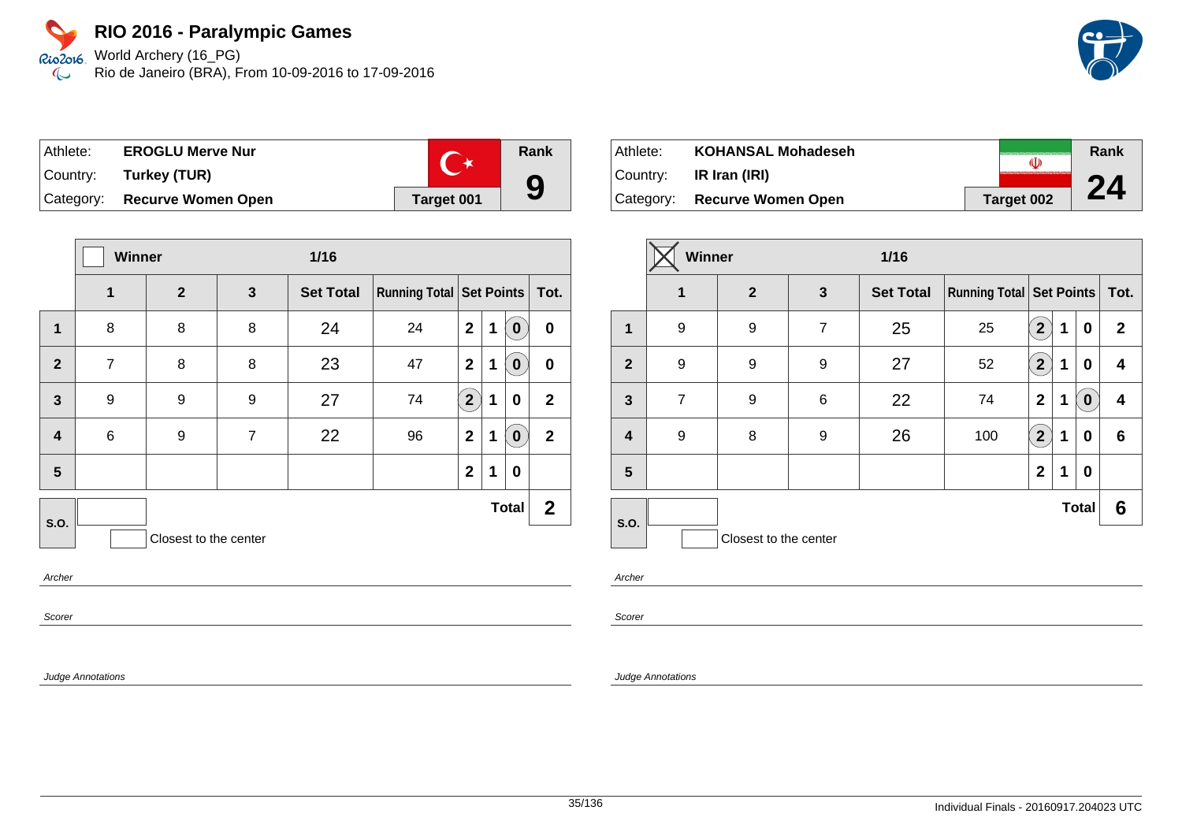# RIO 2016 - Paralympic Games

World Archery (16_PG)
Rio de Janeiro (BRA), From 10-09-2016 to 17-09-2016

| Athlete: | EROGLU Merve Nur | Rank |
|---|---|---|
| Country: | Turkey (TUR) | 9 |
| Category: | Recurve Women Open | Target 001 |

| | Winner | | | 1/16 | | | | | |
|---|---|---|---|---|---|---|---|---|---|
| | 1 | 2 | 3 | Set Total | Running Total | Set Points | | | Tot. |
| 1 | 8 | 8 | 8 | 24 | 24 | 2 | 1 | (0) | 0 |
| 2 | 7 | 8 | 8 | 23 | 47 | 2 | 1 | (0) | 0 |
| 3 | 9 | 9 | 9 | 27 | 74 | (2) | 1 | 0 | 2 |
| 4 | 6 | 9 | 7 | 22 | 96 | 2 | 1 | (0) | 2 |
| 5 | | | | | | 2 | 1 | 0 | |
| S.O. | | | | | | | | Total | 2 |

Closest to the center

Archer

Scorer

Judge Annotations

| Athlete: | KOHANSAL Mohadeseh | Rank |
|---|---|---|
| Country: | IR Iran (IRI) | 24 |
| Category: | Recurve Women Open | Target 002 |

| | Winner (X) | | | 1/16 | | | | | |
|---|---|---|---|---|---|---|---|---|---|
| | 1 | 2 | 3 | Set Total | Running Total | Set Points | | | Tot. |
| 1 | 9 | 9 | 7 | 25 | 25 | (2) | 1 | 0 | 2 |
| 2 | 9 | 9 | 9 | 27 | 52 | (2) | 1 | 0 | 4 |
| 3 | 7 | 9 | 6 | 22 | 74 | 2 | 1 | (0) | 4 |
| 4 | 9 | 8 | 9 | 26 | 100 | (2) | 1 | 0 | 6 |
| 5 | | | | | | 2 | 1 | 0 | |
| S.O. | | | | | | | | Total | 6 |

Closest to the center

Archer

Scorer

Judge Annotations

Individual Finals - 20160917.204023 UTC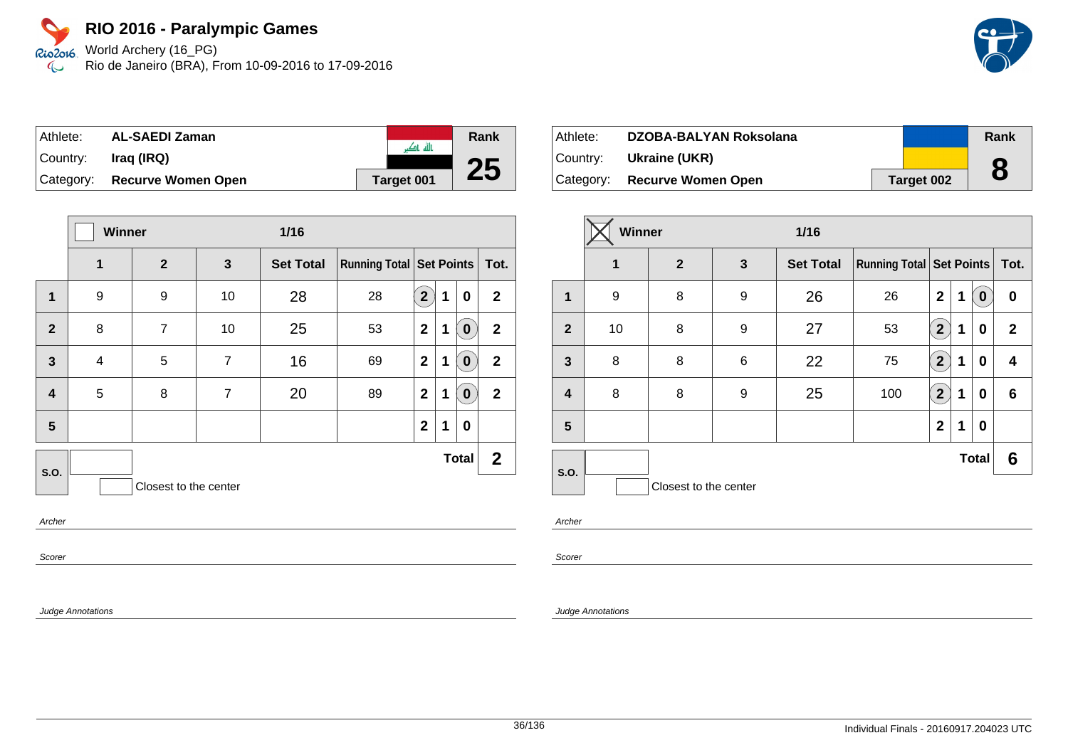# RIO 2016 - Paralympic Games

World Archery (16_PG)
Rio de Janeiro (BRA), From 10-09-2016 to 17-09-2016

| Athlete: | AL-SAEDI Zaman | Rank |
|---|---|---|
| Country: | Iraq (IRQ) | 25 |
| Category: | Recurve Women Open | Target 001 |

| | Winner | | | 1/16 | | | | | |
|---|---|---|---|---|---|---|---|---|---|
| | 1 | 2 | 3 | Set Total | Running Total | Set Points | | | Tot. |
| 1 | 9 | 9 | 10 | 28 | 28 | (2) | 1 | 0 | 2 |
| 2 | 8 | 7 | 10 | 25 | 53 | 2 | 1 | (0) | 2 |
| 3 | 4 | 5 | 7 | 16 | 69 | 2 | 1 | (0) | 2 |
| 4 | 5 | 8 | 7 | 20 | 89 | 2 | 1 | (0) | 2 |
| 5 | | | | | | 2 | 1 | 0 | |
| S.O. | | | | | | | | Total | 2 |

Closest to the center

Archer

Scorer

Judge Annotations

| Athlete: | DZOBA-BALYAN Roksolana | Rank |
|---|---|---|
| Country: | Ukraine (UKR) | 8 |
| Category: | Recurve Women Open | Target 002 |

| | Winner ☒ | | | 1/16 | | | | | |
|---|---|---|---|---|---|---|---|---|---|
| | 1 | 2 | 3 | Set Total | Running Total | Set Points | | | Tot. |
| 1 | 9 | 8 | 9 | 26 | 26 | 2 | 1 | (0) | 0 |
| 2 | 10 | 8 | 9 | 27 | 53 | (2) | 1 | 0 | 2 |
| 3 | 8 | 8 | 6 | 22 | 75 | (2) | 1 | 0 | 4 |
| 4 | 8 | 8 | 9 | 25 | 100 | (2) | 1 | 0 | 6 |
| 5 | | | | | | 2 | 1 | 0 | |
| S.O. | | | | | | | | Total | 6 |

Closest to the center

Archer

Scorer

Judge Annotations

Individual Finals - 20160917.204023 UTC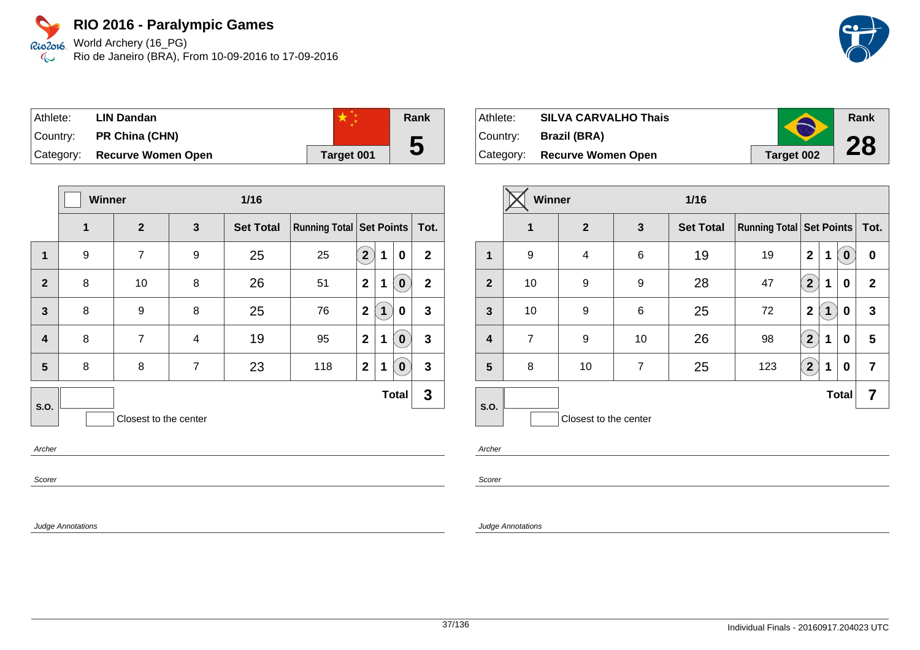# RIO 2016 - Paralympic Games

World Archery (16_PG)
Rio de Janeiro (BRA), From 10-09-2016 to 17-09-2016

| Athlete: | LIN Dandan | Rank |
|---|---|---|
| Country: | PR China (CHN) | 5 |
| Category: | Recurve Women Open | Target 001 |

| | Winner | | 1/16 | | | | | | |
|---|---|---|---|---|---|---|---|---|---|
| | 1 | 2 | 3 | Set Total | Running Total | Set Points | | | Tot. |
| 1 | 9 | 7 | 9 | 25 | 25 | (2) | 1 | 0 | 2 |
| 2 | 8 | 10 | 8 | 26 | 51 | 2 | 1 | (0) | 2 |
| 3 | 8 | 9 | 8 | 25 | 76 | 2 | (1) | 0 | 3 |
| 4 | 8 | 7 | 4 | 19 | 95 | 2 | 1 | (0) | 3 |
| 5 | 8 | 8 | 7 | 23 | 118 | 2 | 1 | (0) | 3 |
| S.O. | | | | | | | | Total | 3 |

Closest to the center

*Archer*

*Scorer*

*Judge Annotations*

| Athlete: | SILVA CARVALHO Thais | Rank |
|---|---|---|
| Country: | Brazil (BRA) | 28 |
| Category: | Recurve Women Open | Target 002 |

| | Winner ☒ | | 1/16 | | | | | | |
|---|---|---|---|---|---|---|---|---|---|
| | 1 | 2 | 3 | Set Total | Running Total | Set Points | | | Tot. |
| 1 | 9 | 4 | 6 | 19 | 19 | 2 | 1 | (0) | 0 |
| 2 | 10 | 9 | 9 | 28 | 47 | (2) | 1 | 0 | 2 |
| 3 | 10 | 9 | 6 | 25 | 72 | 2 | (1) | 0 | 3 |
| 4 | 7 | 9 | 10 | 26 | 98 | (2) | 1 | 0 | 5 |
| 5 | 8 | 10 | 7 | 25 | 123 | (2) | 1 | 0 | 7 |
| S.O. | | | | | | | | Total | 7 |

Closest to the center

*Archer*

*Scorer*

*Judge Annotations*

Individual Finals - 20160917.204023 UTC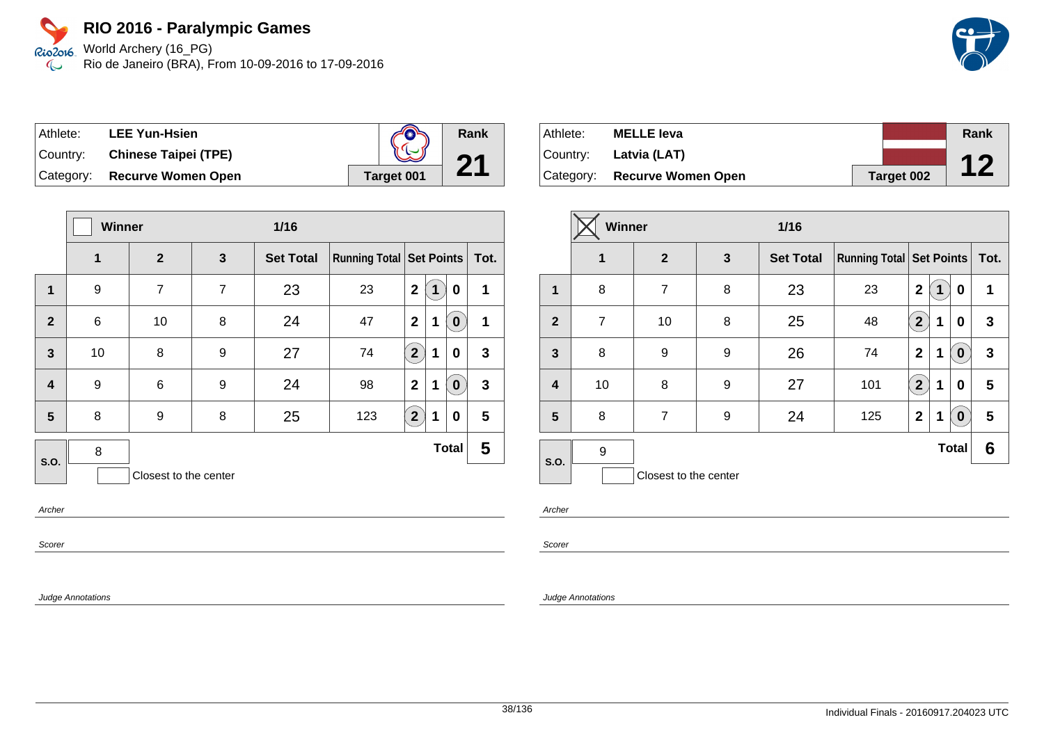# RIO 2016 - Paralympic Games

World Archery (16_PG)
Rio de Janeiro (BRA), From 10-09-2016 to 17-09-2016

| | | | |
|---|---|---|---|
| Athlete: | **LEE Yun-Hsien** | | **Rank** |
| Country: | **Chinese Taipei (TPE)** | | **21** |
| Category: | **Recurve Women Open** | **Target 001** | |

| | Winner | | | 1/16 | | | | | |
|---|---|---|---|---|---|---|---|---|---|
| | **1** | **2** | **3** | **Set Total** | **Running Total** | **Set Points** | | | **Tot.** |
| **1** | 9 | 7 | 7 | 23 | 23 | 2 | (1) | 0 | 1 |
| **2** | 6 | 10 | 8 | 24 | 47 | 2 | 1 | (0) | 1 |
| **3** | 10 | 8 | 9 | 27 | 74 | (2) | 1 | 0 | 3 |
| **4** | 9 | 6 | 9 | 24 | 98 | 2 | 1 | (0) | 3 |
| **5** | 8 | 9 | 8 | 25 | 123 | (2) | 1 | 0 | 5 |
| **S.O.** | 8 | | | | | | | **Total** | **5** |

Closest to the center

Archer

Scorer

Judge Annotations

| | | | |
|---|---|---|---|
| Athlete: | **MELLE Ieva** | | **Rank** |
| Country: | **Latvia (LAT)** | | **12** |
| Category: | **Recurve Women Open** | **Target 002** | |

| | Winner (X) | | | 1/16 | | | | | |
|---|---|---|---|---|---|---|---|---|---|
| | **1** | **2** | **3** | **Set Total** | **Running Total** | **Set Points** | | | **Tot.** |
| **1** | 8 | 7 | 8 | 23 | 23 | 2 | (1) | 0 | 1 |
| **2** | 7 | 10 | 8 | 25 | 48 | (2) | 1 | 0 | 3 |
| **3** | 8 | 9 | 9 | 26 | 74 | 2 | 1 | (0) | 3 |
| **4** | 10 | 8 | 9 | 27 | 101 | (2) | 1 | 0 | 5 |
| **5** | 8 | 7 | 9 | 24 | 125 | 2 | 1 | (0) | 5 |
| **S.O.** | 9 | | | | | | | **Total** | **6** |

Closest to the center

Archer

Scorer

Judge Annotations

Individual Finals - 20160917.204023 UTC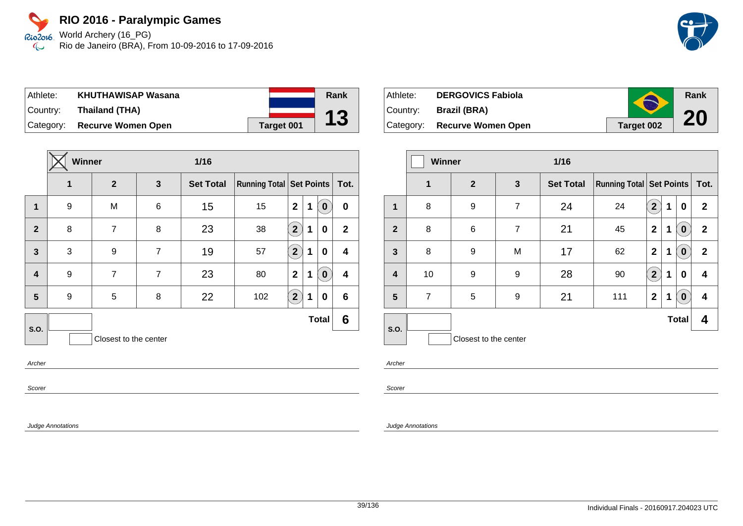# RIO 2016 - Paralympic Games

World Archery (16_PG)
Rio de Janeiro (BRA), From 10-09-2016 to 17-09-2016

| Athlete: | KHUTHAWISAP Wasana | Rank |
|---|---|---|
| Country: | Thailand (THA) | 13 |
| Category: | Recurve Women Open | Target 001 |

| | ☒ Winner | | 1/16 | | | | | | |
|---|---|---|---|---|---|---|---|---|---|
| | 1 | 2 | 3 | Set Total | Running Total | Set Points | | | Tot. |
| 1 | 9 | M | 6 | 15 | 15 | 2 | 1 | (0) | 0 |
| 2 | 8 | 7 | 8 | 23 | 38 | (2) | 1 | 0 | 2 |
| 3 | 3 | 9 | 7 | 19 | 57 | (2) | 1 | 0 | 4 |
| 4 | 9 | 7 | 7 | 23 | 80 | 2 | 1 | (0) | 4 |
| 5 | 9 | 5 | 8 | 22 | 102 | (2) | 1 | 0 | 6 |
| S.O. | | | | | | | | Total | 6 |

Closest to the center

*Archer*

*Scorer*

*Judge Annotations*

| Athlete: | DERGOVICS Fabiola | Rank |
|---|---|---|
| Country: | Brazil (BRA) | 20 |
| Category: | Recurve Women Open | Target 002 |

| | ☐ Winner | | 1/16 | | | | | | |
|---|---|---|---|---|---|---|---|---|---|
| | 1 | 2 | 3 | Set Total | Running Total | Set Points | | | Tot. |
| 1 | 8 | 9 | 7 | 24 | 24 | (2) | 1 | 0 | 2 |
| 2 | 8 | 6 | 7 | 21 | 45 | 2 | 1 | (0) | 2 |
| 3 | 8 | 9 | M | 17 | 62 | 2 | 1 | (0) | 2 |
| 4 | 10 | 9 | 9 | 28 | 90 | (2) | 1 | 0 | 4 |
| 5 | 7 | 5 | 9 | 21 | 111 | 2 | 1 | (0) | 4 |
| S.O. | | | | | | | | Total | 4 |

Closest to the center

*Archer*

*Scorer*

*Judge Annotations*

Individual Finals - 20160917.204023 UTC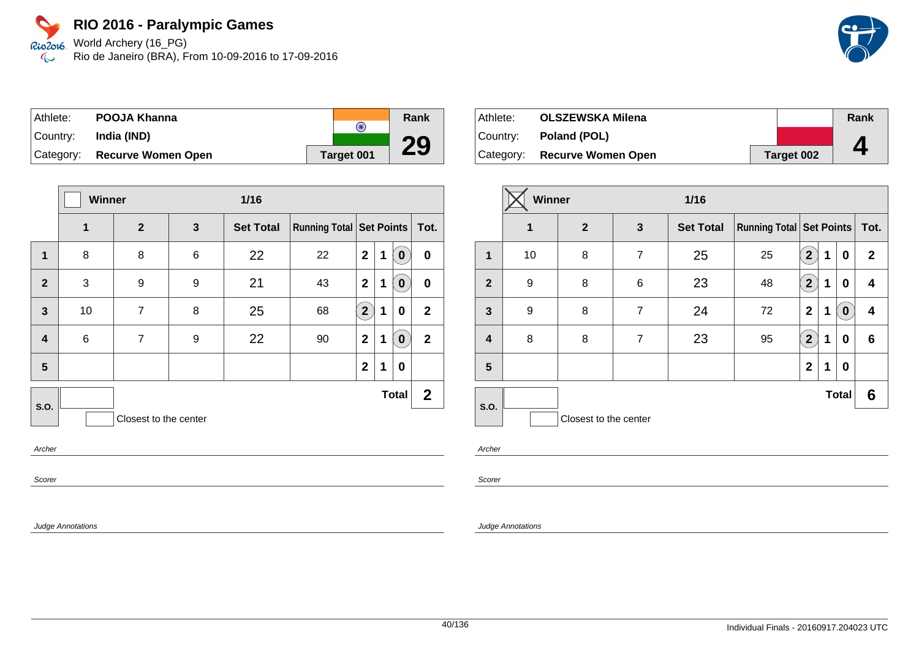# RIO 2016 - Paralympic Games

World Archery (16_PG)
Rio de Janeiro (BRA), From 10-09-2016 to 17-09-2016

| Athlete: | POOJA Khanna | Rank |
|---|---|---|
| Country: | India (IND) | 29 |
| Category: | Recurve Women Open | Target 001 |

| | Winner | | | 1/16 | | | | | |
|---|---|---|---|---|---|---|---|---|---|
| | 1 | 2 | 3 | Set Total | Running Total | Set Points | | | Tot. |
| 1 | 8 | 8 | 6 | 22 | 22 | 2 | 1 | (0) | 0 |
| 2 | 3 | 9 | 9 | 21 | 43 | 2 | 1 | (0) | 0 |
| 3 | 10 | 7 | 8 | 25 | 68 | (2) | 1 | 0 | 2 |
| 4 | 6 | 7 | 9 | 22 | 90 | 2 | 1 | (0) | 2 |
| 5 | | | | | | 2 | 1 | 0 | |
| S.O. | | | | | | Total | | | 2 |

Closest to the center

*Archer*

*Scorer*

*Judge Annotations*

| Athlete: | OLSZEWSKA Milena | Rank |
|---|---|---|
| Country: | Poland (POL) | 4 |
| Category: | Recurve Women Open | Target 002 |

| | Winner (X) | | | 1/16 | | | | | |
|---|---|---|---|---|---|---|---|---|---|
| | 1 | 2 | 3 | Set Total | Running Total | Set Points | | | Tot. |
| 1 | 10 | 8 | 7 | 25 | 25 | (2) | 1 | 0 | 2 |
| 2 | 9 | 8 | 6 | 23 | 48 | (2) | 1 | 0 | 4 |
| 3 | 9 | 8 | 7 | 24 | 72 | 2 | 1 | (0) | 4 |
| 4 | 8 | 8 | 7 | 23 | 95 | (2) | 1 | 0 | 6 |
| 5 | | | | | | 2 | 1 | 0 | |
| S.O. | | | | | | Total | | | 6 |

Closest to the center

*Archer*

*Scorer*

*Judge Annotations*

Individual Finals - 20160917.204023 UTC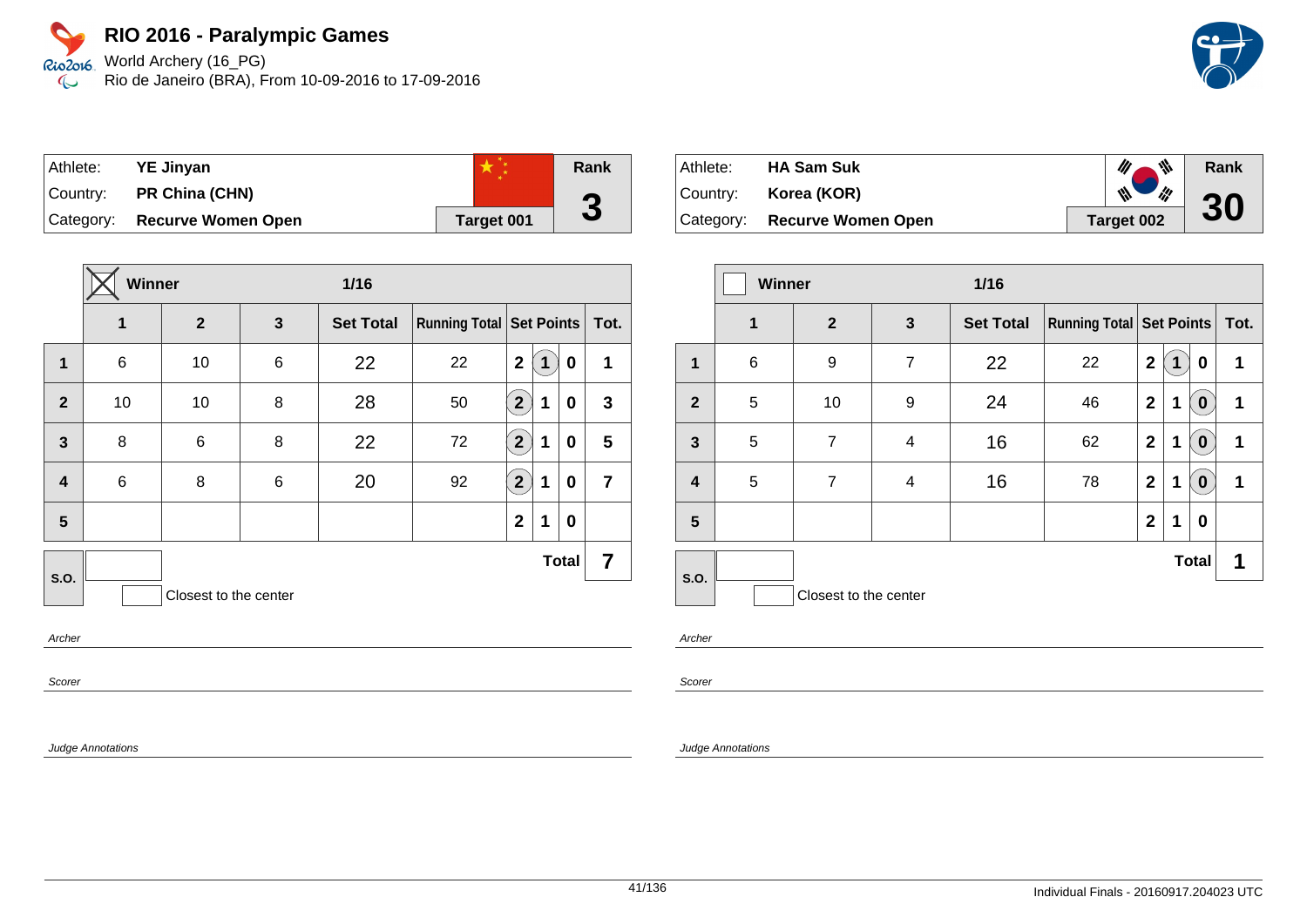# RIO 2016 - Paralympic Games

World Archery (16_PG)
Rio de Janeiro (BRA), From 10-09-2016 to 17-09-2016

| Athlete: | YE Jinyan | Rank |
|---|---|---|
| Country: | PR China (CHN) | 3 |
| Category: | Recurve Women Open | Target 001 |

**Winner** ☒ — 1/16

| | 1 | 2 | 3 | Set Total | Running Total | Set Points | Tot. |
|---|---|---|---|---|---|---|---|
| 1 | 6 | 10 | 6 | 22 | 22 | 1 | 1 |
| 2 | 10 | 10 | 8 | 28 | 50 | 2 | 3 |
| 3 | 8 | 6 | 8 | 22 | 72 | 2 | 5 |
| 4 | 6 | 8 | 6 | 20 | 92 | 2 | 7 |
| 5 | | | | | | | |
| S.O. | | | | | | **Total** | **7** |

Closest to the center

Archer

Scorer

Judge Annotations

| Athlete: | HA Sam Suk | Rank |
|---|---|---|
| Country: | Korea (KOR) | 30 |
| Category: | Recurve Women Open | Target 002 |

**Winner** ☐ — 1/16

| | 1 | 2 | 3 | Set Total | Running Total | Set Points | Tot. |
|---|---|---|---|---|---|---|---|
| 1 | 6 | 9 | 7 | 22 | 22 | 1 | 1 |
| 2 | 5 | 10 | 9 | 24 | 46 | 0 | 1 |
| 3 | 5 | 7 | 4 | 16 | 62 | 0 | 1 |
| 4 | 5 | 7 | 4 | 16 | 78 | 0 | 1 |
| 5 | | | | | | | |
| S.O. | | | | | | **Total** | **1** |

Closest to the center

Archer

Scorer

Judge Annotations

Individual Finals - 20160917.204023 UTC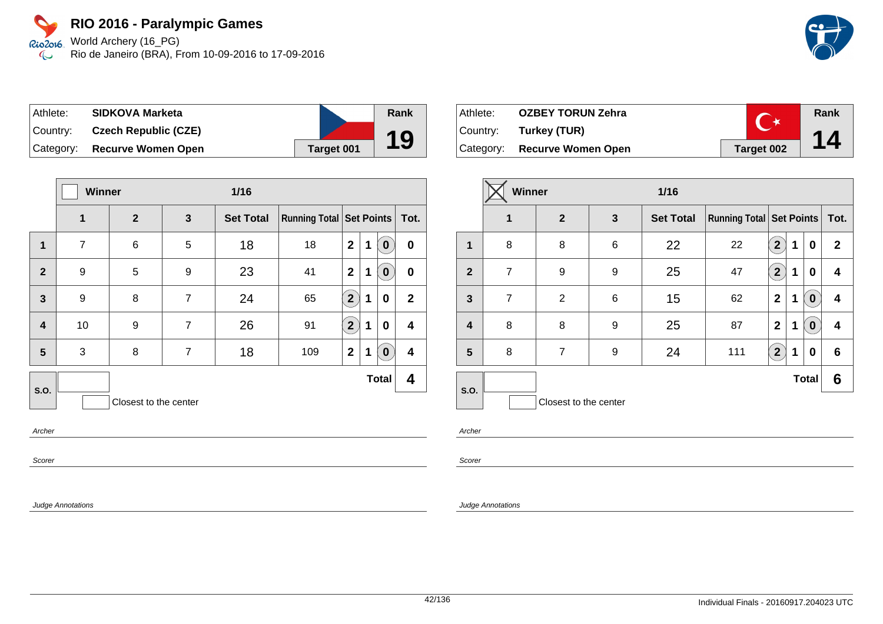# RIO 2016 - Paralympic Games

World Archery (16_PG)
Rio de Janeiro (BRA), From 10-09-2016 to 17-09-2016

| Athlete: | SIDKOVA Marketa | Rank |
|---|---|---|
| Country: | Czech Republic (CZE) | 19 |
| Category: | Recurve Women Open | Target 001 |

| | Winner | | | 1/16 | | | | | |
|---|---|---|---|---|---|---|---|---|---|
| | 1 | 2 | 3 | Set Total | Running Total | Set Points | | | Tot. |
| 1 | 7 | 6 | 5 | 18 | 18 | 2 | 1 | (0) | 0 |
| 2 | 9 | 5 | 9 | 23 | 41 | 2 | 1 | (0) | 0 |
| 3 | 9 | 8 | 7 | 24 | 65 | (2) | 1 | 0 | 2 |
| 4 | 10 | 9 | 7 | 26 | 91 | (2) | 1 | 0 | 4 |
| 5 | 3 | 8 | 7 | 18 | 109 | 2 | 1 | (0) | 4 |
| S.O. | | | | | | | | Total | 4 |

Closest to the center

Archer

Scorer

Judge Annotations

| Athlete: | OZBEY TORUN Zehra | Rank |
|---|---|---|
| Country: | Turkey (TUR) | 14 |
| Category: | Recurve Women Open | Target 002 |

| | Winner [X] | | | 1/16 | | | | | |
|---|---|---|---|---|---|---|---|---|---|
| | 1 | 2 | 3 | Set Total | Running Total | Set Points | | | Tot. |
| 1 | 8 | 8 | 6 | 22 | 22 | (2) | 1 | 0 | 2 |
| 2 | 7 | 9 | 9 | 25 | 47 | (2) | 1 | 0 | 4 |
| 3 | 7 | 2 | 6 | 15 | 62 | 2 | 1 | (0) | 4 |
| 4 | 8 | 8 | 9 | 25 | 87 | 2 | 1 | (0) | 4 |
| 5 | 8 | 7 | 9 | 24 | 111 | (2) | 1 | 0 | 6 |
| S.O. | | | | | | | | Total | 6 |

Closest to the center

Archer

Scorer

Judge Annotations

Individual Finals - 20160917.204023 UTC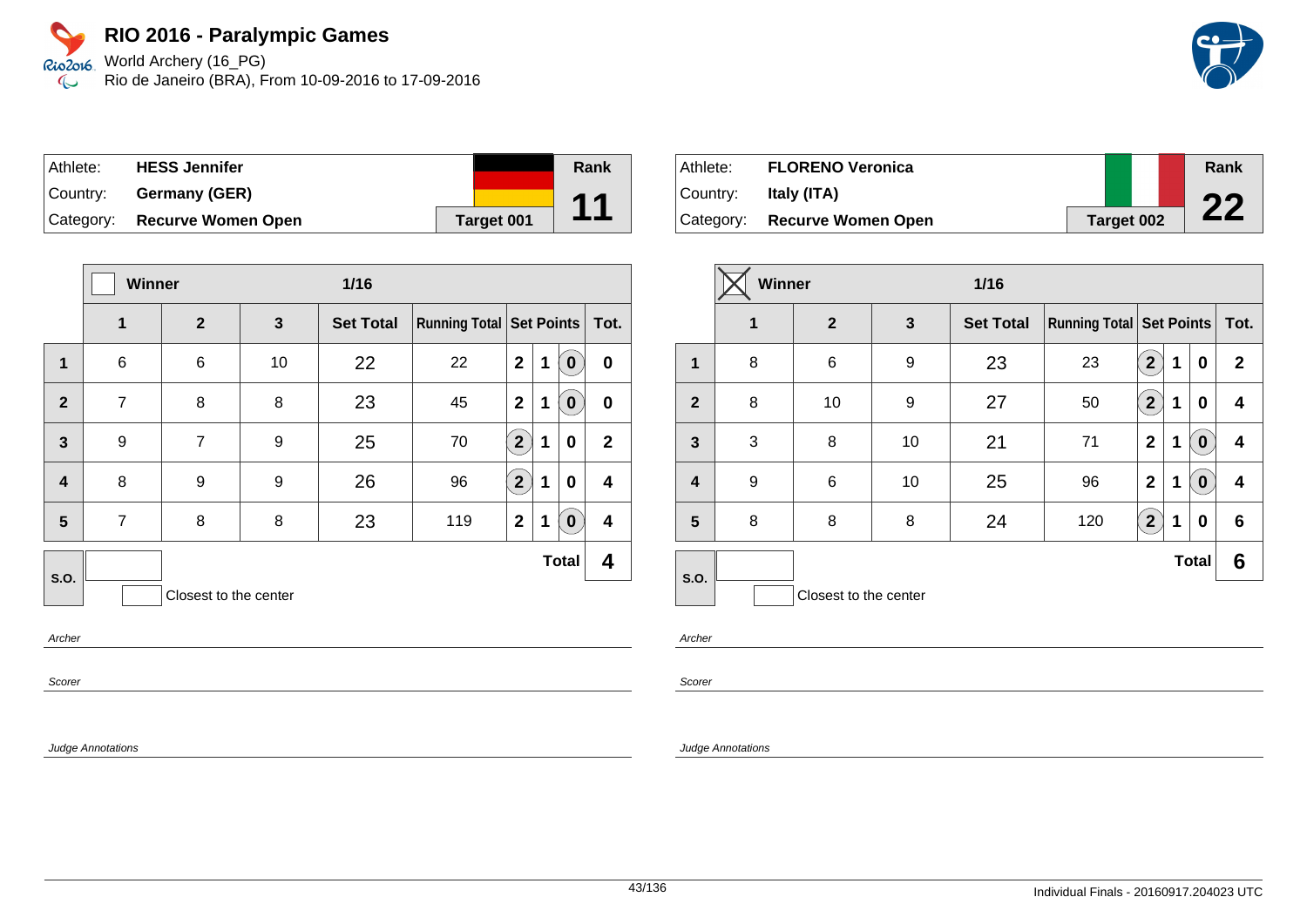# RIO 2016 - Paralympic Games

World Archery (16_PG)
Rio de Janeiro (BRA), From 10-09-2016 to 17-09-2016

| Athlete: | **HESS Jennifer** | Rank |
|---|---|---|
| Country: | **Germany (GER)** | **11** |
| Category: | **Recurve Women Open** | Target 001 |

| | Winner ☐ | | | 1/16 | | | | | |
|---|---|---|---|---|---|---|---|---|---|
| | **1** | **2** | **3** | **Set Total** | **Running Total** | **Set Points** | | | **Tot.** |
| **1** | 6 | 6 | 10 | 22 | 22 | 2 | 1 | (0) | 0 |
| **2** | 7 | 8 | 8 | 23 | 45 | 2 | 1 | (0) | 0 |
| **3** | 9 | 7 | 9 | 25 | 70 | (2) | 1 | 0 | 2 |
| **4** | 8 | 9 | 9 | 26 | 96 | (2) | 1 | 0 | 4 |
| **5** | 7 | 8 | 8 | 23 | 119 | 2 | 1 | (0) | 4 |
| **S.O.** | | | | | | | | **Total** | **4** |

☐ Closest to the center

*Archer*

*Scorer*

*Judge Annotations*

| Athlete: | **FLORENO Veronica** | Rank |
|---|---|---|
| Country: | **Italy (ITA)** | **22** |
| Category: | **Recurve Women Open** | Target 002 |

| | Winner ☒ | | | 1/16 | | | | | |
|---|---|---|---|---|---|---|---|---|---|
| | **1** | **2** | **3** | **Set Total** | **Running Total** | **Set Points** | | | **Tot.** |
| **1** | 8 | 6 | 9 | 23 | 23 | (2) | 1 | 0 | 2 |
| **2** | 8 | 10 | 9 | 27 | 50 | (2) | 1 | 0 | 4 |
| **3** | 3 | 8 | 10 | 21 | 71 | 2 | 1 | (0) | 4 |
| **4** | 9 | 6 | 10 | 25 | 96 | 2 | 1 | (0) | 4 |
| **5** | 8 | 8 | 8 | 24 | 120 | (2) | 1 | 0 | 6 |
| **S.O.** | | | | | | | | **Total** | **6** |

☐ Closest to the center

*Archer*

*Scorer*

*Judge Annotations*

Individual Finals - 20160917.204023 UTC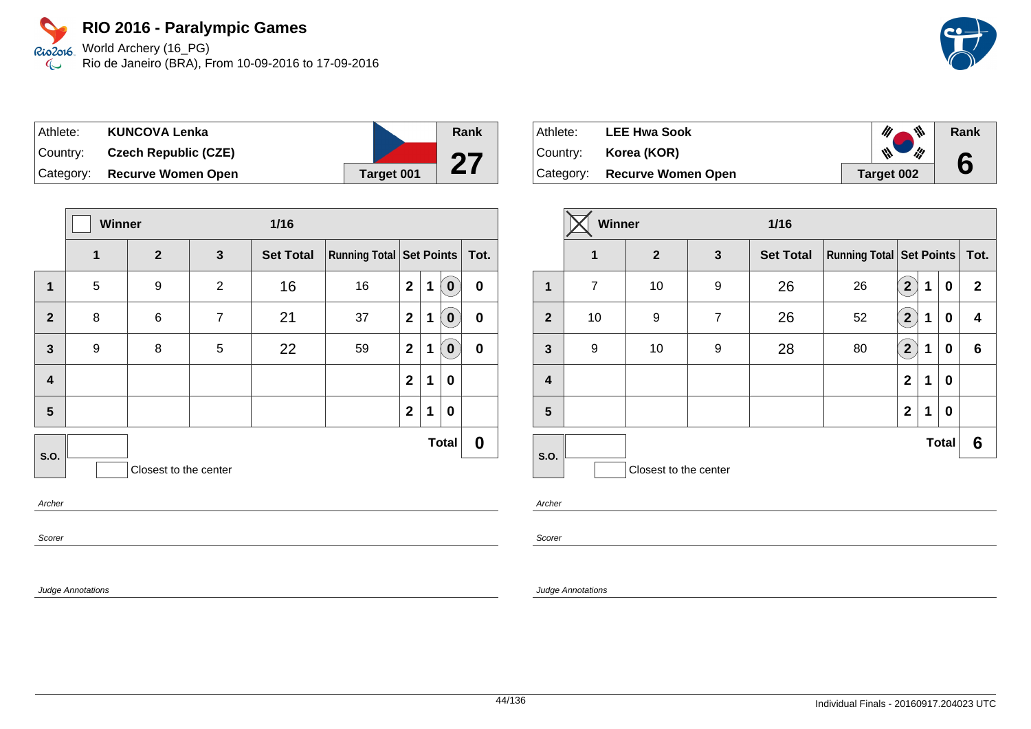# RIO 2016 - Paralympic Games

World Archery (16_PG)
Rio de Janeiro (BRA), From 10-09-2016 to 17-09-2016

| Athlete: | KUNCOVA Lenka | | Rank |
|---|---|---|---|
| Country: | Czech Republic (CZE) | | 27 |
| Category: | Recurve Women Open | Target 001 | |

| | Winner | | | 1/16 | | | | | |
|---|---|---|---|---|---|---|---|---|---|
| | 1 | 2 | 3 | Set Total | Running Total | Set Points | | | Tot. |
| 1 | 5 | 9 | 2 | 16 | 16 | 2 | 1 | (0) | 0 |
| 2 | 8 | 6 | 7 | 21 | 37 | 2 | 1 | (0) | 0 |
| 3 | 9 | 8 | 5 | 22 | 59 | 2 | 1 | (0) | 0 |
| 4 | | | | | | 2 | 1 | 0 | |
| 5 | | | | | | 2 | 1 | 0 | |
| S.O. | | | | | | | | Total | 0 |

Closest to the center

*Archer*

*Scorer*

*Judge Annotations*

| Athlete: | LEE Hwa Sook | | Rank |
|---|---|---|---|
| Country: | Korea (KOR) | | 6 |
| Category: | Recurve Women Open | Target 002 | |

| | Winner ☒ | | | 1/16 | | | | | |
|---|---|---|---|---|---|---|---|---|---|
| | 1 | 2 | 3 | Set Total | Running Total | Set Points | | | Tot. |
| 1 | 7 | 10 | 9 | 26 | 26 | (2) | 1 | 0 | 2 |
| 2 | 10 | 9 | 7 | 26 | 52 | (2) | 1 | 0 | 4 |
| 3 | 9 | 10 | 9 | 28 | 80 | (2) | 1 | 0 | 6 |
| 4 | | | | | | 2 | 1 | 0 | |
| 5 | | | | | | 2 | 1 | 0 | |
| S.O. | | | | | | | | Total | 6 |

Closest to the center

*Archer*

*Scorer*

*Judge Annotations*

Individual Finals - 20160917.204023 UTC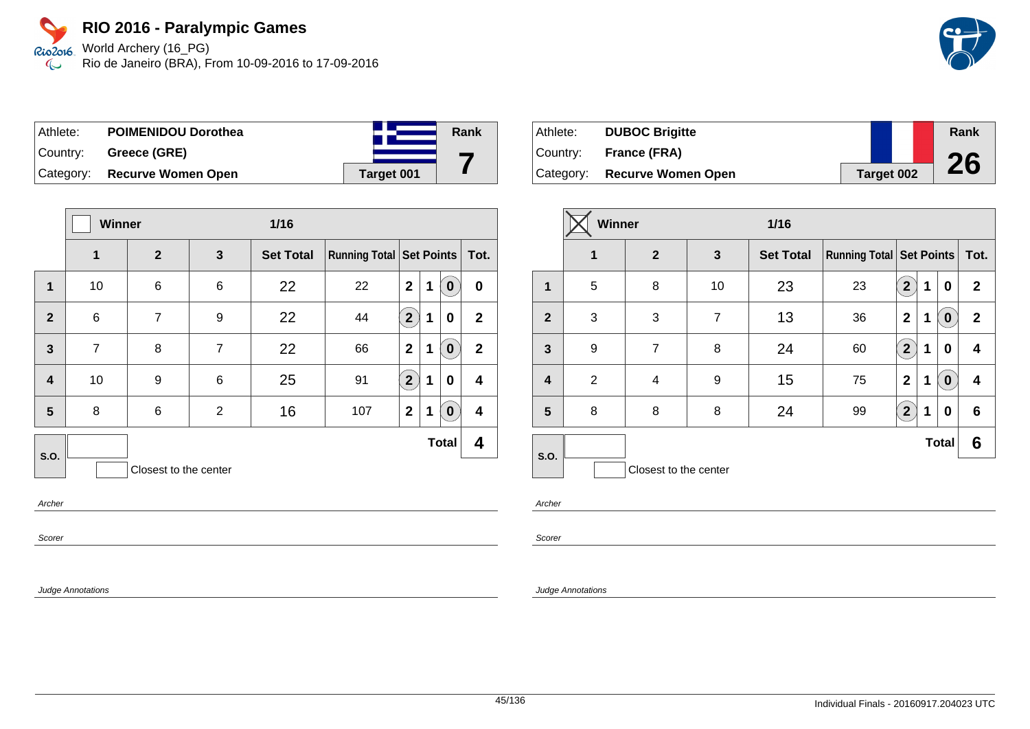# RIO 2016 - Paralympic Games

World Archery (16_PG)
Rio de Janeiro (BRA), From 10-09-2016 to 17-09-2016

| Athlete: | **POIMENIDOU Dorothea** | Rank |
|---|---|---|
| Country: | **Greece (GRE)** | **7** |
| Category: | **Recurve Women Open** | **Target 001** |

| | Winner | | | 1/16 | | | | | |
|---|---|---|---|---|---|---|---|---|---|
| | **1** | **2** | **3** | **Set Total** | **Running Total** | **Set Points** | | | **Tot.** |
| **1** | 10 | 6 | 6 | 22 | 22 | 2 | 1 | (0) | 0 |
| **2** | 6 | 7 | 9 | 22 | 44 | (2) | 1 | 0 | 2 |
| **3** | 7 | 8 | 7 | 22 | 66 | 2 | 1 | (0) | 2 |
| **4** | 10 | 9 | 6 | 25 | 91 | (2) | 1 | 0 | 4 |
| **5** | 8 | 6 | 2 | 16 | 107 | 2 | 1 | (0) | 4 |
| **S.O.** | | | | | | **Total** | | | **4** |

Closest to the center

*Archer*

*Scorer*

*Judge Annotations*

| Athlete: | **DUBOC Brigitte** | Rank |
|---|---|---|
| Country: | **France (FRA)** | **26** |
| Category: | **Recurve Women Open** | **Target 002** |

| | Winner ☒ | | | 1/16 | | | | | |
|---|---|---|---|---|---|---|---|---|---|
| | **1** | **2** | **3** | **Set Total** | **Running Total** | **Set Points** | | | **Tot.** |
| **1** | 5 | 8 | 10 | 23 | 23 | (2) | 1 | 0 | 2 |
| **2** | 3 | 3 | 7 | 13 | 36 | 2 | 1 | (0) | 2 |
| **3** | 9 | 7 | 8 | 24 | 60 | (2) | 1 | 0 | 4 |
| **4** | 2 | 4 | 9 | 15 | 75 | 2 | 1 | (0) | 4 |
| **5** | 8 | 8 | 8 | 24 | 99 | (2) | 1 | 0 | 6 |
| **S.O.** | | | | | | **Total** | | | **6** |

Closest to the center

*Archer*

*Scorer*

*Judge Annotations*

Individual Finals - 20160917.204023 UTC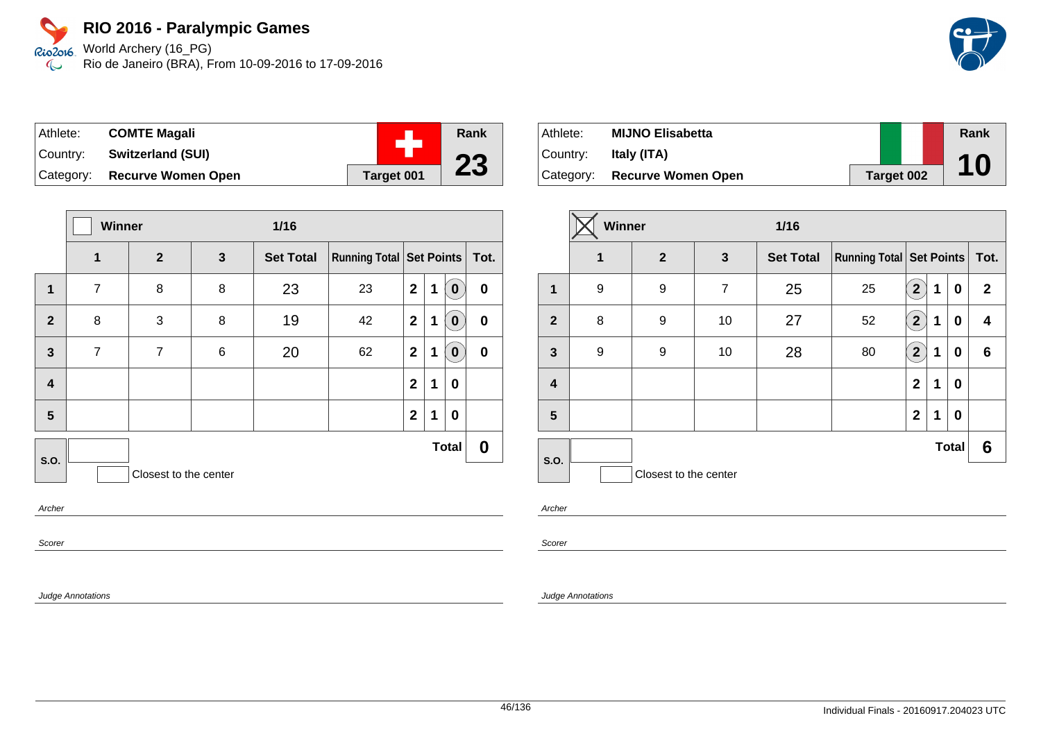# RIO 2016 - Paralympic Games

World Archery (16_PG)
Rio de Janeiro (BRA), From 10-09-2016 to 17-09-2016

| Athlete: | COMTE Magali | | Rank |
|---|---|---|---|
| Country: | Switzerland (SUI) | | 23 |
| Category: | Recurve Women Open | Target 001 | |

| | Winner ☐ | | | 1/16 | | | | | |
|---|---|---|---|---|---|---|---|---|---|
| | 1 | 2 | 3 | Set Total | Running Total | Set Points | | | Tot. |
| 1 | 7 | 8 | 8 | 23 | 23 | 2 | 1 | (0) | 0 |
| 2 | 8 | 3 | 8 | 19 | 42 | 2 | 1 | (0) | 0 |
| 3 | 7 | 7 | 6 | 20 | 62 | 2 | 1 | (0) | 0 |
| 4 | | | | | | 2 | 1 | 0 | |
| 5 | | | | | | 2 | 1 | 0 | |
| S.O. | | | | | | | | Total | 0 |

Closest to the center

Archer

Scorer

Judge Annotations

| Athlete: | MIJNO Elisabetta | | Rank |
|---|---|---|---|
| Country: | Italy (ITA) | | 10 |
| Category: | Recurve Women Open | Target 002 | |

| | Winner ☒ | | | 1/16 | | | | | |
|---|---|---|---|---|---|---|---|---|---|
| | 1 | 2 | 3 | Set Total | Running Total | Set Points | | | Tot. |
| 1 | 9 | 9 | 7 | 25 | 25 | (2) | 1 | 0 | 2 |
| 2 | 8 | 9 | 10 | 27 | 52 | (2) | 1 | 0 | 4 |
| 3 | 9 | 9 | 10 | 28 | 80 | (2) | 1 | 0 | 6 |
| 4 | | | | | | 2 | 1 | 0 | |
| 5 | | | | | | 2 | 1 | 0 | |
| S.O. | | | | | | | | Total | 6 |

Closest to the center

Archer

Scorer

Judge Annotations

Individual Finals - 20160917.204023 UTC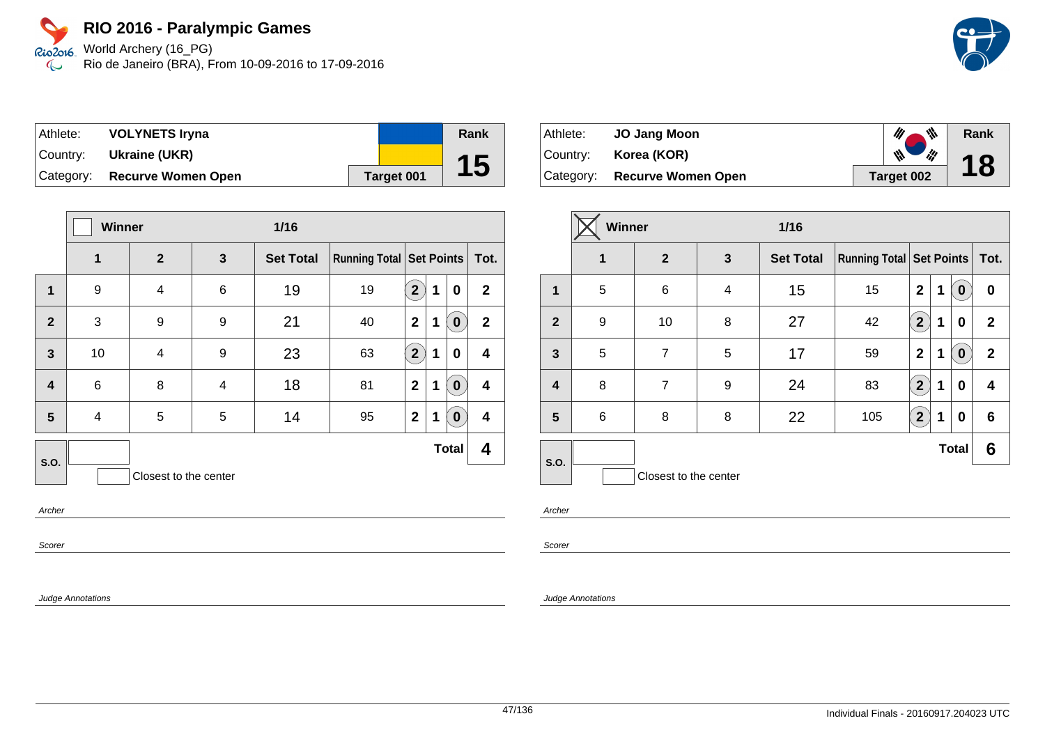# RIO 2016 - Paralympic Games

World Archery (16_PG)
Rio de Janeiro (BRA), From 10-09-2016 to 17-09-2016

| Athlete: | VOLYNETS Iryna | Rank |
|---|---|---|
| Country: | Ukraine (UKR) | 15 |
| Category: | Recurve Women Open | Target 001 |

| | Winner | | | 1/16 | | | | | |
|---|---|---|---|---|---|---|---|---|---|
| | 1 | 2 | 3 | Set Total | Running Total | Set Points | | | Tot. |
| 1 | 9 | 4 | 6 | 19 | 19 | (2) | 1 | 0 | 2 |
| 2 | 3 | 9 | 9 | 21 | 40 | 2 | 1 | (0) | 2 |
| 3 | 10 | 4 | 9 | 23 | 63 | (2) | 1 | 0 | 4 |
| 4 | 6 | 8 | 4 | 18 | 81 | 2 | 1 | (0) | 4 |
| 5 | 4 | 5 | 5 | 14 | 95 | 2 | 1 | (0) | 4 |
| S.O. | | | | | | | | Total | 4 |

Closest to the center

*Archer*

*Scorer*

*Judge Annotations*

| Athlete: | JO Jang Moon | Rank |
|---|---|---|
| Country: | Korea (KOR) | 18 |
| Category: | Recurve Women Open | Target 002 |

| | Winner (X) | | | 1/16 | | | | | |
|---|---|---|---|---|---|---|---|---|---|
| | 1 | 2 | 3 | Set Total | Running Total | Set Points | | | Tot. |
| 1 | 5 | 6 | 4 | 15 | 15 | 2 | 1 | (0) | 0 |
| 2 | 9 | 10 | 8 | 27 | 42 | (2) | 1 | 0 | 2 |
| 3 | 5 | 7 | 5 | 17 | 59 | 2 | 1 | (0) | 2 |
| 4 | 8 | 7 | 9 | 24 | 83 | (2) | 1 | 0 | 4 |
| 5 | 6 | 8 | 8 | 22 | 105 | (2) | 1 | 0 | 6 |
| S.O. | | | | | | | | Total | 6 |

Closest to the center

*Archer*

*Scorer*

*Judge Annotations*

Individual Finals - 20160917.204023 UTC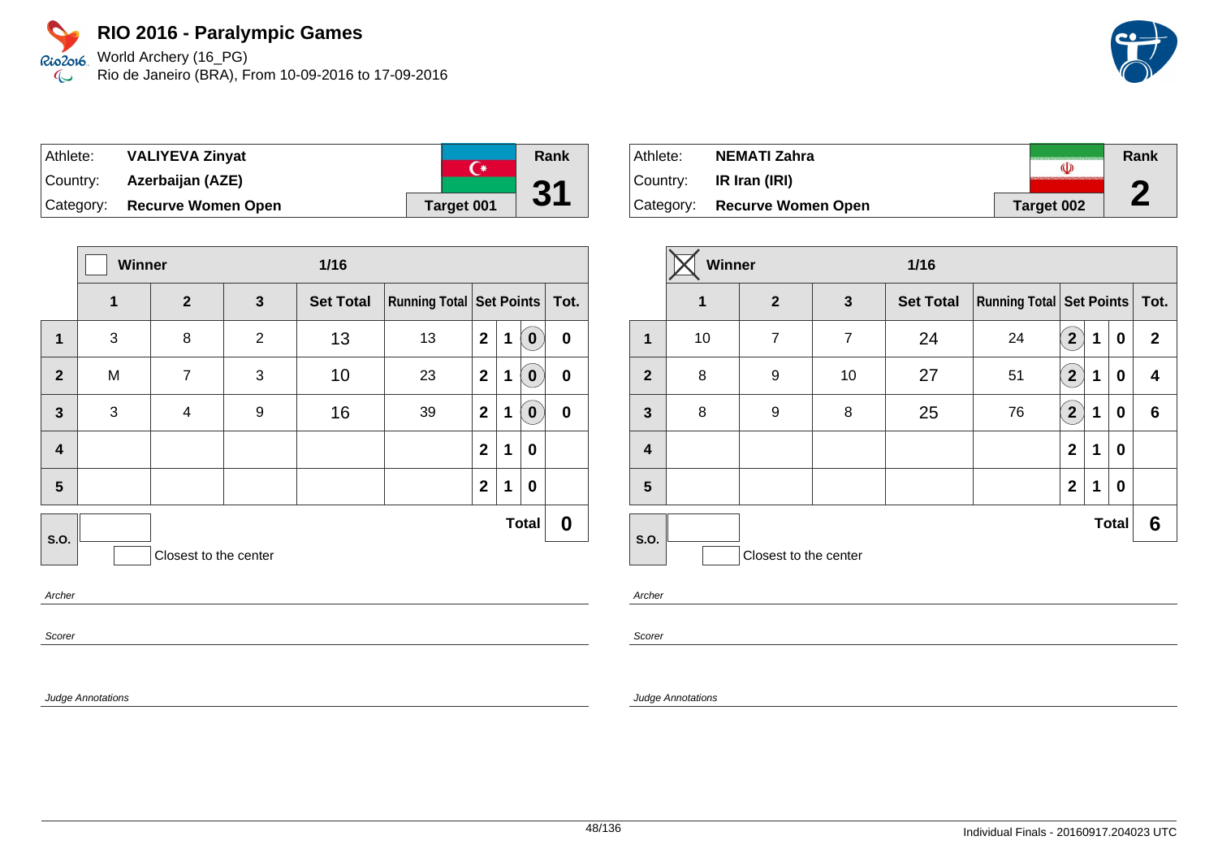# RIO 2016 - Paralympic Games

World Archery (16_PG)
Rio de Janeiro (BRA), From 10-09-2016 to 17-09-2016

| Athlete: | VALIYEVA Zinyat | Rank |
|---|---|---|
| Country: | Azerbaijan (AZE) | 31 |
| Category: | Recurve Women Open | Target 001 |

Winner: ☐ — 1/16

| | 1 | 2 | 3 | Set Total | Running Total | Set Points | | | Tot. |
|---|---|---|---|---|---|---|---|---|---|
| 1 | 3 | 8 | 2 | 13 | 13 | 2 | 1 | (0) | 0 |
| 2 | M | 7 | 3 | 10 | 23 | 2 | 1 | (0) | 0 |
| 3 | 3 | 4 | 9 | 16 | 39 | 2 | 1 | (0) | 0 |
| 4 | | | | | | 2 | 1 | 0 | |
| 5 | | | | | | 2 | 1 | 0 | |
| S.O. | | | | | | | | **Total** | **0** |

Closest to the center

*Archer*

*Scorer*

*Judge Annotations*

| Athlete: | NEMATI Zahra | Rank |
|---|---|---|
| Country: | IR Iran (IRI) | 2 |
| Category: | Recurve Women Open | Target 002 |

Winner: ☒ — 1/16

| | 1 | 2 | 3 | Set Total | Running Total | Set Points | | | Tot. |
|---|---|---|---|---|---|---|---|---|---|
| 1 | 10 | 7 | 7 | 24 | 24 | (2) | 1 | 0 | 2 |
| 2 | 8 | 9 | 10 | 27 | 51 | (2) | 1 | 0 | 4 |
| 3 | 8 | 9 | 8 | 25 | 76 | (2) | 1 | 0 | 6 |
| 4 | | | | | | 2 | 1 | 0 | |
| 5 | | | | | | 2 | 1 | 0 | |
| S.O. | | | | | | | | **Total** | **6** |

Closest to the center

*Archer*

*Scorer*

*Judge Annotations*

Individual Finals - 20160917.204023 UTC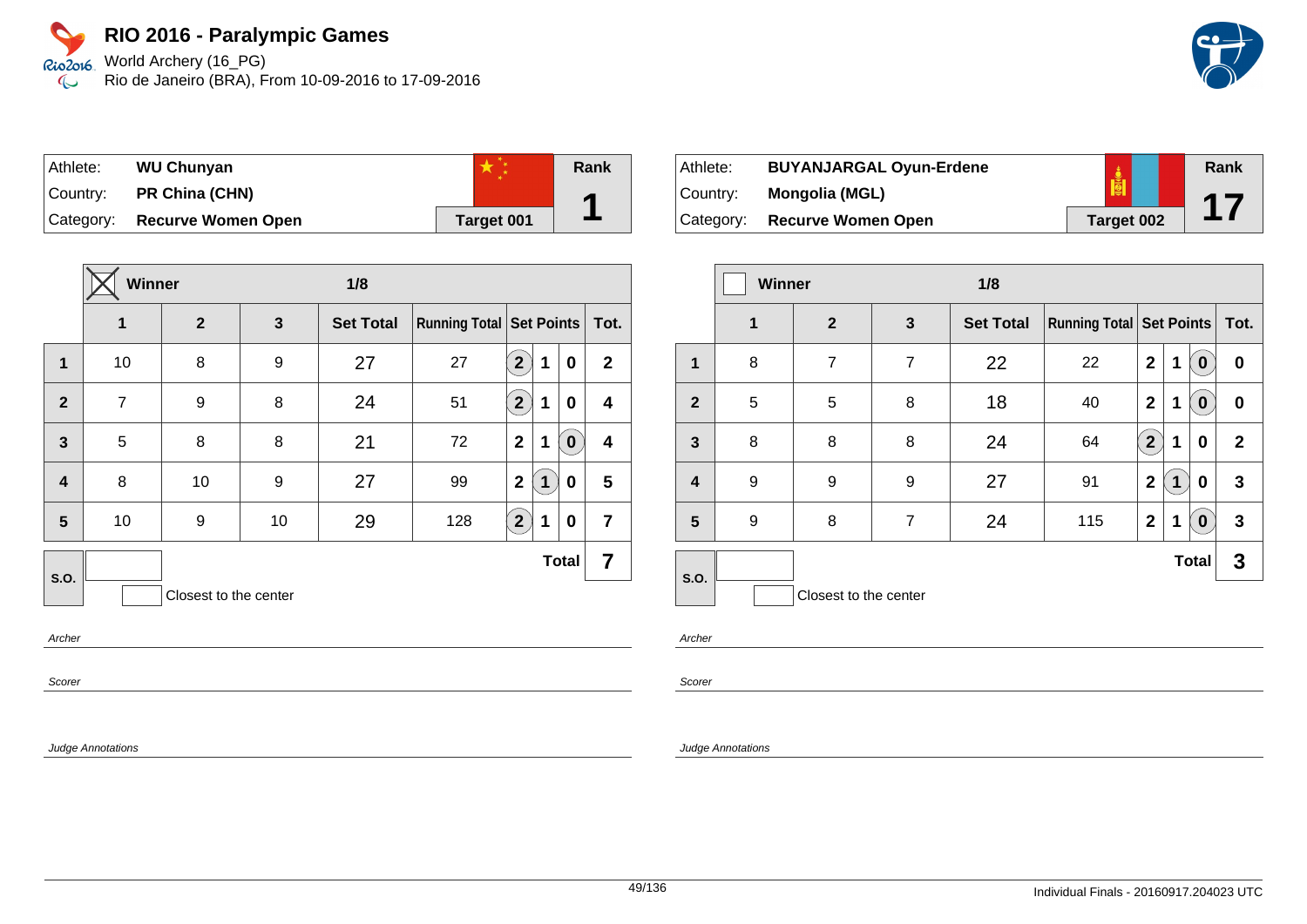# RIO 2016 - Paralympic Games

World Archery (16_PG)
Rio de Janeiro (BRA), From 10-09-2016 to 17-09-2016

| Athlete: | **WU Chunyan** | Rank |
|---|---|---|
| Country: | **PR China (CHN)** | **1** |
| Category: | **Recurve Women Open** | **Target 001** |

| | **Winner** (X) | | | **1/8** | | | | | |
|---|---|---|---|---|---|---|---|---|---|
| | **1** | **2** | **3** | **Set Total** | **Running Total** | **Set Points** | | | **Tot.** |
| **1** | 10 | 8 | 9 | 27 | 27 | (2) | 1 | 0 | **2** |
| **2** | 7 | 9 | 8 | 24 | 51 | (2) | 1 | 0 | **4** |
| **3** | 5 | 8 | 8 | 21 | 72 | 2 | 1 | (0) | **4** |
| **4** | 8 | 10 | 9 | 27 | 99 | 2 | (1) | 0 | **5** |
| **5** | 10 | 9 | 10 | 29 | 128 | (2) | 1 | 0 | **7** |
| **S.O.** | | | | | | | | **Total** | **7** |

Closest to the center

*Archer*

*Scorer*

*Judge Annotations*

| Athlete: | **BUYANJARGAL Oyun-Erdene** | Rank |
|---|---|---|
| Country: | **Mongolia (MGL)** | **17** |
| Category: | **Recurve Women Open** | **Target 002** |

| | **Winner** | | | **1/8** | | | | | |
|---|---|---|---|---|---|---|---|---|---|
| | **1** | **2** | **3** | **Set Total** | **Running Total** | **Set Points** | | | **Tot.** |
| **1** | 8 | 7 | 7 | 22 | 22 | 2 | 1 | (0) | **0** |
| **2** | 5 | 5 | 8 | 18 | 40 | 2 | 1 | (0) | **0** |
| **3** | 8 | 8 | 8 | 24 | 64 | (2) | 1 | 0 | **2** |
| **4** | 9 | 9 | 9 | 27 | 91 | 2 | (1) | 0 | **3** |
| **5** | 9 | 8 | 7 | 24 | 115 | 2 | 1 | (0) | **3** |
| **S.O.** | | | | | | | | **Total** | **3** |

Closest to the center

*Archer*

*Scorer*

*Judge Annotations*

Individual Finals - 20160917.204023 UTC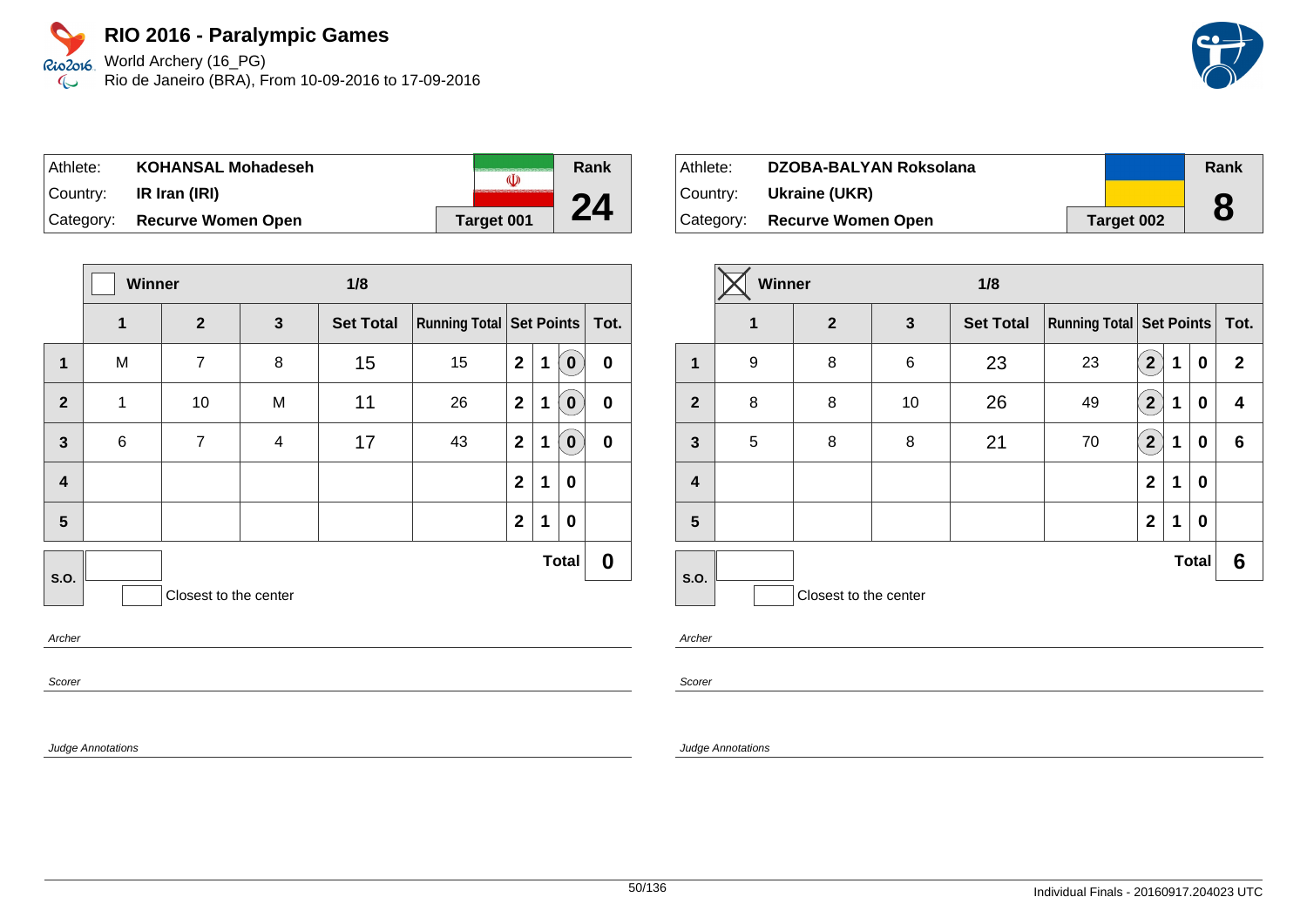# RIO 2016 - Paralympic Games

World Archery (16_PG)
Rio de Janeiro (BRA), From 10-09-2016 to 17-09-2016

| Athlete: | KOHANSAL Mohadeseh | | Rank |
|---|---|---|---|
| Country: | IR Iran (IRI) | | 24 |
| Category: | Recurve Women Open | Target 001 | |

| | Winner | | | 1/8 | | | | | |
|---|---|---|---|---|---|---|---|---|---|
| | 1 | 2 | 3 | Set Total | Running Total | Set Points | | | Tot. |
| 1 | M | 7 | 8 | 15 | 15 | 2 | 1 | (0) | 0 |
| 2 | 1 | 10 | M | 11 | 26 | 2 | 1 | (0) | 0 |
| 3 | 6 | 7 | 4 | 17 | 43 | 2 | 1 | (0) | 0 |
| 4 | | | | | | 2 | 1 | 0 | |
| 5 | | | | | | 2 | 1 | 0 | |
| S.O. | | | | | | | | Total | 0 |

Closest to the center

*Archer*

*Scorer*

*Judge Annotations*

| Athlete: | DZOBA-BALYAN Roksolana | | Rank |
|---|---|---|---|
| Country: | Ukraine (UKR) | | 8 |
| Category: | Recurve Women Open | Target 002 | |

| | Winner (X) | | | 1/8 | | | | | |
|---|---|---|---|---|---|---|---|---|---|
| | 1 | 2 | 3 | Set Total | Running Total | Set Points | | | Tot. |
| 1 | 9 | 8 | 6 | 23 | 23 | (2) | 1 | 0 | 2 |
| 2 | 8 | 8 | 10 | 26 | 49 | (2) | 1 | 0 | 4 |
| 3 | 5 | 8 | 8 | 21 | 70 | (2) | 1 | 0 | 6 |
| 4 | | | | | | 2 | 1 | 0 | |
| 5 | | | | | | 2 | 1 | 0 | |
| S.O. | | | | | | | | Total | 6 |

Closest to the center

*Archer*

*Scorer*

*Judge Annotations*

Individual Finals - 20160917.204023 UTC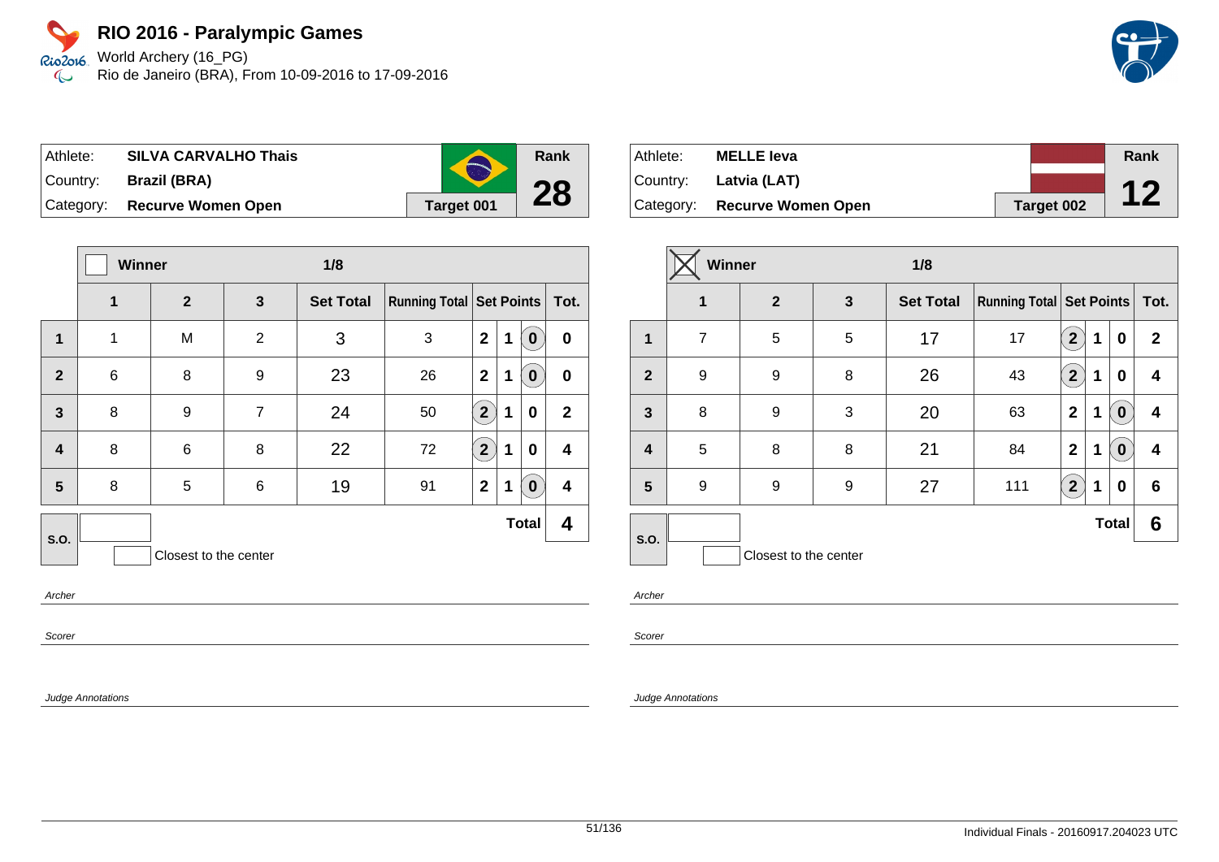# RIO 2016 - Paralympic Games

World Archery (16_PG)
Rio de Janeiro (BRA), From 10-09-2016 to 17-09-2016

| Athlete: | SILVA CARVALHO Thais | Rank |
|---|---|---|
| Country: | Brazil (BRA) | 28 |
| Category: | Recurve Women Open | Target 001 |

| | Winner | | | 1/8 | | | | | |
|---|---|---|---|---|---|---|---|---|---|
| | 1 | 2 | 3 | Set Total | Running Total | Set Points | | | Tot. |
| 1 | 1 | M | 2 | 3 | 3 | 2 | 1 | (0) | 0 |
| 2 | 6 | 8 | 9 | 23 | 26 | 2 | 1 | (0) | 0 |
| 3 | 8 | 9 | 7 | 24 | 50 | (2) | 1 | 0 | 2 |
| 4 | 8 | 6 | 8 | 22 | 72 | (2) | 1 | 0 | 4 |
| 5 | 8 | 5 | 6 | 19 | 91 | 2 | 1 | (0) | 4 |
| S.O. | | | | | | | | Total | 4 |

Closest to the center

Archer

Scorer

Judge Annotations

| Athlete: | MELLE Ieva | Rank |
|---|---|---|
| Country: | Latvia (LAT) | 12 |
| Category: | Recurve Women Open | Target 002 |

| | Winner (X) | | | 1/8 | | | | | |
|---|---|---|---|---|---|---|---|---|---|
| | 1 | 2 | 3 | Set Total | Running Total | Set Points | | | Tot. |
| 1 | 7 | 5 | 5 | 17 | 17 | (2) | 1 | 0 | 2 |
| 2 | 9 | 9 | 8 | 26 | 43 | (2) | 1 | 0 | 4 |
| 3 | 8 | 9 | 3 | 20 | 63 | 2 | 1 | (0) | 4 |
| 4 | 5 | 8 | 8 | 21 | 84 | 2 | 1 | (0) | 4 |
| 5 | 9 | 9 | 9 | 27 | 111 | (2) | 1 | 0 | 6 |
| S.O. | | | | | | | | Total | 6 |

Closest to the center

Archer

Scorer

Judge Annotations

Individual Finals - 20160917.204023 UTC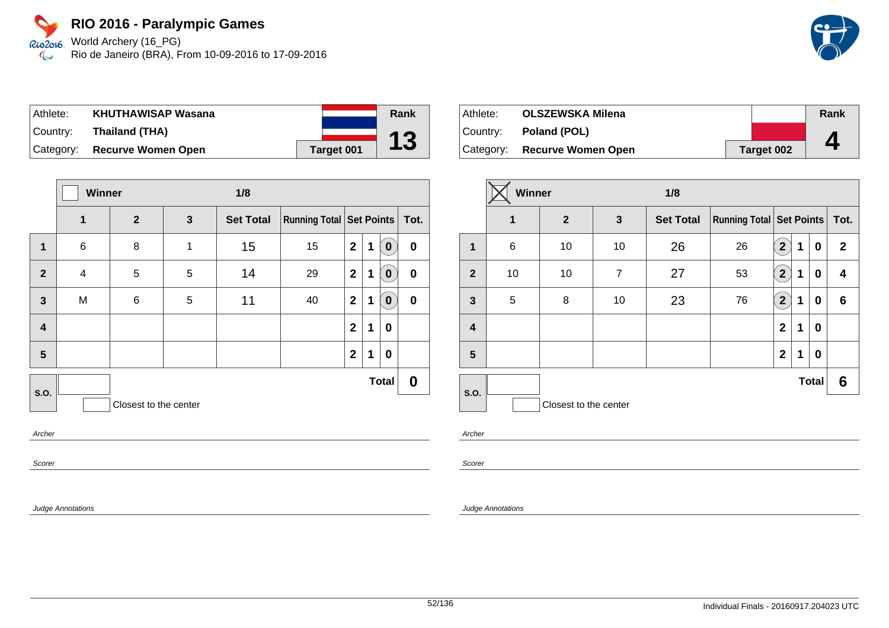# RIO 2016 - Paralympic Games

World Archery (16_PG)

Rio de Janeiro (BRA), From 10-09-2016 to 17-09-2016

| Athlete: | KHUTHAWISAP Wasana | Rank |
|---|---|---|
| Country: | Thailand (THA) | 13 |
| Category: | Recurve Women Open | Target 001 |

| | Winner | | | 1/8 | | | | | |
|---|---|---|---|---|---|---|---|---|---|
| | 1 | 2 | 3 | Set Total | Running Total | Set Points | | | Tot. |
| 1 | 6 | 8 | 1 | 15 | 15 | 2 | 1 | (0) | 0 |
| 2 | 4 | 5 | 5 | 14 | 29 | 2 | 1 | (0) | 0 |
| 3 | M | 6 | 5 | 11 | 40 | 2 | 1 | (0) | 0 |
| 4 | | | | | | 2 | 1 | 0 | |
| 5 | | | | | | 2 | 1 | 0 | |
| S.O. | | | | | | | | Total | 0 |

Closest to the center

Archer

Scorer

Judge Annotations

| Athlete: | OLSZEWSKA Milena | Rank |
|---|---|---|
| Country: | Poland (POL) | 4 |
| Category: | Recurve Women Open | Target 002 |

| | Winner (X) | | | 1/8 | | | | | |
|---|---|---|---|---|---|---|---|---|---|
| | 1 | 2 | 3 | Set Total | Running Total | Set Points | | | Tot. |
| 1 | 6 | 10 | 10 | 26 | 26 | (2) | 1 | 0 | 2 |
| 2 | 10 | 10 | 7 | 27 | 53 | (2) | 1 | 0 | 4 |
| 3 | 5 | 8 | 10 | 23 | 76 | (2) | 1 | 0 | 6 |
| 4 | | | | | | 2 | 1 | 0 | |
| 5 | | | | | | 2 | 1 | 0 | |
| S.O. | | | | | | | | Total | 6 |

Closest to the center

Archer

Scorer

Judge Annotations

Individual Finals - 20160917.204023 UTC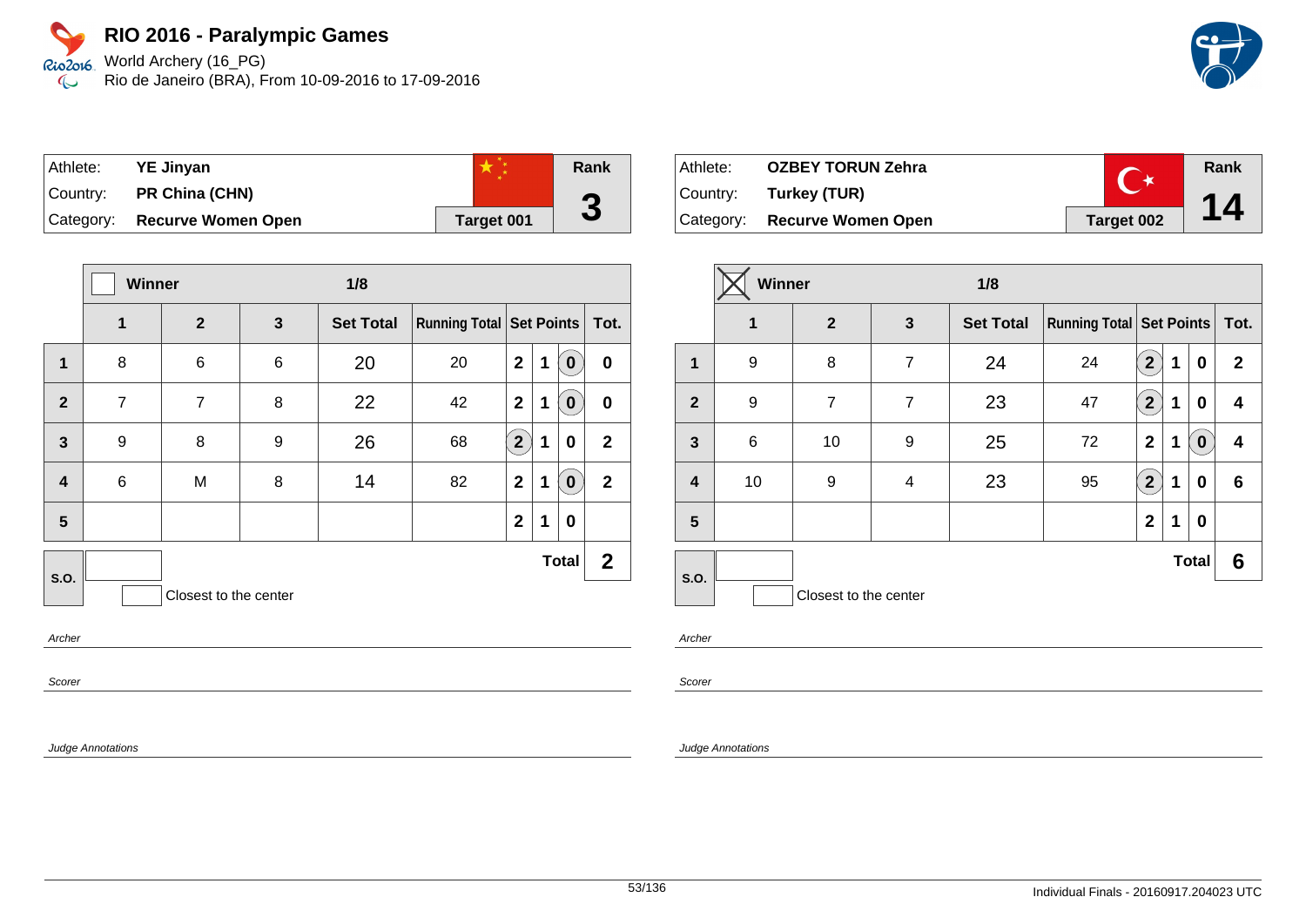# RIO 2016 - Paralympic Games

World Archery (16_PG)
Rio de Janeiro (BRA), From 10-09-2016 to 17-09-2016

| Athlete: | YE Jinyan | Rank |
|---|---|---|
| Country: | PR China (CHN) | 3 |
| Category: | Recurve Women Open | Target 001 |

| | Winner | | | 1/8 | | | | | |
|---|---|---|---|---|---|---|---|---|---|
| | 1 | 2 | 3 | Set Total | Running Total | Set Points | | | Tot. |
| 1 | 8 | 6 | 6 | 20 | 20 | 2 | 1 | (0) | 0 |
| 2 | 7 | 7 | 8 | 22 | 42 | 2 | 1 | (0) | 0 |
| 3 | 9 | 8 | 9 | 26 | 68 | (2) | 1 | 0 | 2 |
| 4 | 6 | M | 8 | 14 | 82 | 2 | 1 | (0) | 2 |
| 5 | | | | | | 2 | 1 | 0 | |
| S.O. | | | | | | | | Total | 2 |

Closest to the center

*Archer*

*Scorer*

*Judge Annotations*

| Athlete: | OZBEY TORUN Zehra | Rank |
|---|---|---|
| Country: | Turkey (TUR) | 14 |
| Category: | Recurve Women Open | Target 002 |

| | Winner ☒ | | | 1/8 | | | | | |
|---|---|---|---|---|---|---|---|---|---|
| | 1 | 2 | 3 | Set Total | Running Total | Set Points | | | Tot. |
| 1 | 9 | 8 | 7 | 24 | 24 | (2) | 1 | 0 | 2 |
| 2 | 9 | 7 | 7 | 23 | 47 | (2) | 1 | 0 | 4 |
| 3 | 6 | 10 | 9 | 25 | 72 | 2 | 1 | (0) | 4 |
| 4 | 10 | 9 | 4 | 23 | 95 | (2) | 1 | 0 | 6 |
| 5 | | | | | | 2 | 1 | 0 | |
| S.O. | | | | | | | | Total | 6 |

Closest to the center

*Archer*

*Scorer*

*Judge Annotations*

Individual Finals - 20160917.204023 UTC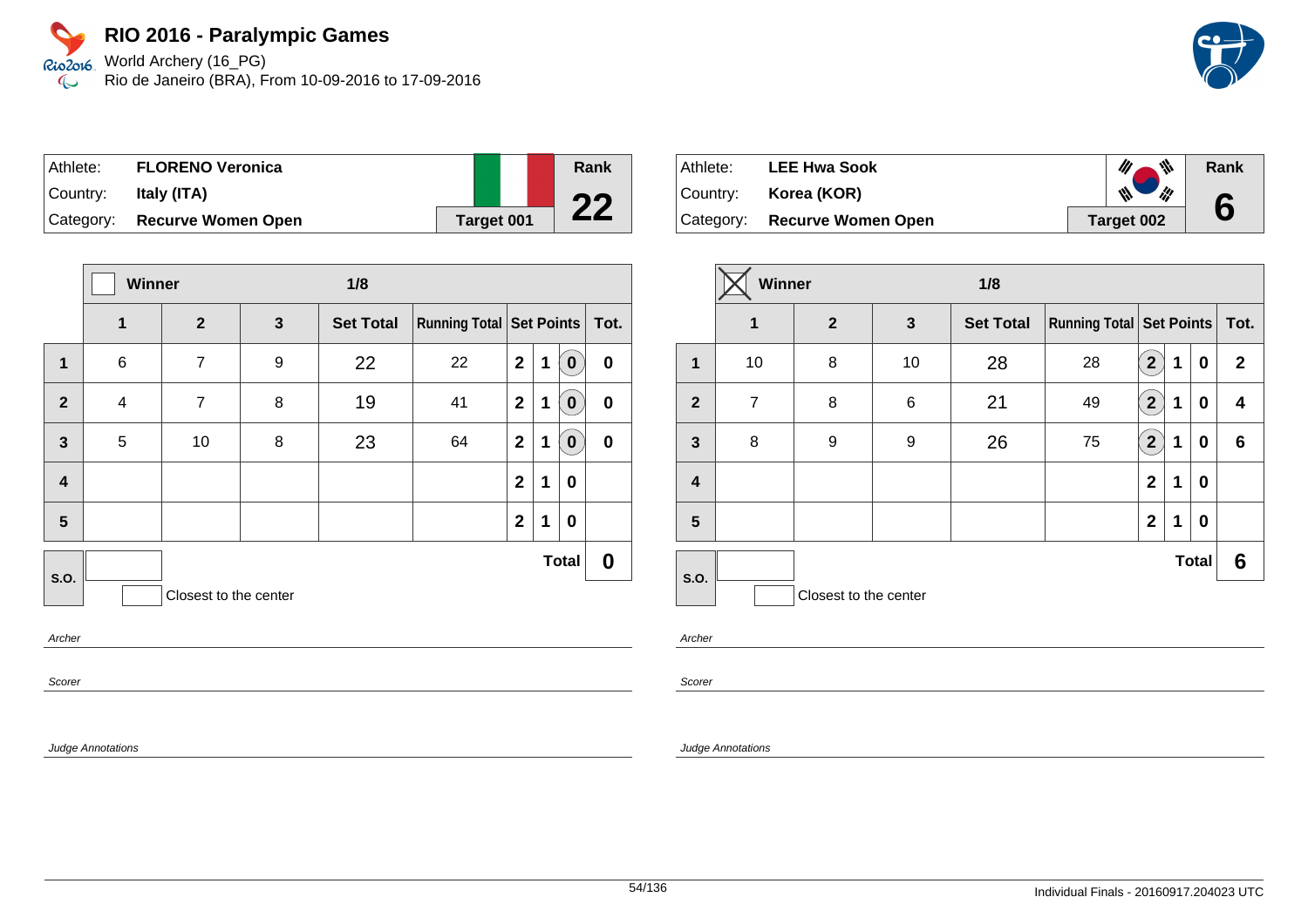# RIO 2016 - Paralympic Games

World Archery (16_PG)
Rio de Janeiro (BRA), From 10-09-2016 to 17-09-2016

| Athlete: | **FLORENO Veronica** | Rank |
|---|---|---|
| Country: | **Italy (ITA)** | **22** |
| Category: | **Recurve Women Open** | **Target 001** |

| | Winner | | | 1/8 | | | | | |
|---|---|---|---|---|---|---|---|---|---|
| | **1** | **2** | **3** | **Set Total** | **Running Total** | **Set Points** | | | **Tot.** |
| **1** | 6 | 7 | 9 | 22 | 22 | 2 | 1 | (0) | 0 |
| **2** | 4 | 7 | 8 | 19 | 41 | 2 | 1 | (0) | 0 |
| **3** | 5 | 10 | 8 | 23 | 64 | 2 | 1 | (0) | 0 |
| **4** | | | | | | 2 | 1 | 0 | |
| **5** | | | | | | 2 | 1 | 0 | |
| **S.O.** | | | | | | | | **Total** | **0** |

Closest to the center

*Archer*

*Scorer*

*Judge Annotations*

| Athlete: | **LEE Hwa Sook** | Rank |
|---|---|---|
| Country: | **Korea (KOR)** | **6** |
| Category: | **Recurve Women Open** | **Target 002** |

| | Winner ☒ | | | 1/8 | | | | | |
|---|---|---|---|---|---|---|---|---|---|
| | **1** | **2** | **3** | **Set Total** | **Running Total** | **Set Points** | | | **Tot.** |
| **1** | 10 | 8 | 10 | 28 | 28 | (2) | 1 | 0 | 2 |
| **2** | 7 | 8 | 6 | 21 | 49 | (2) | 1 | 0 | 4 |
| **3** | 8 | 9 | 9 | 26 | 75 | (2) | 1 | 0 | 6 |
| **4** | | | | | | 2 | 1 | 0 | |
| **5** | | | | | | 2 | 1 | 0 | |
| **S.O.** | | | | | | | | **Total** | **6** |

Closest to the center

*Archer*

*Scorer*

*Judge Annotations*

Individual Finals - 20160917.204023 UTC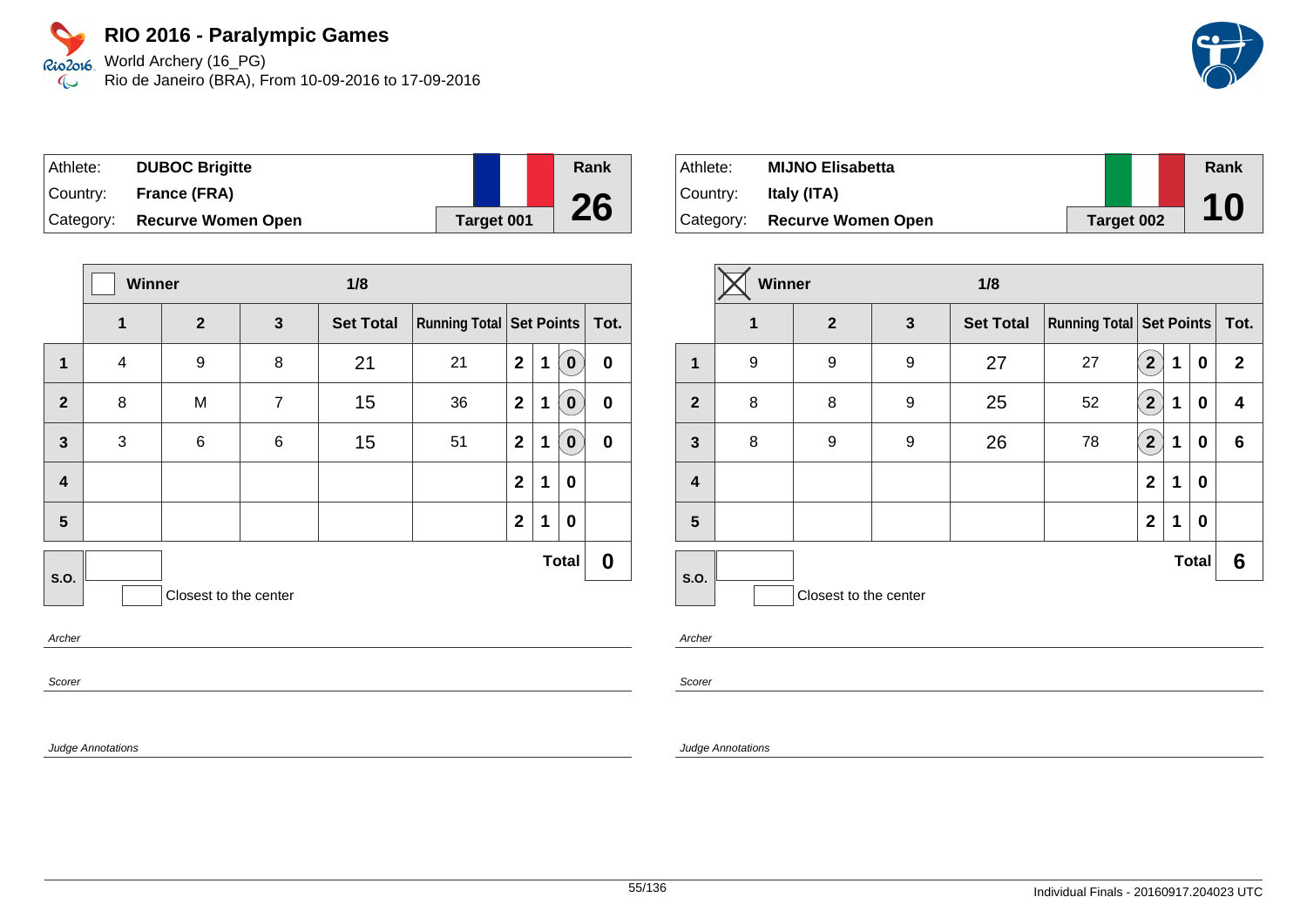# RIO 2016 - Paralympic Games

World Archery (16_PG)
Rio de Janeiro (BRA), From 10-09-2016 to 17-09-2016

| Athlete: | DUBOC Brigitte | Rank |
|---|---|---|
| Country: | France (FRA) | 26 |
| Category: | Recurve Women Open | Target 001 |

| | Winner | | | 1/8 | | | | | |
|---|---|---|---|---|---|---|---|---|---|
| | 1 | 2 | 3 | Set Total | Running Total | Set Points | | | Tot. |
| 1 | 4 | 9 | 8 | 21 | 21 | 2 | 1 | 0 | 0 |
| 2 | 8 | M | 7 | 15 | 36 | 2 | 1 | 0 | 0 |
| 3 | 3 | 6 | 6 | 15 | 51 | 2 | 1 | 0 | 0 |
| 4 | | | | | | 2 | 1 | 0 | |
| 5 | | | | | | 2 | 1 | 0 | |
| S.O. | | | | | | | | Total | 0 |

Closest to the center

*Archer*

*Scorer*

*Judge Annotations*

| Athlete: | MIJNO Elisabetta | Rank |
|---|---|---|
| Country: | Italy (ITA) | 10 |
| Category: | Recurve Women Open | Target 002 |

| | Winner (X) | | | 1/8 | | | | | |
|---|---|---|---|---|---|---|---|---|---|
| | 1 | 2 | 3 | Set Total | Running Total | Set Points | | | Tot. |
| 1 | 9 | 9 | 9 | 27 | 27 | 2 | 1 | 0 | 2 |
| 2 | 8 | 8 | 9 | 25 | 52 | 2 | 1 | 0 | 4 |
| 3 | 8 | 9 | 9 | 26 | 78 | 2 | 1 | 0 | 6 |
| 4 | | | | | | 2 | 1 | 0 | |
| 5 | | | | | | 2 | 1 | 0 | |
| S.O. | | | | | | | | Total | 6 |

Closest to the center

*Archer*

*Scorer*

*Judge Annotations*

Individual Finals - 20160917.204023 UTC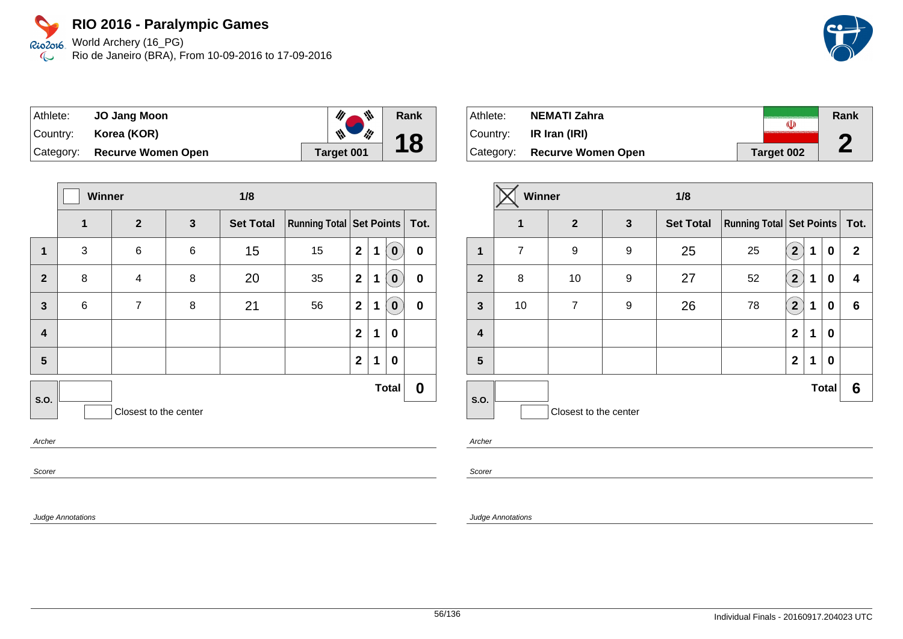# RIO 2016 - Paralympic Games

World Archery (16_PG)
Rio de Janeiro (BRA), From 10-09-2016 to 17-09-2016

| Athlete: | JO Jang Moon | Rank |
|---|---|---|
| Country: | Korea (KOR) | 18 |
| Category: | Recurve Women Open | Target 001 |

| | Winner | | | 1/8 | | | | | |
|---|---|---|---|---|---|---|---|---|---|
| | 1 | 2 | 3 | Set Total | Running Total | Set Points | | | Tot. |
| 1 | 3 | 6 | 6 | 15 | 15 | 2 | 1 | (0) | 0 |
| 2 | 8 | 4 | 8 | 20 | 35 | 2 | 1 | (0) | 0 |
| 3 | 6 | 7 | 8 | 21 | 56 | 2 | 1 | (0) | 0 |
| 4 | | | | | | 2 | 1 | 0 | |
| 5 | | | | | | 2 | 1 | 0 | |
| S.O. | | | | | | | | Total | 0 |

Closest to the center

Archer

Scorer

Judge Annotations

| Athlete: | NEMATI Zahra | Rank |
|---|---|---|
| Country: | IR Iran (IRI) | 2 |
| Category: | Recurve Women Open | Target 002 |

| | Winner ☒ | | | 1/8 | | | | | |
|---|---|---|---|---|---|---|---|---|---|
| | 1 | 2 | 3 | Set Total | Running Total | Set Points | | | Tot. |
| 1 | 7 | 9 | 9 | 25 | 25 | (2) | 1 | 0 | 2 |
| 2 | 8 | 10 | 9 | 27 | 52 | (2) | 1 | 0 | 4 |
| 3 | 10 | 7 | 9 | 26 | 78 | (2) | 1 | 0 | 6 |
| 4 | | | | | | 2 | 1 | 0 | |
| 5 | | | | | | 2 | 1 | 0 | |
| S.O. | | | | | | | | Total | 6 |

Closest to the center

Archer

Scorer

Judge Annotations

Individual Finals - 20160917.204023 UTC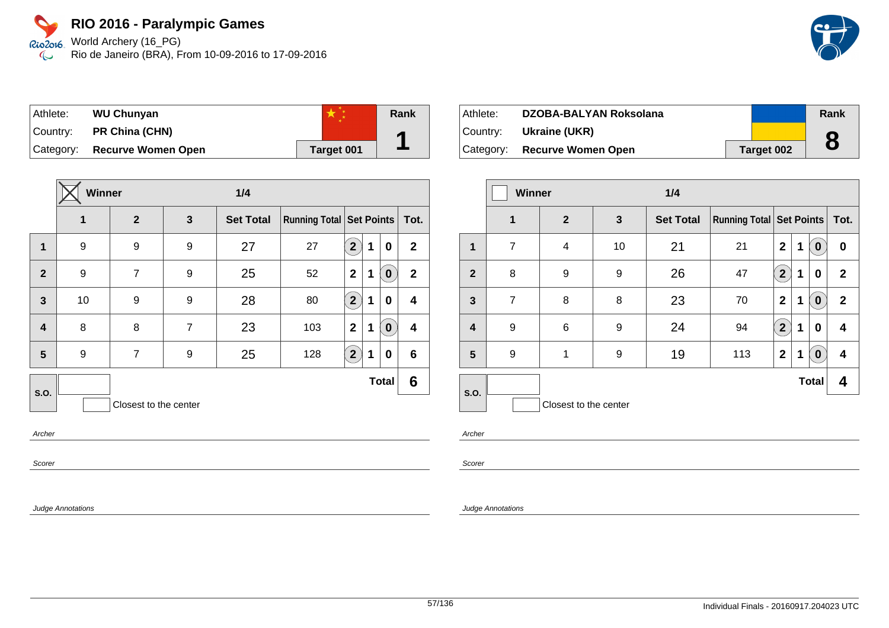# RIO 2016 - Paralympic Games

World Archery (16_PG)
Rio de Janeiro (BRA), From 10-09-2016 to 17-09-2016

| Athlete: | **WU Chunyan** | Rank |
|---|---|---|
| Country: | **PR China (CHN)** | **1** |
| Category: | **Recurve Women Open** | **Target 001** |

| | Winner ☒ | | | 1/4 | | | | | |
|---|---|---|---|---|---|---|---|---|---|
| | **1** | **2** | **3** | **Set Total** | **Running Total** | **Set Points** | | | **Tot.** |
| **1** | 9 | 9 | 9 | 27 | 27 | (2) | 1 | 0 | **2** |
| **2** | 9 | 7 | 9 | 25 | 52 | 2 | 1 | (0) | **2** |
| **3** | 10 | 9 | 9 | 28 | 80 | (2) | 1 | 0 | **4** |
| **4** | 8 | 8 | 7 | 23 | 103 | 2 | 1 | (0) | **4** |
| **5** | 9 | 7 | 9 | 25 | 128 | (2) | 1 | 0 | **6** |
| **S.O.** | | | | | | | | **Total** | **6** |

Closest to the center

*Archer*

*Scorer*

*Judge Annotations*

| Athlete: | **DZOBA-BALYAN Roksolana** | Rank |
|---|---|---|
| Country: | **Ukraine (UKR)** | **8** |
| Category: | **Recurve Women Open** | **Target 002** |

| | Winner ☐ | | | 1/4 | | | | | |
|---|---|---|---|---|---|---|---|---|---|
| | **1** | **2** | **3** | **Set Total** | **Running Total** | **Set Points** | | | **Tot.** |
| **1** | 7 | 4 | 10 | 21 | 21 | 2 | 1 | (0) | **0** |
| **2** | 8 | 9 | 9 | 26 | 47 | (2) | 1 | 0 | **2** |
| **3** | 7 | 8 | 8 | 23 | 70 | 2 | 1 | (0) | **2** |
| **4** | 9 | 6 | 9 | 24 | 94 | (2) | 1 | 0 | **4** |
| **5** | 9 | 1 | 9 | 19 | 113 | 2 | 1 | (0) | **4** |
| **S.O.** | | | | | | | | **Total** | **4** |

Closest to the center

*Archer*

*Scorer*

*Judge Annotations*

Individual Finals - 20160917.204023 UTC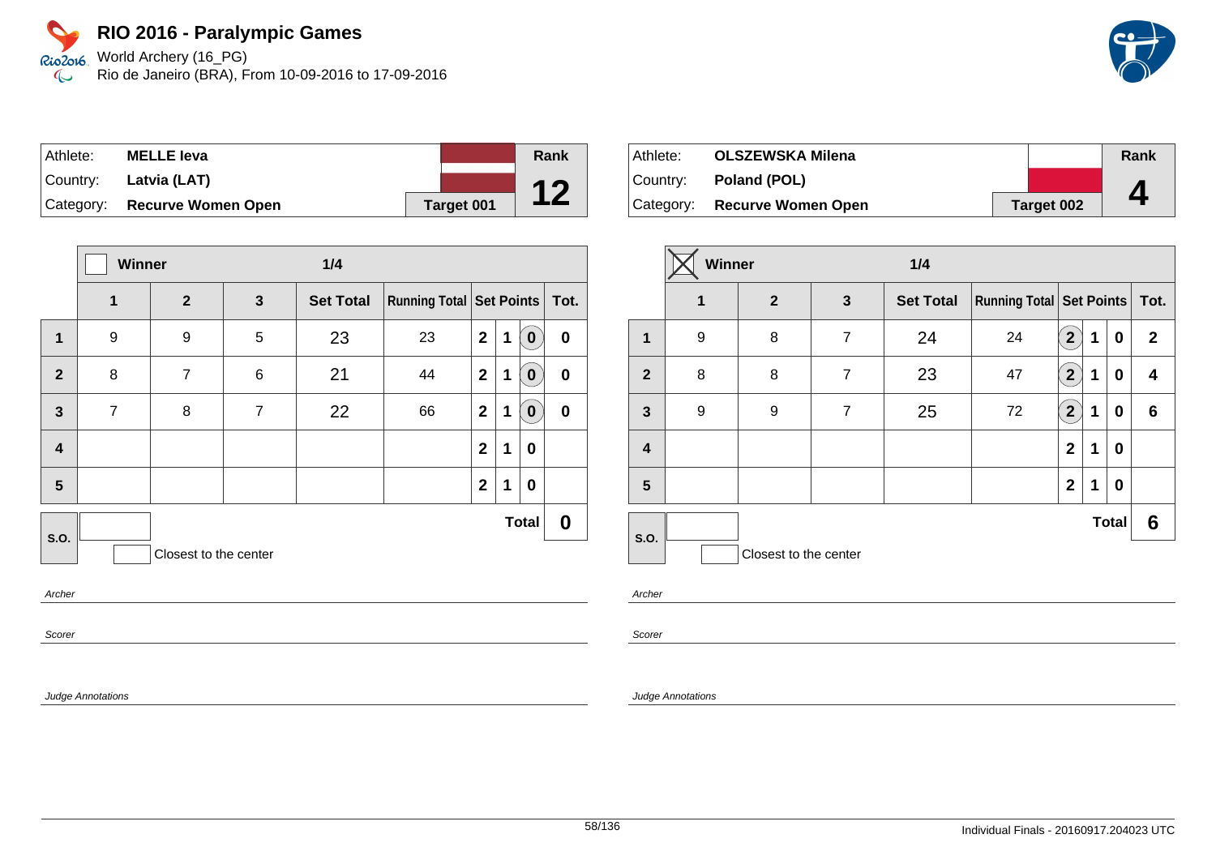# RIO 2016 - Paralympic Games

World Archery (16_PG)
Rio de Janeiro (BRA), From 10-09-2016 to 17-09-2016

| Athlete: | **MELLE Ieva** | Rank |
|---|---|---|
| Country: | **Latvia (LAT)** | **12** |
| Category: | **Recurve Women Open** | **Target 001** |

| | Winner | | | 1/4 | | | | | |
|---|---|---|---|---|---|---|---|---|---|
| | **1** | **2** | **3** | **Set Total** | **Running Total** | **Set Points** | | | **Tot.** |
| **1** | 9 | 9 | 5 | 23 | 23 | 2 | 1 | (0) | 0 |
| **2** | 8 | 7 | 6 | 21 | 44 | 2 | 1 | (0) | 0 |
| **3** | 7 | 8 | 7 | 22 | 66 | 2 | 1 | (0) | 0 |
| **4** | | | | | | 2 | 1 | 0 | |
| **5** | | | | | | 2 | 1 | 0 | |
| **S.O.** | | | | | | | | **Total** | **0** |

Closest to the center

*Archer*

*Scorer*

*Judge Annotations*

| Athlete: | **OLSZEWSKA Milena** | Rank |
|---|---|---|
| Country: | **Poland (POL)** | **4** |
| Category: | **Recurve Women Open** | **Target 002** |

| | Winner ☒ | | | 1/4 | | | | | |
|---|---|---|---|---|---|---|---|---|---|
| | **1** | **2** | **3** | **Set Total** | **Running Total** | **Set Points** | | | **Tot.** |
| **1** | 9 | 8 | 7 | 24 | 24 | (2) | 1 | 0 | 2 |
| **2** | 8 | 8 | 7 | 23 | 47 | (2) | 1 | 0 | 4 |
| **3** | 9 | 9 | 7 | 25 | 72 | (2) | 1 | 0 | 6 |
| **4** | | | | | | 2 | 1 | 0 | |
| **5** | | | | | | 2 | 1 | 0 | |
| **S.O.** | | | | | | | | **Total** | **6** |

Closest to the center

*Archer*

*Scorer*

*Judge Annotations*

Individual Finals - 20160917.204023 UTC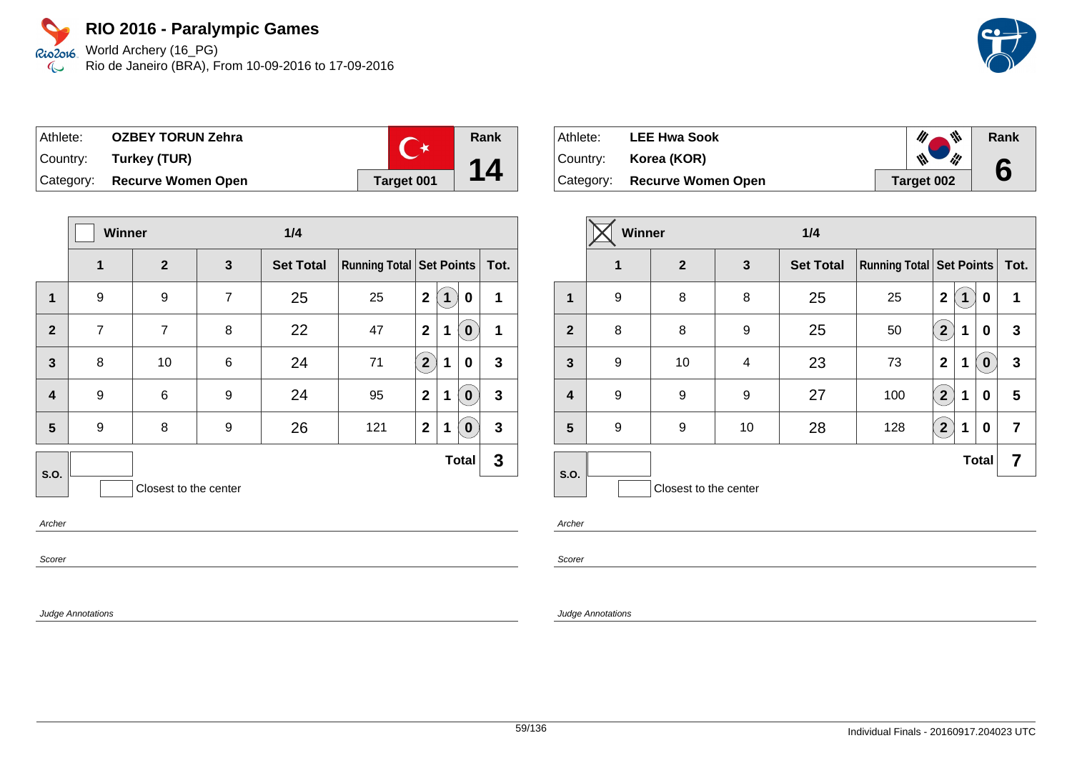# RIO 2016 - Paralympic Games

World Archery (16_PG)
Rio de Janeiro (BRA), From 10-09-2016 to 17-09-2016

| Athlete: | **OZBEY TORUN Zehra** | Rank |
|---|---|---|
| Country: | **Turkey (TUR)** | **14** |
| Category: | **Recurve Women Open** | **Target 001** |

| | Winner | | | 1/4 | | | | | |
|---|---|---|---|---|---|---|---|---|---|
| | **1** | **2** | **3** | **Set Total** | **Running Total** | **Set Points** | | | **Tot.** |
| **1** | 9 | 9 | 7 | 25 | 25 | 2 | (1) | 0 | 1 |
| **2** | 7 | 7 | 8 | 22 | 47 | 2 | 1 | (0) | 1 |
| **3** | 8 | 10 | 6 | 24 | 71 | (2) | 1 | 0 | 3 |
| **4** | 9 | 6 | 9 | 24 | 95 | 2 | 1 | (0) | 3 |
| **5** | 9 | 8 | 9 | 26 | 121 | 2 | 1 | (0) | 3 |
| **S.O.** | | | | | | | | **Total** | **3** |

Closest to the center

*Archer*

*Scorer*

*Judge Annotations*

| Athlete: | **LEE Hwa Sook** | Rank |
|---|---|---|
| Country: | **Korea (KOR)** | **6** |
| Category: | **Recurve Women Open** | **Target 002** |

| | Winner ☒ | | | 1/4 | | | | | |
|---|---|---|---|---|---|---|---|---|---|
| | **1** | **2** | **3** | **Set Total** | **Running Total** | **Set Points** | | | **Tot.** |
| **1** | 9 | 8 | 8 | 25 | 25 | 2 | (1) | 0 | 1 |
| **2** | 8 | 8 | 9 | 25 | 50 | (2) | 1 | 0 | 3 |
| **3** | 9 | 10 | 4 | 23 | 73 | 2 | 1 | (0) | 3 |
| **4** | 9 | 9 | 9 | 27 | 100 | (2) | 1 | 0 | 5 |
| **5** | 9 | 9 | 10 | 28 | 128 | (2) | 1 | 0 | 7 |
| **S.O.** | | | | | | | | **Total** | **7** |

Closest to the center

*Archer*

*Scorer*

*Judge Annotations*

Individual Finals - 20160917.204023 UTC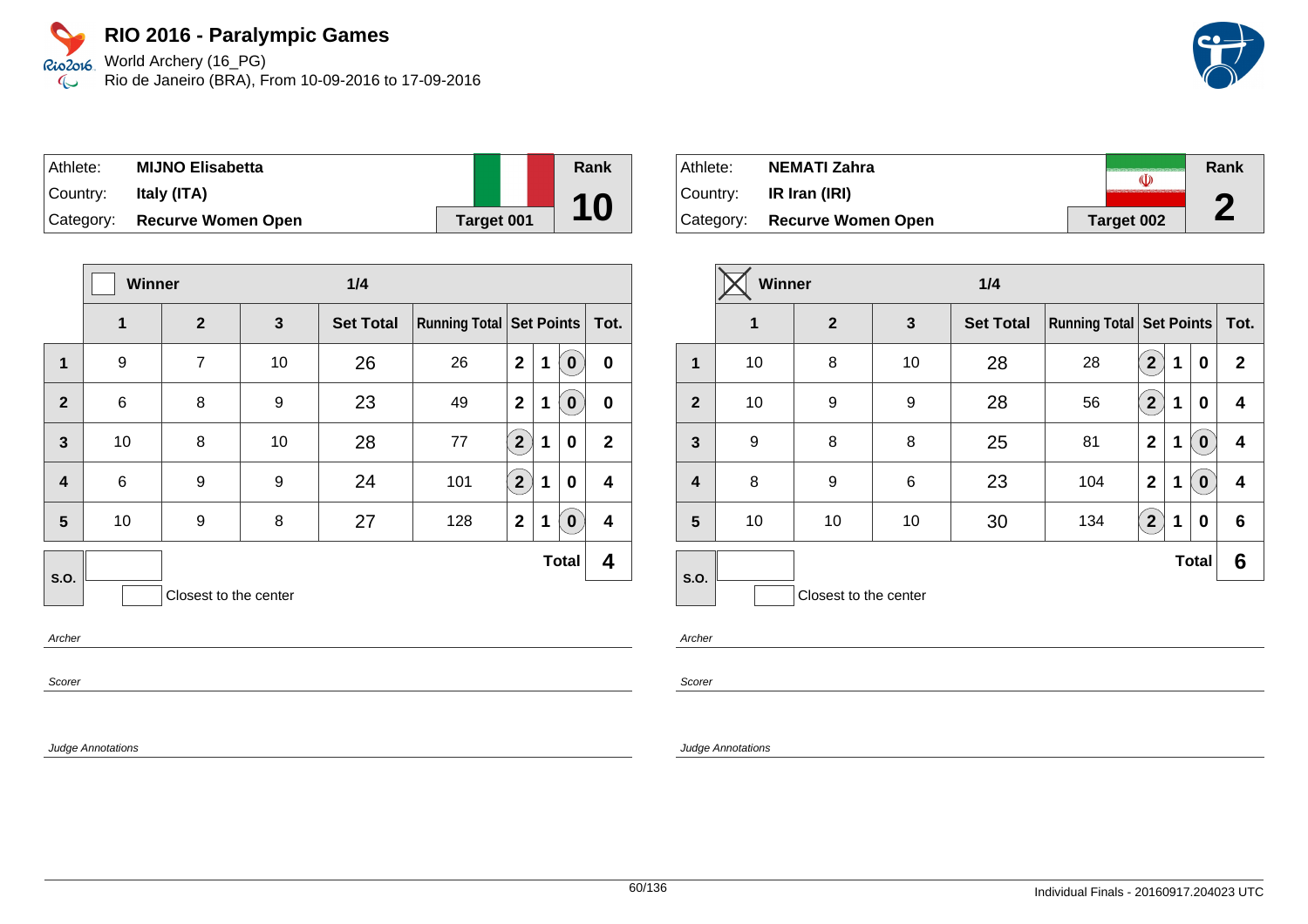# RIO 2016 - Paralympic Games

World Archery (16_PG)
Rio de Janeiro (BRA), From 10-09-2016 to 17-09-2016

| Athlete: | MIJNO Elisabetta | Rank |
|---|---|---|
| Country: | Italy (ITA) | 10 |
| Category: | Recurve Women Open | Target 001 |

| | Winner | | | 1/4 | | | | | |
|---|---|---|---|---|---|---|---|---|---|
| | 1 | 2 | 3 | Set Total | Running Total | Set Points | | | Tot. |
| 1 | 9 | 7 | 10 | 26 | 26 | 2 | 1 | (0) | 0 |
| 2 | 6 | 8 | 9 | 23 | 49 | 2 | 1 | (0) | 0 |
| 3 | 10 | 8 | 10 | 28 | 77 | (2) | 1 | 0 | 2 |
| 4 | 6 | 9 | 9 | 24 | 101 | (2) | 1 | 0 | 4 |
| 5 | 10 | 9 | 8 | 27 | 128 | 2 | 1 | (0) | 4 |
| S.O. | | | | | | | | Total | 4 |

Closest to the center

Archer

Scorer

Judge Annotations

| Athlete: | NEMATI Zahra | Rank |
|---|---|---|
| Country: | IR Iran (IRI) | 2 |
| Category: | Recurve Women Open | Target 002 |

| | Winner (X) | | | 1/4 | | | | | |
|---|---|---|---|---|---|---|---|---|---|
| | 1 | 2 | 3 | Set Total | Running Total | Set Points | | | Tot. |
| 1 | 10 | 8 | 10 | 28 | 28 | (2) | 1 | 0 | 2 |
| 2 | 10 | 9 | 9 | 28 | 56 | (2) | 1 | 0 | 4 |
| 3 | 9 | 8 | 8 | 25 | 81 | 2 | 1 | (0) | 4 |
| 4 | 8 | 9 | 6 | 23 | 104 | 2 | 1 | (0) | 4 |
| 5 | 10 | 10 | 10 | 30 | 134 | (2) | 1 | 0 | 6 |
| S.O. | | | | | | | | Total | 6 |

Closest to the center

Archer

Scorer

Judge Annotations

Individual Finals - 20160917.204023 UTC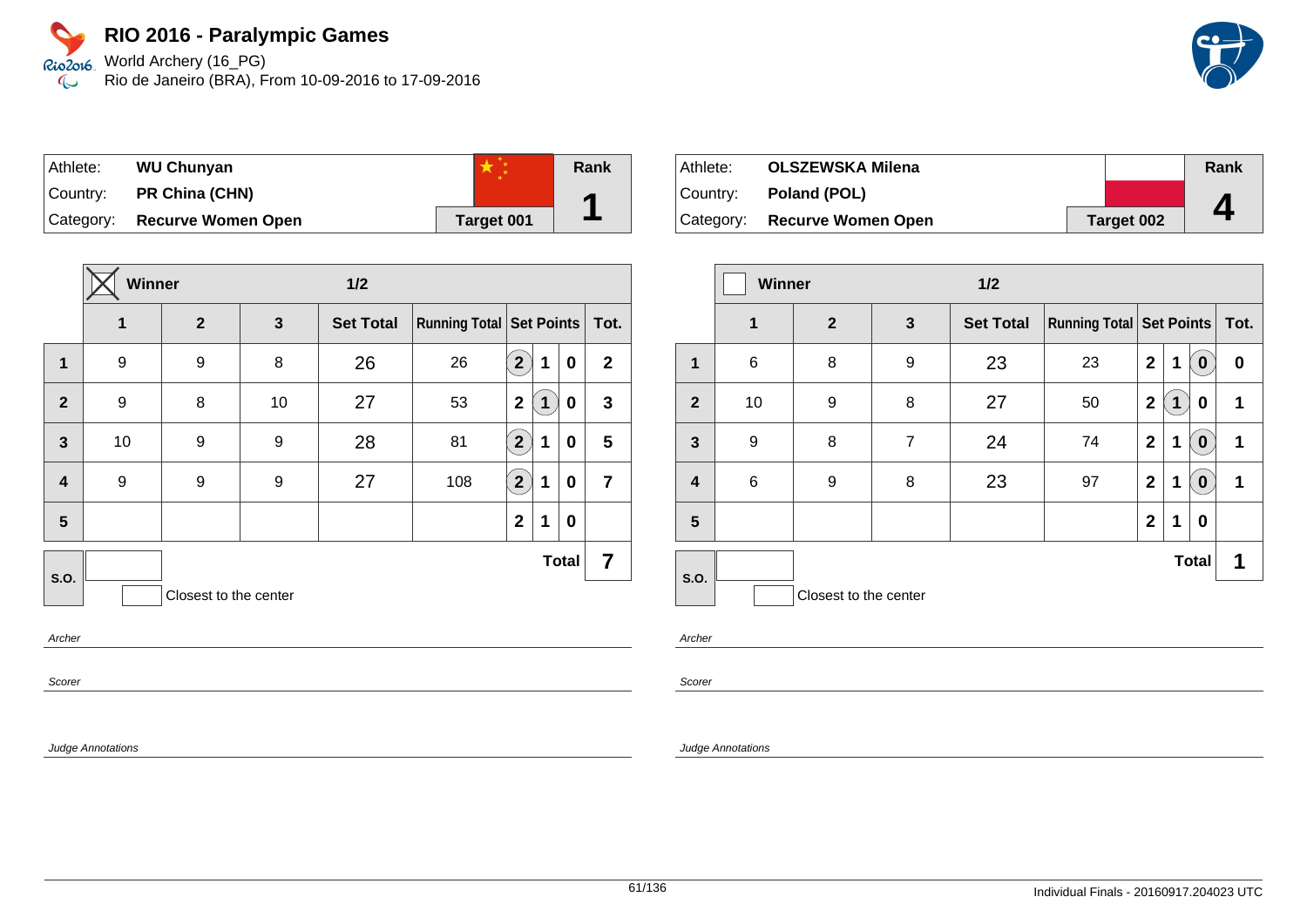# RIO 2016 - Paralympic Games

World Archery (16_PG)
Rio de Janeiro (BRA), From 10-09-2016 to 17-09-2016

| Athlete: | WU Chunyan | Rank |
|---|---|---|
| Country: | PR China (CHN) | 1 |
| Category: | Recurve Women Open | Target 001 |

| | Winner (X) | | 1/2 | | | | | | |
|---|---|---|---|---|---|---|---|---|---|
| | 1 | 2 | 3 | Set Total | Running Total | Set Points | | | Tot. |
| 1 | 9 | 9 | 8 | 26 | 26 | (2) | 1 | 0 | 2 |
| 2 | 9 | 8 | 10 | 27 | 53 | 2 | (1) | 0 | 3 |
| 3 | 10 | 9 | 9 | 28 | 81 | (2) | 1 | 0 | 5 |
| 4 | 9 | 9 | 9 | 27 | 108 | (2) | 1 | 0 | 7 |
| 5 | | | | | | 2 | 1 | 0 | |
| S.O. | | | | | | | | Total | 7 |

Closest to the center

*Archer*

*Scorer*

*Judge Annotations*

| Athlete: | OLSZEWSKA Milena | Rank |
|---|---|---|
| Country: | Poland (POL) | 4 |
| Category: | Recurve Women Open | Target 002 |

| | Winner | | 1/2 | | | | | | |
|---|---|---|---|---|---|---|---|---|---|
| | 1 | 2 | 3 | Set Total | Running Total | Set Points | | | Tot. |
| 1 | 6 | 8 | 9 | 23 | 23 | 2 | 1 | (0) | 0 |
| 2 | 10 | 9 | 8 | 27 | 50 | 2 | (1) | 0 | 1 |
| 3 | 9 | 8 | 7 | 24 | 74 | 2 | 1 | (0) | 1 |
| 4 | 6 | 9 | 8 | 23 | 97 | 2 | 1 | (0) | 1 |
| 5 | | | | | | 2 | 1 | 0 | |
| S.O. | | | | | | | | Total | 1 |

Closest to the center

*Archer*

*Scorer*

*Judge Annotations*

Individual Finals - 20160917.204023 UTC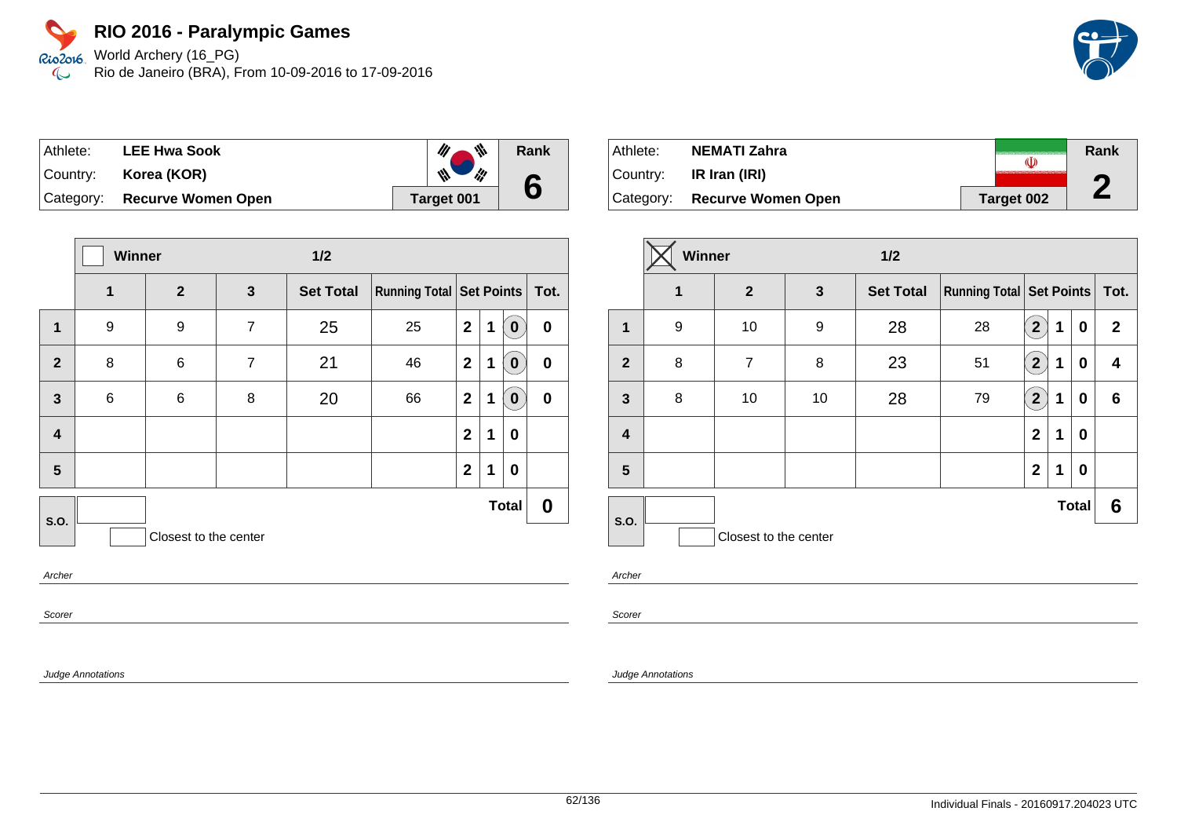# RIO 2016 - Paralympic Games

World Archery (16_PG)
Rio de Janeiro (BRA), From 10-09-2016 to 17-09-2016

| Athlete: | LEE Hwa Sook | Rank |
|---|---|---|
| Country: | Korea (KOR) | 6 |
| Category: | Recurve Women Open | Target 001 |

| | Winner | | | 1/2 | | | | | |
|---|---|---|---|---|---|---|---|---|---|
| | 1 | 2 | 3 | Set Total | Running Total | Set Points | | | Tot. |
| 1 | 9 | 9 | 7 | 25 | 25 | 2 | 1 | (0) | 0 |
| 2 | 8 | 6 | 7 | 21 | 46 | 2 | 1 | (0) | 0 |
| 3 | 6 | 6 | 8 | 20 | 66 | 2 | 1 | (0) | 0 |
| 4 | | | | | | 2 | 1 | 0 | |
| 5 | | | | | | 2 | 1 | 0 | |
| S.O. | | | | | | | | Total | 0 |

Closest to the center

Archer

Scorer

Judge Annotations

| Athlete: | NEMATI Zahra | Rank |
|---|---|---|
| Country: | IR Iran (IRI) | 2 |
| Category: | Recurve Women Open | Target 002 |

| | Winner ☒ | | | 1/2 | | | | | |
|---|---|---|---|---|---|---|---|---|---|
| | 1 | 2 | 3 | Set Total | Running Total | Set Points | | | Tot. |
| 1 | 9 | 10 | 9 | 28 | 28 | (2) | 1 | 0 | 2 |
| 2 | 8 | 7 | 8 | 23 | 51 | (2) | 1 | 0 | 4 |
| 3 | 8 | 10 | 10 | 28 | 79 | (2) | 1 | 0 | 6 |
| 4 | | | | | | 2 | 1 | 0 | |
| 5 | | | | | | 2 | 1 | 0 | |
| S.O. | | | | | | | | Total | 6 |

Closest to the center

Archer

Scorer

Judge Annotations

Individual Finals - 20160917.204023 UTC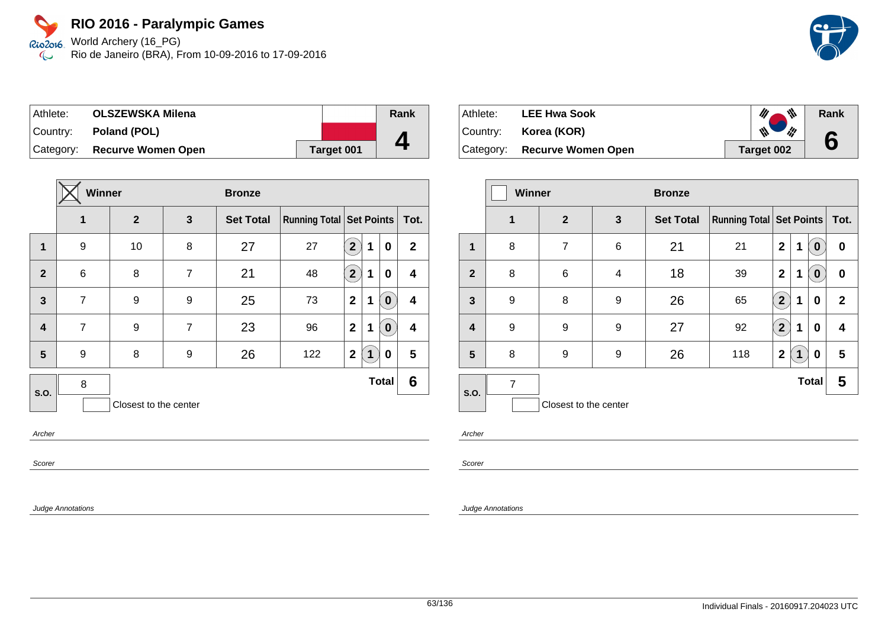# RIO 2016 - Paralympic Games

World Archery (16_PG)
Rio de Janeiro (BRA), From 10-09-2016 to 17-09-2016

| Athlete: | OLSZEWSKA Milena | | Rank |
|---|---|---|---|
| Country: | Poland (POL) | | 4 |
| Category: | Recurve Women Open | Target 001 | |

| | Winner ☒ | | | Bronze | | | | | |
|---|---|---|---|---|---|---|---|---|---|
| | 1 | 2 | 3 | Set Total | Running Total | Set Points | | | Tot. |
| 1 | 9 | 10 | 8 | 27 | 27 | (2) | 1 | 0 | 2 |
| 2 | 6 | 8 | 7 | 21 | 48 | (2) | 1 | 0 | 4 |
| 3 | 7 | 9 | 9 | 25 | 73 | 2 | 1 | (0) | 4 |
| 4 | 7 | 9 | 7 | 23 | 96 | 2 | 1 | (0) | 4 |
| 5 | 9 | 8 | 9 | 26 | 122 | 2 | (1) | 0 | 5 |
| S.O. | 8 | | | | | | | Total | 6 |

Closest to the center

Archer

Scorer

Judge Annotations

| Athlete: | LEE Hwa Sook | | Rank |
|---|---|---|---|
| Country: | Korea (KOR) | | 6 |
| Category: | Recurve Women Open | Target 002 | |

| | Winner ☐ | | | Bronze | | | | | |
|---|---|---|---|---|---|---|---|---|---|
| | 1 | 2 | 3 | Set Total | Running Total | Set Points | | | Tot. |
| 1 | 8 | 7 | 6 | 21 | 21 | 2 | 1 | (0) | 0 |
| 2 | 8 | 6 | 4 | 18 | 39 | 2 | 1 | (0) | 0 |
| 3 | 9 | 8 | 9 | 26 | 65 | (2) | 1 | 0 | 2 |
| 4 | 9 | 9 | 9 | 27 | 92 | (2) | 1 | 0 | 4 |
| 5 | 8 | 9 | 9 | 26 | 118 | 2 | (1) | 0 | 5 |
| S.O. | 7 | | | | | | | Total | 5 |

Closest to the center

Archer

Scorer

Judge Annotations

Individual Finals - 20160917.204023 UTC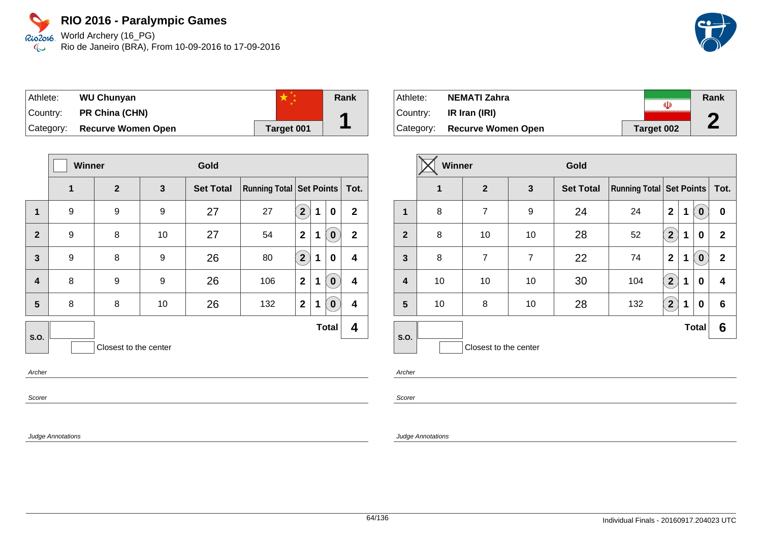# RIO 2016 - Paralympic Games

World Archery (16_PG)
Rio de Janeiro (BRA), From 10-09-2016 to 17-09-2016

| Athlete: | **WU Chunyan** | Rank |
|---|---|---|
| Country: | **PR China (CHN)** | **1** |
| Category: | **Recurve Women Open** | **Target 001** |

| | Winner | | | Gold | | | | | |
|---|---|---|---|---|---|---|---|---|---|
| | **1** | **2** | **3** | **Set Total** | **Running Total** | **Set Points** | | | **Tot.** |
| **1** | 9 | 9 | 9 | 27 | 27 | **(2)** | **1** | **0** | **2** |
| **2** | 9 | 8 | 10 | 27 | 54 | **2** | **1** | **(0)** | **2** |
| **3** | 9 | 8 | 9 | 26 | 80 | **(2)** | **1** | **0** | **4** |
| **4** | 8 | 9 | 9 | 26 | 106 | **2** | **1** | **(0)** | **4** |
| **5** | 8 | 8 | 10 | 26 | 132 | **2** | **1** | **(0)** | **4** |
| **S.O.** | | | | | | | | **Total** | **4** |

Closest to the center

*Archer*

*Scorer*

*Judge Annotations*

| Athlete: | **NEMATI Zahra** | Rank |
|---|---|---|
| Country: | **IR Iran (IRI)** | **2** |
| Category: | **Recurve Women Open** | **Target 002** |

| | Winner (X) | | | Gold | | | | | |
|---|---|---|---|---|---|---|---|---|---|
| | **1** | **2** | **3** | **Set Total** | **Running Total** | **Set Points** | | | **Tot.** |
| **1** | 8 | 7 | 9 | 24 | 24 | **2** | **1** | **(0)** | **0** |
| **2** | 8 | 10 | 10 | 28 | 52 | **(2)** | **1** | **0** | **2** |
| **3** | 8 | 7 | 7 | 22 | 74 | **2** | **1** | **(0)** | **2** |
| **4** | 10 | 10 | 10 | 30 | 104 | **(2)** | **1** | **0** | **4** |
| **5** | 10 | 8 | 10 | 28 | 132 | **(2)** | **1** | **0** | **6** |
| **S.O.** | | | | | | | | **Total** | **6** |

Closest to the center

*Archer*

*Scorer*

*Judge Annotations*

Individual Finals - 20160917.204023 UTC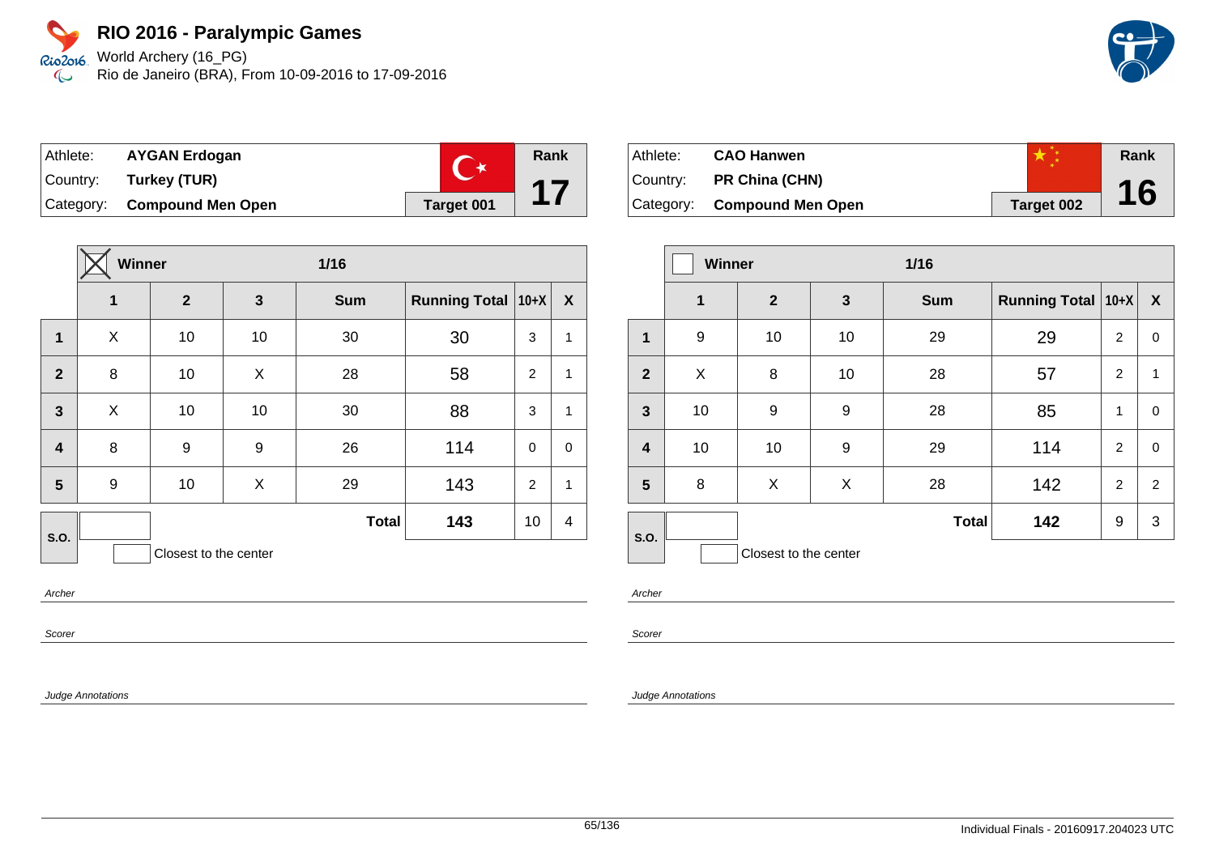# RIO 2016 - Paralympic Games

World Archery (16_PG)
Rio de Janeiro (BRA), From 10-09-2016 to 17-09-2016

| Athlete: | **AYGAN Erdogan** | Rank |
|---|---|---|
| Country: | **Turkey (TUR)** | **17** |
| Category: | **Compound Men Open** | **Target 001** |

**Winner** ☒ — **1/16**

| | 1 | 2 | 3 | Sum | Running Total | 10+X | X |
|---|---|---|---|---|---|---|---|
| **1** | X | 10 | 10 | 30 | 30 | 3 | 1 |
| **2** | 8 | 10 | X | 28 | 58 | 2 | 1 |
| **3** | X | 10 | 10 | 30 | 88 | 3 | 1 |
| **4** | 8 | 9 | 9 | 26 | 114 | 0 | 0 |
| **5** | 9 | 10 | X | 29 | 143 | 2 | 1 |
| **S.O.** | | | | **Total** | **143** | 10 | 4 |

☐ Closest to the center

*Archer*

*Scorer*

*Judge Annotations*

| Athlete: | **CAO Hanwen** | Rank |
|---|---|---|
| Country: | **PR China (CHN)** | **16** |
| Category: | **Compound Men Open** | **Target 002** |

**Winner** ☐ — **1/16**

| | 1 | 2 | 3 | Sum | Running Total | 10+X | X |
|---|---|---|---|---|---|---|---|
| **1** | 9 | 10 | 10 | 29 | 29 | 2 | 0 |
| **2** | X | 8 | 10 | 28 | 57 | 2 | 1 |
| **3** | 10 | 9 | 9 | 28 | 85 | 1 | 0 |
| **4** | 10 | 10 | 9 | 29 | 114 | 2 | 0 |
| **5** | 8 | X | X | 28 | 142 | 2 | 2 |
| **S.O.** | | | | **Total** | **142** | 9 | 3 |

☐ Closest to the center

*Archer*

*Scorer*

*Judge Annotations*

Individual Finals - 20160917.204023 UTC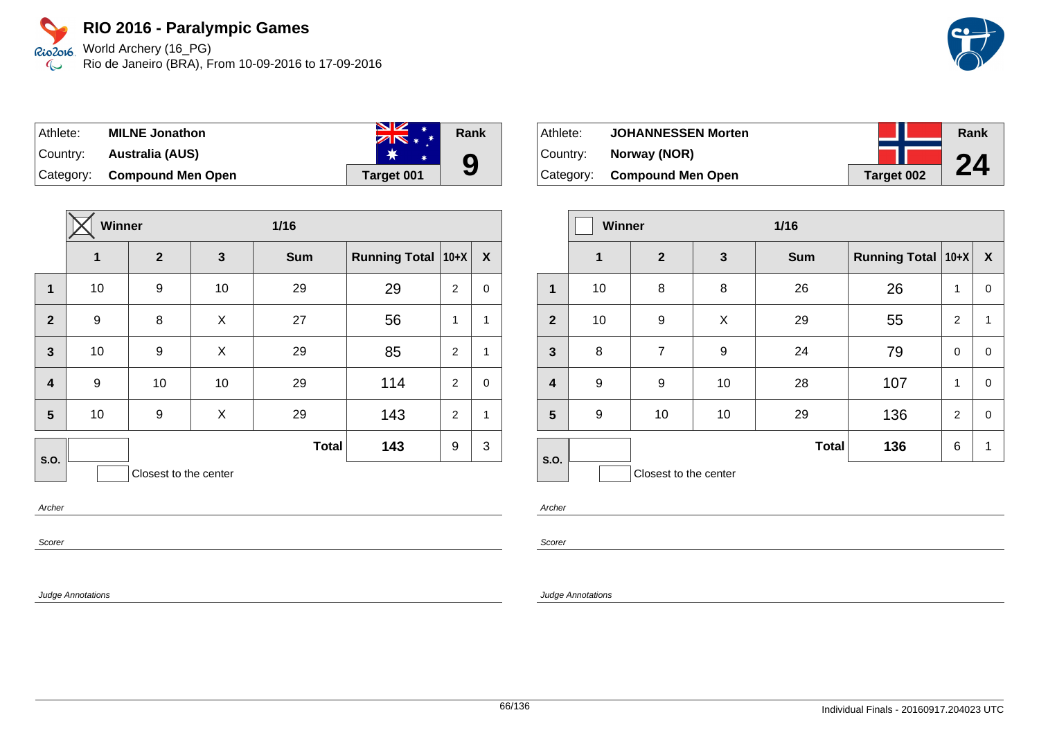# RIO 2016 - Paralympic Games

World Archery (16_PG)
Rio de Janeiro (BRA), From 10-09-2016 to 17-09-2016

| | | | |
|---|---|---|---|
| Athlete: | **MILNE Jonathon** | | **Rank** |
| Country: | **Australia (AUS)** | | **9** |
| Category: | **Compound Men Open** | **Target 001** | |

| | ☒ Winner | | 1/16 | | | | |
|---|---|---|---|---|---|---|---|
| | **1** | **2** | **3** | **Sum** | **Running Total** | **10+X** | **X** |
| **1** | 10 | 9 | 10 | 29 | 29 | 2 | 0 |
| **2** | 9 | 8 | X | 27 | 56 | 1 | 1 |
| **3** | 10 | 9 | X | 29 | 85 | 2 | 1 |
| **4** | 9 | 10 | 10 | 29 | 114 | 2 | 0 |
| **5** | 10 | 9 | X | 29 | 143 | 2 | 1 |
| **S.O.** | | | | **Total** | **143** | 9 | 3 |

☐ Closest to the center

*Archer*

*Scorer*

*Judge Annotations*

| | | | |
|---|---|---|---|
| Athlete: | **JOHANNESSEN Morten** | | **Rank** |
| Country: | **Norway (NOR)** | | **24** |
| Category: | **Compound Men Open** | **Target 002** | |

| | ☐ Winner | | 1/16 | | | | |
|---|---|---|---|---|---|---|---|
| | **1** | **2** | **3** | **Sum** | **Running Total** | **10+X** | **X** |
| **1** | 10 | 8 | 8 | 26 | 26 | 1 | 0 |
| **2** | 10 | 9 | X | 29 | 55 | 2 | 1 |
| **3** | 8 | 7 | 9 | 24 | 79 | 0 | 0 |
| **4** | 9 | 9 | 10 | 28 | 107 | 1 | 0 |
| **5** | 9 | 10 | 10 | 29 | 136 | 2 | 0 |
| **S.O.** | | | | **Total** | **136** | 6 | 1 |

☐ Closest to the center

*Archer*

*Scorer*

*Judge Annotations*

Individual Finals - 20160917.204023 UTC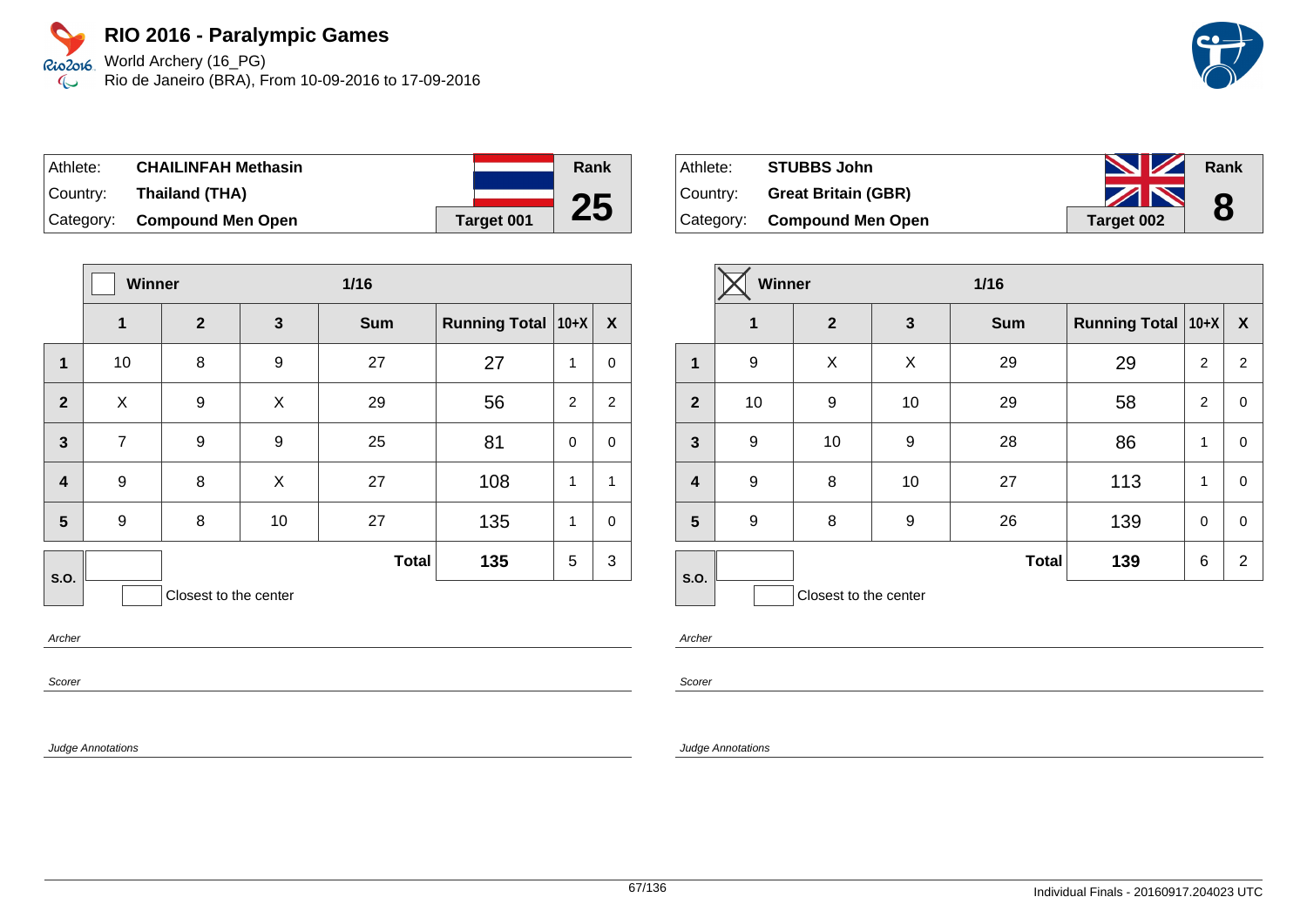# RIO 2016 - Paralympic Games

World Archery (16_PG)
Rio de Janeiro (BRA), From 10-09-2016 to 17-09-2016

| Athlete: | **CHAILINFAH Methasin** | Rank |
|---|---|---|
| Country: | **Thailand (THA)** | **25** |
| Category: | **Compound Men Open** | **Target 001** |

| | Winner ☐ | | 1/16 | | | | |
|---|---|---|---|---|---|---|---|
| | **1** | **2** | **3** | **Sum** | **Running Total** | **10+X** | **X** |
| **1** | 10 | 8 | 9 | 27 | 27 | 1 | 0 |
| **2** | X | 9 | X | 29 | 56 | 2 | 2 |
| **3** | 7 | 9 | 9 | 25 | 81 | 0 | 0 |
| **4** | 9 | 8 | X | 27 | 108 | 1 | 1 |
| **5** | 9 | 8 | 10 | 27 | 135 | 1 | 0 |
| **S.O.** | | | | **Total** | **135** | 5 | 3 |

☐ Closest to the center

*Archer*

*Scorer*

*Judge Annotations*

| Athlete: | **STUBBS John** | Rank |
|---|---|---|
| Country: | **Great Britain (GBR)** | **8** |
| Category: | **Compound Men Open** | **Target 002** |

| | Winner ☒ | | 1/16 | | | | |
|---|---|---|---|---|---|---|---|
| | **1** | **2** | **3** | **Sum** | **Running Total** | **10+X** | **X** |
| **1** | 9 | X | X | 29 | 29 | 2 | 2 |
| **2** | 10 | 9 | 10 | 29 | 58 | 2 | 0 |
| **3** | 9 | 10 | 9 | 28 | 86 | 1 | 0 |
| **4** | 9 | 8 | 10 | 27 | 113 | 1 | 0 |
| **5** | 9 | 8 | 9 | 26 | 139 | 0 | 0 |
| **S.O.** | | | | **Total** | **139** | 6 | 2 |

☐ Closest to the center

*Archer*

*Scorer*

*Judge Annotations*

Individual Finals - 20160917.204023 UTC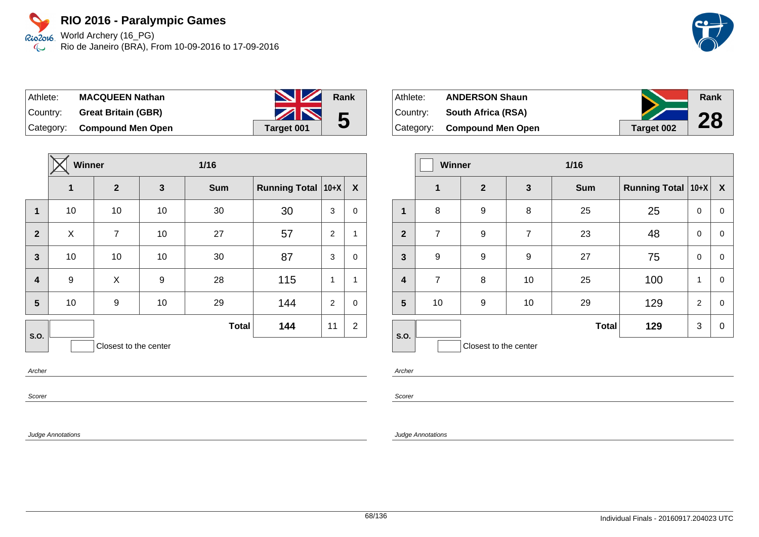# RIO 2016 - Paralympic Games

World Archery (16_PG)
Rio de Janeiro (BRA), From 10-09-2016 to 17-09-2016

| Athlete: | **MACQUEEN Nathan** | Rank |
|---|---|---|
| Country: | **Great Britain (GBR)** | **5** |
| Category: | **Compound Men Open** | **Target 001** |

| | ☒ Winner | | 1/16 | | | | |
|---|---|---|---|---|---|---|---|
| | **1** | **2** | **3** | **Sum** | **Running Total** | **10+X** | **X** |
| **1** | 10 | 10 | 10 | 30 | 30 | 3 | 0 |
| **2** | X | 7 | 10 | 27 | 57 | 2 | 1 |
| **3** | 10 | 10 | 10 | 30 | 87 | 3 | 0 |
| **4** | 9 | X | 9 | 28 | 115 | 1 | 1 |
| **5** | 10 | 9 | 10 | 29 | 144 | 2 | 0 |
| **S.O.** | | | | **Total** | **144** | 11 | 2 |

☐ Closest to the center

*Archer*

*Scorer*

*Judge Annotations*

| Athlete: | **ANDERSON Shaun** | Rank |
|---|---|---|
| Country: | **South Africa (RSA)** | **28** |
| Category: | **Compound Men Open** | **Target 002** |

| | ☐ Winner | | 1/16 | | | | |
|---|---|---|---|---|---|---|---|
| | **1** | **2** | **3** | **Sum** | **Running Total** | **10+X** | **X** |
| **1** | 8 | 9 | 8 | 25 | 25 | 0 | 0 |
| **2** | 7 | 9 | 7 | 23 | 48 | 0 | 0 |
| **3** | 9 | 9 | 9 | 27 | 75 | 0 | 0 |
| **4** | 7 | 8 | 10 | 25 | 100 | 1 | 0 |
| **5** | 10 | 9 | 10 | 29 | 129 | 2 | 0 |
| **S.O.** | | | | **Total** | **129** | 3 | 0 |

☐ Closest to the center

*Archer*

*Scorer*

*Judge Annotations*

Individual Finals - 20160917.204023 UTC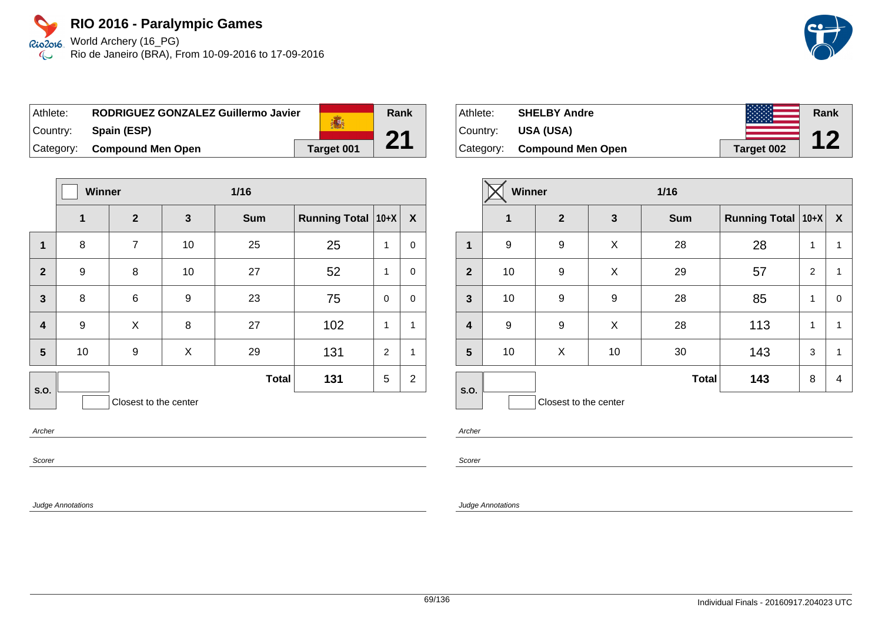# RIO 2016 - Paralympic Games

World Archery (16_PG)
Rio de Janeiro (BRA), From 10-09-2016 to 17-09-2016

| Athlete: | **RODRIGUEZ GONZALEZ Guillermo Javier** | Rank |
| --- | --- | --- |
| Country: | **Spain (ESP)** | **21** |
| Category: | **Compound Men Open** | **Target 001** |

| | Winner ☐ | | | 1/16 | | | |
| --- | --- | --- | --- | --- | --- | --- | --- |
| | **1** | **2** | **3** | **Sum** | **Running Total** | **10+X** | **X** |
| **1** | 8 | 7 | 10 | 25 | 25 | 1 | 0 |
| **2** | 9 | 8 | 10 | 27 | 52 | 1 | 0 |
| **3** | 8 | 6 | 9 | 23 | 75 | 0 | 0 |
| **4** | 9 | X | 8 | 27 | 102 | 1 | 1 |
| **5** | 10 | 9 | X | 29 | 131 | 2 | 1 |
| **S.O.** | | | | **Total** | **131** | 5 | 2 |

☐ Closest to the center

*Archer*

*Scorer*

*Judge Annotations*

| Athlete: | **SHELBY Andre** | Rank |
| --- | --- | --- |
| Country: | **USA (USA)** | **12** |
| Category: | **Compound Men Open** | **Target 002** |

| | Winner ☒ | | | 1/16 | | | |
| --- | --- | --- | --- | --- | --- | --- | --- |
| | **1** | **2** | **3** | **Sum** | **Running Total** | **10+X** | **X** |
| **1** | 9 | 9 | X | 28 | 28 | 1 | 1 |
| **2** | 10 | 9 | X | 29 | 57 | 2 | 1 |
| **3** | 10 | 9 | 9 | 28 | 85 | 1 | 0 |
| **4** | 9 | 9 | X | 28 | 113 | 1 | 1 |
| **5** | 10 | X | 10 | 30 | 143 | 3 | 1 |
| **S.O.** | | | | **Total** | **143** | 8 | 4 |

☐ Closest to the center

*Archer*

*Scorer*

*Judge Annotations*

Individual Finals - 20160917.204023 UTC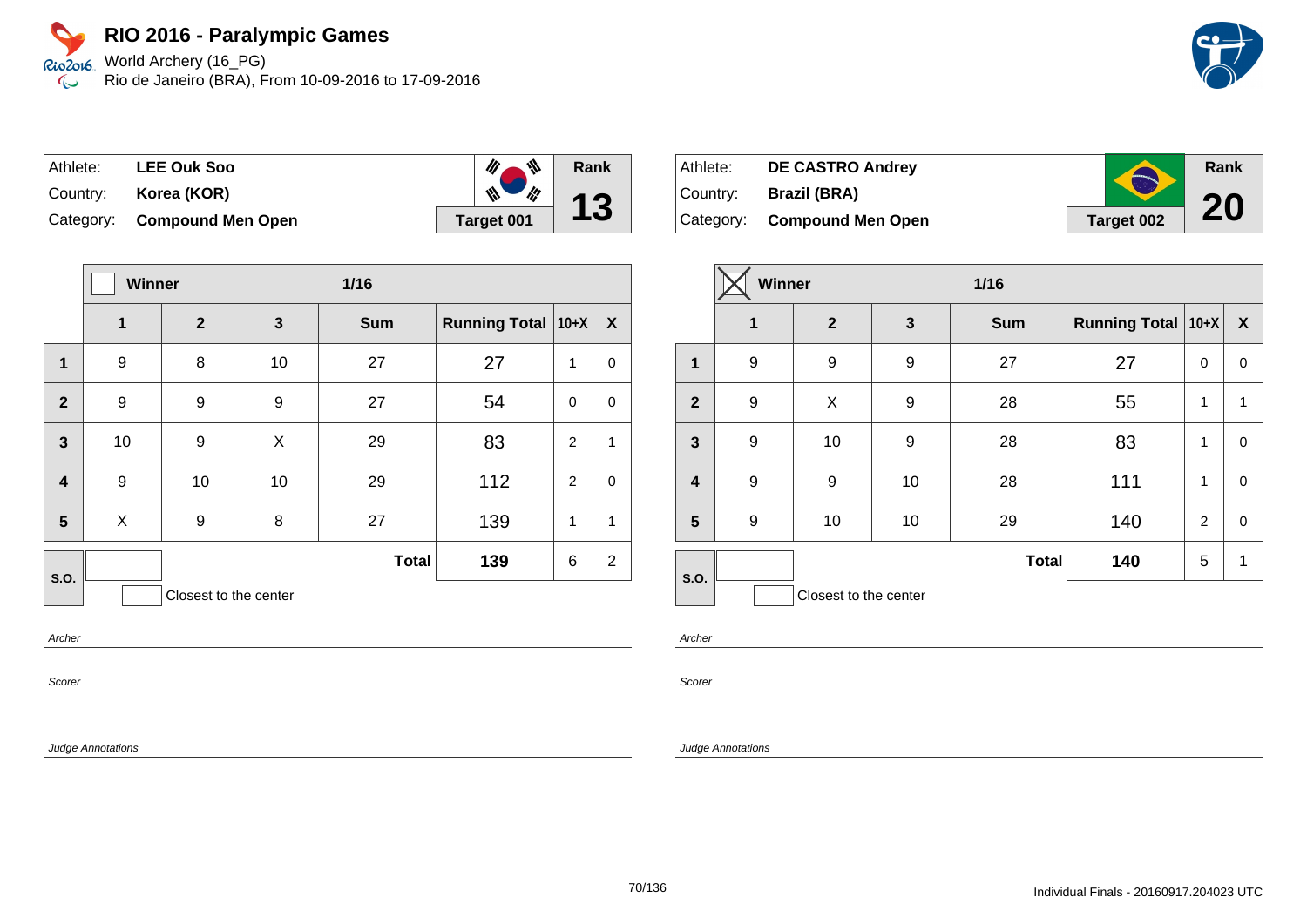# RIO 2016 - Paralympic Games

World Archery (16_PG)
Rio de Janeiro (BRA), From 10-09-2016 to 17-09-2016

| Athlete: | LEE Ouk Soo | Rank |
|---|---|---|
| Country: | Korea (KOR) | 13 |
| Category: | Compound Men Open | Target 001 |

| | Winner ☐ | | | 1/16 | | | |
|---|---|---|---|---|---|---|---|
| | 1 | 2 | 3 | Sum | Running Total | 10+X | X |
| 1 | 9 | 8 | 10 | 27 | 27 | 1 | 0 |
| 2 | 9 | 9 | 9 | 27 | 54 | 0 | 0 |
| 3 | 10 | 9 | X | 29 | 83 | 2 | 1 |
| 4 | 9 | 10 | 10 | 29 | 112 | 2 | 0 |
| 5 | X | 9 | 8 | 27 | 139 | 1 | 1 |
| S.O. | | | | Total | 139 | 6 | 2 |

☐ Closest to the center

Archer

Scorer

Judge Annotations

| Athlete: | DE CASTRO Andrey | Rank |
|---|---|---|
| Country: | Brazil (BRA) | 20 |
| Category: | Compound Men Open | Target 002 |

| | Winner ☒ | | | 1/16 | | | |
|---|---|---|---|---|---|---|---|
| | 1 | 2 | 3 | Sum | Running Total | 10+X | X |
| 1 | 9 | 9 | 9 | 27 | 27 | 0 | 0 |
| 2 | 9 | X | 9 | 28 | 55 | 1 | 1 |
| 3 | 9 | 10 | 9 | 28 | 83 | 1 | 0 |
| 4 | 9 | 9 | 10 | 28 | 111 | 1 | 0 |
| 5 | 9 | 10 | 10 | 29 | 140 | 2 | 0 |
| S.O. | | | | Total | 140 | 5 | 1 |

☐ Closest to the center

Archer

Scorer

Judge Annotations

Individual Finals - 20160917.204023 UTC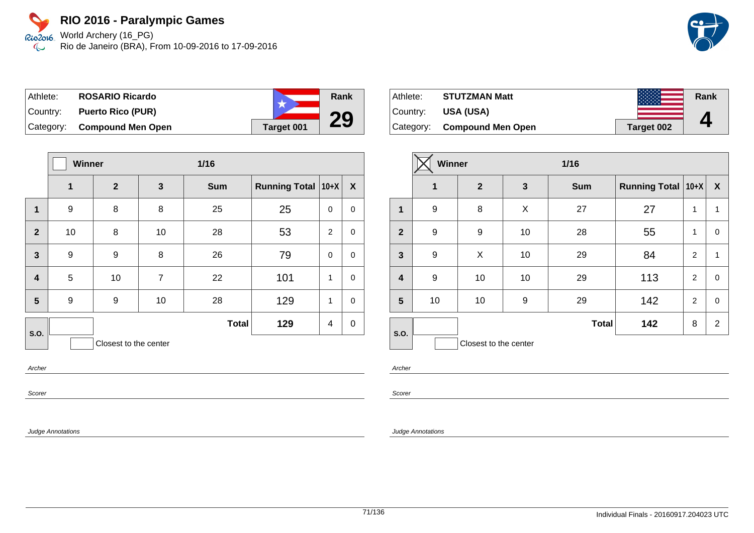# RIO 2016 - Paralympic Games

World Archery (16_PG)
Rio de Janeiro (BRA), From 10-09-2016 to 17-09-2016

| Athlete: | ROSARIO Ricardo | | Rank |
|---|---|---|---|
| Country: | Puerto Rico (PUR) | | 29 |
| Category: | Compound Men Open | Target 001 | |

| | Winner [ ] | | 1/16 | | | | |
|---|---|---|---|---|---|---|---|
| | 1 | 2 | 3 | Sum | Running Total | 10+X | X |
| 1 | 9 | 8 | 8 | 25 | 25 | 0 | 0 |
| 2 | 10 | 8 | 10 | 28 | 53 | 2 | 0 |
| 3 | 9 | 9 | 8 | 26 | 79 | 0 | 0 |
| 4 | 5 | 10 | 7 | 22 | 101 | 1 | 0 |
| 5 | 9 | 9 | 10 | 28 | 129 | 1 | 0 |
| S.O. | | | | Total | 129 | 4 | 0 |

Closest to the center

Archer

Scorer

Judge Annotations

| Athlete: | STUTZMAN Matt | | Rank |
|---|---|---|---|
| Country: | USA (USA) | | 4 |
| Category: | Compound Men Open | Target 002 | |

| | Winner [X] | | 1/16 | | | | |
|---|---|---|---|---|---|---|---|
| | 1 | 2 | 3 | Sum | Running Total | 10+X | X |
| 1 | 9 | 8 | X | 27 | 27 | 1 | 1 |
| 2 | 9 | 9 | 10 | 28 | 55 | 1 | 0 |
| 3 | 9 | X | 10 | 29 | 84 | 2 | 1 |
| 4 | 9 | 10 | 10 | 29 | 113 | 2 | 0 |
| 5 | 10 | 10 | 9 | 29 | 142 | 2 | 0 |
| S.O. | | | | Total | 142 | 8 | 2 |

Closest to the center

Archer

Scorer

Judge Annotations

Individual Finals - 20160917.204023 UTC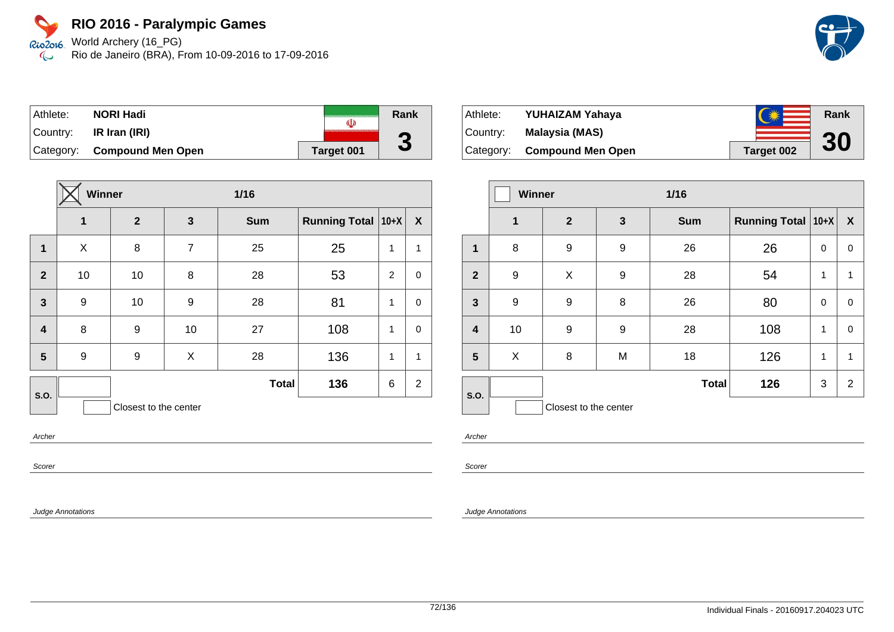# RIO 2016 - Paralympic Games

World Archery (16_PG)
Rio de Janeiro (BRA), From 10-09-2016 to 17-09-2016

| Athlete: | **NORI Hadi** | Rank |
|---|---|---|
| Country: | **IR Iran (IRI)** | **3** |
| Category: | **Compound Men Open** | **Target 001** |

**Winner** (X) — **1/16**

| | 1 | 2 | 3 | Sum | Running Total | 10+X | X |
|---|---|---|---|---|---|---|---|
| **1** | X | 8 | 7 | 25 | 25 | 1 | 1 |
| **2** | 10 | 10 | 8 | 28 | 53 | 2 | 0 |
| **3** | 9 | 10 | 9 | 28 | 81 | 1 | 0 |
| **4** | 8 | 9 | 10 | 27 | 108 | 1 | 0 |
| **5** | 9 | 9 | X | 28 | 136 | 1 | 1 |
| **S.O.** | | | | **Total** | **136** | 6 | 2 |

Closest to the center

*Archer*

*Scorer*

*Judge Annotations*

| Athlete: | **YUHAIZAM Yahaya** | Rank |
|---|---|---|
| Country: | **Malaysia (MAS)** | **30** |
| Category: | **Compound Men Open** | **Target 002** |

**Winner** — **1/16**

| | 1 | 2 | 3 | Sum | Running Total | 10+X | X |
|---|---|---|---|---|---|---|---|
| **1** | 8 | 9 | 9 | 26 | 26 | 0 | 0 |
| **2** | 9 | X | 9 | 28 | 54 | 1 | 1 |
| **3** | 9 | 9 | 8 | 26 | 80 | 0 | 0 |
| **4** | 10 | 9 | 9 | 28 | 108 | 1 | 0 |
| **5** | X | 8 | M | 18 | 126 | 1 | 1 |
| **S.O.** | | | | **Total** | **126** | 3 | 2 |

Closest to the center

*Archer*

*Scorer*

*Judge Annotations*

Individual Finals - 20160917.204023 UTC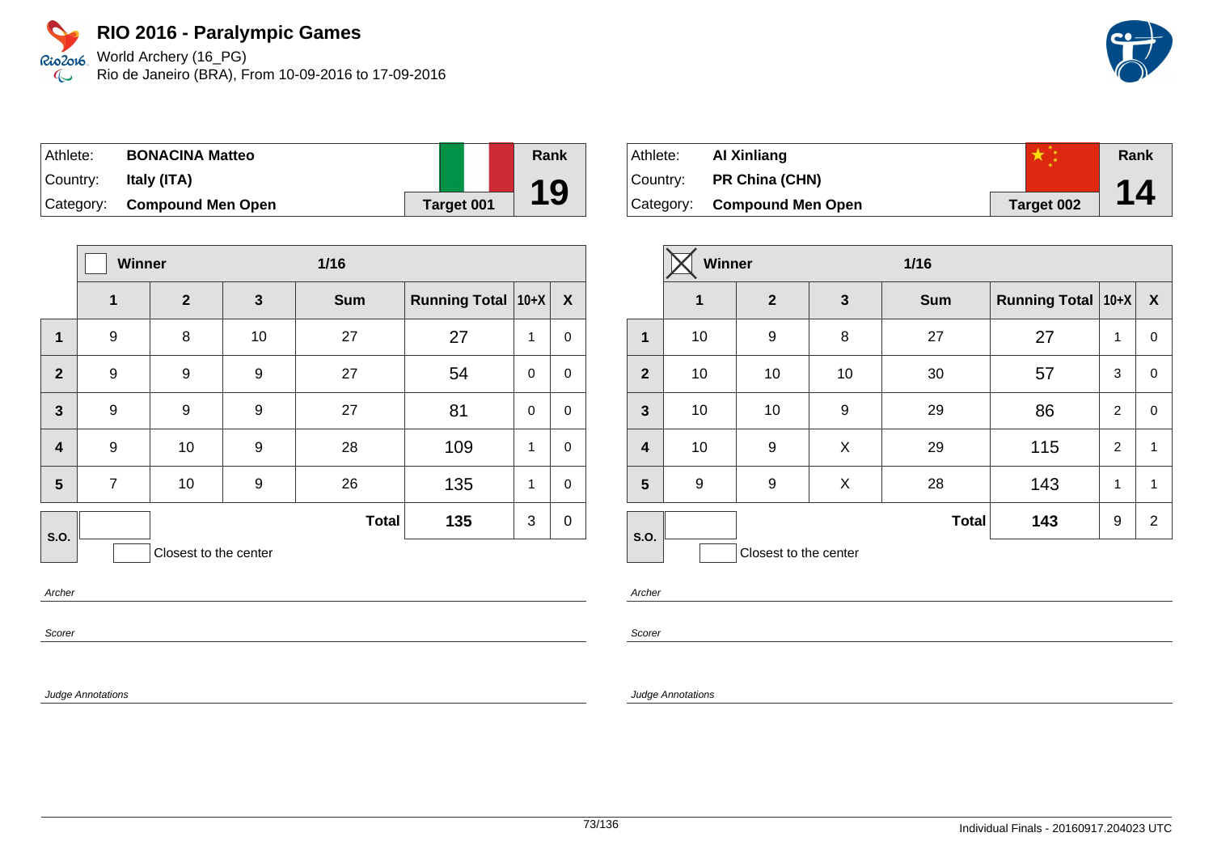# RIO 2016 - Paralympic Games

World Archery (16_PG)
Rio de Janeiro (BRA), From 10-09-2016 to 17-09-2016

| Athlete: | **BONACINA Matteo** | Rank |
|---|---|---|
| Country: | **Italy (ITA)** | **19** |
| Category: | **Compound Men Open** | **Target 001** |

| | Winner ☐ | | | 1/16 | | | |
|---|---|---|---|---|---|---|---|
| | **1** | **2** | **3** | **Sum** | **Running Total** | **10+X** | **X** |
| **1** | 9 | 8 | 10 | 27 | 27 | 1 | 0 |
| **2** | 9 | 9 | 9 | 27 | 54 | 0 | 0 |
| **3** | 9 | 9 | 9 | 27 | 81 | 0 | 0 |
| **4** | 9 | 10 | 9 | 28 | 109 | 1 | 0 |
| **5** | 7 | 10 | 9 | 26 | 135 | 1 | 0 |
| **S.O.** | | | | **Total** | **135** | 3 | 0 |

☐ Closest to the center

*Archer*

*Scorer*

*Judge Annotations*

| Athlete: | **AI Xinliang** | Rank |
|---|---|---|
| Country: | **PR China (CHN)** | **14** |
| Category: | **Compound Men Open** | **Target 002** |

| | Winner ☒ | | | 1/16 | | | |
|---|---|---|---|---|---|---|---|
| | **1** | **2** | **3** | **Sum** | **Running Total** | **10+X** | **X** |
| **1** | 10 | 9 | 8 | 27 | 27 | 1 | 0 |
| **2** | 10 | 10 | 10 | 30 | 57 | 3 | 0 |
| **3** | 10 | 10 | 9 | 29 | 86 | 2 | 0 |
| **4** | 10 | 9 | X | 29 | 115 | 2 | 1 |
| **5** | 9 | 9 | X | 28 | 143 | 1 | 1 |
| **S.O.** | | | | **Total** | **143** | 9 | 2 |

☐ Closest to the center

*Archer*

*Scorer*

*Judge Annotations*

Individual Finals - 20160917.204023 UTC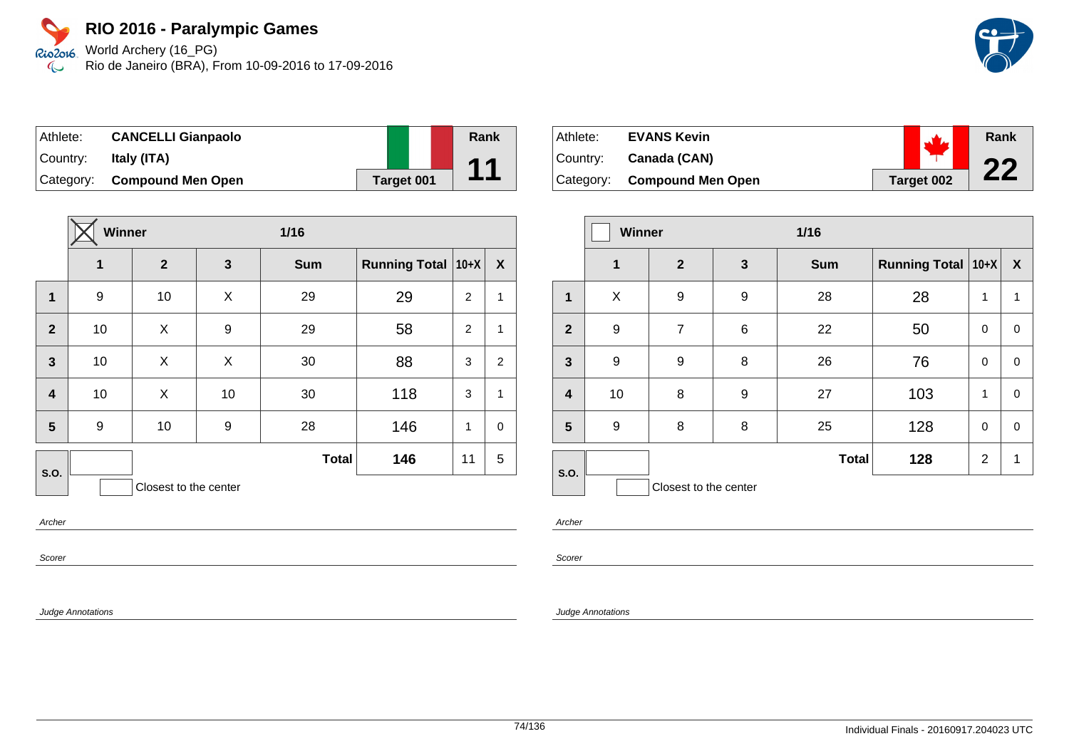# RIO 2016 - Paralympic Games

World Archery (16_PG)
Rio de Janeiro (BRA), From 10-09-2016 to 17-09-2016

| Athlete: | **CANCELLI Gianpaolo** | Rank |
|---|---|---|
| Country: | **Italy (ITA)** | **11** |
| Category: | **Compound Men Open** | **Target 001** |

| | ☒ **Winner** | | 1/16 | | | | |
|---|---|---|---|---|---|---|---|
| | **1** | **2** | **3** | **Sum** | **Running Total** | **10+X** | **X** |
| **1** | 9 | 10 | X | 29 | 29 | 2 | 1 |
| **2** | 10 | X | 9 | 29 | 58 | 2 | 1 |
| **3** | 10 | X | X | 30 | 88 | 3 | 2 |
| **4** | 10 | X | 10 | 30 | 118 | 3 | 1 |
| **5** | 9 | 10 | 9 | 28 | 146 | 1 | 0 |
| **S.O.** | | | | **Total** | **146** | 11 | 5 |

Closest to the center

*Archer*

*Scorer*

*Judge Annotations*

| Athlete: | **EVANS Kevin** | Rank |
|---|---|---|
| Country: | **Canada (CAN)** | **22** |
| Category: | **Compound Men Open** | **Target 002** |

| | ☐ **Winner** | | 1/16 | | | | |
|---|---|---|---|---|---|---|---|
| | **1** | **2** | **3** | **Sum** | **Running Total** | **10+X** | **X** |
| **1** | X | 9 | 9 | 28 | 28 | 1 | 1 |
| **2** | 9 | 7 | 6 | 22 | 50 | 0 | 0 |
| **3** | 9 | 9 | 8 | 26 | 76 | 0 | 0 |
| **4** | 10 | 8 | 9 | 27 | 103 | 1 | 0 |
| **5** | 9 | 8 | 8 | 25 | 128 | 0 | 0 |
| **S.O.** | | | | **Total** | **128** | 2 | 1 |

Closest to the center

*Archer*

*Scorer*

*Judge Annotations*

Individual Finals - 20160917.204023 UTC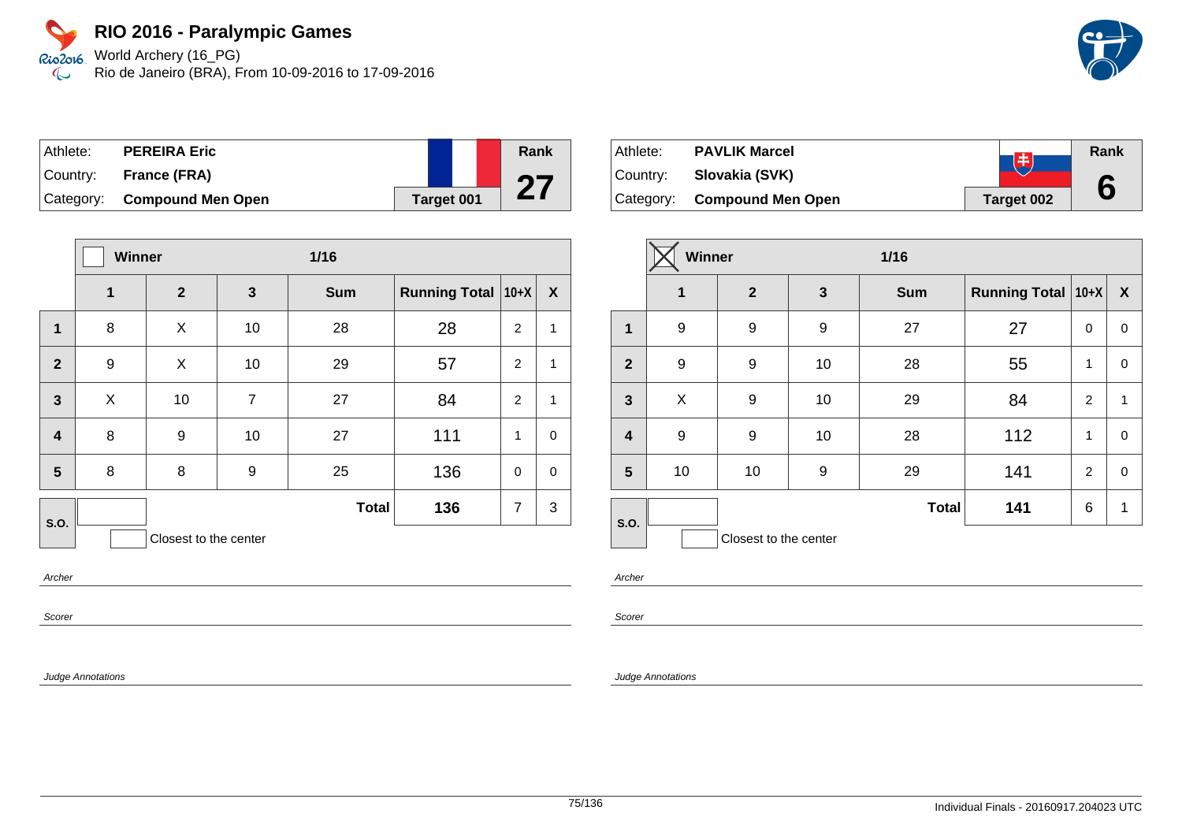# RIO 2016 - Paralympic Games

World Archery (16_PG)
Rio de Janeiro (BRA), From 10-09-2016 to 17-09-2016

| Athlete: | PEREIRA Eric | Rank |
|---|---|---|
| Country: | France (FRA) | 27 |
| Category: | Compound Men Open | Target 001 |

| | Winner ☐ | | | 1/16 | | | |
|---|---|---|---|---|---|---|---|
| | 1 | 2 | 3 | Sum | Running Total | 10+X | X |
| 1 | 8 | X | 10 | 28 | 28 | 2 | 1 |
| 2 | 9 | X | 10 | 29 | 57 | 2 | 1 |
| 3 | X | 10 | 7 | 27 | 84 | 2 | 1 |
| 4 | 8 | 9 | 10 | 27 | 111 | 1 | 0 |
| 5 | 8 | 8 | 9 | 25 | 136 | 0 | 0 |
| S.O. | | | | Total | 136 | 7 | 3 |

☐ Closest to the center

Archer

Scorer

Judge Annotations

| Athlete: | PAVLIK Marcel | Rank |
|---|---|---|
| Country: | Slovakia (SVK) | 6 |
| Category: | Compound Men Open | Target 002 |

| | Winner ☒ | | | 1/16 | | | |
|---|---|---|---|---|---|---|---|
| | 1 | 2 | 3 | Sum | Running Total | 10+X | X |
| 1 | 9 | 9 | 9 | 27 | 27 | 0 | 0 |
| 2 | 9 | 9 | 10 | 28 | 55 | 1 | 0 |
| 3 | X | 9 | 10 | 29 | 84 | 2 | 1 |
| 4 | 9 | 9 | 10 | 28 | 112 | 1 | 0 |
| 5 | 10 | 10 | 9 | 29 | 141 | 2 | 0 |
| S.O. | | | | Total | 141 | 6 | 1 |

☐ Closest to the center

Archer

Scorer

Judge Annotations

Individual Finals - 20160917.204023 UTC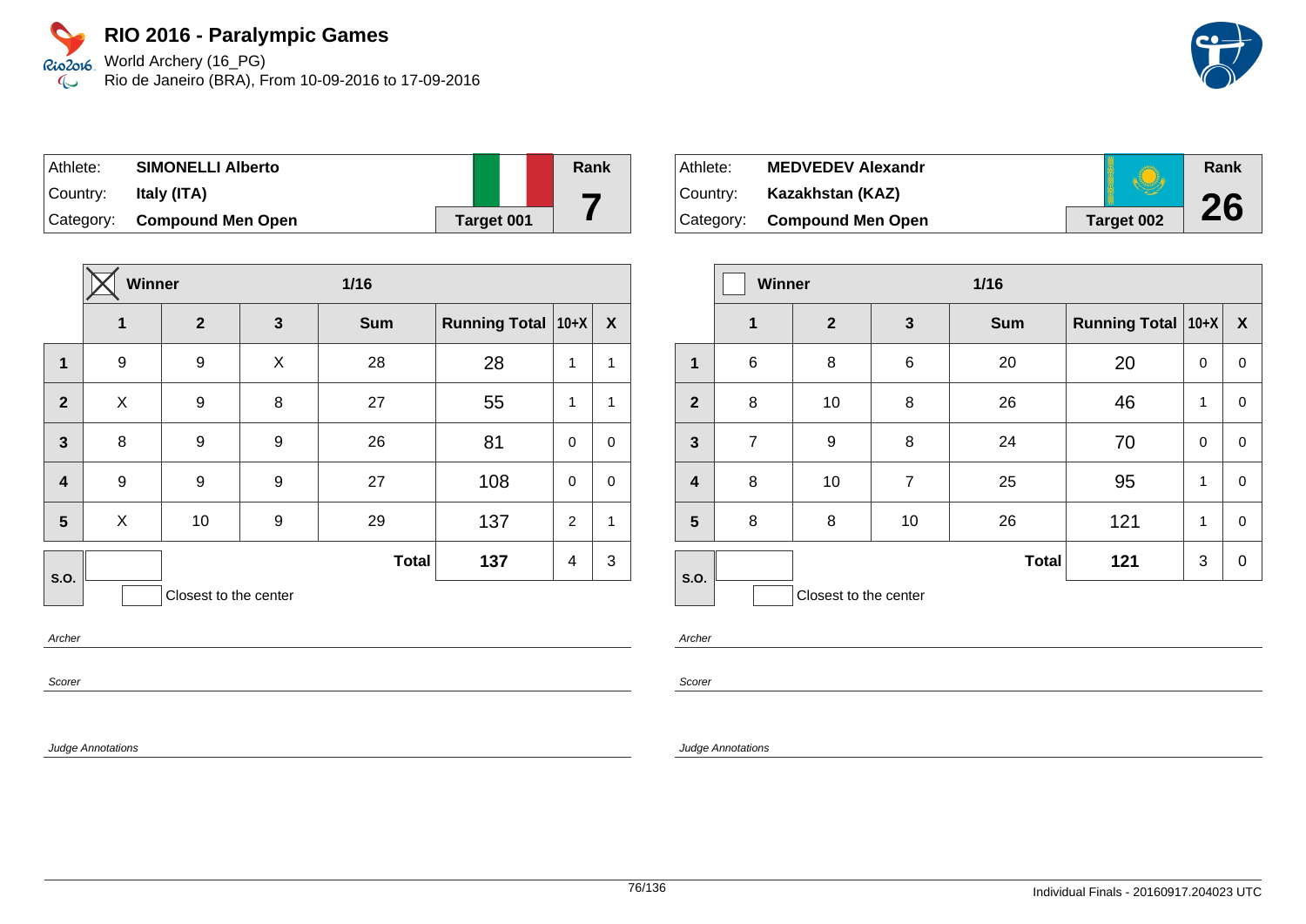# RIO 2016 - Paralympic Games

World Archery (16_PG)
Rio de Janeiro (BRA), From 10-09-2016 to 17-09-2016

| Athlete: | **SIMONELLI Alberto** | Rank |
|---|---|---|
| Country: | **Italy (ITA)** | **7** |
| Category: | **Compound Men Open** | **Target 001** |

| | ☒ **Winner** | | | **1/16** | | | |
|---|---|---|---|---|---|---|---|
| | **1** | **2** | **3** | **Sum** | **Running Total** | **10+X** | **X** |
| **1** | 9 | 9 | X | 28 | 28 | 1 | 1 |
| **2** | X | 9 | 8 | 27 | 55 | 1 | 1 |
| **3** | 8 | 9 | 9 | 26 | 81 | 0 | 0 |
| **4** | 9 | 9 | 9 | 27 | 108 | 0 | 0 |
| **5** | X | 10 | 9 | 29 | 137 | 2 | 1 |
| **S.O.** | | | | **Total** | **137** | 4 | 3 |

Closest to the center

Archer

Scorer

Judge Annotations

| Athlete: | **MEDVEDEV Alexandr** | Rank |
|---|---|---|
| Country: | **Kazakhstan (KAZ)** | **26** |
| Category: | **Compound Men Open** | **Target 002** |

| | ☐ **Winner** | | | **1/16** | | | |
|---|---|---|---|---|---|---|---|
| | **1** | **2** | **3** | **Sum** | **Running Total** | **10+X** | **X** |
| **1** | 6 | 8 | 6 | 20 | 20 | 0 | 0 |
| **2** | 8 | 10 | 8 | 26 | 46 | 1 | 0 |
| **3** | 7 | 9 | 8 | 24 | 70 | 0 | 0 |
| **4** | 8 | 10 | 7 | 25 | 95 | 1 | 0 |
| **5** | 8 | 8 | 10 | 26 | 121 | 1 | 0 |
| **S.O.** | | | | **Total** | **121** | 3 | 0 |

Closest to the center

Archer

Scorer

Judge Annotations

Individual Finals - 20160917.204023 UTC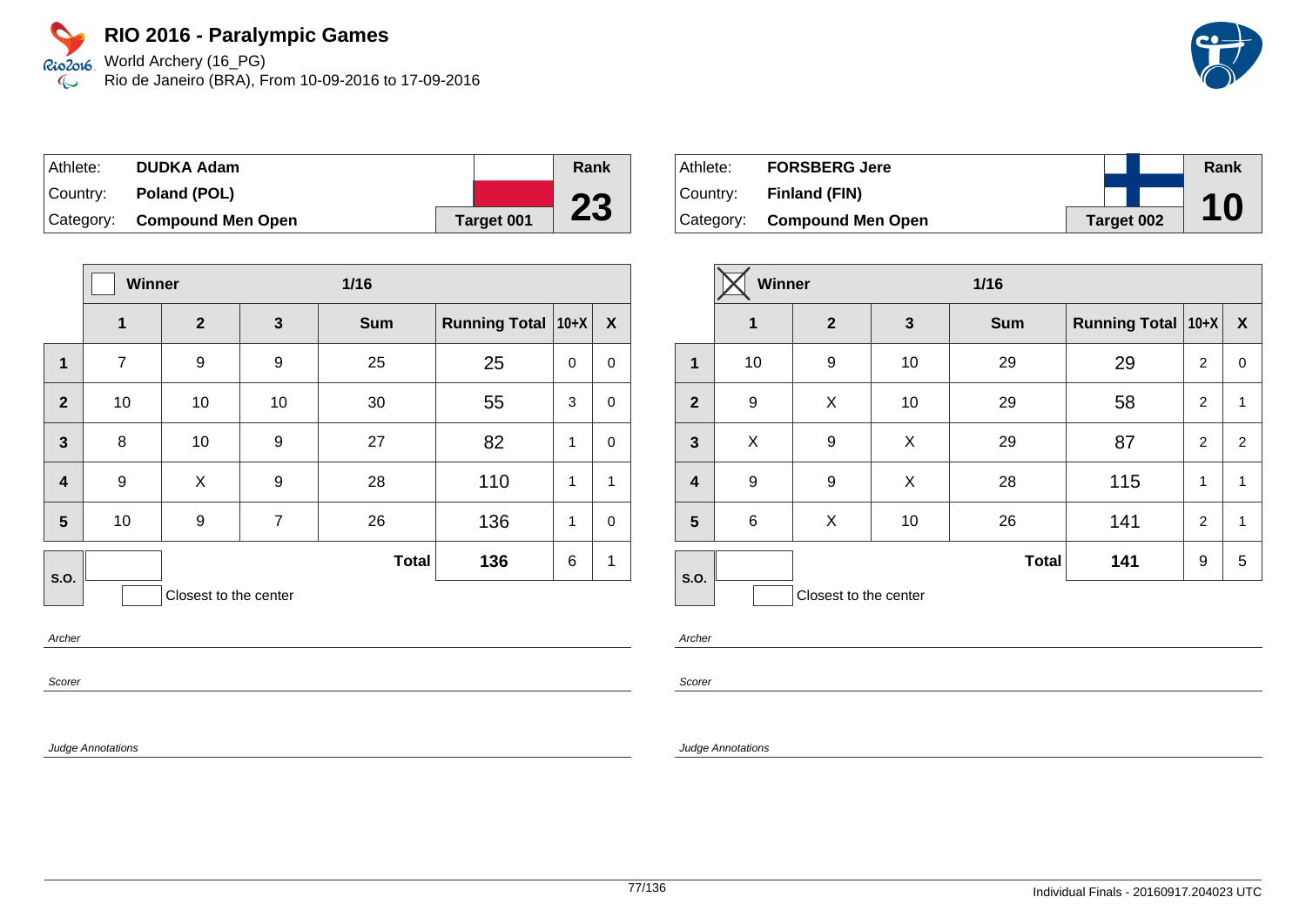# RIO 2016 - Paralympic Games

World Archery (16_PG)
Rio de Janeiro (BRA), From 10-09-2016 to 17-09-2016

| Athlete: | DUDKA Adam | Rank |
|---|---|---|
| Country: | Poland (POL) | 23 |
| Category: | Compound Men Open | Target 001 |

| | Winner ☐ | | 1/16 | | | | |
|---|---|---|---|---|---|---|---|
| | 1 | 2 | 3 | Sum | Running Total | 10+X | X |
| 1 | 7 | 9 | 9 | 25 | 25 | 0 | 0 |
| 2 | 10 | 10 | 10 | 30 | 55 | 3 | 0 |
| 3 | 8 | 10 | 9 | 27 | 82 | 1 | 0 |
| 4 | 9 | X | 9 | 28 | 110 | 1 | 1 |
| 5 | 10 | 9 | 7 | 26 | 136 | 1 | 0 |
| S.O. | | | | Total | 136 | 6 | 1 |

Closest to the center

Archer

Scorer

Judge Annotations

| Athlete: | FORSBERG Jere | Rank |
|---|---|---|
| Country: | Finland (FIN) | 10 |
| Category: | Compound Men Open | Target 002 |

| | Winner ☒ | | 1/16 | | | | |
|---|---|---|---|---|---|---|---|
| | 1 | 2 | 3 | Sum | Running Total | 10+X | X |
| 1 | 10 | 9 | 10 | 29 | 29 | 2 | 0 |
| 2 | 9 | X | 10 | 29 | 58 | 2 | 1 |
| 3 | X | 9 | X | 29 | 87 | 2 | 2 |
| 4 | 9 | 9 | X | 28 | 115 | 1 | 1 |
| 5 | 6 | X | 10 | 26 | 141 | 2 | 1 |
| S.O. | | | | Total | 141 | 9 | 5 |

Closest to the center

Archer

Scorer

Judge Annotations

Individual Finals - 20160917.204023 UTC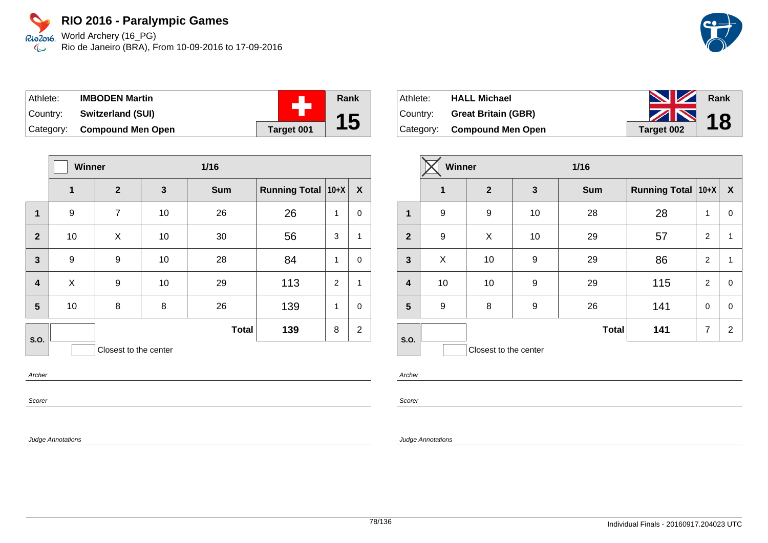# RIO 2016 - Paralympic Games

World Archery (16_PG)

Rio de Janeiro (BRA), From 10-09-2016 to 17-09-2016

| Athlete: | **IMBODEN Martin** | Rank |
|---|---|---|
| Country: | **Switzerland (SUI)** | **15** |
| Category: | **Compound Men Open** | **Target 001** |

| | Winner ☐ | | 1/16 | | | | |
|---|---|---|---|---|---|---|---|
| | **1** | **2** | **3** | **Sum** | **Running Total** | **10+X** | **X** |
| **1** | 9 | 7 | 10 | 26 | 26 | 1 | 0 |
| **2** | 10 | X | 10 | 30 | 56 | 3 | 1 |
| **3** | 9 | 9 | 10 | 28 | 84 | 1 | 0 |
| **4** | X | 9 | 10 | 29 | 113 | 2 | 1 |
| **5** | 10 | 8 | 8 | 26 | 139 | 1 | 0 |
| **S.O.** | | | | **Total** | **139** | 8 | 2 |

☐ Closest to the center

*Archer*

*Scorer*

*Judge Annotations*

| Athlete: | **HALL Michael** | Rank |
|---|---|---|
| Country: | **Great Britain (GBR)** | **18** |
| Category: | **Compound Men Open** | **Target 002** |

| | Winner ☒ | | 1/16 | | | | |
|---|---|---|---|---|---|---|---|
| | **1** | **2** | **3** | **Sum** | **Running Total** | **10+X** | **X** |
| **1** | 9 | 9 | 10 | 28 | 28 | 1 | 0 |
| **2** | 9 | X | 10 | 29 | 57 | 2 | 1 |
| **3** | X | 10 | 9 | 29 | 86 | 2 | 1 |
| **4** | 10 | 10 | 9 | 29 | 115 | 2 | 0 |
| **5** | 9 | 8 | 9 | 26 | 141 | 0 | 0 |
| **S.O.** | | | | **Total** | **141** | 7 | 2 |

☐ Closest to the center

*Archer*

*Scorer*

*Judge Annotations*

Individual Finals - 20160917.204023 UTC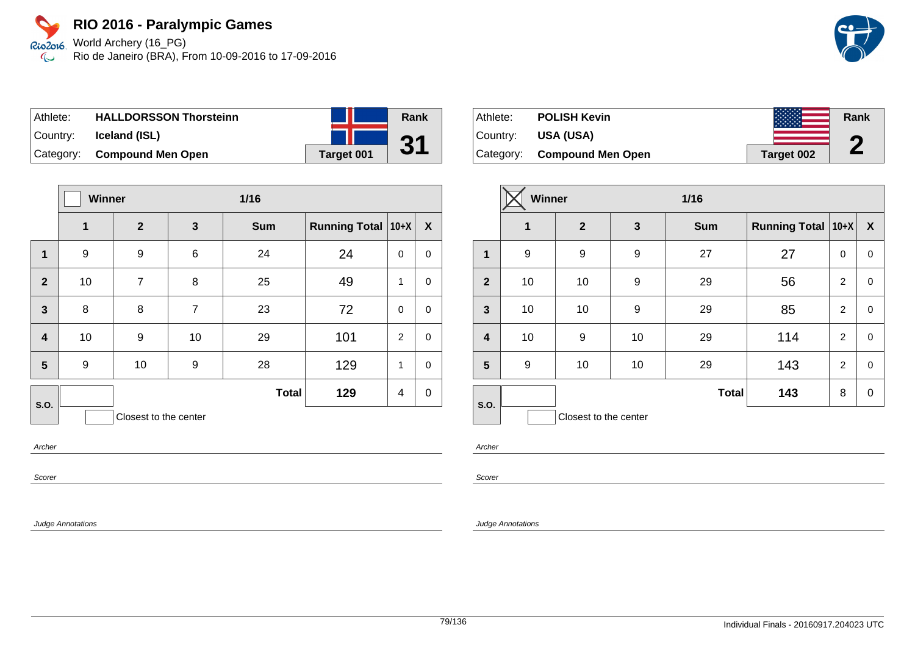# RIO 2016 - Paralympic Games

World Archery (16_PG)
Rio de Janeiro (BRA), From 10-09-2016 to 17-09-2016

| Athlete: | HALLDORSSON Thorsteinn | Rank |
| --- | --- | --- |
| Country: | Iceland (ISL) | 31 |
| Category: | Compound Men Open | Target 001 |

| | Winner ☐ | | 1/16 | | | | |
| --- | --- | --- | --- | --- | --- | --- | --- |
| | 1 | 2 | 3 | Sum | Running Total | 10+X | X |
| 1 | 9 | 9 | 6 | 24 | 24 | 0 | 0 |
| 2 | 10 | 7 | 8 | 25 | 49 | 1 | 0 |
| 3 | 8 | 8 | 7 | 23 | 72 | 0 | 0 |
| 4 | 10 | 9 | 10 | 29 | 101 | 2 | 0 |
| 5 | 9 | 10 | 9 | 28 | 129 | 1 | 0 |
| S.O. | | | | Total | 129 | 4 | 0 |

☐ Closest to the center

Archer

Scorer

Judge Annotations

| Athlete: | POLISH Kevin | Rank |
| --- | --- | --- |
| Country: | USA (USA) | 2 |
| Category: | Compound Men Open | Target 002 |

| | Winner ☒ | | 1/16 | | | | |
| --- | --- | --- | --- | --- | --- | --- | --- |
| | 1 | 2 | 3 | Sum | Running Total | 10+X | X |
| 1 | 9 | 9 | 9 | 27 | 27 | 0 | 0 |
| 2 | 10 | 10 | 9 | 29 | 56 | 2 | 0 |
| 3 | 10 | 10 | 9 | 29 | 85 | 2 | 0 |
| 4 | 10 | 9 | 10 | 29 | 114 | 2 | 0 |
| 5 | 9 | 10 | 10 | 29 | 143 | 2 | 0 |
| S.O. | | | | Total | 143 | 8 | 0 |

☐ Closest to the center

Archer

Scorer

Judge Annotations

Individual Finals - 20160917.204023 UTC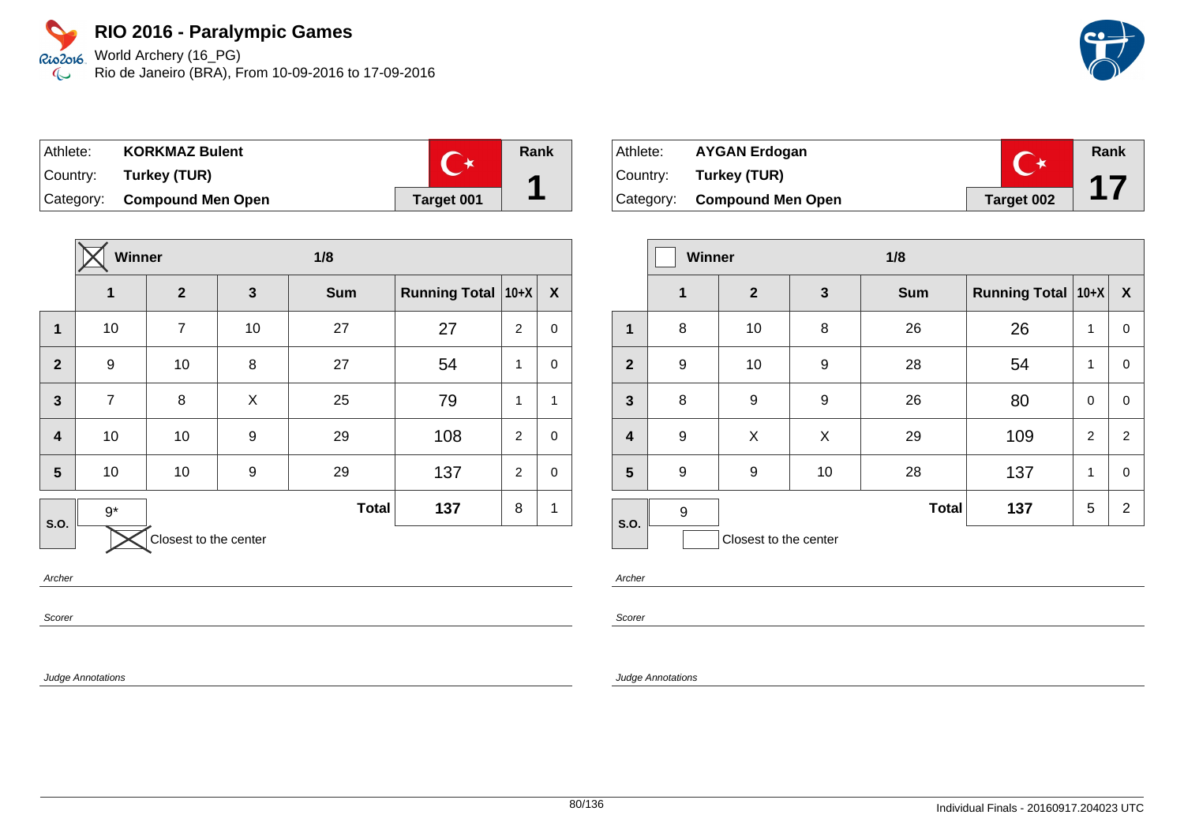# RIO 2016 - Paralympic Games

World Archery (16_PG)
Rio de Janeiro (BRA), From 10-09-2016 to 17-09-2016

| Athlete: | KORKMAZ Bulent | | Rank |
|---|---|---|---|
| Country: | Turkey (TUR) | | 1 |
| Category: | Compound Men Open | Target 001 | |

| | ☒ Winner | | | 1/8 | | | |
|---|---|---|---|---|---|---|---|
| | 1 | 2 | 3 | Sum | Running Total | 10+X | X |
| 1 | 10 | 7 | 10 | 27 | 27 | 2 | 0 |
| 2 | 9 | 10 | 8 | 27 | 54 | 1 | 0 |
| 3 | 7 | 8 | X | 25 | 79 | 1 | 1 |
| 4 | 10 | 10 | 9 | 29 | 108 | 2 | 0 |
| 5 | 10 | 10 | 9 | 29 | 137 | 2 | 0 |
| S.O. | 9* | | | Total | 137 | 8 | 1 |

☒ Closest to the center

Archer

Scorer

Judge Annotations

| Athlete: | AYGAN Erdogan | | Rank |
|---|---|---|---|
| Country: | Turkey (TUR) | | 17 |
| Category: | Compound Men Open | Target 002 | |

| | ☐ Winner | | | 1/8 | | | |
|---|---|---|---|---|---|---|---|
| | 1 | 2 | 3 | Sum | Running Total | 10+X | X |
| 1 | 8 | 10 | 8 | 26 | 26 | 1 | 0 |
| 2 | 9 | 10 | 9 | 28 | 54 | 1 | 0 |
| 3 | 8 | 9 | 9 | 26 | 80 | 0 | 0 |
| 4 | 9 | X | X | 29 | 109 | 2 | 2 |
| 5 | 9 | 9 | 10 | 28 | 137 | 1 | 0 |
| S.O. | 9 | | | Total | 137 | 5 | 2 |

☐ Closest to the center

Archer

Scorer

Judge Annotations

Individual Finals - 20160917.204023 UTC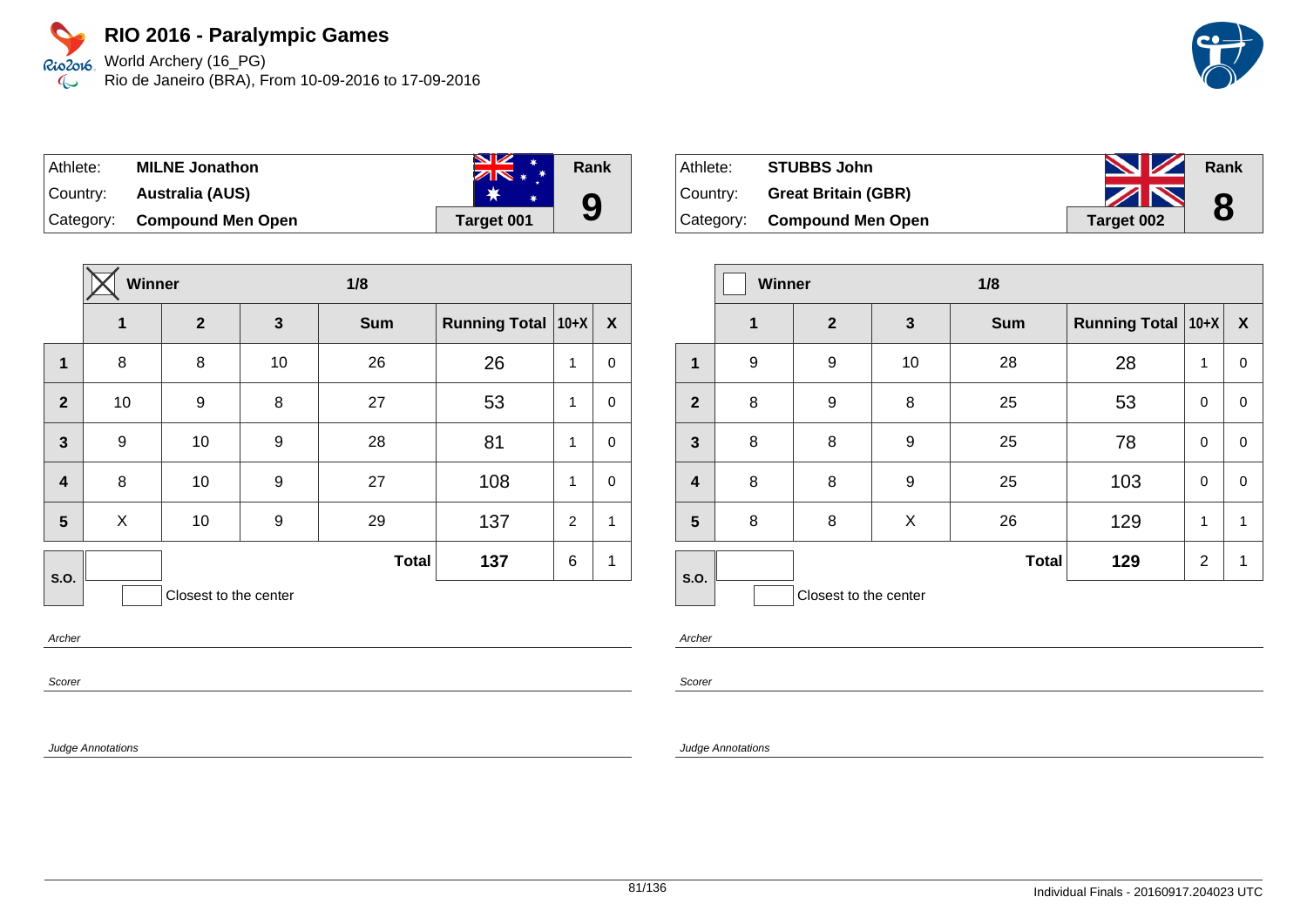# RIO 2016 - Paralympic Games

World Archery (16_PG)
Rio de Janeiro (BRA), From 10-09-2016 to 17-09-2016

| Athlete: | MILNE Jonathon | Rank |
|---|---|---|
| Country: | Australia (AUS) | 9 |
| Category: | Compound Men Open | Target 001 |

| | Winner ☒ | | 1/8 | | | | |
|---|---|---|---|---|---|---|---|
| | 1 | 2 | 3 | Sum | Running Total | 10+X | X |
| 1 | 8 | 8 | 10 | 26 | 26 | 1 | 0 |
| 2 | 10 | 9 | 8 | 27 | 53 | 1 | 0 |
| 3 | 9 | 10 | 9 | 28 | 81 | 1 | 0 |
| 4 | 8 | 10 | 9 | 27 | 108 | 1 | 0 |
| 5 | X | 10 | 9 | 29 | 137 | 2 | 1 |
| S.O. | | | | Total | 137 | 6 | 1 |

Closest to the center

*Archer*

*Scorer*

*Judge Annotations*

| Athlete: | STUBBS John | Rank |
|---|---|---|
| Country: | Great Britain (GBR) | 8 |
| Category: | Compound Men Open | Target 002 |

| | Winner ☐ | | 1/8 | | | | |
|---|---|---|---|---|---|---|---|
| | 1 | 2 | 3 | Sum | Running Total | 10+X | X |
| 1 | 9 | 9 | 10 | 28 | 28 | 1 | 0 |
| 2 | 8 | 9 | 8 | 25 | 53 | 0 | 0 |
| 3 | 8 | 8 | 9 | 25 | 78 | 0 | 0 |
| 4 | 8 | 8 | 9 | 25 | 103 | 0 | 0 |
| 5 | 8 | 8 | X | 26 | 129 | 1 | 1 |
| S.O. | | | | Total | 129 | 2 | 1 |

Closest to the center

*Archer*

*Scorer*

*Judge Annotations*

Individual Finals - 20160917.204023 UTC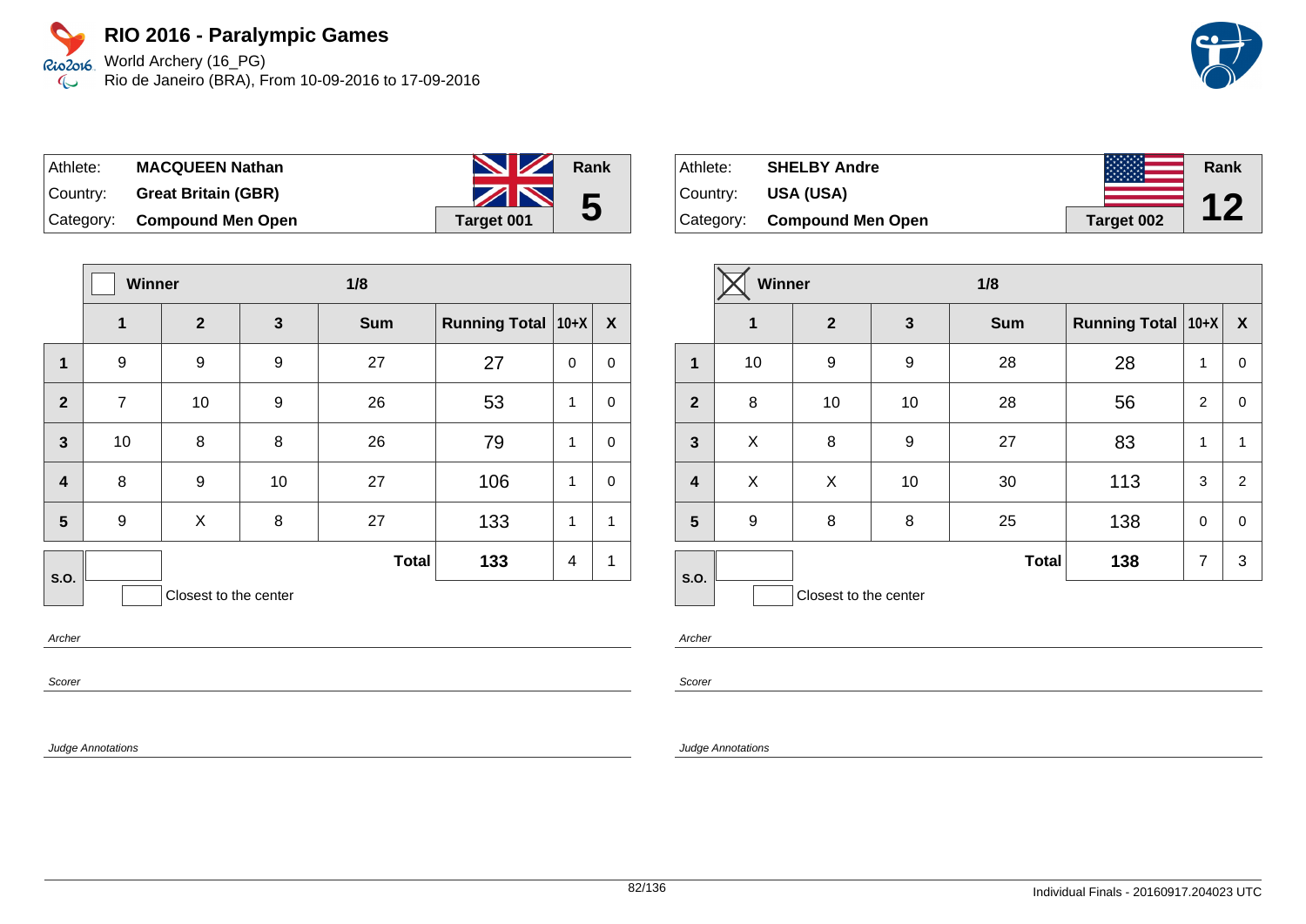# RIO 2016 - Paralympic Games

World Archery (16_PG)
Rio de Janeiro (BRA), From 10-09-2016 to 17-09-2016

| Athlete: | **MACQUEEN Nathan** | Rank |
|---|---|---|
| Country: | **Great Britain (GBR)** | **5** |
| Category: | **Compound Men Open** | **Target 001** |

| | Winner ☐ | | | 1/8 | | | |
|---|---|---|---|---|---|---|---|
| | **1** | **2** | **3** | **Sum** | **Running Total** | **10+X** | **X** |
| **1** | 9 | 9 | 9 | 27 | 27 | 0 | 0 |
| **2** | 7 | 10 | 9 | 26 | 53 | 1 | 0 |
| **3** | 10 | 8 | 8 | 26 | 79 | 1 | 0 |
| **4** | 8 | 9 | 10 | 27 | 106 | 1 | 0 |
| **5** | 9 | X | 8 | 27 | 133 | 1 | 1 |
| **S.O.** | | | | **Total** | **133** | 4 | 1 |

Closest to the center

*Archer*

*Scorer*

*Judge Annotations*

| Athlete: | **SHELBY Andre** | Rank |
|---|---|---|
| Country: | **USA (USA)** | **12** |
| Category: | **Compound Men Open** | **Target 002** |

| | Winner ☒ | | | 1/8 | | | |
|---|---|---|---|---|---|---|---|
| | **1** | **2** | **3** | **Sum** | **Running Total** | **10+X** | **X** |
| **1** | 10 | 9 | 9 | 28 | 28 | 1 | 0 |
| **2** | 8 | 10 | 10 | 28 | 56 | 2 | 0 |
| **3** | X | 8 | 9 | 27 | 83 | 1 | 1 |
| **4** | X | X | 10 | 30 | 113 | 3 | 2 |
| **5** | 9 | 8 | 8 | 25 | 138 | 0 | 0 |
| **S.O.** | | | | **Total** | **138** | 7 | 3 |

Closest to the center

*Archer*

*Scorer*

*Judge Annotations*

Individual Finals - 20160917.204023 UTC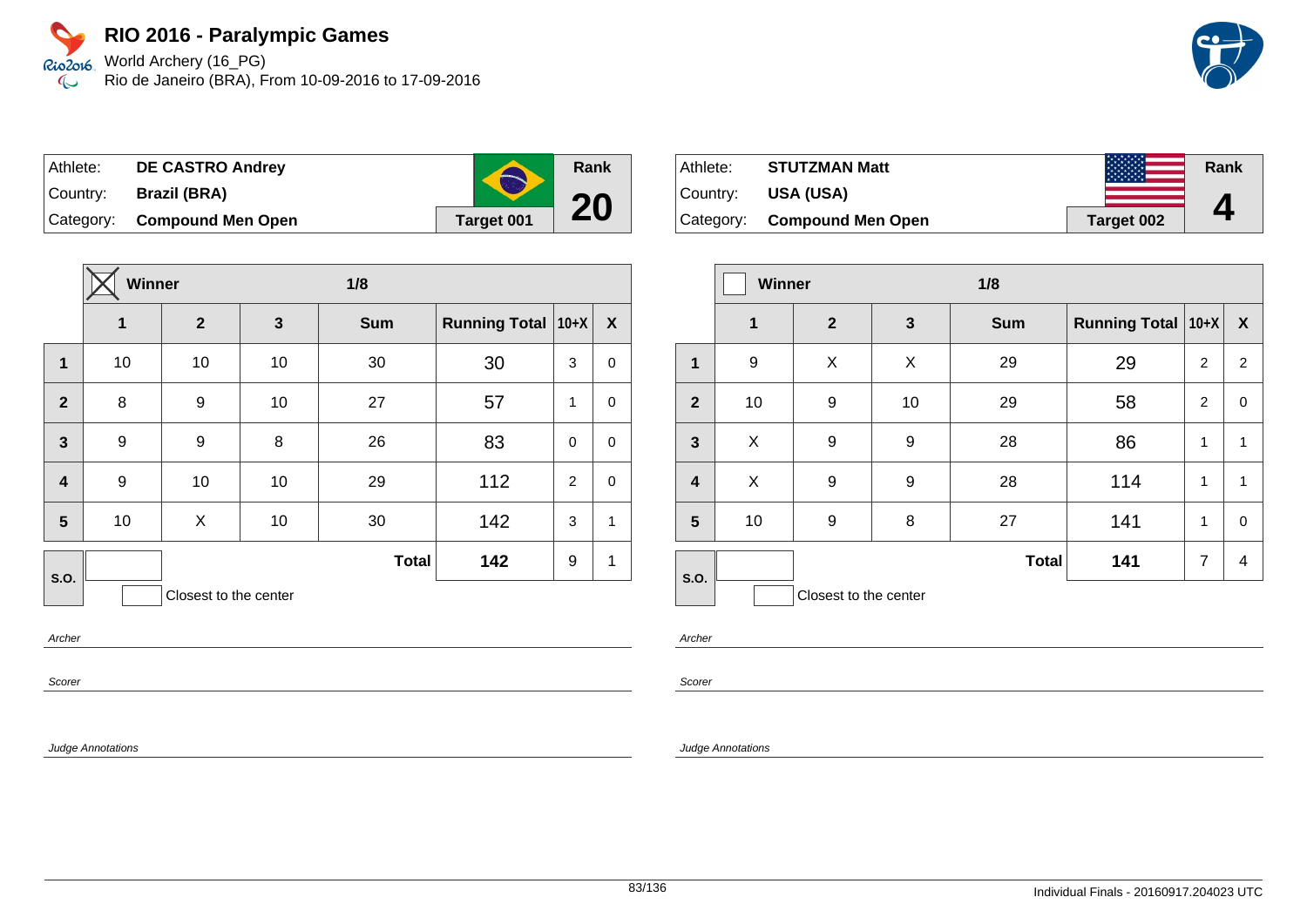# RIO 2016 - Paralympic Games

World Archery (16_PG)
Rio de Janeiro (BRA), From 10-09-2016 to 17-09-2016

| Athlete: | DE CASTRO Andrey | Rank |
|---|---|---|
| Country: | Brazil (BRA) | 20 |
| Category: | Compound Men Open | Target 001 |

| | Winner (X) | | | 1/8 | | | |
|---|---|---|---|---|---|---|---|
| | 1 | 2 | 3 | Sum | Running Total | 10+X | X |
| 1 | 10 | 10 | 10 | 30 | 30 | 3 | 0 |
| 2 | 8 | 9 | 10 | 27 | 57 | 1 | 0 |
| 3 | 9 | 9 | 8 | 26 | 83 | 0 | 0 |
| 4 | 9 | 10 | 10 | 29 | 112 | 2 | 0 |
| 5 | 10 | X | 10 | 30 | 142 | 3 | 1 |
| S.O. | | | | Total | 142 | 9 | 1 |

Closest to the center

Archer

Scorer

Judge Annotations

| Athlete: | STUTZMAN Matt | Rank |
|---|---|---|
| Country: | USA (USA) | 4 |
| Category: | Compound Men Open | Target 002 |

| | Winner | | | 1/8 | | | |
|---|---|---|---|---|---|---|---|
| | 1 | 2 | 3 | Sum | Running Total | 10+X | X |
| 1 | 9 | X | X | 29 | 29 | 2 | 2 |
| 2 | 10 | 9 | 10 | 29 | 58 | 2 | 0 |
| 3 | X | 9 | 9 | 28 | 86 | 1 | 1 |
| 4 | X | 9 | 9 | 28 | 114 | 1 | 1 |
| 5 | 10 | 9 | 8 | 27 | 141 | 1 | 0 |
| S.O. | | | | Total | 141 | 7 | 4 |

Closest to the center

Archer

Scorer

Judge Annotations

Individual Finals - 20160917.204023 UTC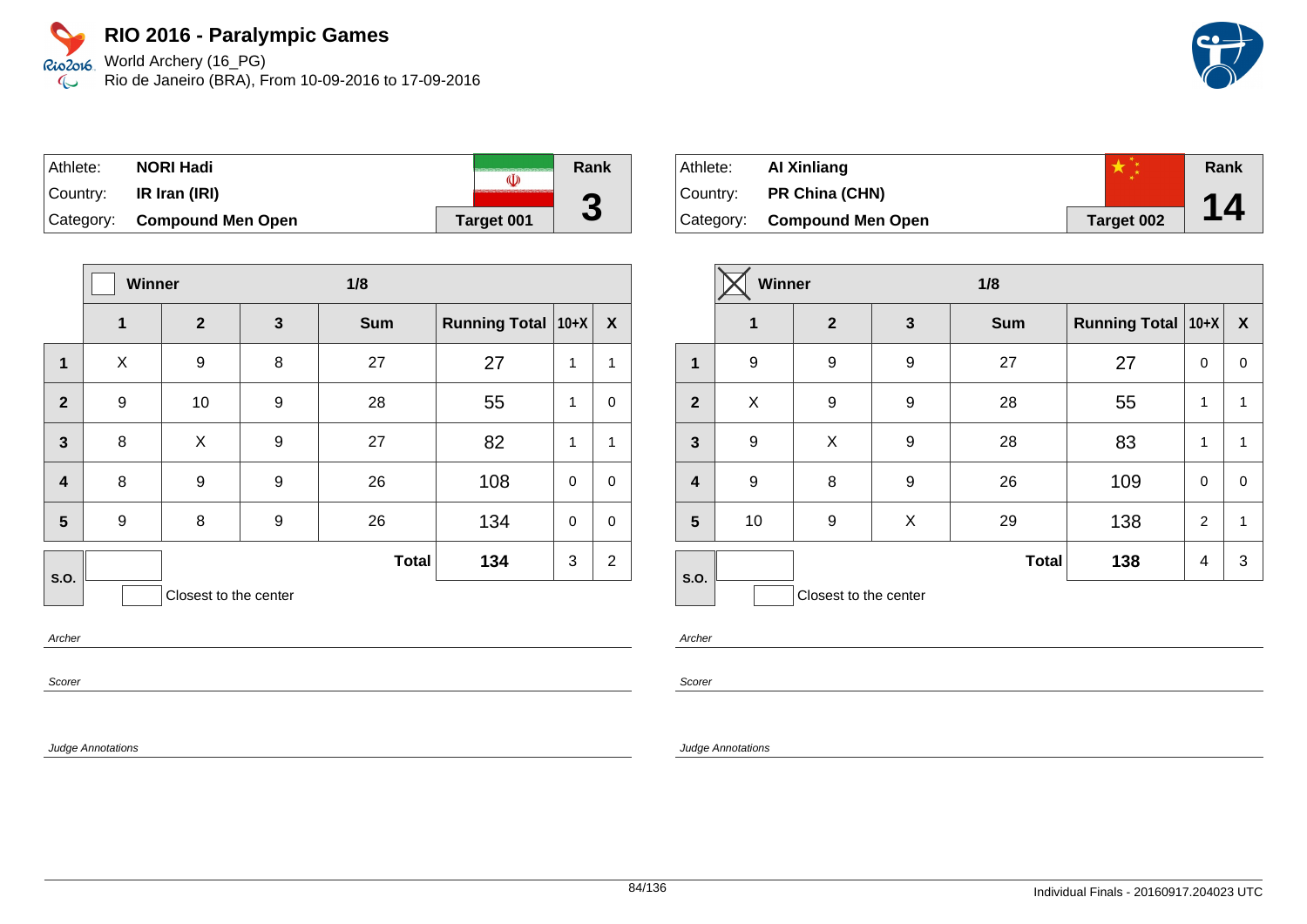# RIO 2016 - Paralympic Games

World Archery (16_PG)
Rio de Janeiro (BRA), From 10-09-2016 to 17-09-2016

| Athlete: | **NORI Hadi** | Rank |
|---|---|---|
| Country: | **IR Iran (IRI)** | **3** |
| Category: | **Compound Men Open** | **Target 001** |

| | Winner ☐ | | | 1/8 | | | |
|---|---|---|---|---|---|---|---|
| | **1** | **2** | **3** | **Sum** | **Running Total** | **10+X** | **X** |
| **1** | X | 9 | 8 | 27 | 27 | 1 | 1 |
| **2** | 9 | 10 | 9 | 28 | 55 | 1 | 0 |
| **3** | 8 | X | 9 | 27 | 82 | 1 | 1 |
| **4** | 8 | 9 | 9 | 26 | 108 | 0 | 0 |
| **5** | 9 | 8 | 9 | 26 | 134 | 0 | 0 |
| **S.O.** | | | | **Total** | **134** | 3 | 2 |

☐ Closest to the center

*Archer*

*Scorer*

*Judge Annotations*

| Athlete: | **AI Xinliang** | Rank |
|---|---|---|
| Country: | **PR China (CHN)** | **14** |
| Category: | **Compound Men Open** | **Target 002** |

| | Winner ☒ | | | 1/8 | | | |
|---|---|---|---|---|---|---|---|
| | **1** | **2** | **3** | **Sum** | **Running Total** | **10+X** | **X** |
| **1** | 9 | 9 | 9 | 27 | 27 | 0 | 0 |
| **2** | X | 9 | 9 | 28 | 55 | 1 | 1 |
| **3** | 9 | X | 9 | 28 | 83 | 1 | 1 |
| **4** | 9 | 8 | 9 | 26 | 109 | 0 | 0 |
| **5** | 10 | 9 | X | 29 | 138 | 2 | 1 |
| **S.O.** | | | | **Total** | **138** | 4 | 3 |

☐ Closest to the center

*Archer*

*Scorer*

*Judge Annotations*

Individual Finals - 20160917.204023 UTC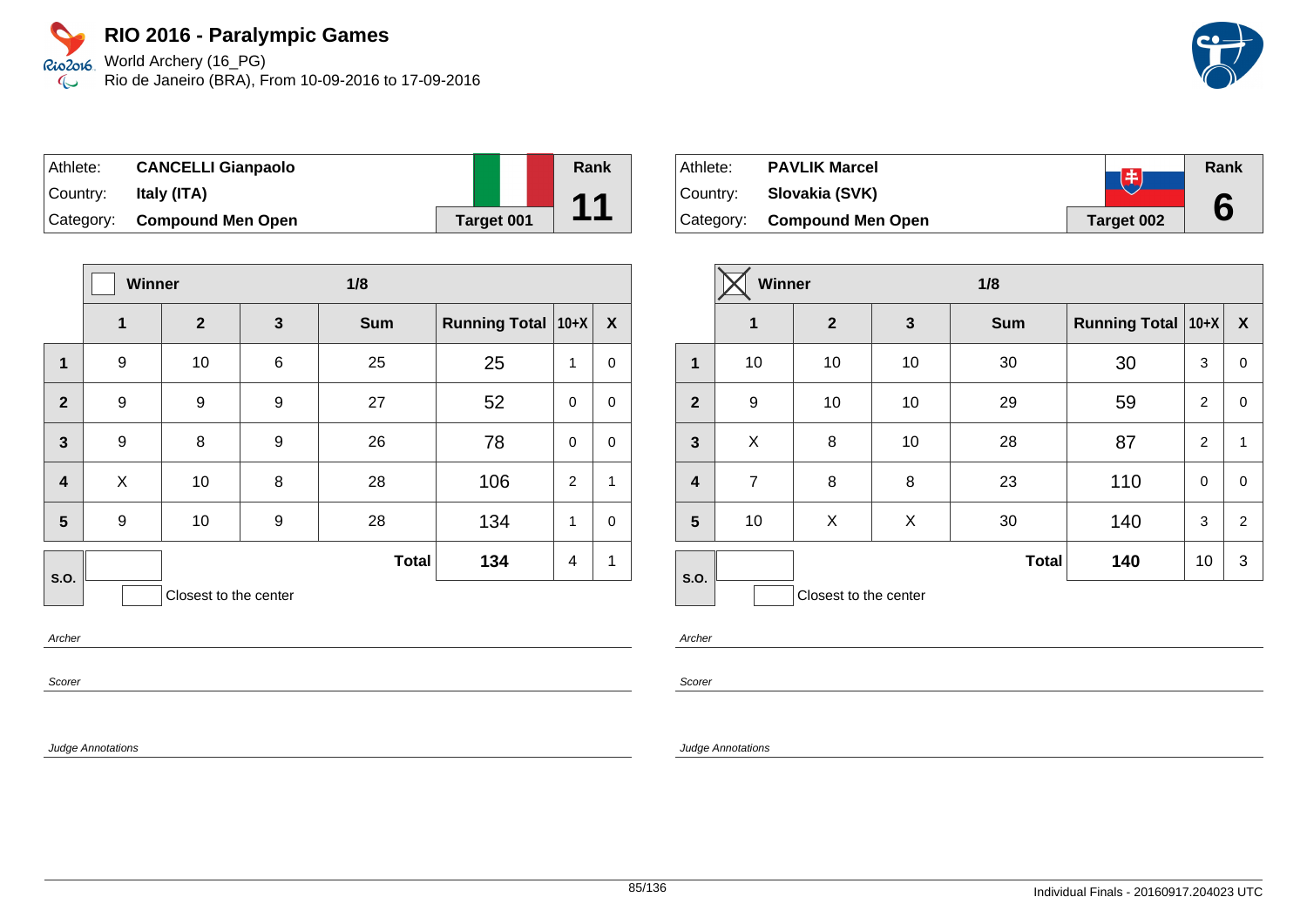# RIO 2016 - Paralympic Games

World Archery (16_PG)
Rio de Janeiro (BRA), From 10-09-2016 to 17-09-2016

| Athlete: | **CANCELLI Gianpaolo** | Rank |
|---|---|---|
| Country: | **Italy (ITA)** | **11** |
| Category: | **Compound Men Open** | **Target 001** |

| | Winner ☐ | | 1/8 | | | | |
|---|---|---|---|---|---|---|---|
| | **1** | **2** | **3** | **Sum** | **Running Total** | **10+X** | **X** |
| **1** | 9 | 10 | 6 | 25 | 25 | 1 | 0 |
| **2** | 9 | 9 | 9 | 27 | 52 | 0 | 0 |
| **3** | 9 | 8 | 9 | 26 | 78 | 0 | 0 |
| **4** | X | 10 | 8 | 28 | 106 | 2 | 1 |
| **5** | 9 | 10 | 9 | 28 | 134 | 1 | 0 |
| **S.O.** | | | | **Total** | **134** | 4 | 1 |

☐ Closest to the center

*Archer*

*Scorer*

*Judge Annotations*

| Athlete: | **PAVLIK Marcel** | Rank |
|---|---|---|
| Country: | **Slovakia (SVK)** | **6** |
| Category: | **Compound Men Open** | **Target 002** |

| | Winner ☒ | | 1/8 | | | | |
|---|---|---|---|---|---|---|---|
| | **1** | **2** | **3** | **Sum** | **Running Total** | **10+X** | **X** |
| **1** | 10 | 10 | 10 | 30 | 30 | 3 | 0 |
| **2** | 9 | 10 | 10 | 29 | 59 | 2 | 0 |
| **3** | X | 8 | 10 | 28 | 87 | 2 | 1 |
| **4** | 7 | 8 | 8 | 23 | 110 | 0 | 0 |
| **5** | 10 | X | X | 30 | 140 | 3 | 2 |
| **S.O.** | | | | **Total** | **140** | 10 | 3 |

☐ Closest to the center

*Archer*

*Scorer*

*Judge Annotations*

Individual Finals - 20160917.204023 UTC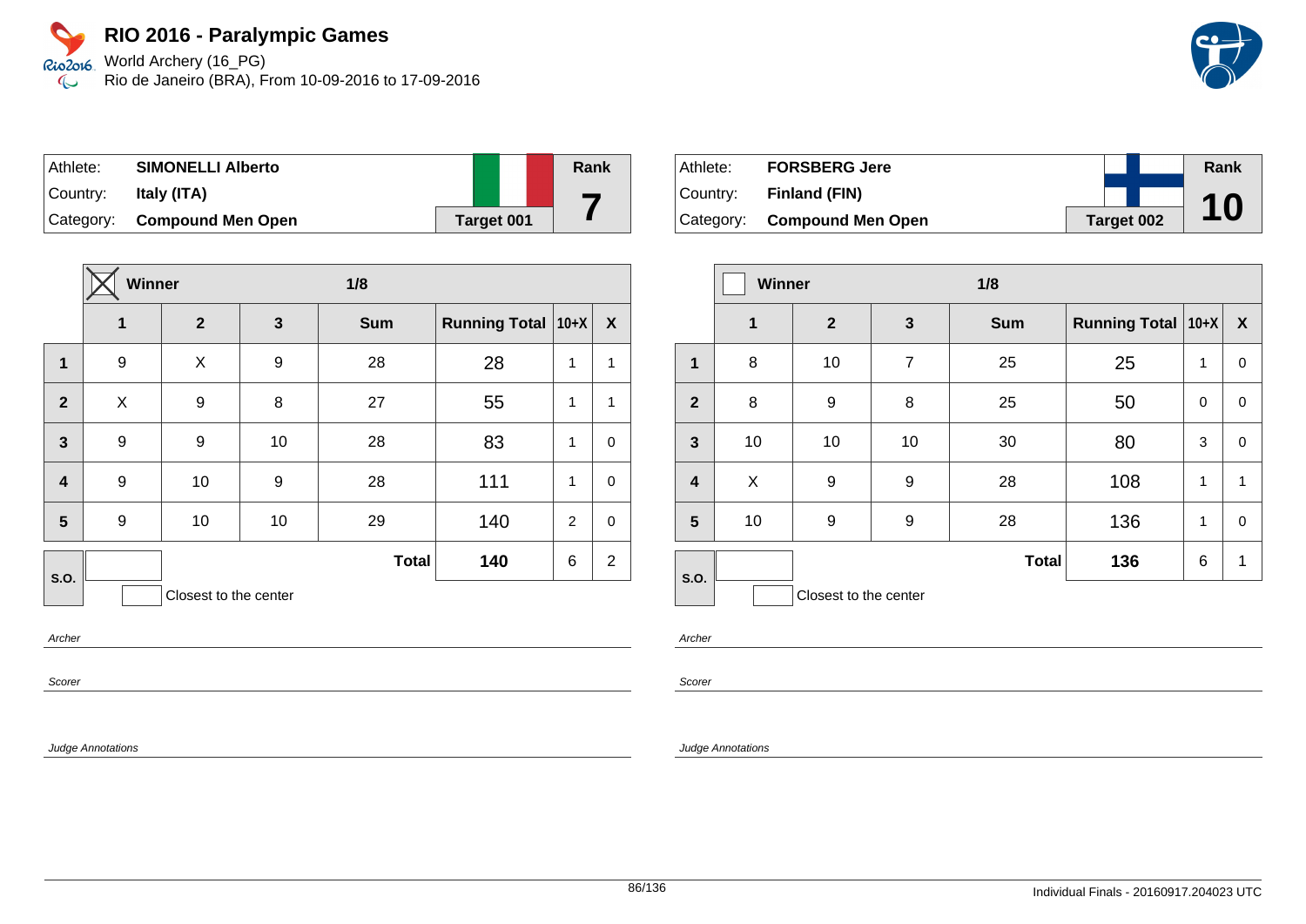# RIO 2016 - Paralympic Games

World Archery (16_PG)
Rio de Janeiro (BRA), From 10-09-2016 to 17-09-2016

| Athlete: | SIMONELLI Alberto | | Rank |
|---|---|---|---|
| Country: | Italy (ITA) | | 7 |
| Category: | Compound Men Open | Target 001 | |

| | Winner (X) | | 1/8 | | | | |
|---|---|---|---|---|---|---|---|
| | 1 | 2 | 3 | Sum | Running Total | 10+X | X |
| 1 | 9 | X | 9 | 28 | 28 | 1 | 1 |
| 2 | X | 9 | 8 | 27 | 55 | 1 | 1 |
| 3 | 9 | 9 | 10 | 28 | 83 | 1 | 0 |
| 4 | 9 | 10 | 9 | 28 | 111 | 1 | 0 |
| 5 | 9 | 10 | 10 | 29 | 140 | 2 | 0 |
| S.O. | | | | Total | 140 | 6 | 2 |

Closest to the center

Archer

Scorer

Judge Annotations

| Athlete: | FORSBERG Jere | | Rank |
|---|---|---|---|
| Country: | Finland (FIN) | | 10 |
| Category: | Compound Men Open | Target 002 | |

| | Winner | | 1/8 | | | | |
|---|---|---|---|---|---|---|---|
| | 1 | 2 | 3 | Sum | Running Total | 10+X | X |
| 1 | 8 | 10 | 7 | 25 | 25 | 1 | 0 |
| 2 | 8 | 9 | 8 | 25 | 50 | 0 | 0 |
| 3 | 10 | 10 | 10 | 30 | 80 | 3 | 0 |
| 4 | X | 9 | 9 | 28 | 108 | 1 | 1 |
| 5 | 10 | 9 | 9 | 28 | 136 | 1 | 0 |
| S.O. | | | | Total | 136 | 6 | 1 |

Closest to the center

Archer

Scorer

Judge Annotations

Individual Finals - 20160917.204023 UTC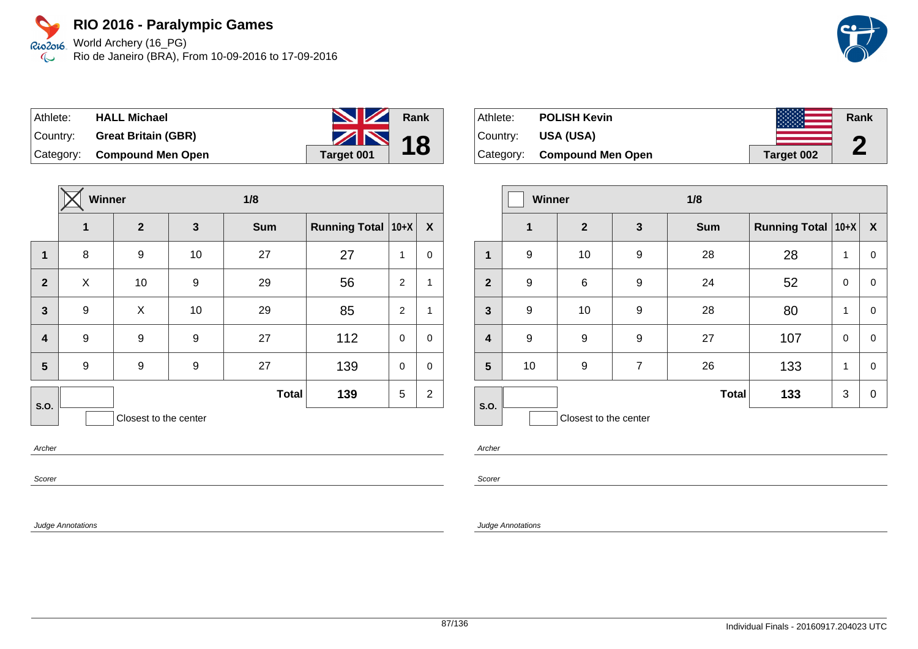# RIO 2016 - Paralympic Games

World Archery (16_PG)
Rio de Janeiro (BRA), From 10-09-2016 to 17-09-2016

| Athlete: | **HALL Michael** | Rank |
|---|---|---|
| Country: | **Great Britain (GBR)** | **18** |
| Category: | **Compound Men Open** | **Target 001** |

| | ☒ Winner | | | 1/8 | | | |
|---|---|---|---|---|---|---|---|
| | **1** | **2** | **3** | **Sum** | **Running Total** | **10+X** | **X** |
| **1** | 8 | 9 | 10 | 27 | 27 | 1 | 0 |
| **2** | X | 10 | 9 | 29 | 56 | 2 | 1 |
| **3** | 9 | X | 10 | 29 | 85 | 2 | 1 |
| **4** | 9 | 9 | 9 | 27 | 112 | 0 | 0 |
| **5** | 9 | 9 | 9 | 27 | 139 | 0 | 0 |
| **S.O.** | | | | **Total** | **139** | 5 | 2 |

Closest to the center

*Archer*

*Scorer*

*Judge Annotations*

| Athlete: | **POLISH Kevin** | Rank |
|---|---|---|
| Country: | **USA (USA)** | **2** |
| Category: | **Compound Men Open** | **Target 002** |

| | ☐ Winner | | | 1/8 | | | |
|---|---|---|---|---|---|---|---|
| | **1** | **2** | **3** | **Sum** | **Running Total** | **10+X** | **X** |
| **1** | 9 | 10 | 9 | 28 | 28 | 1 | 0 |
| **2** | 9 | 6 | 9 | 24 | 52 | 0 | 0 |
| **3** | 9 | 10 | 9 | 28 | 80 | 1 | 0 |
| **4** | 9 | 9 | 9 | 27 | 107 | 0 | 0 |
| **5** | 10 | 9 | 7 | 26 | 133 | 1 | 0 |
| **S.O.** | | | | **Total** | **133** | 3 | 0 |

Closest to the center

*Archer*

*Scorer*

*Judge Annotations*

Individual Finals - 20160917.204023 UTC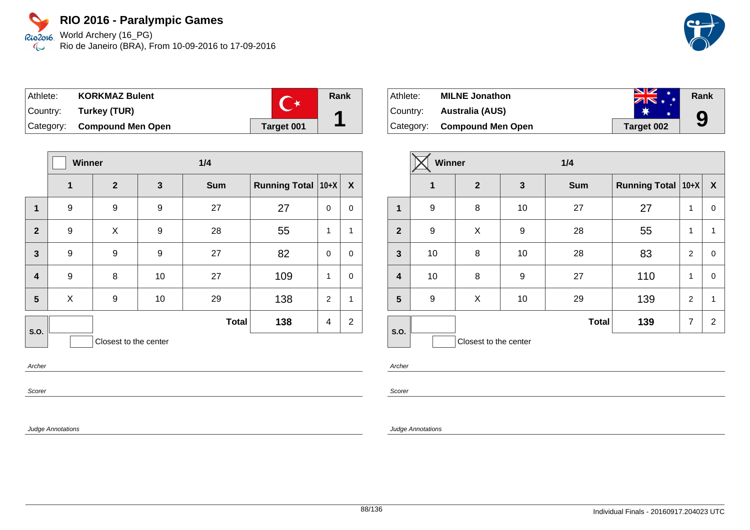# RIO 2016 - Paralympic Games

World Archery (16_PG)
Rio de Janeiro (BRA), From 10-09-2016 to 17-09-2016

| Athlete: | **KORKMAZ Bulent** | Rank |
|---|---|---|
| Country: | **Turkey (TUR)** | **1** |
| Category: | **Compound Men Open** | **Target 001** |

| | Winner | | 1/4 | | | | |
|---|---|---|---|---|---|---|---|
| | **1** | **2** | **3** | **Sum** | **Running Total** | **10+X** | **X** |
| **1** | 9 | 9 | 9 | 27 | 27 | 0 | 0 |
| **2** | 9 | X | 9 | 28 | 55 | 1 | 1 |
| **3** | 9 | 9 | 9 | 27 | 82 | 0 | 0 |
| **4** | 9 | 8 | 10 | 27 | 109 | 1 | 0 |
| **5** | X | 9 | 10 | 29 | 138 | 2 | 1 |
| **S.O.** | | | | **Total** | **138** | 4 | 2 |

Closest to the center

*Archer*

*Scorer*

*Judge Annotations*

| Athlete: | **MILNE Jonathon** | Rank |
|---|---|---|
| Country: | **Australia (AUS)** | **9** |
| Category: | **Compound Men Open** | **Target 002** |

| | ☒ Winner | | 1/4 | | | | |
|---|---|---|---|---|---|---|---|
| | **1** | **2** | **3** | **Sum** | **Running Total** | **10+X** | **X** |
| **1** | 9 | 8 | 10 | 27 | 27 | 1 | 0 |
| **2** | 9 | X | 9 | 28 | 55 | 1 | 1 |
| **3** | 10 | 8 | 10 | 28 | 83 | 2 | 0 |
| **4** | 10 | 8 | 9 | 27 | 110 | 1 | 0 |
| **5** | 9 | X | 10 | 29 | 139 | 2 | 1 |
| **S.O.** | | | | **Total** | **139** | 7 | 2 |

Closest to the center

*Archer*

*Scorer*

*Judge Annotations*

Individual Finals - 20160917.204023 UTC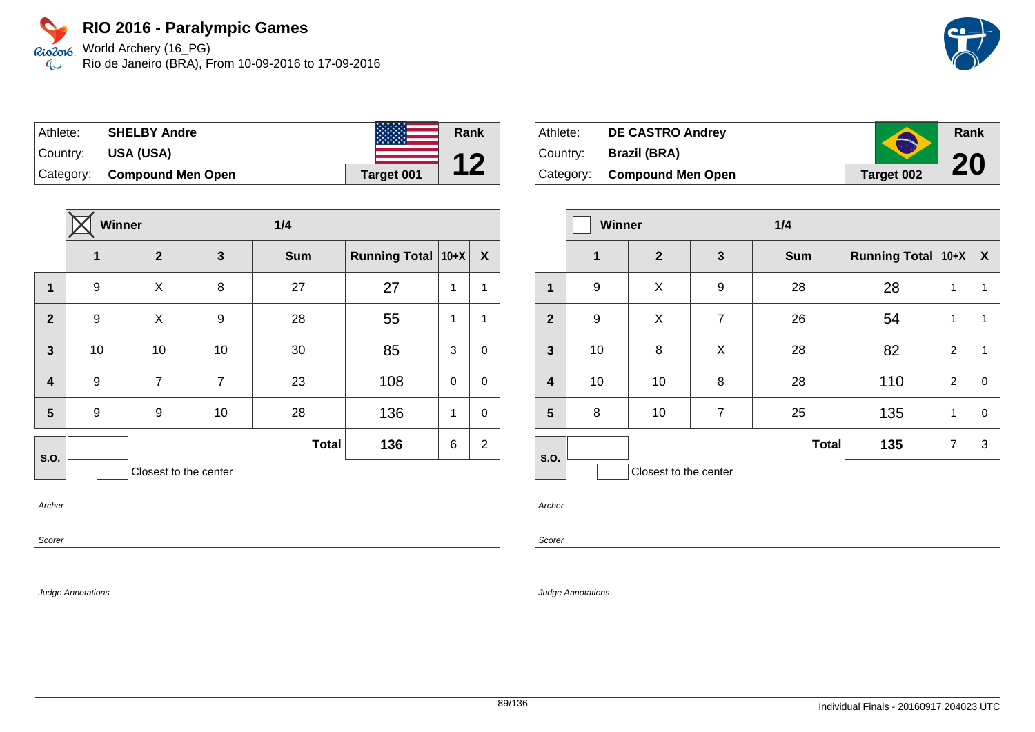# RIO 2016 - Paralympic Games

World Archery (16_PG)
Rio de Janeiro (BRA), From 10-09-2016 to 17-09-2016

| Athlete: | SHELBY Andre | | Rank |
|---|---|---|---|
| Country: | USA (USA) | | 12 |
| Category: | Compound Men Open | Target 001 | |

| | ☒ Winner | | 1/4 | | | | |
|---|---|---|---|---|---|---|---|
| | 1 | 2 | 3 | Sum | Running Total | 10+X | X |
| 1 | 9 | X | 8 | 27 | 27 | 1 | 1 |
| 2 | 9 | X | 9 | 28 | 55 | 1 | 1 |
| 3 | 10 | 10 | 10 | 30 | 85 | 3 | 0 |
| 4 | 9 | 7 | 7 | 23 | 108 | 0 | 0 |
| 5 | 9 | 9 | 10 | 28 | 136 | 1 | 0 |
| S.O. | | | | Total | 136 | 6 | 2 |

Closest to the center

Archer

Scorer

Judge Annotations

| Athlete: | DE CASTRO Andrey | | Rank |
|---|---|---|---|
| Country: | Brazil (BRA) | | 20 |
| Category: | Compound Men Open | Target 002 | |

| | ☐ Winner | | 1/4 | | | | |
|---|---|---|---|---|---|---|---|
| | 1 | 2 | 3 | Sum | Running Total | 10+X | X |
| 1 | 9 | X | 9 | 28 | 28 | 1 | 1 |
| 2 | 9 | X | 7 | 26 | 54 | 1 | 1 |
| 3 | 10 | 8 | X | 28 | 82 | 2 | 1 |
| 4 | 10 | 10 | 8 | 28 | 110 | 2 | 0 |
| 5 | 8 | 10 | 7 | 25 | 135 | 1 | 0 |
| S.O. | | | | Total | 135 | 7 | 3 |

Closest to the center

Archer

Scorer

Judge Annotations

Individual Finals - 20160917.204023 UTC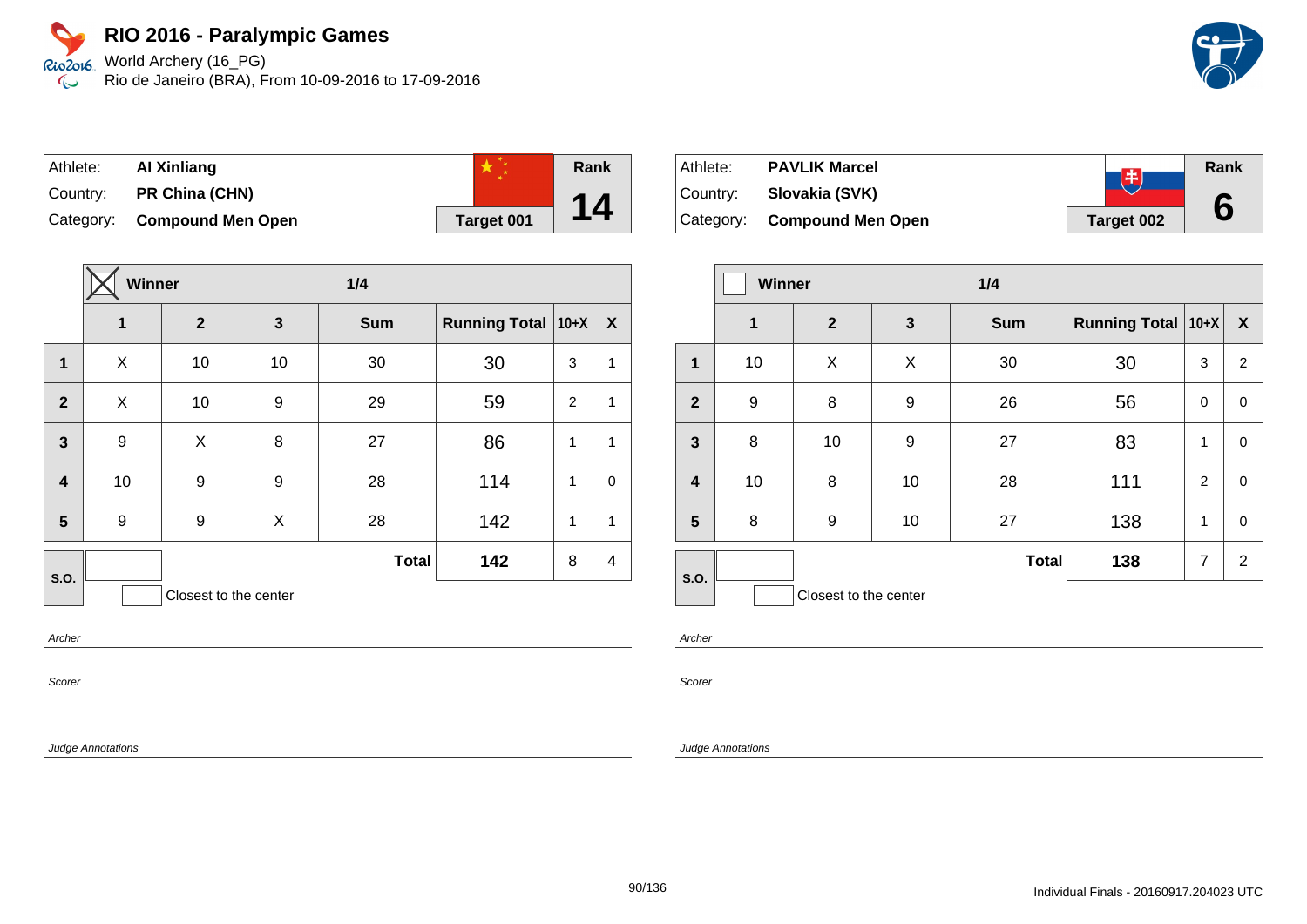# RIO 2016 - Paralympic Games

World Archery (16_PG)
Rio de Janeiro (BRA), From 10-09-2016 to 17-09-2016

| Athlete: | **AI Xinliang** | | Rank |
|---|---|---|---|
| Country: | **PR China (CHN)** | | **14** |
| Category: | **Compound Men Open** | **Target 001** | |

| | ☒ Winner | | 1/4 | | | | |
|---|---|---|---|---|---|---|---|
| | **1** | **2** | **3** | **Sum** | **Running Total** | **10+X** | **X** |
| **1** | X | 10 | 10 | 30 | 30 | 3 | 1 |
| **2** | X | 10 | 9 | 29 | 59 | 2 | 1 |
| **3** | 9 | X | 8 | 27 | 86 | 1 | 1 |
| **4** | 10 | 9 | 9 | 28 | 114 | 1 | 0 |
| **5** | 9 | 9 | X | 28 | 142 | 1 | 1 |
| **S.O.** | | | | **Total** | **142** | 8 | 4 |

Closest to the center

*Archer*

*Scorer*

*Judge Annotations*

| Athlete: | **PAVLIK Marcel** | | Rank |
|---|---|---|---|
| Country: | **Slovakia (SVK)** | | **6** |
| Category: | **Compound Men Open** | **Target 002** | |

| | ☐ Winner | | 1/4 | | | | |
|---|---|---|---|---|---|---|---|
| | **1** | **2** | **3** | **Sum** | **Running Total** | **10+X** | **X** |
| **1** | 10 | X | X | 30 | 30 | 3 | 2 |
| **2** | 9 | 8 | 9 | 26 | 56 | 0 | 0 |
| **3** | 8 | 10 | 9 | 27 | 83 | 1 | 0 |
| **4** | 10 | 8 | 10 | 28 | 111 | 2 | 0 |
| **5** | 8 | 9 | 10 | 27 | 138 | 1 | 0 |
| **S.O.** | | | | **Total** | **138** | 7 | 2 |

Closest to the center

*Archer*

*Scorer*

*Judge Annotations*

Individual Finals - 20160917.204023 UTC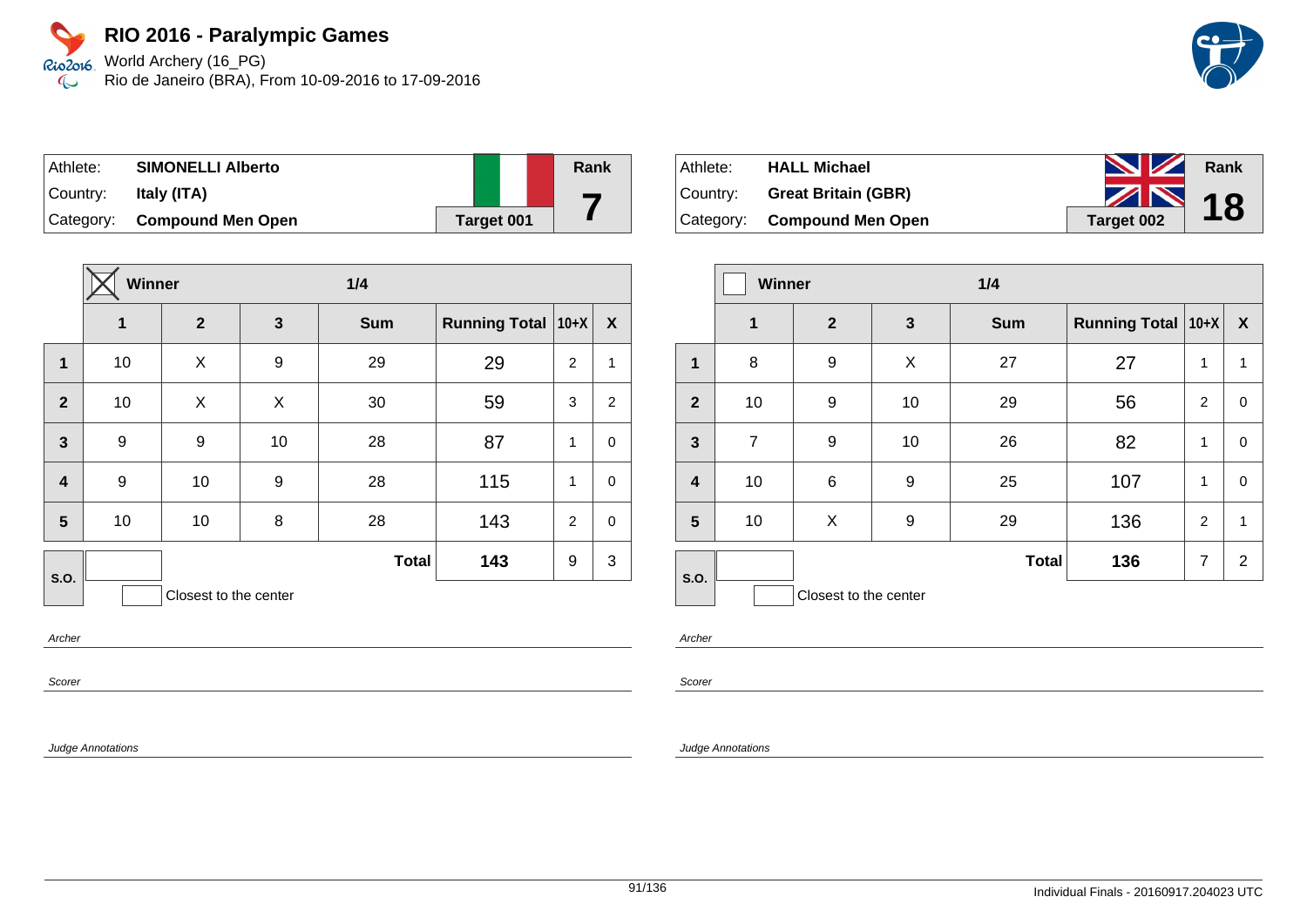# RIO 2016 - Paralympic Games

World Archery (16_PG)
Rio de Janeiro (BRA), From 10-09-2016 to 17-09-2016

| Athlete: | SIMONELLI Alberto | Rank |
|---|---|---|
| Country: | Italy (ITA) | 7 |
| Category: | Compound Men Open | Target 001 |

| | Winner (X) | | | 1/4 | | | |
|---|---|---|---|---|---|---|---|
| | 1 | 2 | 3 | Sum | Running Total | 10+X | X |
| 1 | 10 | X | 9 | 29 | 29 | 2 | 1 |
| 2 | 10 | X | X | 30 | 59 | 3 | 2 |
| 3 | 9 | 9 | 10 | 28 | 87 | 1 | 0 |
| 4 | 9 | 10 | 9 | 28 | 115 | 1 | 0 |
| 5 | 10 | 10 | 8 | 28 | 143 | 2 | 0 |
| S.O. | | | | Total | 143 | 9 | 3 |

Closest to the center

*Archer*

*Scorer*

*Judge Annotations*

| Athlete: | HALL Michael | Rank |
|---|---|---|
| Country: | Great Britain (GBR) | 18 |
| Category: | Compound Men Open | Target 002 |

| | Winner | | | 1/4 | | | |
|---|---|---|---|---|---|---|---|
| | 1 | 2 | 3 | Sum | Running Total | 10+X | X |
| 1 | 8 | 9 | X | 27 | 27 | 1 | 1 |
| 2 | 10 | 9 | 10 | 29 | 56 | 2 | 0 |
| 3 | 7 | 9 | 10 | 26 | 82 | 1 | 0 |
| 4 | 10 | 6 | 9 | 25 | 107 | 1 | 0 |
| 5 | 10 | X | 9 | 29 | 136 | 2 | 1 |
| S.O. | | | | Total | 136 | 7 | 2 |

Closest to the center

*Archer*

*Scorer*

*Judge Annotations*

Individual Finals - 20160917.204023 UTC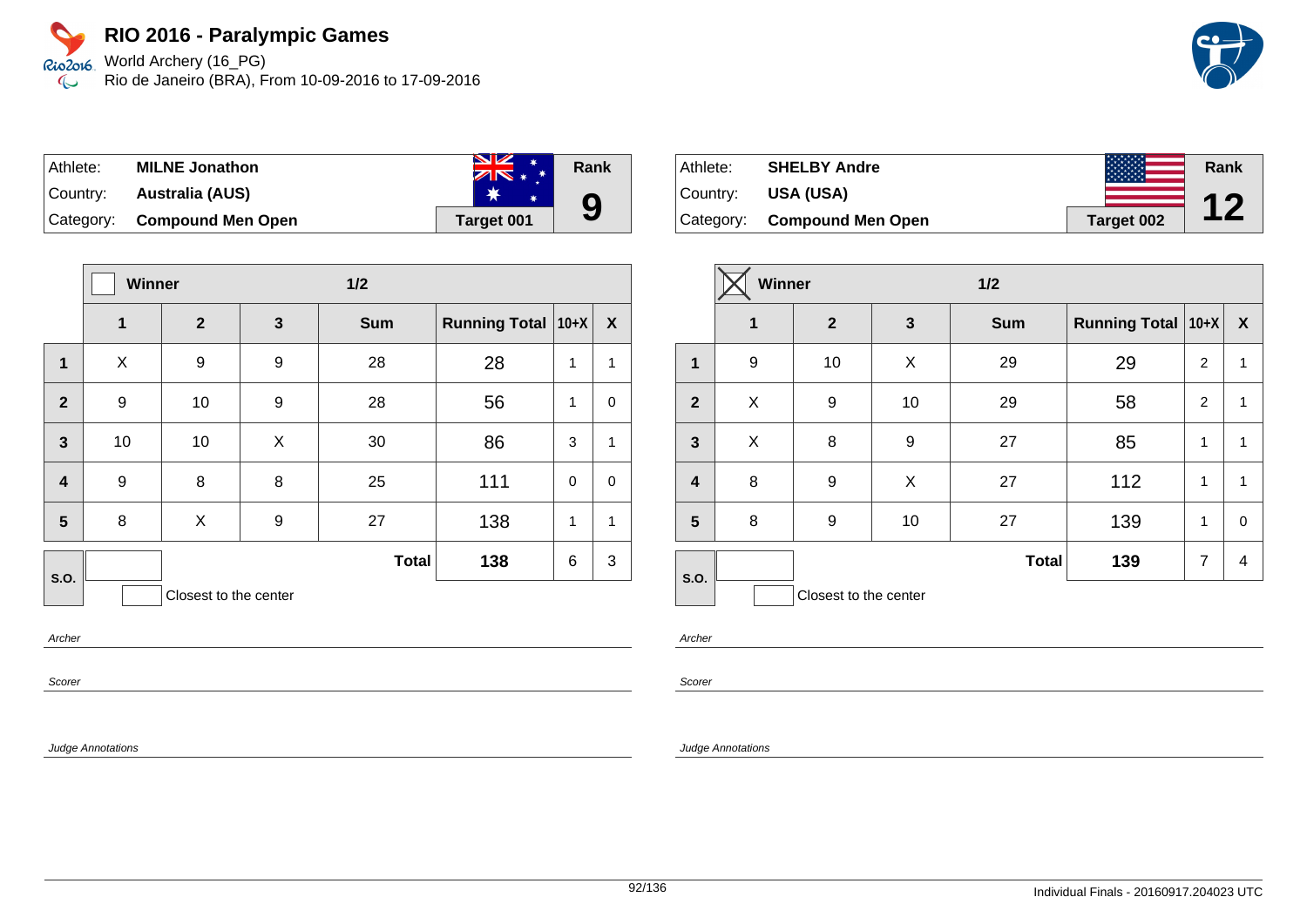# RIO 2016 - Paralympic Games

World Archery (16_PG)
Rio de Janeiro (BRA), From 10-09-2016 to 17-09-2016

| Athlete: | **MILNE Jonathon** | | Rank |
|---|---|---|---|
| Country: | **Australia (AUS)** | | **9** |
| Category: | **Compound Men Open** | **Target 001** | |

| | Winner ☐ | | 1/2 | | | | |
|---|---|---|---|---|---|---|---|
| | **1** | **2** | **3** | **Sum** | **Running Total** | **10+X** | **X** |
| **1** | X | 9 | 9 | 28 | 28 | 1 | 1 |
| **2** | 9 | 10 | 9 | 28 | 56 | 1 | 0 |
| **3** | 10 | 10 | X | 30 | 86 | 3 | 1 |
| **4** | 9 | 8 | 8 | 25 | 111 | 0 | 0 |
| **5** | 8 | X | 9 | 27 | 138 | 1 | 1 |
| **S.O.** | | | | **Total** | **138** | 6 | 3 |

☐ Closest to the center

*Archer*

*Scorer*

*Judge Annotations*

| Athlete: | **SHELBY Andre** | | Rank |
|---|---|---|---|
| Country: | **USA (USA)** | | **12** |
| Category: | **Compound Men Open** | **Target 002** | |

| | Winner ☒ | | 1/2 | | | | |
|---|---|---|---|---|---|---|---|
| | **1** | **2** | **3** | **Sum** | **Running Total** | **10+X** | **X** |
| **1** | 9 | 10 | X | 29 | 29 | 2 | 1 |
| **2** | X | 9 | 10 | 29 | 58 | 2 | 1 |
| **3** | X | 8 | 9 | 27 | 85 | 1 | 1 |
| **4** | 8 | 9 | X | 27 | 112 | 1 | 1 |
| **5** | 8 | 9 | 10 | 27 | 139 | 1 | 0 |
| **S.O.** | | | | **Total** | **139** | 7 | 4 |

☐ Closest to the center

*Archer*

*Scorer*

*Judge Annotations*

Individual Finals - 20160917.204023 UTC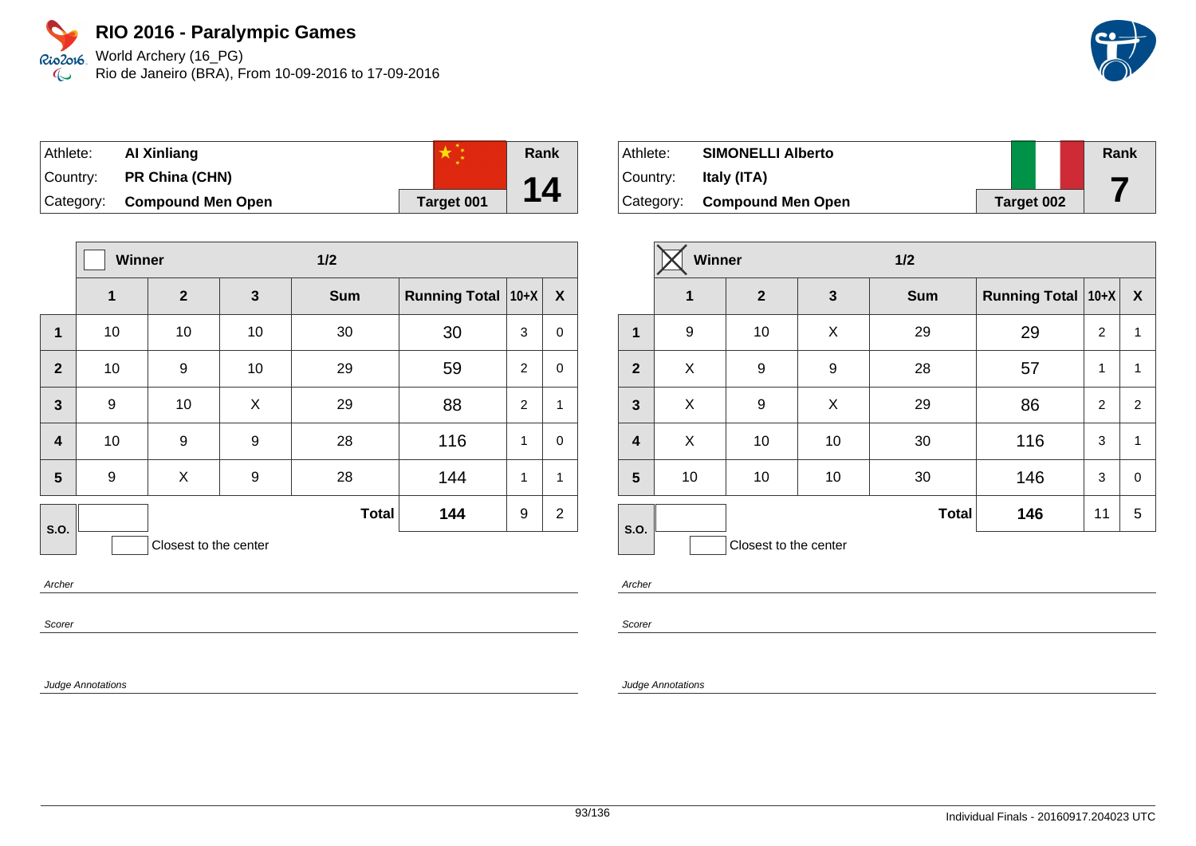# RIO 2016 - Paralympic Games

World Archery (16_PG)
Rio de Janeiro (BRA), From 10-09-2016 to 17-09-2016

| Athlete: | **AI Xinliang** | | Rank |
|---|---|---|---|
| Country: | **PR China (CHN)** | | **14** |
| Category: | **Compound Men Open** | **Target 001** | |

| | Winner [ ] | | | 1/2 | | | |
|---|---|---|---|---|---|---|---|
| | **1** | **2** | **3** | **Sum** | **Running Total** | **10+X** | **X** |
| **1** | 10 | 10 | 10 | 30 | 30 | 3 | 0 |
| **2** | 10 | 9 | 10 | 29 | 59 | 2 | 0 |
| **3** | 9 | 10 | X | 29 | 88 | 2 | 1 |
| **4** | 10 | 9 | 9 | 28 | 116 | 1 | 0 |
| **5** | 9 | X | 9 | 28 | 144 | 1 | 1 |
| **S.O.** | | | | **Total** | **144** | 9 | 2 |

Closest to the center [ ]

Archer

Scorer

Judge Annotations

| Athlete: | **SIMONELLI Alberto** | | Rank |
|---|---|---|---|
| Country: | **Italy (ITA)** | | **7** |
| Category: | **Compound Men Open** | **Target 002** | |

| | Winner [X] | | | 1/2 | | | |
|---|---|---|---|---|---|---|---|
| | **1** | **2** | **3** | **Sum** | **Running Total** | **10+X** | **X** |
| **1** | 9 | 10 | X | 29 | 29 | 2 | 1 |
| **2** | X | 9 | 9 | 28 | 57 | 1 | 1 |
| **3** | X | 9 | X | 29 | 86 | 2 | 2 |
| **4** | X | 10 | 10 | 30 | 116 | 3 | 1 |
| **5** | 10 | 10 | 10 | 30 | 146 | 3 | 0 |
| **S.O.** | | | | **Total** | **146** | 11 | 5 |

Closest to the center [ ]

Archer

Scorer

Judge Annotations

Individual Finals - 20160917.204023 UTC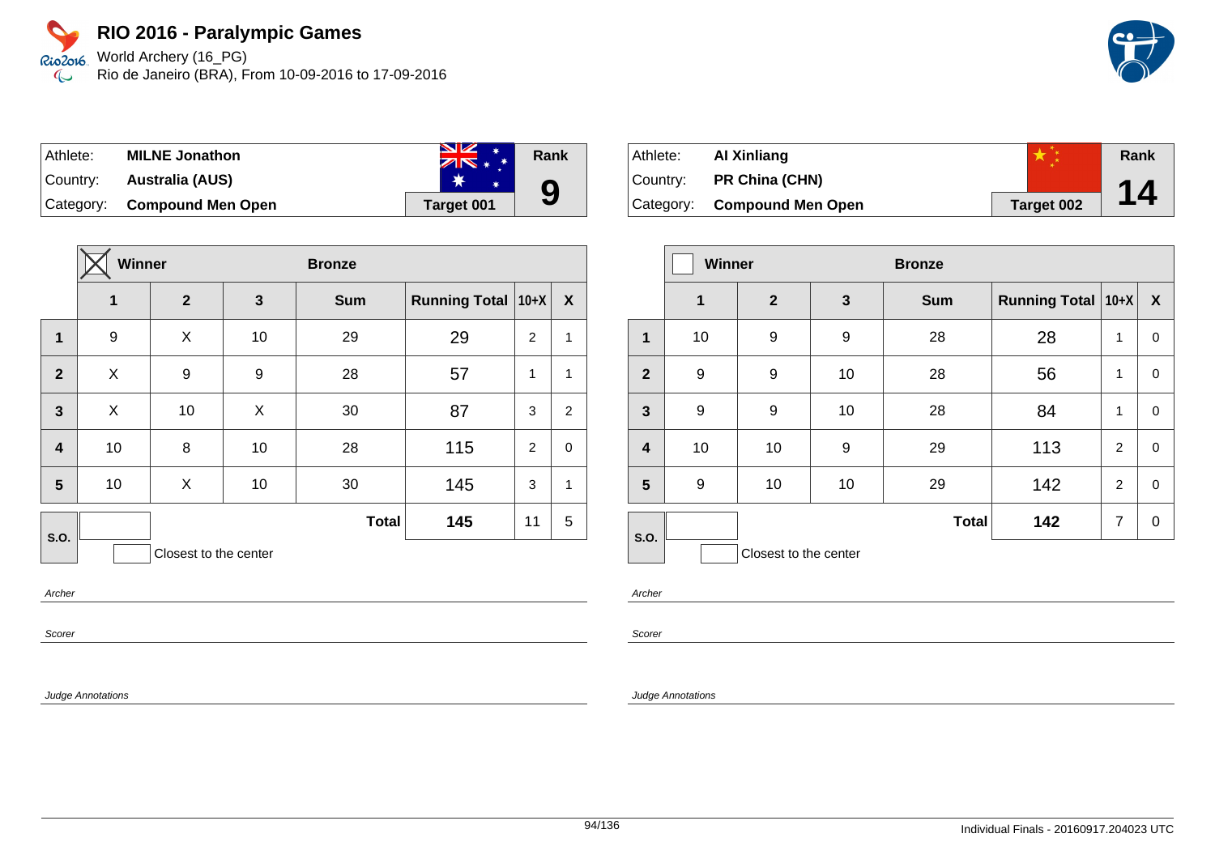# RIO 2016 - Paralympic Games

World Archery (16_PG)
Rio de Janeiro (BRA), From 10-09-2016 to 17-09-2016

| Athlete: | MILNE Jonathon | Rank |
|---|---|---|
| Country: | Australia (AUS) | 9 |
| Category: | Compound Men Open | Target 001 |

**Winner** ☒ — **Bronze**

| | 1 | 2 | 3 | Sum | Running Total | 10+X | X |
|---|---|---|---|---|---|---|---|
| 1 | 9 | X | 10 | 29 | 29 | 2 | 1 |
| 2 | X | 9 | 9 | 28 | 57 | 1 | 1 |
| 3 | X | 10 | X | 30 | 87 | 3 | 2 |
| 4 | 10 | 8 | 10 | 28 | 115 | 2 | 0 |
| 5 | 10 | X | 10 | 30 | 145 | 3 | 1 |
| S.O. | | | | Total | 145 | 11 | 5 |

Closest to the center

Archer

Scorer

Judge Annotations

| Athlete: | AI Xinliang | Rank |
|---|---|---|
| Country: | PR China (CHN) | 14 |
| Category: | Compound Men Open | Target 002 |

**Winner** ☐ — **Bronze**

| | 1 | 2 | 3 | Sum | Running Total | 10+X | X |
|---|---|---|---|---|---|---|---|
| 1 | 10 | 9 | 9 | 28 | 28 | 1 | 0 |
| 2 | 9 | 9 | 10 | 28 | 56 | 1 | 0 |
| 3 | 9 | 9 | 10 | 28 | 84 | 1 | 0 |
| 4 | 10 | 10 | 9 | 29 | 113 | 2 | 0 |
| 5 | 9 | 10 | 10 | 29 | 142 | 2 | 0 |
| S.O. | | | | Total | 142 | 7 | 0 |

Closest to the center

Archer

Scorer

Judge Annotations

Individual Finals - 20160917.204023 UTC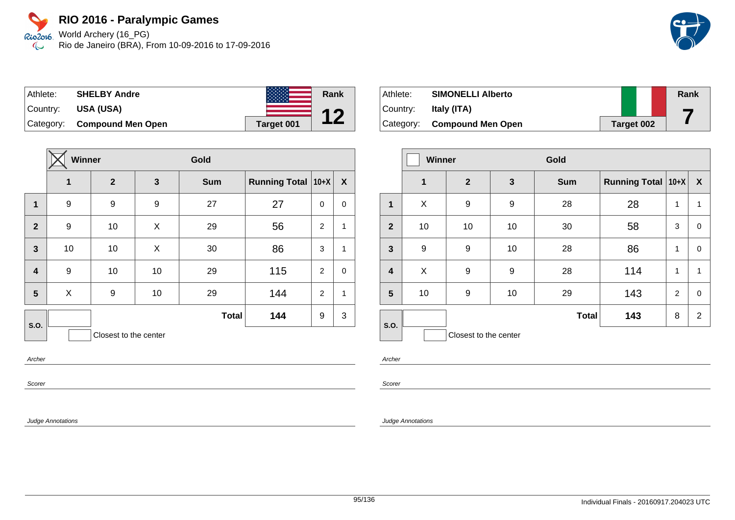# RIO 2016 - Paralympic Games

World Archery (16_PG)
Rio de Janeiro (BRA), From 10-09-2016 to 17-09-2016

| Athlete: | SHELBY Andre | Rank |
|---|---|---|
| Country: | USA (USA) | 12 |
| Category: | Compound Men Open | Target 001 |

| | Winner ☒ | | | Gold | | | |
|---|---|---|---|---|---|---|---|
| | 1 | 2 | 3 | Sum | Running Total | 10+X | X |
| 1 | 9 | 9 | 9 | 27 | 27 | 0 | 0 |
| 2 | 9 | 10 | X | 29 | 56 | 2 | 1 |
| 3 | 10 | 10 | X | 30 | 86 | 3 | 1 |
| 4 | 9 | 10 | 10 | 29 | 115 | 2 | 0 |
| 5 | X | 9 | 10 | 29 | 144 | 2 | 1 |
| S.O. | | | | Total | 144 | 9 | 3 |

Closest to the center

Archer

Scorer

Judge Annotations

| Athlete: | SIMONELLI Alberto | Rank |
|---|---|---|
| Country: | Italy (ITA) | 7 |
| Category: | Compound Men Open | Target 002 |

| | Winner ☐ | | | Gold | | | |
|---|---|---|---|---|---|---|---|
| | 1 | 2 | 3 | Sum | Running Total | 10+X | X |
| 1 | X | 9 | 9 | 28 | 28 | 1 | 1 |
| 2 | 10 | 10 | 10 | 30 | 58 | 3 | 0 |
| 3 | 9 | 9 | 10 | 28 | 86 | 1 | 0 |
| 4 | X | 9 | 9 | 28 | 114 | 1 | 1 |
| 5 | 10 | 9 | 10 | 29 | 143 | 2 | 0 |
| S.O. | | | | Total | 143 | 8 | 2 |

Closest to the center

Archer

Scorer

Judge Annotations

Individual Finals - 20160917.204023 UTC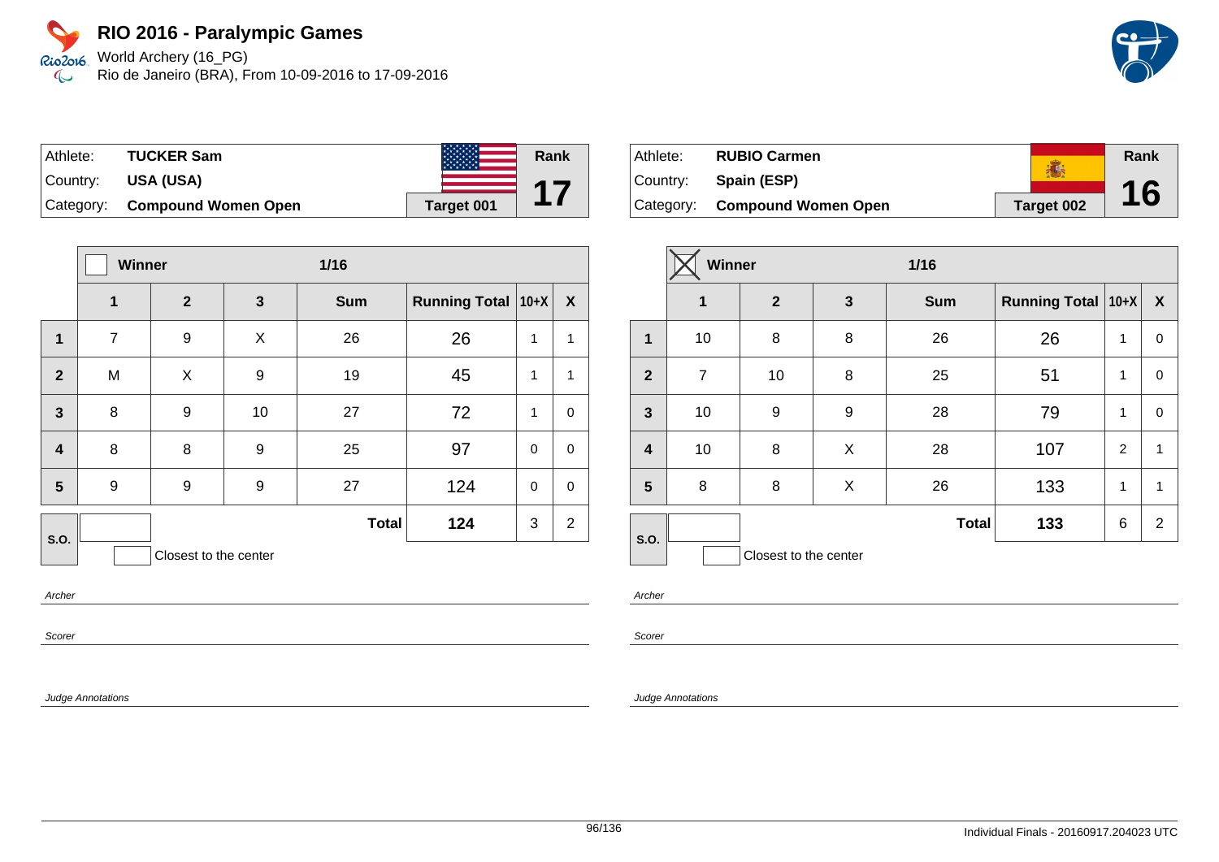# RIO 2016 - Paralympic Games

World Archery (16_PG)
Rio de Janeiro (BRA), From 10-09-2016 to 17-09-2016

| Athlete: | **TUCKER Sam** | Rank |
|---|---|---|
| Country: | **USA (USA)** | **17** |
| Category: | **Compound Women Open** | **Target 001** |

| | ☐ Winner | | 1/16 | | | | |
|---|---|---|---|---|---|---|---|
| | **1** | **2** | **3** | **Sum** | **Running Total** | **10+X** | **X** |
| **1** | 7 | 9 | X | 26 | 26 | 1 | 1 |
| **2** | M | X | 9 | 19 | 45 | 1 | 1 |
| **3** | 8 | 9 | 10 | 27 | 72 | 1 | 0 |
| **4** | 8 | 8 | 9 | 25 | 97 | 0 | 0 |
| **5** | 9 | 9 | 9 | 27 | 124 | 0 | 0 |
| **S.O.** | | | | **Total** | **124** | 3 | 2 |

☐ Closest to the center

*Archer*

*Scorer*

*Judge Annotations*

| Athlete: | **RUBIO Carmen** | Rank |
|---|---|---|
| Country: | **Spain (ESP)** | **16** |
| Category: | **Compound Women Open** | **Target 002** |

| | ☒ Winner | | 1/16 | | | | |
|---|---|---|---|---|---|---|---|
| | **1** | **2** | **3** | **Sum** | **Running Total** | **10+X** | **X** |
| **1** | 10 | 8 | 8 | 26 | 26 | 1 | 0 |
| **2** | 7 | 10 | 8 | 25 | 51 | 1 | 0 |
| **3** | 10 | 9 | 9 | 28 | 79 | 1 | 0 |
| **4** | 10 | 8 | X | 28 | 107 | 2 | 1 |
| **5** | 8 | 8 | X | 26 | 133 | 1 | 1 |
| **S.O.** | | | | **Total** | **133** | 6 | 2 |

☐ Closest to the center

*Archer*

*Scorer*

*Judge Annotations*

Individual Finals - 20160917.204023 UTC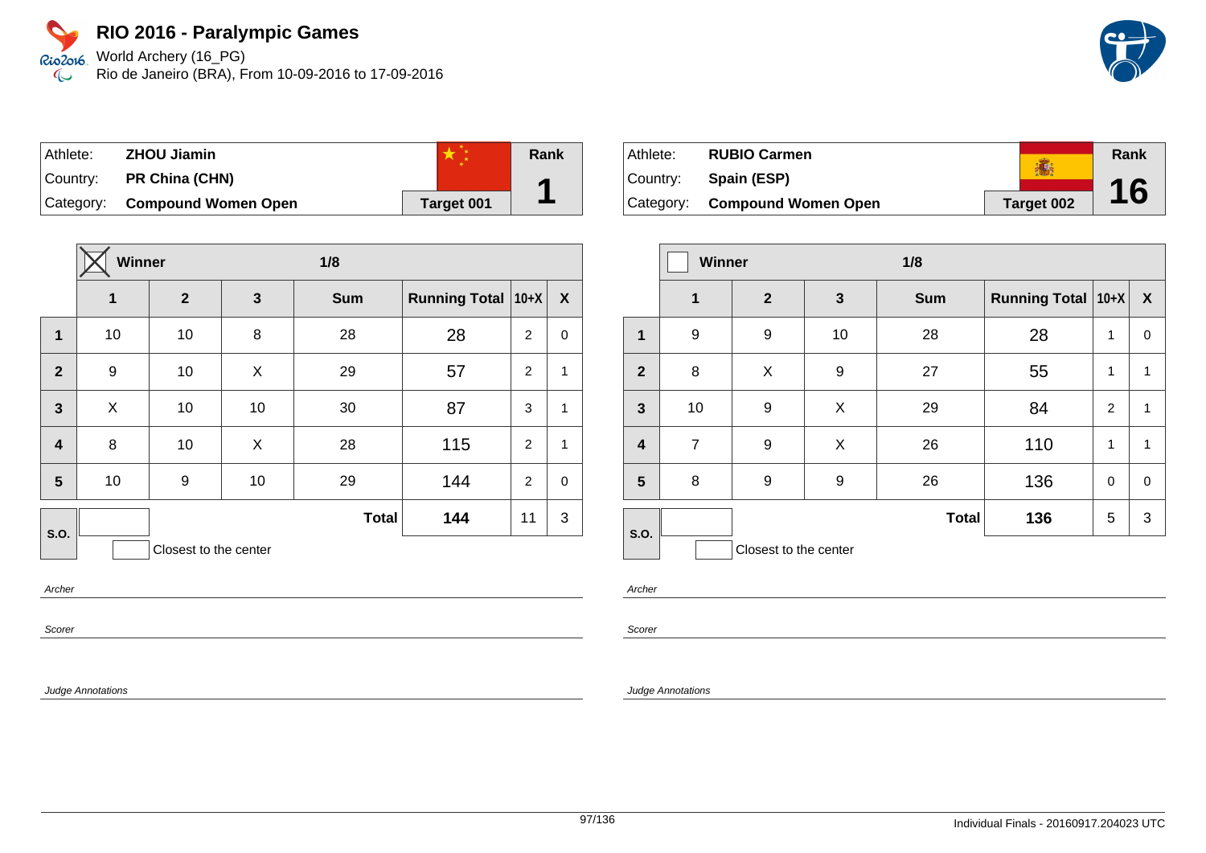# RIO 2016 - Paralympic Games

World Archery (16_PG)
Rio de Janeiro (BRA), From 10-09-2016 to 17-09-2016

| Athlete: | ZHOU Jiamin | | Rank |
|---|---|---|---|
| Country: | PR China (CHN) | | 1 |
| Category: | Compound Women Open | Target 001 | |

| | Winner (X) | | | 1/8 | | | |
|---|---|---|---|---|---|---|---|
| | 1 | 2 | 3 | Sum | Running Total | 10+X | X |
| 1 | 10 | 10 | 8 | 28 | 28 | 2 | 0 |
| 2 | 9 | 10 | X | 29 | 57 | 2 | 1 |
| 3 | X | 10 | 10 | 30 | 87 | 3 | 1 |
| 4 | 8 | 10 | X | 28 | 115 | 2 | 1 |
| 5 | 10 | 9 | 10 | 29 | 144 | 2 | 0 |
| S.O. | | | | Total | 144 | 11 | 3 |

Closest to the center

Archer

Scorer

Judge Annotations

| Athlete: | RUBIO Carmen | | Rank |
|---|---|---|---|
| Country: | Spain (ESP) | | 16 |
| Category: | Compound Women Open | Target 002 | |

| | Winner | | | 1/8 | | | |
|---|---|---|---|---|---|---|---|
| | 1 | 2 | 3 | Sum | Running Total | 10+X | X |
| 1 | 9 | 9 | 10 | 28 | 28 | 1 | 0 |
| 2 | 8 | X | 9 | 27 | 55 | 1 | 1 |
| 3 | 10 | 9 | X | 29 | 84 | 2 | 1 |
| 4 | 7 | 9 | X | 26 | 110 | 1 | 1 |
| 5 | 8 | 9 | 9 | 26 | 136 | 0 | 0 |
| S.O. | | | | Total | 136 | 5 | 3 |

Closest to the center

Archer

Scorer

Judge Annotations

Individual Finals - 20160917.204023 UTC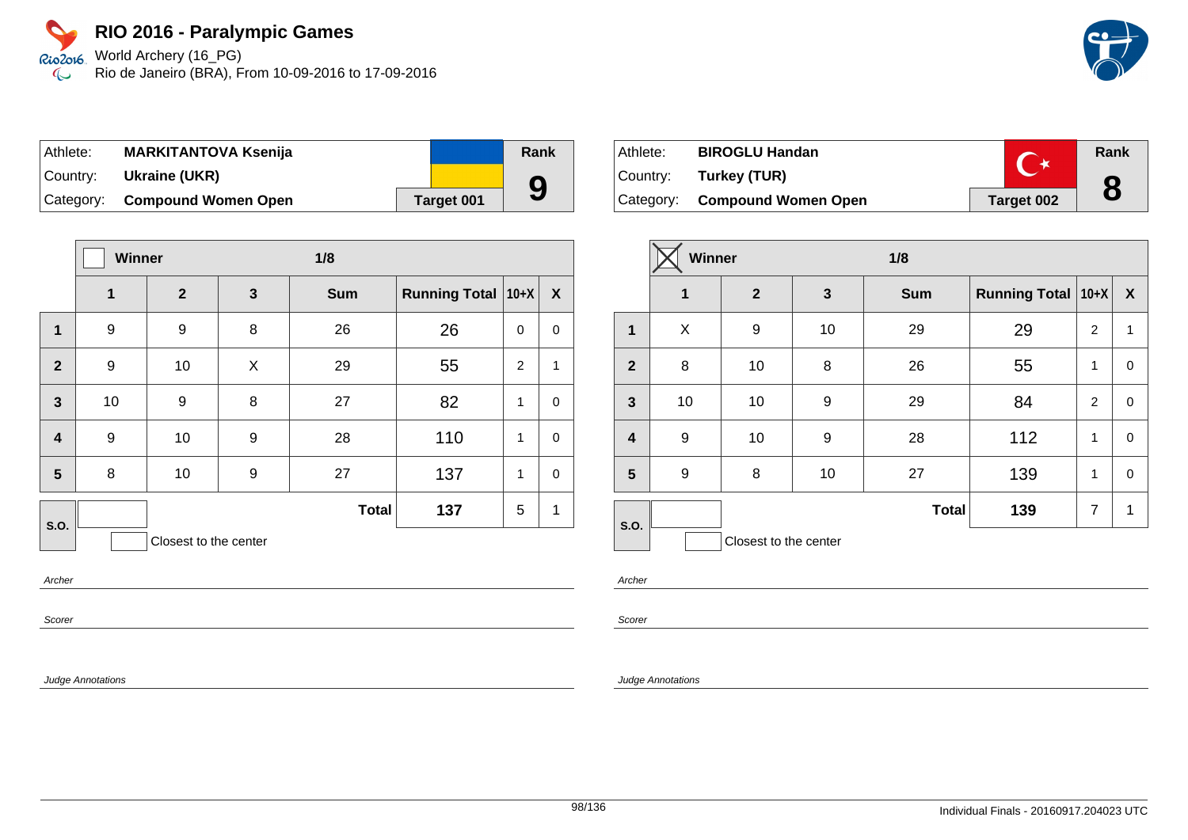# RIO 2016 - Paralympic Games

World Archery (16_PG)
Rio de Janeiro (BRA), From 10-09-2016 to 17-09-2016

| Athlete: | MARKITANTOVA Ksenija | Rank |
|---|---|---|
| Country: | Ukraine (UKR) | 9 |
| Category: | Compound Women Open | Target 001 |

| | Winner ☐ | | | 1/8 | | | |
|---|---|---|---|---|---|---|---|
| | 1 | 2 | 3 | Sum | Running Total | 10+X | X |
| 1 | 9 | 9 | 8 | 26 | 26 | 0 | 0 |
| 2 | 9 | 10 | X | 29 | 55 | 2 | 1 |
| 3 | 10 | 9 | 8 | 27 | 82 | 1 | 0 |
| 4 | 9 | 10 | 9 | 28 | 110 | 1 | 0 |
| 5 | 8 | 10 | 9 | 27 | 137 | 1 | 0 |
| S.O. | | | | Total | 137 | 5 | 1 |

Closest to the center

Archer

Scorer

Judge Annotations

| Athlete: | BIROGLU Handan | Rank |
|---|---|---|
| Country: | Turkey (TUR) | 8 |
| Category: | Compound Women Open | Target 002 |

| | Winner ☒ | | | 1/8 | | | |
|---|---|---|---|---|---|---|---|
| | 1 | 2 | 3 | Sum | Running Total | 10+X | X |
| 1 | X | 9 | 10 | 29 | 29 | 2 | 1 |
| 2 | 8 | 10 | 8 | 26 | 55 | 1 | 0 |
| 3 | 10 | 10 | 9 | 29 | 84 | 2 | 0 |
| 4 | 9 | 10 | 9 | 28 | 112 | 1 | 0 |
| 5 | 9 | 8 | 10 | 27 | 139 | 1 | 0 |
| S.O. | | | | Total | 139 | 7 | 1 |

Closest to the center

Archer

Scorer

Judge Annotations

Individual Finals - 20160917.204023 UTC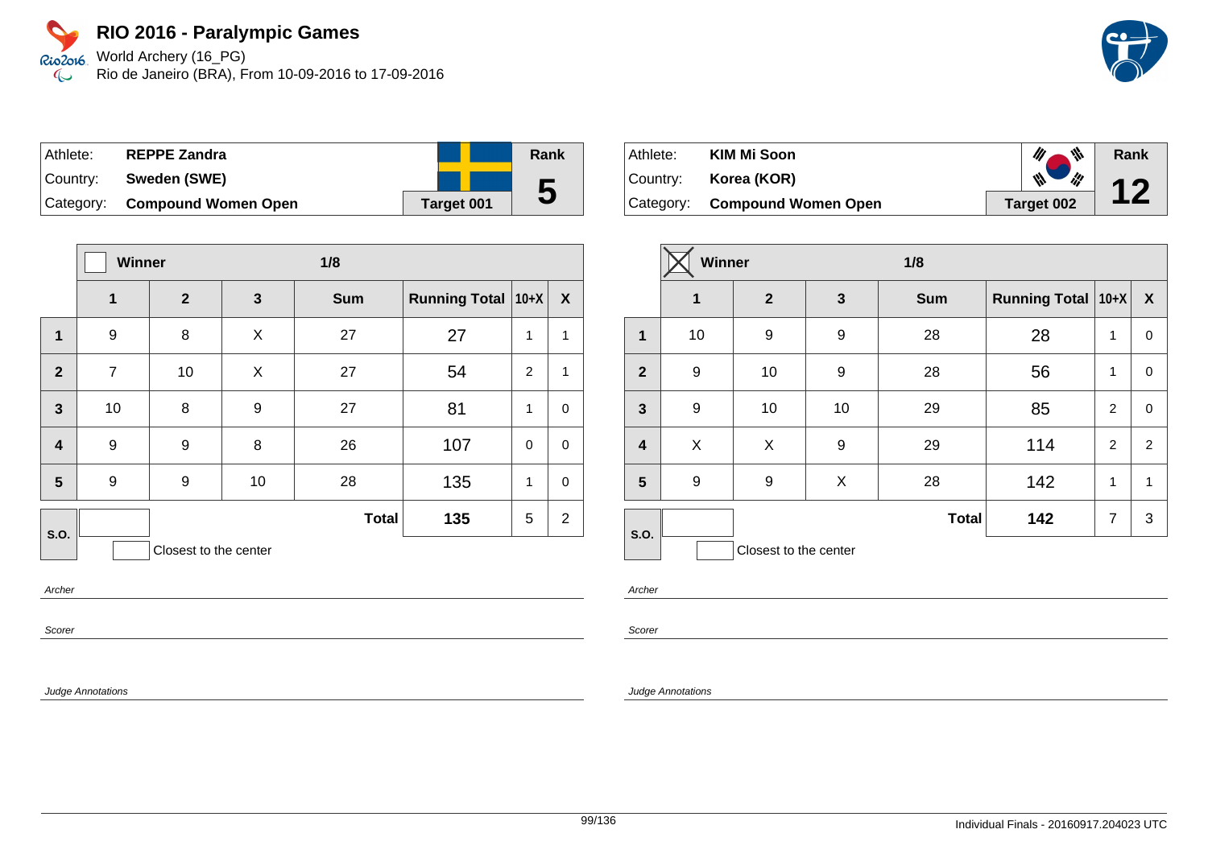# RIO 2016 - Paralympic Games

World Archery (16_PG)
Rio de Janeiro (BRA), From 10-09-2016 to 17-09-2016

| Athlete: | **REPPE Zandra** | Rank |
|---|---|---|
| Country: | **Sweden (SWE)** | **5** |
| Category: | **Compound Women Open** | **Target 001** |

| | ☐ Winner | | 1/8 | | | | |
|---|---|---|---|---|---|---|---|
| | **1** | **2** | **3** | **Sum** | **Running Total** | **10+X** | **X** |
| **1** | 9 | 8 | X | 27 | 27 | 1 | 1 |
| **2** | 7 | 10 | X | 27 | 54 | 2 | 1 |
| **3** | 10 | 8 | 9 | 27 | 81 | 1 | 0 |
| **4** | 9 | 9 | 8 | 26 | 107 | 0 | 0 |
| **5** | 9 | 9 | 10 | 28 | 135 | 1 | 0 |
| **S.O.** | | | | **Total** | **135** | 5 | 2 |

Closest to the center

*Archer*

*Scorer*

*Judge Annotations*

| Athlete: | **KIM Mi Soon** | Rank |
|---|---|---|
| Country: | **Korea (KOR)** | **12** |
| Category: | **Compound Women Open** | **Target 002** |

| | ☒ Winner | | 1/8 | | | | |
|---|---|---|---|---|---|---|---|
| | **1** | **2** | **3** | **Sum** | **Running Total** | **10+X** | **X** |
| **1** | 10 | 9 | 9 | 28 | 28 | 1 | 0 |
| **2** | 9 | 10 | 9 | 28 | 56 | 1 | 0 |
| **3** | 9 | 10 | 10 | 29 | 85 | 2 | 0 |
| **4** | X | X | 9 | 29 | 114 | 2 | 2 |
| **5** | 9 | 9 | X | 28 | 142 | 1 | 1 |
| **S.O.** | | | | **Total** | **142** | 7 | 3 |

Closest to the center

*Archer*

*Scorer*

*Judge Annotations*

Individual Finals - 20160917.204023 UTC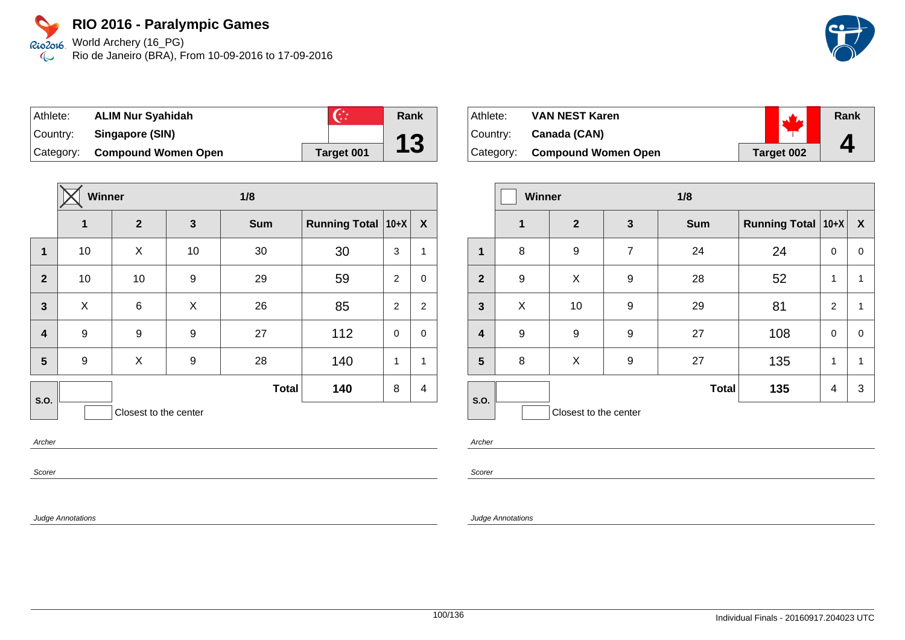# RIO 2016 - Paralympic Games

World Archery (16_PG)
Rio de Janeiro (BRA), From 10-09-2016 to 17-09-2016

| Athlete: | **ALIM Nur Syahidah** | Rank |
|---|---|---|
| Country: | **Singapore (SIN)** | **13** |
| Category: | **Compound Women Open** | **Target 001** |

| | Winner [X] | | 1/8 | | | | |
|---|---|---|---|---|---|---|---|
| | **1** | **2** | **3** | **Sum** | **Running Total** | **10+X** | **X** |
| **1** | 10 | X | 10 | 30 | 30 | 3 | 1 |
| **2** | 10 | 10 | 9 | 29 | 59 | 2 | 0 |
| **3** | X | 6 | X | 26 | 85 | 2 | 2 |
| **4** | 9 | 9 | 9 | 27 | 112 | 0 | 0 |
| **5** | 9 | X | 9 | 28 | 140 | 1 | 1 |
| **S.O.** | | | | **Total** | **140** | 8 | 4 |

Closest to the center

*Archer*

*Scorer*

*Judge Annotations*

| Athlete: | **VAN NEST Karen** | Rank |
|---|---|---|
| Country: | **Canada (CAN)** | **4** |
| Category: | **Compound Women Open** | **Target 002** |

| | Winner [ ] | | 1/8 | | | | |
|---|---|---|---|---|---|---|---|
| | **1** | **2** | **3** | **Sum** | **Running Total** | **10+X** | **X** |
| **1** | 8 | 9 | 7 | 24 | 24 | 0 | 0 |
| **2** | 9 | X | 9 | 28 | 52 | 1 | 1 |
| **3** | X | 10 | 9 | 29 | 81 | 2 | 1 |
| **4** | 9 | 9 | 9 | 27 | 108 | 0 | 0 |
| **5** | 8 | X | 9 | 27 | 135 | 1 | 1 |
| **S.O.** | | | | **Total** | **135** | 4 | 3 |

Closest to the center

*Archer*

*Scorer*

*Judge Annotations*

Individual Finals - 20160917.204023 UTC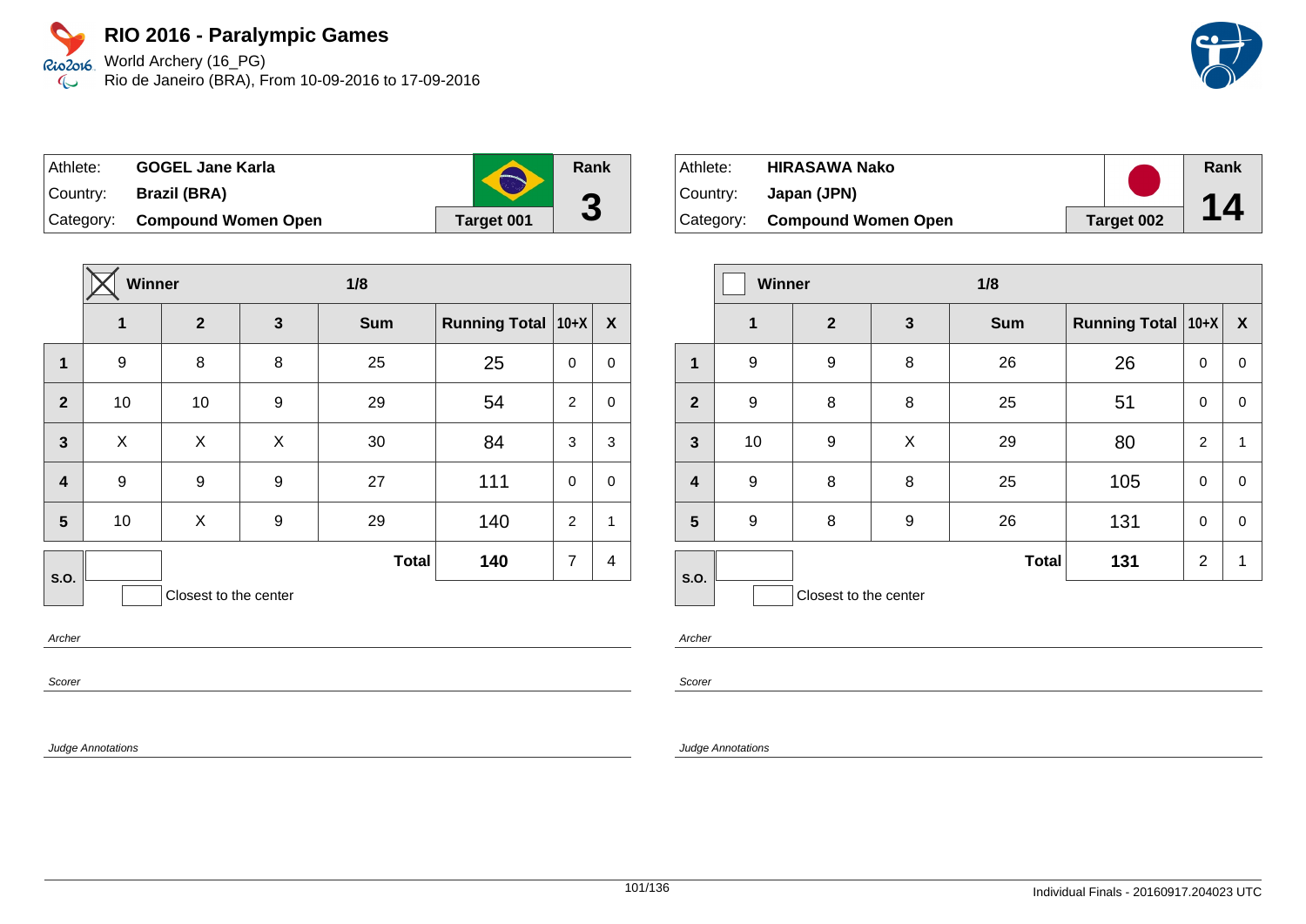# RIO 2016 - Paralympic Games

World Archery (16_PG)
Rio de Janeiro (BRA), From 10-09-2016 to 17-09-2016

| Athlete: | GOGEL Jane Karla | Rank |
|---|---|---|
| Country: | Brazil (BRA) | 3 |
| Category: | Compound Women Open | Target 001 |

| | Winner ☒ | | | 1/8 | | | |
|---|---|---|---|---|---|---|---|
| | 1 | 2 | 3 | Sum | Running Total | 10+X | X |
| 1 | 9 | 8 | 8 | 25 | 25 | 0 | 0 |
| 2 | 10 | 10 | 9 | 29 | 54 | 2 | 0 |
| 3 | X | X | X | 30 | 84 | 3 | 3 |
| 4 | 9 | 9 | 9 | 27 | 111 | 0 | 0 |
| 5 | 10 | X | 9 | 29 | 140 | 2 | 1 |
| S.O. | | | | Total | 140 | 7 | 4 |

Closest to the center

Archer

Scorer

Judge Annotations

| Athlete: | HIRASAWA Nako | Rank |
|---|---|---|
| Country: | Japan (JPN) | 14 |
| Category: | Compound Women Open | Target 002 |

| | Winner ☐ | | | 1/8 | | | |
|---|---|---|---|---|---|---|---|
| | 1 | 2 | 3 | Sum | Running Total | 10+X | X |
| 1 | 9 | 9 | 8 | 26 | 26 | 0 | 0 |
| 2 | 9 | 8 | 8 | 25 | 51 | 0 | 0 |
| 3 | 10 | 9 | X | 29 | 80 | 2 | 1 |
| 4 | 9 | 8 | 8 | 25 | 105 | 0 | 0 |
| 5 | 9 | 8 | 9 | 26 | 131 | 0 | 0 |
| S.O. | | | | Total | 131 | 2 | 1 |

Closest to the center

Archer

Scorer

Judge Annotations

Individual Finals - 20160917.204023 UTC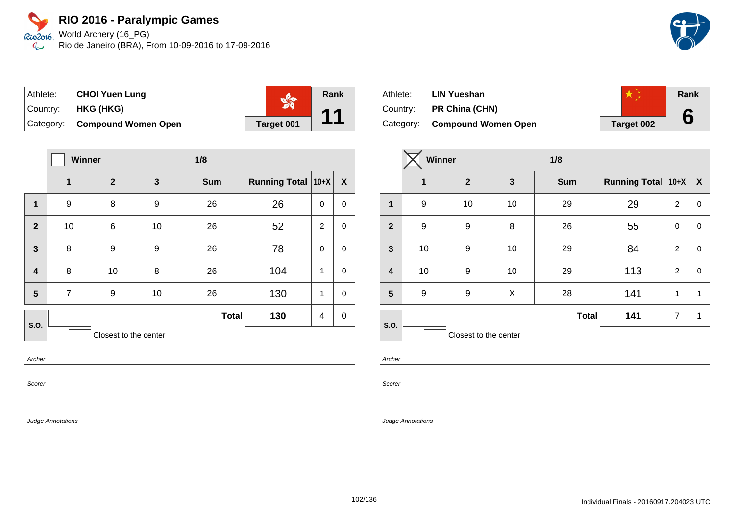# RIO 2016 - Paralympic Games

World Archery (16_PG)
Rio de Janeiro (BRA), From 10-09-2016 to 17-09-2016

| Athlete: | **CHOI Yuen Lung** | Rank |
|---|---|---|
| Country: | **HKG (HKG)** | **11** |
| Category: | **Compound Women Open** | **Target 001** |

| | Winner ☐ | | 1/8 | | | | |
|---|---|---|---|---|---|---|---|
| | **1** | **2** | **3** | **Sum** | **Running Total** | **10+X** | **X** |
| **1** | 9 | 8 | 9 | 26 | 26 | 0 | 0 |
| **2** | 10 | 6 | 10 | 26 | 52 | 2 | 0 |
| **3** | 8 | 9 | 9 | 26 | 78 | 0 | 0 |
| **4** | 8 | 10 | 8 | 26 | 104 | 1 | 0 |
| **5** | 7 | 9 | 10 | 26 | 130 | 1 | 0 |
| **S.O.** | | | | **Total** | **130** | 4 | 0 |

☐ Closest to the center

*Archer*

*Scorer*

*Judge Annotations*

| Athlete: | **LIN Yueshan** | Rank |
|---|---|---|
| Country: | **PR China (CHN)** | **6** |
| Category: | **Compound Women Open** | **Target 002** |

| | Winner ☒ | | 1/8 | | | | |
|---|---|---|---|---|---|---|---|
| | **1** | **2** | **3** | **Sum** | **Running Total** | **10+X** | **X** |
| **1** | 9 | 10 | 10 | 29 | 29 | 2 | 0 |
| **2** | 9 | 9 | 8 | 26 | 55 | 0 | 0 |
| **3** | 10 | 9 | 10 | 29 | 84 | 2 | 0 |
| **4** | 10 | 9 | 10 | 29 | 113 | 2 | 0 |
| **5** | 9 | 9 | X | 28 | 141 | 1 | 1 |
| **S.O.** | | | | **Total** | **141** | 7 | 1 |

☐ Closest to the center

*Archer*

*Scorer*

*Judge Annotations*

Individual Finals - 20160917.204023 UTC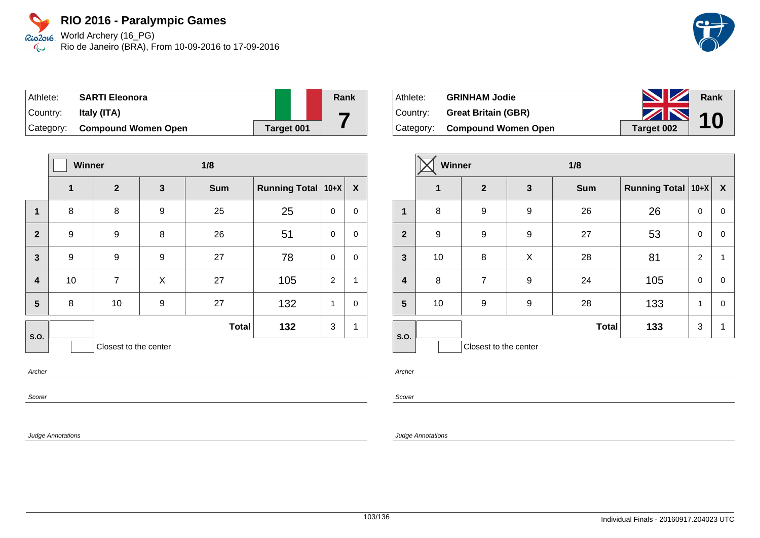# RIO 2016 - Paralympic Games

World Archery (16_PG)
Rio de Janeiro (BRA), From 10-09-2016 to 17-09-2016

| Athlete: | SARTI Eleonora | Rank |
|---|---|---|
| Country: | Italy (ITA) | 7 |
| Category: | Compound Women Open | Target 001 |

| | Winner ☐ | | 1/8 | | | | |
|---|---|---|---|---|---|---|---|
| | 1 | 2 | 3 | Sum | Running Total | 10+X | X |
| 1 | 8 | 8 | 9 | 25 | 25 | 0 | 0 |
| 2 | 9 | 9 | 8 | 26 | 51 | 0 | 0 |
| 3 | 9 | 9 | 9 | 27 | 78 | 0 | 0 |
| 4 | 10 | 7 | X | 27 | 105 | 2 | 1 |
| 5 | 8 | 10 | 9 | 27 | 132 | 1 | 0 |
| S.O. | | | | Total | 132 | 3 | 1 |

☐ Closest to the center

Archer

Scorer

Judge Annotations

| Athlete: | GRINHAM Jodie | Rank |
|---|---|---|
| Country: | Great Britain (GBR) | 10 |
| Category: | Compound Women Open | Target 002 |

| | Winner ☒ | | 1/8 | | | | |
|---|---|---|---|---|---|---|---|
| | 1 | 2 | 3 | Sum | Running Total | 10+X | X |
| 1 | 8 | 9 | 9 | 26 | 26 | 0 | 0 |
| 2 | 9 | 9 | 9 | 27 | 53 | 0 | 0 |
| 3 | 10 | 8 | X | 28 | 81 | 2 | 1 |
| 4 | 8 | 7 | 9 | 24 | 105 | 0 | 0 |
| 5 | 10 | 9 | 9 | 28 | 133 | 1 | 0 |
| S.O. | | | | Total | 133 | 3 | 1 |

☐ Closest to the center

Archer

Scorer

Judge Annotations

Individual Finals - 20160917.204023 UTC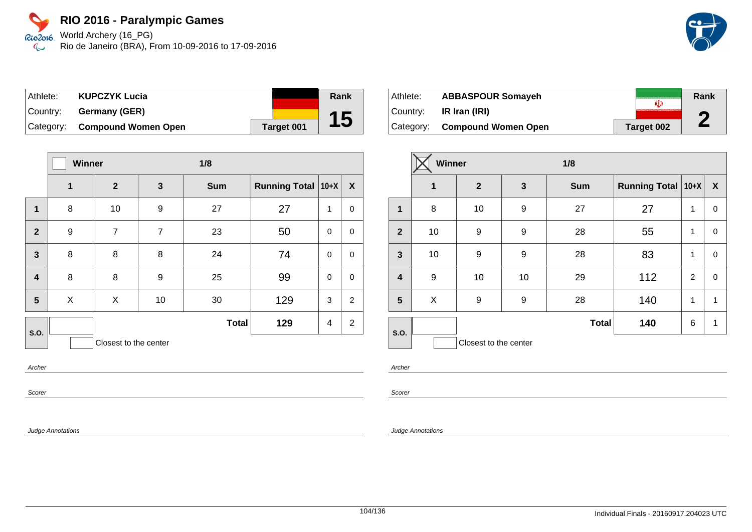# RIO 2016 - Paralympic Games

World Archery (16_PG)
Rio de Janeiro (BRA), From 10-09-2016 to 17-09-2016

| Athlete: | **KUPCZYK Lucia** | Rank |
|---|---|---|
| Country: | **Germany (GER)** | **15** |
| Category: | **Compound Women Open** | **Target 001** |

| | Winner | | | 1/8 | | | |
|---|---|---|---|---|---|---|---|
| | **1** | **2** | **3** | **Sum** | **Running Total** | **10+X** | **X** |
| **1** | 8 | 10 | 9 | 27 | 27 | 1 | 0 |
| **2** | 9 | 7 | 7 | 23 | 50 | 0 | 0 |
| **3** | 8 | 8 | 8 | 24 | 74 | 0 | 0 |
| **4** | 8 | 8 | 9 | 25 | 99 | 0 | 0 |
| **5** | X | X | 10 | 30 | 129 | 3 | 2 |
| **S.O.** | | | | **Total** | **129** | 4 | 2 |

Closest to the center

Archer

Scorer

Judge Annotations

| Athlete: | **ABBASPOUR Somayeh** | Rank |
|---|---|---|
| Country: | **IR Iran (IRI)** | **2** |
| Category: | **Compound Women Open** | **Target 002** |

| | Winner ☒ | | | 1/8 | | | |
|---|---|---|---|---|---|---|---|
| | **1** | **2** | **3** | **Sum** | **Running Total** | **10+X** | **X** |
| **1** | 8 | 10 | 9 | 27 | 27 | 1 | 0 |
| **2** | 10 | 9 | 9 | 28 | 55 | 1 | 0 |
| **3** | 10 | 9 | 9 | 28 | 83 | 1 | 0 |
| **4** | 9 | 10 | 10 | 29 | 112 | 2 | 0 |
| **5** | X | 9 | 9 | 28 | 140 | 1 | 1 |
| **S.O.** | | | | **Total** | **140** | 6 | 1 |

Closest to the center

Archer

Scorer

Judge Annotations

Individual Finals - 20160917.204023 UTC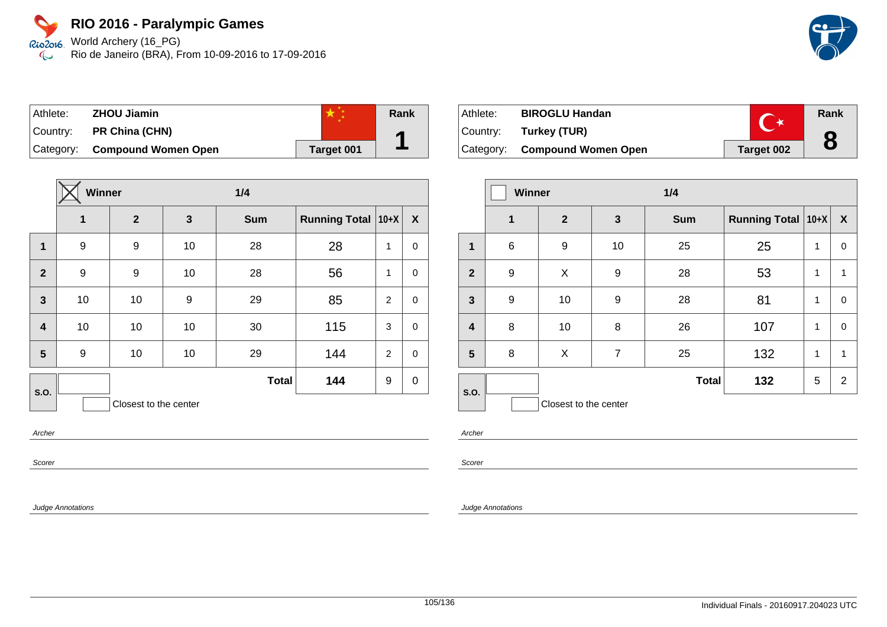# RIO 2016 - Paralympic Games

World Archery (16_PG)
Rio de Janeiro (BRA), From 10-09-2016 to 17-09-2016

| Athlete: | **ZHOU Jiamin** | | Rank |
|---|---|---|---|
| Country: | **PR China (CHN)** | | **1** |
| Category: | **Compound Women Open** | **Target 001** | |

| | ☒ Winner | | 1/4 | | | | |
|---|---|---|---|---|---|---|---|
| | **1** | **2** | **3** | **Sum** | **Running Total** | **10+X** | **X** |
| **1** | 9 | 9 | 10 | 28 | 28 | 1 | 0 |
| **2** | 9 | 9 | 10 | 28 | 56 | 1 | 0 |
| **3** | 10 | 10 | 9 | 29 | 85 | 2 | 0 |
| **4** | 10 | 10 | 10 | 30 | 115 | 3 | 0 |
| **5** | 9 | 10 | 10 | 29 | 144 | 2 | 0 |
| **S.O.** | | | | **Total** | **144** | 9 | 0 |

☐ Closest to the center

*Archer*

*Scorer*

*Judge Annotations*

| Athlete: | **BIROGLU Handan** | | Rank |
|---|---|---|---|
| Country: | **Turkey (TUR)** | | **8** |
| Category: | **Compound Women Open** | **Target 002** | |

| | ☐ Winner | | 1/4 | | | | |
|---|---|---|---|---|---|---|---|
| | **1** | **2** | **3** | **Sum** | **Running Total** | **10+X** | **X** |
| **1** | 6 | 9 | 10 | 25 | 25 | 1 | 0 |
| **2** | 9 | X | 9 | 28 | 53 | 1 | 1 |
| **3** | 9 | 10 | 9 | 28 | 81 | 1 | 0 |
| **4** | 8 | 10 | 8 | 26 | 107 | 1 | 0 |
| **5** | 8 | X | 7 | 25 | 132 | 1 | 1 |
| **S.O.** | | | | **Total** | **132** | 5 | 2 |

☐ Closest to the center

*Archer*

*Scorer*

*Judge Annotations*

Individual Finals - 20160917.204023 UTC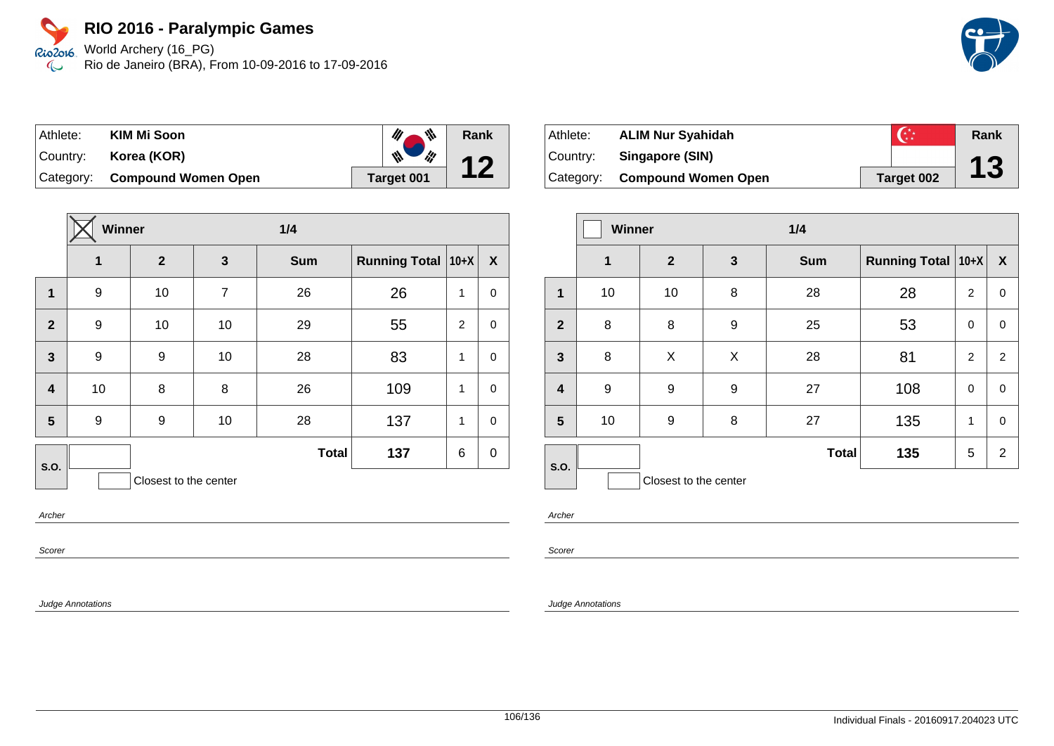# RIO 2016 - Paralympic Games

World Archery (16_PG)
Rio de Janeiro (BRA), From 10-09-2016 to 17-09-2016

| Athlete: | KIM Mi Soon | Rank |
|---|---|---|
| Country: | Korea (KOR) | 12 |
| Category: | Compound Women Open | Target 001 |

| | Winner ☒ | | 1/4 | | | | |
|---|---|---|---|---|---|---|---|
| | 1 | 2 | 3 | Sum | Running Total | 10+X | X |
| 1 | 9 | 10 | 7 | 26 | 26 | 1 | 0 |
| 2 | 9 | 10 | 10 | 29 | 55 | 2 | 0 |
| 3 | 9 | 9 | 10 | 28 | 83 | 1 | 0 |
| 4 | 10 | 8 | 8 | 26 | 109 | 1 | 0 |
| 5 | 9 | 9 | 10 | 28 | 137 | 1 | 0 |
| S.O. | | | | Total | 137 | 6 | 0 |

Closest to the center

Archer

Scorer

Judge Annotations

| Athlete: | ALIM Nur Syahidah | Rank |
|---|---|---|
| Country: | Singapore (SIN) | 13 |
| Category: | Compound Women Open | Target 002 |

| | Winner ☐ | | 1/4 | | | | |
|---|---|---|---|---|---|---|---|
| | 1 | 2 | 3 | Sum | Running Total | 10+X | X |
| 1 | 10 | 10 | 8 | 28 | 28 | 2 | 0 |
| 2 | 8 | 8 | 9 | 25 | 53 | 0 | 0 |
| 3 | 8 | X | X | 28 | 81 | 2 | 2 |
| 4 | 9 | 9 | 9 | 27 | 108 | 0 | 0 |
| 5 | 10 | 9 | 8 | 27 | 135 | 1 | 0 |
| S.O. | | | | Total | 135 | 5 | 2 |

Closest to the center

Archer

Scorer

Judge Annotations

Individual Finals - 20160917.204023 UTC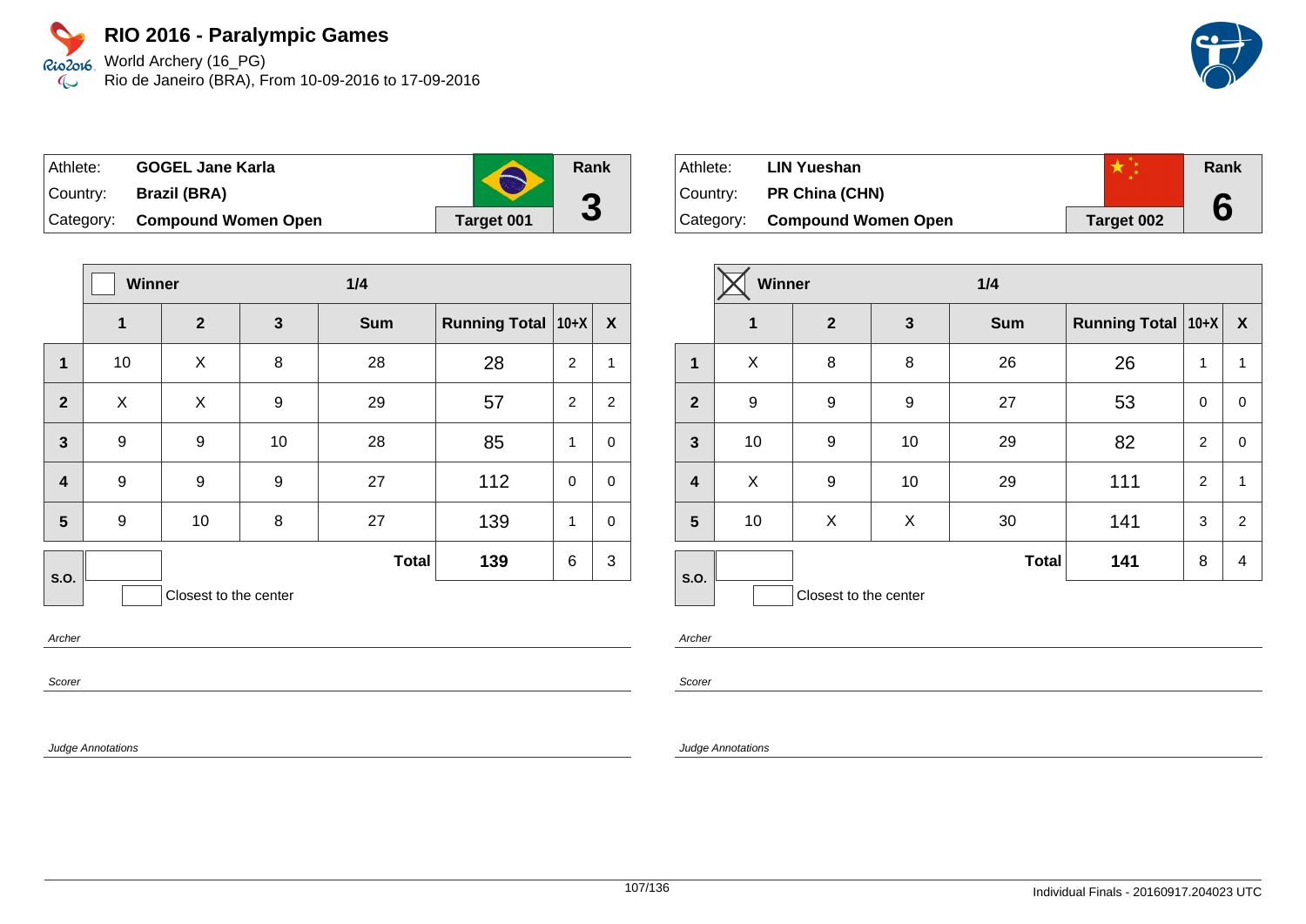# RIO 2016 - Paralympic Games

World Archery (16_PG)
Rio de Janeiro (BRA), From 10-09-2016 to 17-09-2016

| Athlete: | GOGEL Jane Karla | Rank |
|---|---|---|
| Country: | Brazil (BRA) | 3 |
| Category: | Compound Women Open | Target 001 |

| | Winner | | 1/4 | | | | |
|---|---|---|---|---|---|---|---|
| | 1 | 2 | 3 | Sum | Running Total | 10+X | X |
| 1 | 10 | X | 8 | 28 | 28 | 2 | 1 |
| 2 | X | X | 9 | 29 | 57 | 2 | 2 |
| 3 | 9 | 9 | 10 | 28 | 85 | 1 | 0 |
| 4 | 9 | 9 | 9 | 27 | 112 | 0 | 0 |
| 5 | 9 | 10 | 8 | 27 | 139 | 1 | 0 |
| S.O. | | | | Total | 139 | 6 | 3 |

Closest to the center

Archer

Scorer

Judge Annotations

| Athlete: | LIN Yueshan | Rank |
|---|---|---|
| Country: | PR China (CHN) | 6 |
| Category: | Compound Women Open | Target 002 |

| | Winner ☒ | | 1/4 | | | | |
|---|---|---|---|---|---|---|---|
| | 1 | 2 | 3 | Sum | Running Total | 10+X | X |
| 1 | X | 8 | 8 | 26 | 26 | 1 | 1 |
| 2 | 9 | 9 | 9 | 27 | 53 | 0 | 0 |
| 3 | 10 | 9 | 10 | 29 | 82 | 2 | 0 |
| 4 | X | 9 | 10 | 29 | 111 | 2 | 1 |
| 5 | 10 | X | X | 30 | 141 | 3 | 2 |
| S.O. | | | | Total | 141 | 8 | 4 |

Closest to the center

Archer

Scorer

Judge Annotations

Individual Finals - 20160917.204023 UTC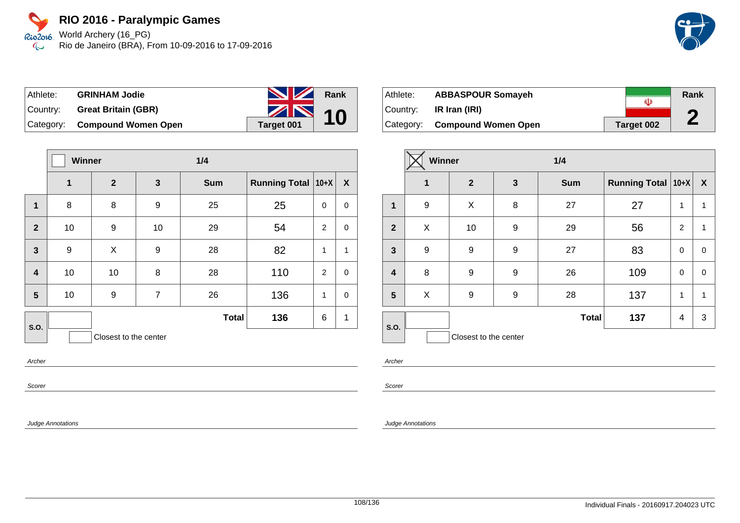# RIO 2016 - Paralympic Games

World Archery (16_PG)
Rio de Janeiro (BRA), From 10-09-2016 to 17-09-2016

| Athlete: | **GRINHAM Jodie** | Rank |
|---|---|---|
| Country: | **Great Britain (GBR)** | **10** |
| Category: | **Compound Women Open** | **Target 001** |

| | Winner | | 1/4 | | | |
|---|---|---|---|---|---|---|
| | **1** | **2** | **3** | **Sum** | **Running Total** | **10+X** | **X** |
| **1** | 8 | 8 | 9 | 25 | 25 | 0 | 0 |
| **2** | 10 | 9 | 10 | 29 | 54 | 2 | 0 |
| **3** | 9 | X | 9 | 28 | 82 | 1 | 1 |
| **4** | 10 | 10 | 8 | 28 | 110 | 2 | 0 |
| **5** | 10 | 9 | 7 | 26 | 136 | 1 | 0 |
| **S.O.** | | | | **Total** | **136** | 6 | 1 |

Closest to the center

*Archer*

*Scorer*

*Judge Annotations*

| Athlete: | **ABBASPOUR Somayeh** | Rank |
|---|---|---|
| Country: | **IR Iran (IRI)** | **2** |
| Category: | **Compound Women Open** | **Target 002** |

| | Winner ☒ | | 1/4 | | | |
|---|---|---|---|---|---|---|
| | **1** | **2** | **3** | **Sum** | **Running Total** | **10+X** | **X** |
| **1** | 9 | X | 8 | 27 | 27 | 1 | 1 |
| **2** | X | 10 | 9 | 29 | 56 | 2 | 1 |
| **3** | 9 | 9 | 9 | 27 | 83 | 0 | 0 |
| **4** | 8 | 9 | 9 | 26 | 109 | 0 | 0 |
| **5** | X | 9 | 9 | 28 | 137 | 1 | 1 |
| **S.O.** | | | | **Total** | **137** | 4 | 3 |

Closest to the center

*Archer*

*Scorer*

*Judge Annotations*

Individual Finals - 20160917.204023 UTC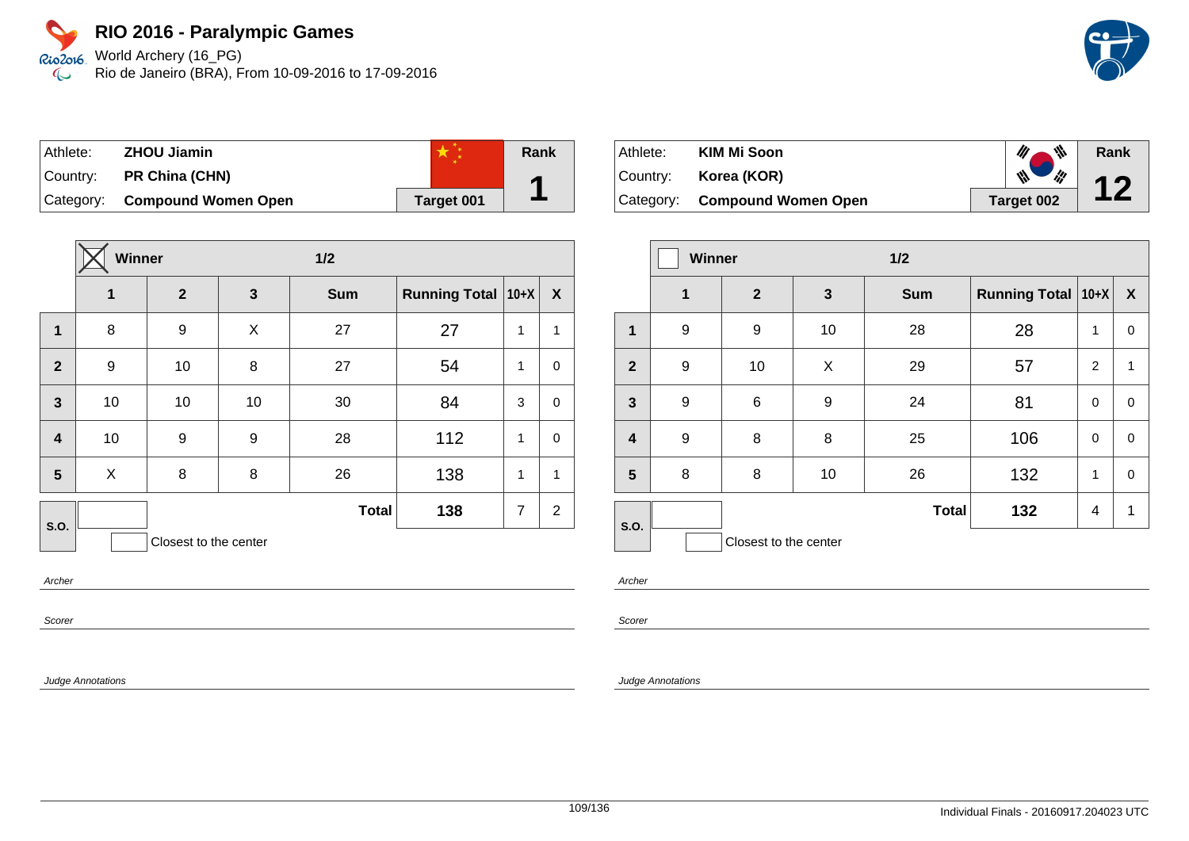# RIO 2016 - Paralympic Games

World Archery (16_PG)
Rio de Janeiro (BRA), From 10-09-2016 to 17-09-2016

| Athlete: | **ZHOU Jiamin** | | **Rank** |
|---|---|---|---|
| Country: | **PR China (CHN)** | | **1** |
| Category: | **Compound Women Open** | **Target 001** | |

| | ☒ Winner | | | 1/2 | | | |
|---|---|---|---|---|---|---|---|
| | **1** | **2** | **3** | **Sum** | **Running Total** | **10+X** | **X** |
| **1** | 8 | 9 | X | 27 | 27 | 1 | 1 |
| **2** | 9 | 10 | 8 | 27 | 54 | 1 | 0 |
| **3** | 10 | 10 | 10 | 30 | 84 | 3 | 0 |
| **4** | 10 | 9 | 9 | 28 | 112 | 1 | 0 |
| **5** | X | 8 | 8 | 26 | 138 | 1 | 1 |
| **S.O.** | | | | **Total** | **138** | 7 | 2 |

Closest to the center

*Archer*

*Scorer*

*Judge Annotations*

| Athlete: | **KIM Mi Soon** | | **Rank** |
|---|---|---|---|
| Country: | **Korea (KOR)** | | **12** |
| Category: | **Compound Women Open** | **Target 002** | |

| | ☐ Winner | | | 1/2 | | | |
|---|---|---|---|---|---|---|---|
| | **1** | **2** | **3** | **Sum** | **Running Total** | **10+X** | **X** |
| **1** | 9 | 9 | 10 | 28 | 28 | 1 | 0 |
| **2** | 9 | 10 | X | 29 | 57 | 2 | 1 |
| **3** | 9 | 6 | 9 | 24 | 81 | 0 | 0 |
| **4** | 9 | 8 | 8 | 25 | 106 | 0 | 0 |
| **5** | 8 | 8 | 10 | 26 | 132 | 1 | 0 |
| **S.O.** | | | | **Total** | **132** | 4 | 1 |

Closest to the center

*Archer*

*Scorer*

*Judge Annotations*

Individual Finals - 20160917.204023 UTC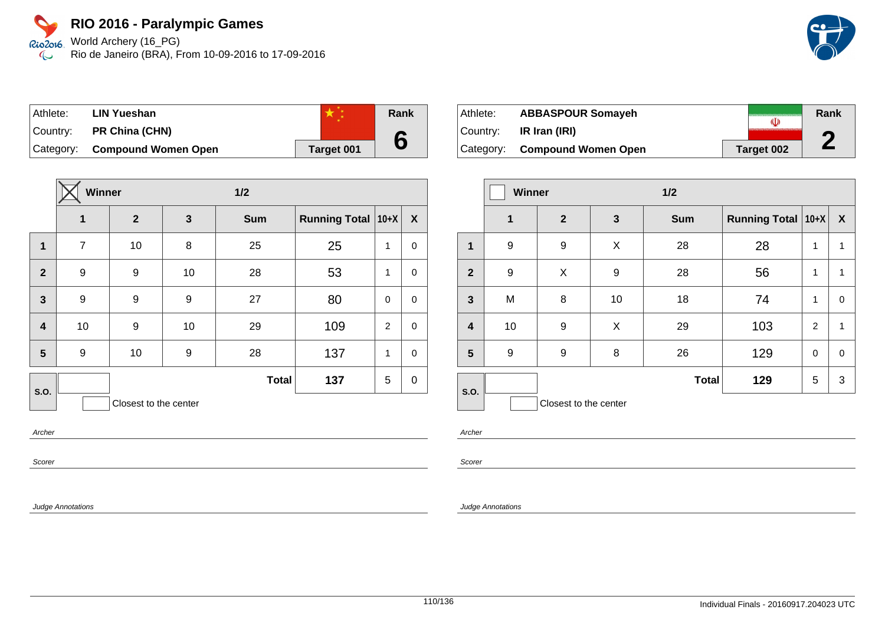# RIO 2016 - Paralympic Games

World Archery (16_PG)
Rio de Janeiro (BRA), From 10-09-2016 to 17-09-2016

| Athlete: | **LIN Yueshan** | Rank |
|---|---|---|
| Country: | **PR China (CHN)** | **6** |
| Category: | **Compound Women Open** | **Target 001** |

| | ☒ Winner | | | 1/2 | | | |
|---|---|---|---|---|---|---|---|
| | **1** | **2** | **3** | **Sum** | **Running Total** | **10+X** | **X** |
| **1** | 7 | 10 | 8 | 25 | 25 | 1 | 0 |
| **2** | 9 | 9 | 10 | 28 | 53 | 1 | 0 |
| **3** | 9 | 9 | 9 | 27 | 80 | 0 | 0 |
| **4** | 10 | 9 | 10 | 29 | 109 | 2 | 0 |
| **5** | 9 | 10 | 9 | 28 | 137 | 1 | 0 |
| **S.O.** | | | | **Total** | **137** | 5 | 0 |

Closest to the center

*Archer*

*Scorer*

*Judge Annotations*

| Athlete: | **ABBASPOUR Somayeh** | Rank |
|---|---|---|
| Country: | **IR Iran (IRI)** | **2** |
| Category: | **Compound Women Open** | **Target 002** |

| | ☐ Winner | | | 1/2 | | | |
|---|---|---|---|---|---|---|---|
| | **1** | **2** | **3** | **Sum** | **Running Total** | **10+X** | **X** |
| **1** | 9 | 9 | X | 28 | 28 | 1 | 1 |
| **2** | 9 | X | 9 | 28 | 56 | 1 | 1 |
| **3** | M | 8 | 10 | 18 | 74 | 1 | 0 |
| **4** | 10 | 9 | X | 29 | 103 | 2 | 1 |
| **5** | 9 | 9 | 8 | 26 | 129 | 0 | 0 |
| **S.O.** | | | | **Total** | **129** | 5 | 3 |

Closest to the center

*Archer*

*Scorer*

*Judge Annotations*

Individual Finals - 20160917.204023 UTC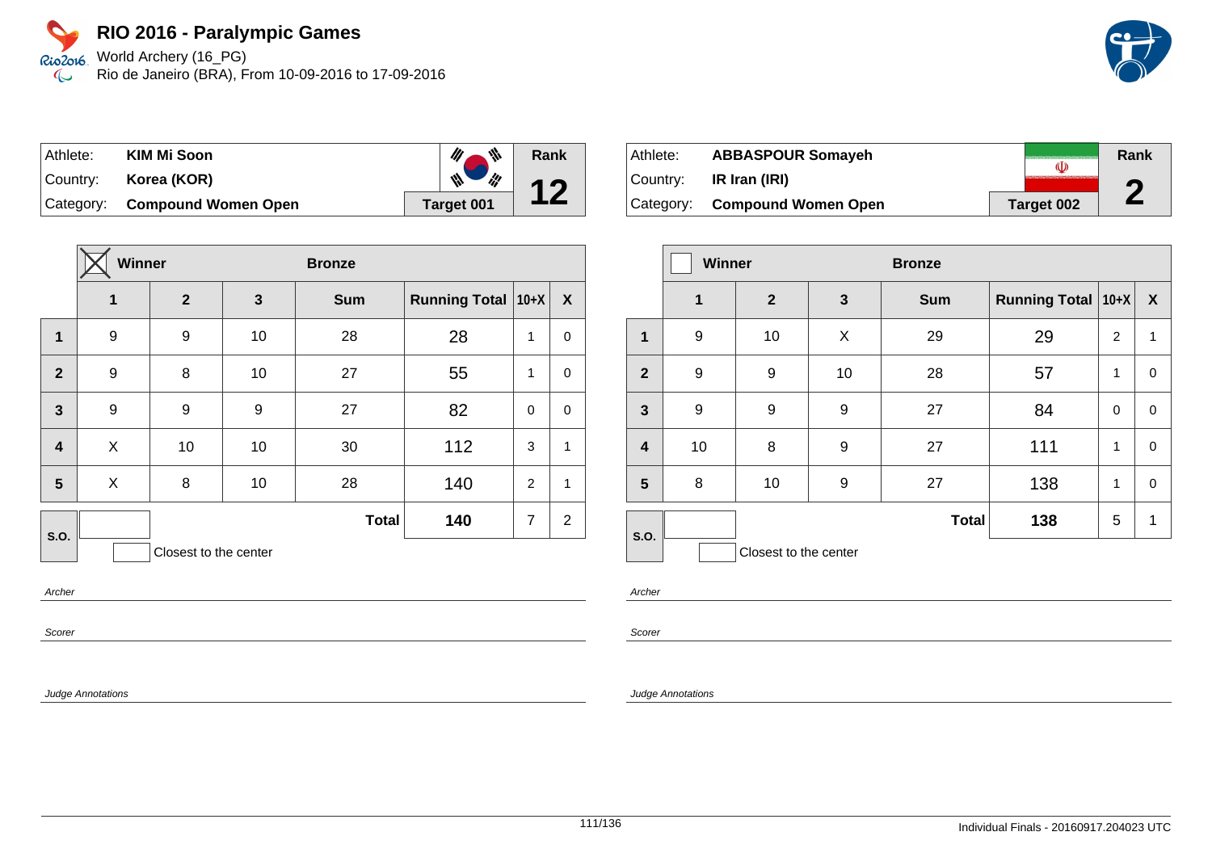# RIO 2016 - Paralympic Games

World Archery (16_PG)
Rio de Janeiro (BRA), From 10-09-2016 to 17-09-2016

| Athlete: | KIM Mi Soon | Rank |
|---|---|---|
| Country: | Korea (KOR) | 12 |
| Category: | Compound Women Open | Target 001 |

| | ☒ Winner | | | Bronze | | | |
|---|---|---|---|---|---|---|---|
| | 1 | 2 | 3 | Sum | Running Total | 10+X | X |
| 1 | 9 | 9 | 10 | 28 | 28 | 1 | 0 |
| 2 | 9 | 8 | 10 | 27 | 55 | 1 | 0 |
| 3 | 9 | 9 | 9 | 27 | 82 | 0 | 0 |
| 4 | X | 10 | 10 | 30 | 112 | 3 | 1 |
| 5 | X | 8 | 10 | 28 | 140 | 2 | 1 |
| S.O. | | | | Total | 140 | 7 | 2 |

Closest to the center

*Archer*

*Scorer*

*Judge Annotations*

| Athlete: | ABBASPOUR Somayeh | Rank |
|---|---|---|
| Country: | IR Iran (IRI) | 2 |
| Category: | Compound Women Open | Target 002 |

| | ☐ Winner | | | Bronze | | | |
|---|---|---|---|---|---|---|---|
| | 1 | 2 | 3 | Sum | Running Total | 10+X | X |
| 1 | 9 | 10 | X | 29 | 29 | 2 | 1 |
| 2 | 9 | 9 | 10 | 28 | 57 | 1 | 0 |
| 3 | 9 | 9 | 9 | 27 | 84 | 0 | 0 |
| 4 | 10 | 8 | 9 | 27 | 111 | 1 | 0 |
| 5 | 8 | 10 | 9 | 27 | 138 | 1 | 0 |
| S.O. | | | | Total | 138 | 5 | 1 |

Closest to the center

*Archer*

*Scorer*

*Judge Annotations*

Individual Finals - 20160917.204023 UTC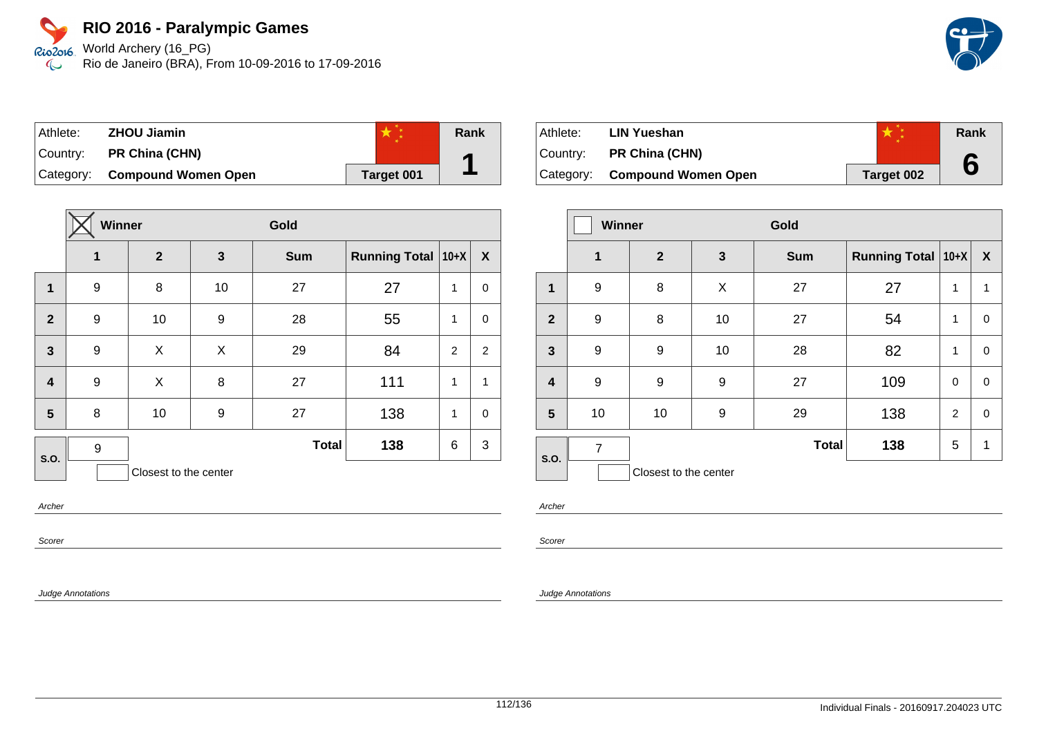# RIO 2016 - Paralympic Games

World Archery (16_PG)

Rio de Janeiro (BRA), From 10-09-2016 to 17-09-2016

| Athlete: | ZHOU Jiamin | | Rank |
|---|---|---|---|
| Country: | PR China (CHN) | | 1 |
| Category: | Compound Women Open | Target 001 | |

| | ☒ Winner | | Gold | | | | |
|---|---|---|---|---|---|---|---|
| | 1 | 2 | 3 | Sum | Running Total | 10+X | X |
| 1 | 9 | 8 | 10 | 27 | 27 | 1 | 0 |
| 2 | 9 | 10 | 9 | 28 | 55 | 1 | 0 |
| 3 | 9 | X | X | 29 | 84 | 2 | 2 |
| 4 | 9 | X | 8 | 27 | 111 | 1 | 1 |
| 5 | 8 | 10 | 9 | 27 | 138 | 1 | 0 |
| S.O. | 9 | | | Total | 138 | 6 | 3 |

☐ Closest to the center

Archer

Scorer

Judge Annotations

| Athlete: | LIN Yueshan | | Rank |
|---|---|---|---|
| Country: | PR China (CHN) | | 6 |
| Category: | Compound Women Open | Target 002 | |

| | ☐ Winner | | Gold | | | | |
|---|---|---|---|---|---|---|---|
| | 1 | 2 | 3 | Sum | Running Total | 10+X | X |
| 1 | 9 | 8 | X | 27 | 27 | 1 | 1 |
| 2 | 9 | 8 | 10 | 27 | 54 | 1 | 0 |
| 3 | 9 | 9 | 10 | 28 | 82 | 1 | 0 |
| 4 | 9 | 9 | 9 | 27 | 109 | 0 | 0 |
| 5 | 10 | 10 | 9 | 29 | 138 | 2 | 0 |
| S.O. | 7 | | | Total | 138 | 5 | 1 |

☐ Closest to the center

Archer

Scorer

Judge Annotations

Individual Finals - 20160917.204023 UTC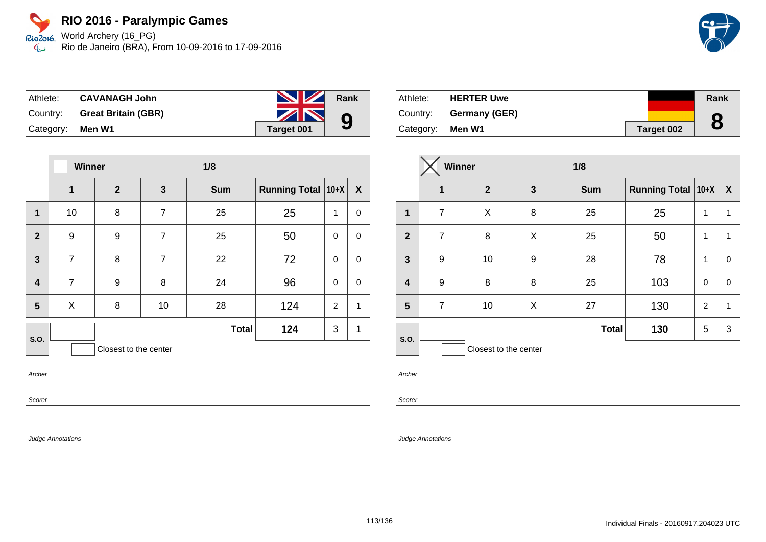# RIO 2016 - Paralympic Games

World Archery (16_PG)
Rio de Janeiro (BRA), From 10-09-2016 to 17-09-2016

| Athlete: | **CAVANAGH John** | Rank |
|---|---|---|
| Country: | **Great Britain (GBR)** | **9** |
| Category: | **Men W1** | **Target 001** |

| | Winner | | 1/8 | | | | |
|---|---|---|---|---|---|---|---|
| | **1** | **2** | **3** | **Sum** | **Running Total** | **10+X** | **X** |
| **1** | 10 | 8 | 7 | 25 | 25 | 1 | 0 |
| **2** | 9 | 9 | 7 | 25 | 50 | 0 | 0 |
| **3** | 7 | 8 | 7 | 22 | 72 | 0 | 0 |
| **4** | 7 | 9 | 8 | 24 | 96 | 0 | 0 |
| **5** | X | 8 | 10 | 28 | 124 | 2 | 1 |
| **S.O.** | | | | **Total** | **124** | 3 | 1 |

Closest to the center

Archer

Scorer

Judge Annotations

| Athlete: | **HERTER Uwe** | Rank |
|---|---|---|
| Country: | **Germany (GER)** | **8** |
| Category: | **Men W1** | **Target 002** |

| | Winner ☒ | | 1/8 | | | | |
|---|---|---|---|---|---|---|---|
| | **1** | **2** | **3** | **Sum** | **Running Total** | **10+X** | **X** |
| **1** | 7 | X | 8 | 25 | 25 | 1 | 1 |
| **2** | 7 | 8 | X | 25 | 50 | 1 | 1 |
| **3** | 9 | 10 | 9 | 28 | 78 | 1 | 0 |
| **4** | 9 | 8 | 8 | 25 | 103 | 0 | 0 |
| **5** | 7 | 10 | X | 27 | 130 | 2 | 1 |
| **S.O.** | | | | **Total** | **130** | 5 | 3 |

Closest to the center

Archer

Scorer

Judge Annotations

Individual Finals - 20160917.204023 UTC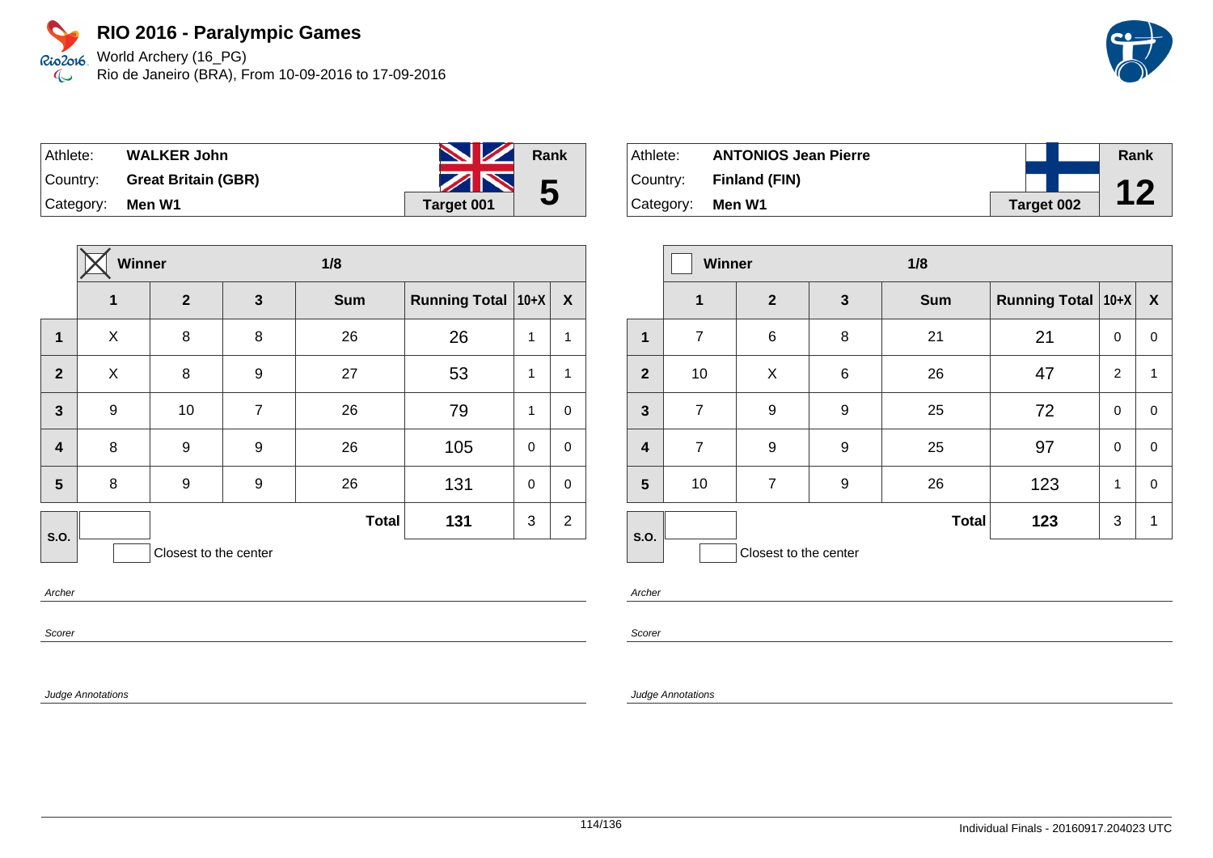# RIO 2016 - Paralympic Games

World Archery (16_PG)
Rio de Janeiro (BRA), From 10-09-2016 to 17-09-2016

| Athlete: | **WALKER John** | | Rank |
|---|---|---|---|
| Country: | **Great Britain (GBR)** | | **5** |
| Category: | **Men W1** | **Target 001** | |

| | ☒ Winner | | 1/8 | | | | |
|---|---|---|---|---|---|---|---|
| | **1** | **2** | **3** | **Sum** | **Running Total** | **10+X** | **X** |
| **1** | X | 8 | 8 | 26 | 26 | 1 | 1 |
| **2** | X | 8 | 9 | 27 | 53 | 1 | 1 |
| **3** | 9 | 10 | 7 | 26 | 79 | 1 | 0 |
| **4** | 8 | 9 | 9 | 26 | 105 | 0 | 0 |
| **5** | 8 | 9 | 9 | 26 | 131 | 0 | 0 |
| **S.O.** | | | | **Total** | **131** | 3 | 2 |

Closest to the center

*Archer*

*Scorer*

*Judge Annotations*

| Athlete: | **ANTONIOS Jean Pierre** | | Rank |
|---|---|---|---|
| Country: | **Finland (FIN)** | | **12** |
| Category: | **Men W1** | **Target 002** | |

| | ☐ Winner | | 1/8 | | | | |
|---|---|---|---|---|---|---|---|
| | **1** | **2** | **3** | **Sum** | **Running Total** | **10+X** | **X** |
| **1** | 7 | 6 | 8 | 21 | 21 | 0 | 0 |
| **2** | 10 | X | 6 | 26 | 47 | 2 | 1 |
| **3** | 7 | 9 | 9 | 25 | 72 | 0 | 0 |
| **4** | 7 | 9 | 9 | 25 | 97 | 0 | 0 |
| **5** | 10 | 7 | 9 | 26 | 123 | 1 | 0 |
| **S.O.** | | | | **Total** | **123** | 3 | 1 |

Closest to the center

*Archer*

*Scorer*

*Judge Annotations*

Individual Finals - 20160917.204023 UTC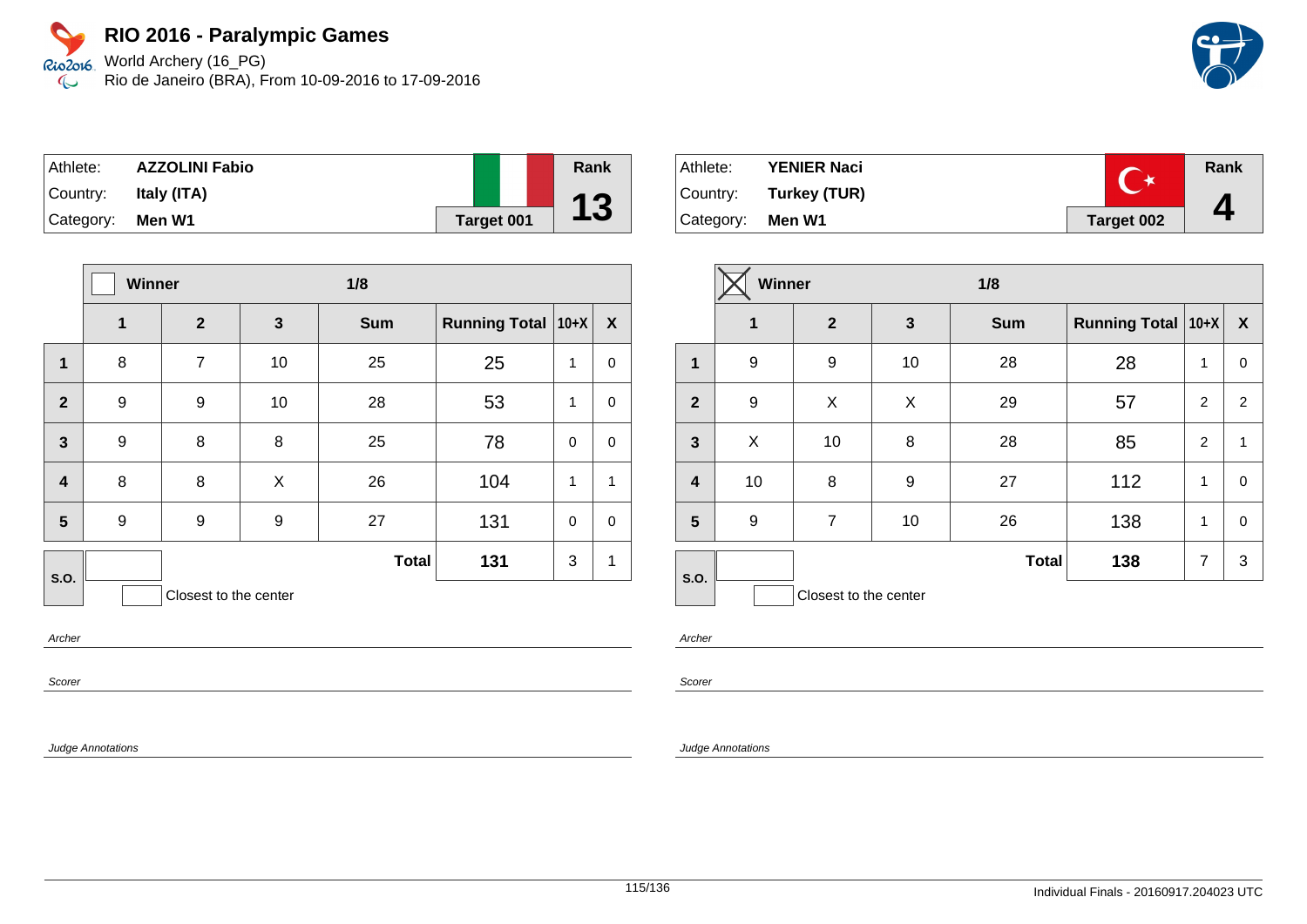# RIO 2016 - Paralympic Games

World Archery (16_PG)
Rio de Janeiro (BRA), From 10-09-2016 to 17-09-2016

| Athlete: | AZZOLINI Fabio | Rank |
|---|---|---|
| Country: | Italy (ITA) | 13 |
| Category: | Men W1 | Target 001 |

| | Winner | | | 1/8 | | | |
|---|---|---|---|---|---|---|---|
| | 1 | 2 | 3 | Sum | Running Total | 10+X | X |
| 1 | 8 | 7 | 10 | 25 | 25 | 1 | 0 |
| 2 | 9 | 9 | 10 | 28 | 53 | 1 | 0 |
| 3 | 9 | 8 | 8 | 25 | 78 | 0 | 0 |
| 4 | 8 | 8 | X | 26 | 104 | 1 | 1 |
| 5 | 9 | 9 | 9 | 27 | 131 | 0 | 0 |
| S.O. | | | | Total | 131 | 3 | 1 |

Closest to the center

Archer

Scorer

Judge Annotations

| Athlete: | YENIER Naci | Rank |
|---|---|---|
| Country: | Turkey (TUR) | 4 |
| Category: | Men W1 | Target 002 |

| | Winner ☒ | | | 1/8 | | | |
|---|---|---|---|---|---|---|---|
| | 1 | 2 | 3 | Sum | Running Total | 10+X | X |
| 1 | 9 | 9 | 10 | 28 | 28 | 1 | 0 |
| 2 | 9 | X | X | 29 | 57 | 2 | 2 |
| 3 | X | 10 | 8 | 28 | 85 | 2 | 1 |
| 4 | 10 | 8 | 9 | 27 | 112 | 1 | 0 |
| 5 | 9 | 7 | 10 | 26 | 138 | 1 | 0 |
| S.O. | | | | Total | 138 | 7 | 3 |

Closest to the center

Archer

Scorer

Judge Annotations

Individual Finals - 20160917.204023 UTC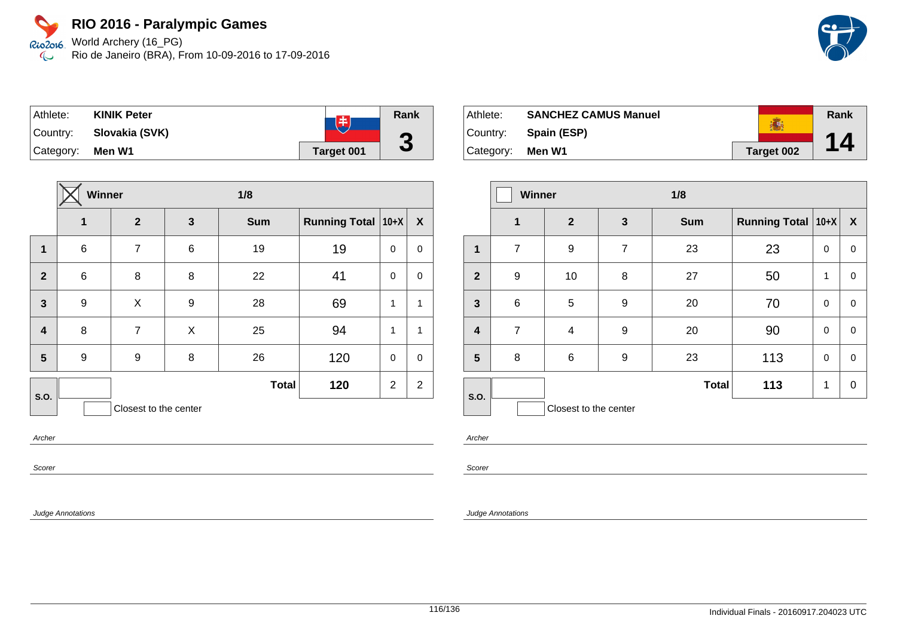# RIO 2016 - Paralympic Games

World Archery (16_PG)
Rio de Janeiro (BRA), From 10-09-2016 to 17-09-2016

| Athlete: | KINIK Peter | Rank |
|---|---|---|
| Country: | Slovakia (SVK) | 3 |
| Category: | Men W1 | Target 001 |

| | Winner (X) | | | 1/8 | | | |
|---|---|---|---|---|---|---|---|
| | 1 | 2 | 3 | Sum | Running Total | 10+X | X |
| 1 | 6 | 7 | 6 | 19 | 19 | 0 | 0 |
| 2 | 6 | 8 | 8 | 22 | 41 | 0 | 0 |
| 3 | 9 | X | 9 | 28 | 69 | 1 | 1 |
| 4 | 8 | 7 | X | 25 | 94 | 1 | 1 |
| 5 | 9 | 9 | 8 | 26 | 120 | 0 | 0 |
| S.O. | | | | Total | 120 | 2 | 2 |

Closest to the center

Archer

Scorer

Judge Annotations

| Athlete: | SANCHEZ CAMUS Manuel | Rank |
|---|---|---|
| Country: | Spain (ESP) | 14 |
| Category: | Men W1 | Target 002 |

| | Winner | | | 1/8 | | | |
|---|---|---|---|---|---|---|---|
| | 1 | 2 | 3 | Sum | Running Total | 10+X | X |
| 1 | 7 | 9 | 7 | 23 | 23 | 0 | 0 |
| 2 | 9 | 10 | 8 | 27 | 50 | 1 | 0 |
| 3 | 6 | 5 | 9 | 20 | 70 | 0 | 0 |
| 4 | 7 | 4 | 9 | 20 | 90 | 0 | 0 |
| 5 | 8 | 6 | 9 | 23 | 113 | 0 | 0 |
| S.O. | | | | Total | 113 | 1 | 0 |

Closest to the center

Archer

Scorer

Judge Annotations

Individual Finals - 20160917.204023 UTC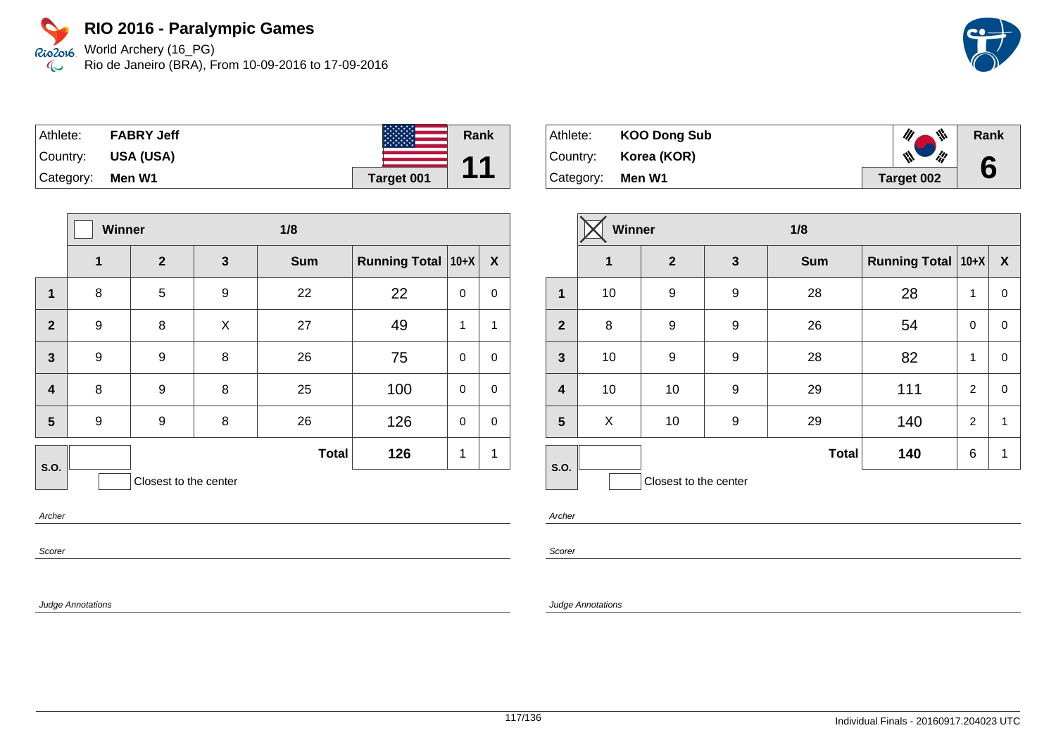# RIO 2016 - Paralympic Games

World Archery (16_PG)
Rio de Janeiro (BRA), From 10-09-2016 to 17-09-2016

| Athlete: | FABRY Jeff | Rank |
|---|---|---|
| Country: | USA (USA) | 11 |
| Category: | Men W1 | Target 001 |

| | Winner ☐ | | | 1/8 | | | |
|---|---|---|---|---|---|---|---|
| | 1 | 2 | 3 | Sum | Running Total | 10+X | X |
| 1 | 8 | 5 | 9 | 22 | 22 | 0 | 0 |
| 2 | 9 | 8 | X | 27 | 49 | 1 | 1 |
| 3 | 9 | 9 | 8 | 26 | 75 | 0 | 0 |
| 4 | 8 | 9 | 8 | 25 | 100 | 0 | 0 |
| 5 | 9 | 9 | 8 | 26 | 126 | 0 | 0 |
| S.O. | | | | Total | 126 | 1 | 1 |

Closest to the center

*Archer*

*Scorer*

*Judge Annotations*

| Athlete: | KOO Dong Sub | Rank |
|---|---|---|
| Country: | Korea (KOR) | 6 |
| Category: | Men W1 | Target 002 |

| | Winner ☒ | | | 1/8 | | | |
|---|---|---|---|---|---|---|---|
| | 1 | 2 | 3 | Sum | Running Total | 10+X | X |
| 1 | 10 | 9 | 9 | 28 | 28 | 1 | 0 |
| 2 | 8 | 9 | 9 | 26 | 54 | 0 | 0 |
| 3 | 10 | 9 | 9 | 28 | 82 | 1 | 0 |
| 4 | 10 | 10 | 9 | 29 | 111 | 2 | 0 |
| 5 | X | 10 | 9 | 29 | 140 | 2 | 1 |
| S.O. | | | | Total | 140 | 6 | 1 |

Closest to the center

*Archer*

*Scorer*

*Judge Annotations*

Individual Finals - 20160917.204023 UTC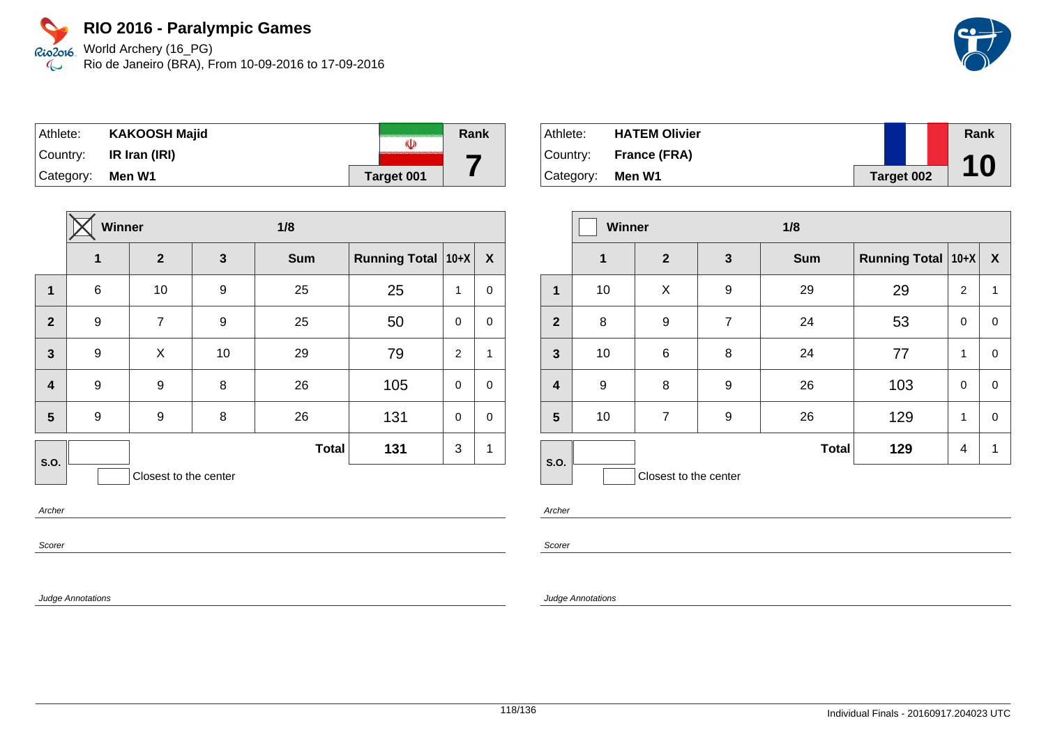# RIO 2016 - Paralympic Games

World Archery (16_PG)
Rio de Janeiro (BRA), From 10-09-2016 to 17-09-2016

| Athlete: | KAKOOSH Majid | Rank |
|---|---|---|
| Country: | IR Iran (IRI) | 7 |
| Category: | Men W1 | Target 001 |

Winner: ☒ — 1/8

| | 1 | 2 | 3 | Sum | Running Total | 10+X | X |
|---|---|---|---|---|---|---|---|
| 1 | 6 | 10 | 9 | 25 | 25 | 1 | 0 |
| 2 | 9 | 7 | 9 | 25 | 50 | 0 | 0 |
| 3 | 9 | X | 10 | 29 | 79 | 2 | 1 |
| 4 | 9 | 9 | 8 | 26 | 105 | 0 | 0 |
| 5 | 9 | 9 | 8 | 26 | 131 | 0 | 0 |
| S.O. | | | | Total | 131 | 3 | 1 |

Closest to the center

Archer

Scorer

Judge Annotations

| Athlete: | HATEM Olivier | Rank |
|---|---|---|
| Country: | France (FRA) | 10 |
| Category: | Men W1 | Target 002 |

Winner: ☐ — 1/8

| | 1 | 2 | 3 | Sum | Running Total | 10+X | X |
|---|---|---|---|---|---|---|---|
| 1 | 10 | X | 9 | 29 | 29 | 2 | 1 |
| 2 | 8 | 9 | 7 | 24 | 53 | 0 | 0 |
| 3 | 10 | 6 | 8 | 24 | 77 | 1 | 0 |
| 4 | 9 | 8 | 9 | 26 | 103 | 0 | 0 |
| 5 | 10 | 7 | 9 | 26 | 129 | 1 | 0 |
| S.O. | | | | Total | 129 | 4 | 1 |

Closest to the center

Archer

Scorer

Judge Annotations

Individual Finals - 20160917.204023 UTC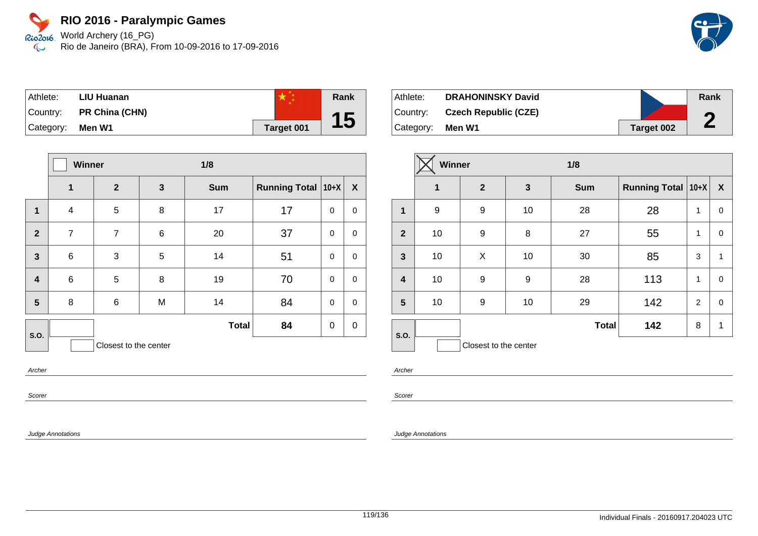# RIO 2016 - Paralympic Games

World Archery (16_PG)
Rio de Janeiro (BRA), From 10-09-2016 to 17-09-2016

| Athlete: | LIU Huanan | | Rank |
|---|---|---|---|
| Country: | PR China (CHN) | | 15 |
| Category: | Men W1 | Target 001 | |

| | ☐ Winner | | | 1/8 | | | |
|---|---|---|---|---|---|---|---|
| | 1 | 2 | 3 | Sum | Running Total | 10+X | X |
| 1 | 4 | 5 | 8 | 17 | 17 | 0 | 0 |
| 2 | 7 | 7 | 6 | 20 | 37 | 0 | 0 |
| 3 | 6 | 3 | 5 | 14 | 51 | 0 | 0 |
| 4 | 6 | 5 | 8 | 19 | 70 | 0 | 0 |
| 5 | 8 | 6 | M | 14 | 84 | 0 | 0 |
| S.O. | | | | Total | 84 | 0 | 0 |

☐ Closest to the center

*Archer*

*Scorer*

*Judge Annotations*

| Athlete: | DRAHONINSKY David | | Rank |
|---|---|---|---|
| Country: | Czech Republic (CZE) | | 2 |
| Category: | Men W1 | Target 002 | |

| | ☒ Winner | | | 1/8 | | | |
|---|---|---|---|---|---|---|---|
| | 1 | 2 | 3 | Sum | Running Total | 10+X | X |
| 1 | 9 | 9 | 10 | 28 | 28 | 1 | 0 |
| 2 | 10 | 9 | 8 | 27 | 55 | 1 | 0 |
| 3 | 10 | X | 10 | 30 | 85 | 3 | 1 |
| 4 | 10 | 9 | 9 | 28 | 113 | 1 | 0 |
| 5 | 10 | 9 | 10 | 29 | 142 | 2 | 0 |
| S.O. | | | | Total | 142 | 8 | 1 |

☐ Closest to the center

*Archer*

*Scorer*

*Judge Annotations*

Individual Finals - 20160917.204023 UTC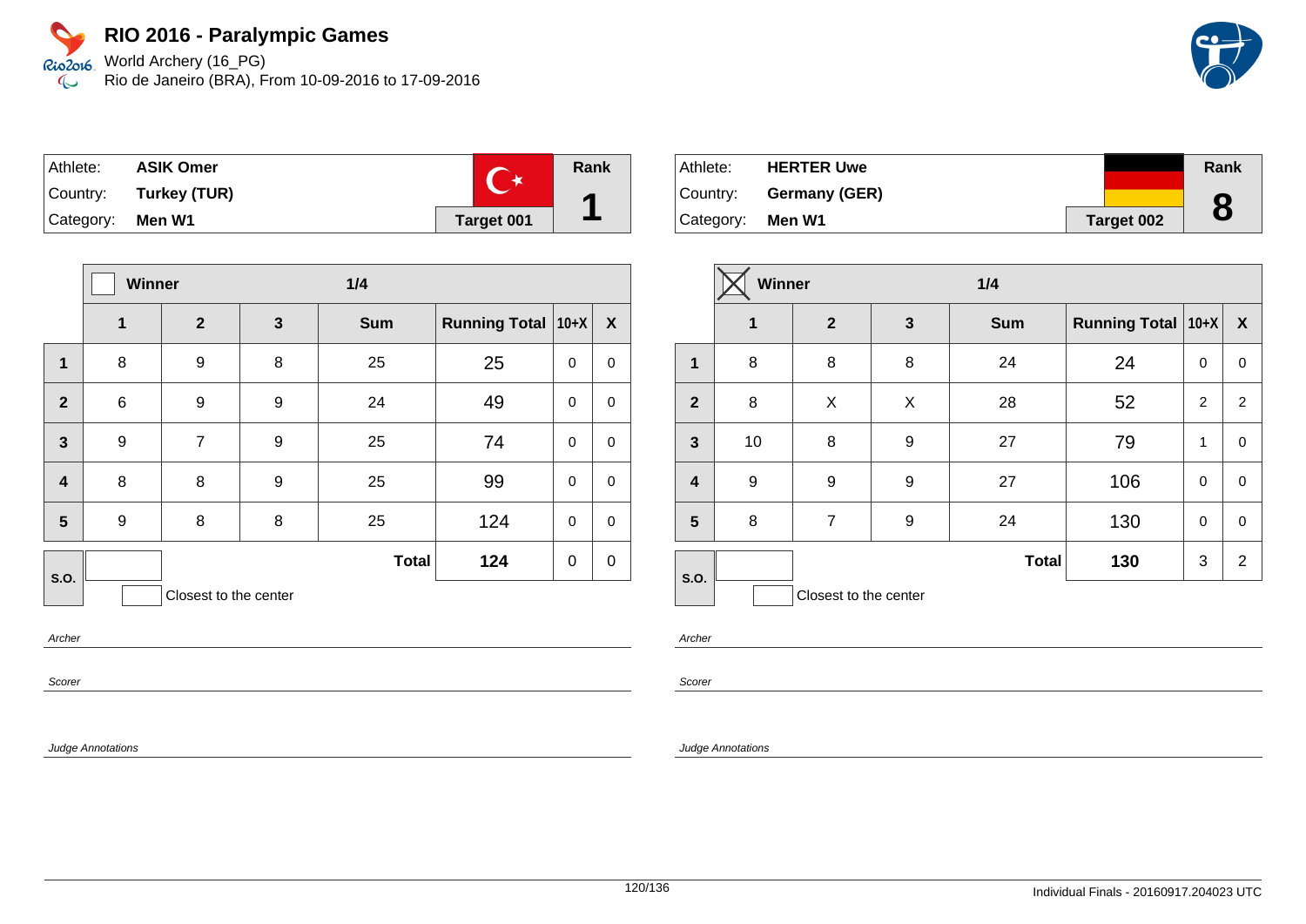# RIO 2016 - Paralympic Games

World Archery (16_PG)
Rio de Janeiro (BRA), From 10-09-2016 to 17-09-2016

| Athlete: | ASIK Omer | | Rank |
|---|---|---|---|
| Country: | Turkey (TUR) | | 1 |
| Category: | Men W1 | Target 001 | |

| | Winner | | 1/4 | | | | |
|---|---|---|---|---|---|---|---|
| | 1 | 2 | 3 | Sum | Running Total | 10+X | X |
| 1 | 8 | 9 | 8 | 25 | 25 | 0 | 0 |
| 2 | 6 | 9 | 9 | 24 | 49 | 0 | 0 |
| 3 | 9 | 7 | 9 | 25 | 74 | 0 | 0 |
| 4 | 8 | 8 | 9 | 25 | 99 | 0 | 0 |
| 5 | 9 | 8 | 8 | 25 | 124 | 0 | 0 |
| S.O. | | | | Total | 124 | 0 | 0 |

Closest to the center

Archer

Scorer

Judge Annotations

| Athlete: | HERTER Uwe | | Rank |
|---|---|---|---|
| Country: | Germany (GER) | | 8 |
| Category: | Men W1 | Target 002 | |

| | Winner ☒ | | 1/4 | | | | |
|---|---|---|---|---|---|---|---|
| | 1 | 2 | 3 | Sum | Running Total | 10+X | X |
| 1 | 8 | 8 | 8 | 24 | 24 | 0 | 0 |
| 2 | 8 | X | X | 28 | 52 | 2 | 2 |
| 3 | 10 | 8 | 9 | 27 | 79 | 1 | 0 |
| 4 | 9 | 9 | 9 | 27 | 106 | 0 | 0 |
| 5 | 8 | 7 | 9 | 24 | 130 | 0 | 0 |
| S.O. | | | | Total | 130 | 3 | 2 |

Closest to the center

Archer

Scorer

Judge Annotations

Individual Finals - 20160917.204023 UTC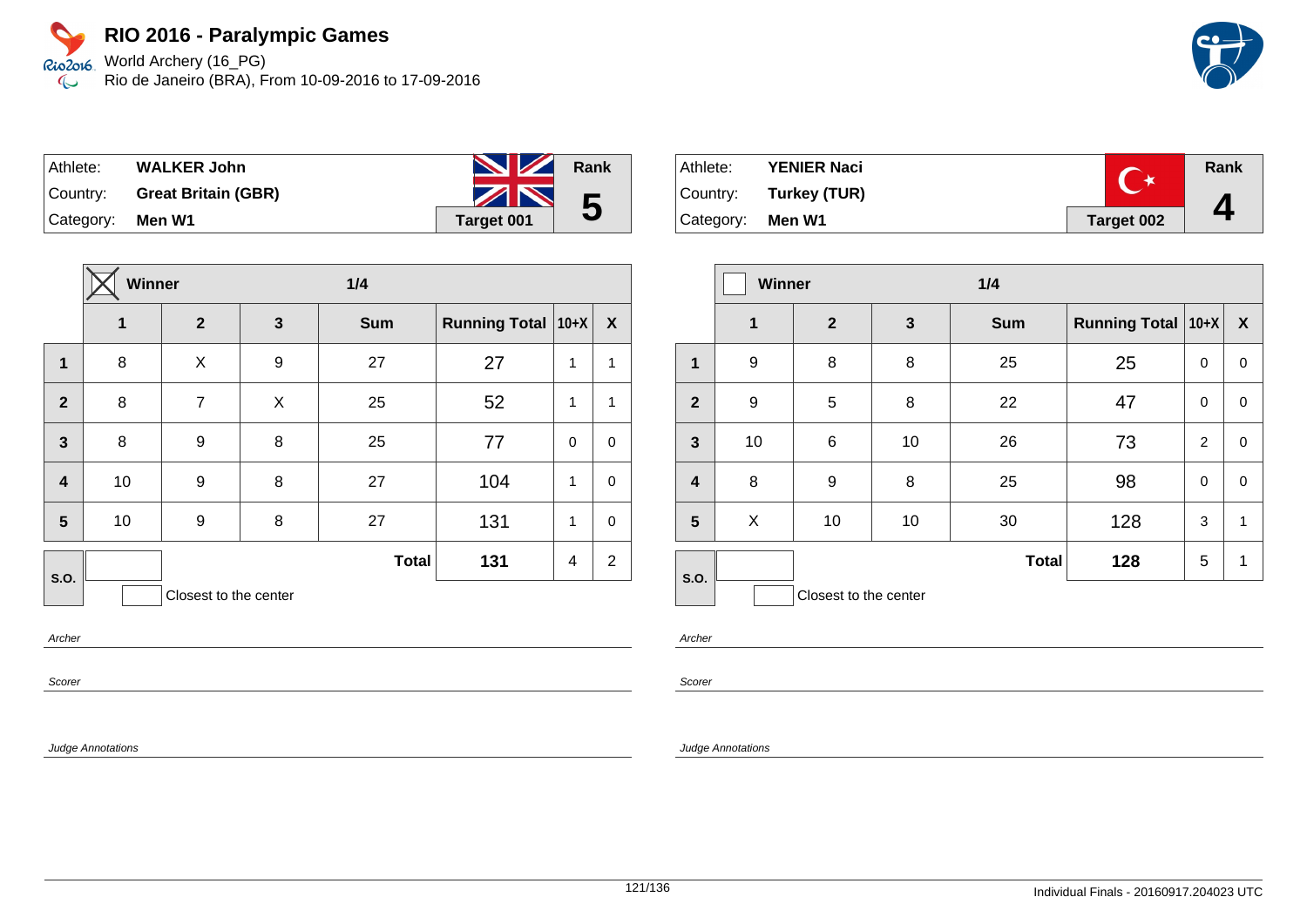# RIO 2016 - Paralympic Games

World Archery (16_PG)
Rio de Janeiro (BRA), From 10-09-2016 to 17-09-2016

| Athlete: | WALKER John | Rank |
|---|---|---|
| Country: | Great Britain (GBR) | 5 |
| Category: | Men W1 | Target 001 |

| | Winner (X) | | | 1/4 | | | |
|---|---|---|---|---|---|---|---|
| | 1 | 2 | 3 | Sum | Running Total | 10+X | X |
| 1 | 8 | X | 9 | 27 | 27 | 1 | 1 |
| 2 | 8 | 7 | X | 25 | 52 | 1 | 1 |
| 3 | 8 | 9 | 8 | 25 | 77 | 0 | 0 |
| 4 | 10 | 9 | 8 | 27 | 104 | 1 | 0 |
| 5 | 10 | 9 | 8 | 27 | 131 | 1 | 0 |
| S.O. | | | | Total | 131 | 4 | 2 |

Closest to the center

*Archer*

*Scorer*

*Judge Annotations*

| Athlete: | YENIER Naci | Rank |
|---|---|---|
| Country: | Turkey (TUR) | 4 |
| Category: | Men W1 | Target 002 |

| | Winner | | | 1/4 | | | |
|---|---|---|---|---|---|---|---|
| | 1 | 2 | 3 | Sum | Running Total | 10+X | X |
| 1 | 9 | 8 | 8 | 25 | 25 | 0 | 0 |
| 2 | 9 | 5 | 8 | 22 | 47 | 0 | 0 |
| 3 | 10 | 6 | 10 | 26 | 73 | 2 | 0 |
| 4 | 8 | 9 | 8 | 25 | 98 | 0 | 0 |
| 5 | X | 10 | 10 | 30 | 128 | 3 | 1 |
| S.O. | | | | Total | 128 | 5 | 1 |

Closest to the center

*Archer*

*Scorer*

*Judge Annotations*

Individual Finals - 20160917.204023 UTC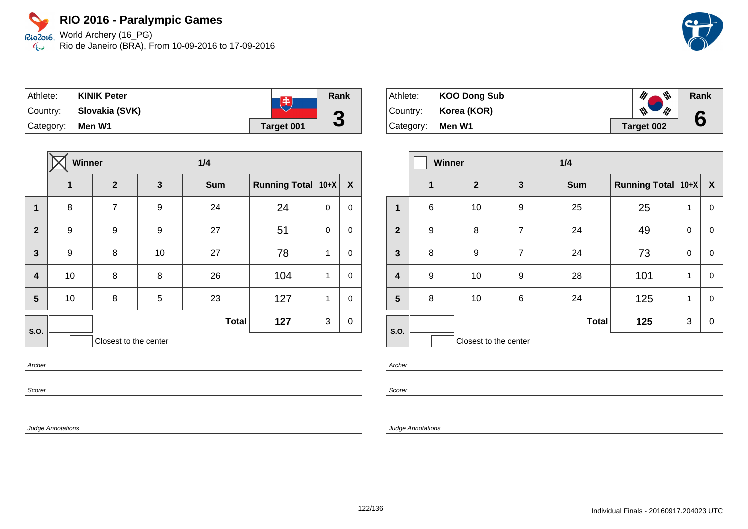# RIO 2016 - Paralympic Games

World Archery (16_PG)
Rio de Janeiro (BRA), From 10-09-2016 to 17-09-2016

| Athlete: | KINIK Peter | | Rank |
|---|---|---|---|
| Country: | Slovakia (SVK) | | 3 |
| Category: | Men W1 | Target 001 | |

| | Winner ☒ | | | 1/4 | | | |
|---|---|---|---|---|---|---|---|
| | 1 | 2 | 3 | Sum | Running Total | 10+X | X |
| 1 | 8 | 7 | 9 | 24 | 24 | 0 | 0 |
| 2 | 9 | 9 | 9 | 27 | 51 | 0 | 0 |
| 3 | 9 | 8 | 10 | 27 | 78 | 1 | 0 |
| 4 | 10 | 8 | 8 | 26 | 104 | 1 | 0 |
| 5 | 10 | 8 | 5 | 23 | 127 | 1 | 0 |
| S.O. | | | | Total | 127 | 3 | 0 |

Closest to the center

Archer

Scorer

Judge Annotations

| Athlete: | KOO Dong Sub | | Rank |
|---|---|---|---|
| Country: | Korea (KOR) | | 6 |
| Category: | Men W1 | Target 002 | |

| | Winner ☐ | | | 1/4 | | | |
|---|---|---|---|---|---|---|---|
| | 1 | 2 | 3 | Sum | Running Total | 10+X | X |
| 1 | 6 | 10 | 9 | 25 | 25 | 1 | 0 |
| 2 | 9 | 8 | 7 | 24 | 49 | 0 | 0 |
| 3 | 8 | 9 | 7 | 24 | 73 | 0 | 0 |
| 4 | 9 | 10 | 9 | 28 | 101 | 1 | 0 |
| 5 | 8 | 10 | 6 | 24 | 125 | 1 | 0 |
| S.O. | | | | Total | 125 | 3 | 0 |

Closest to the center

Archer

Scorer

Judge Annotations

Individual Finals - 20160917.204023 UTC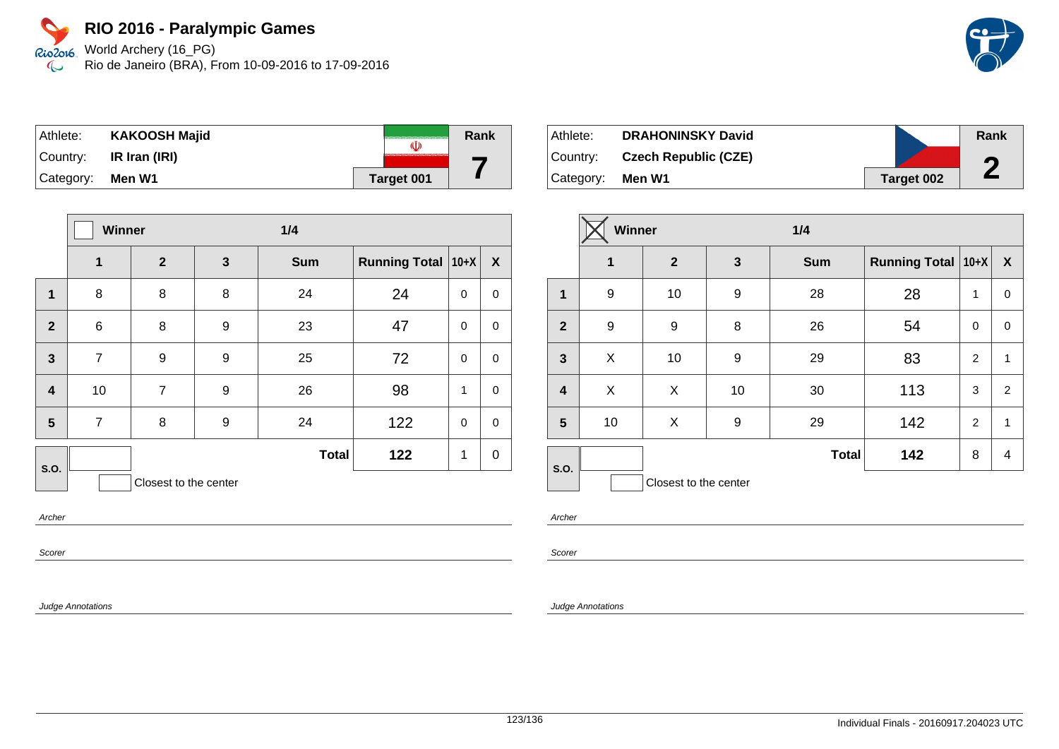# RIO 2016 - Paralympic Games

World Archery (16_PG)
Rio de Janeiro (BRA), From 10-09-2016 to 17-09-2016

| Athlete: | KAKOOSH Majid | | Rank |
|---|---|---|---|
| Country: | IR Iran (IRI) | | 7 |
| Category: | Men W1 | Target 001 | |

| | Winner [ ] | | | 1/4 | | | |
|---|---|---|---|---|---|---|---|
| | 1 | 2 | 3 | Sum | Running Total | 10+X | X |
| 1 | 8 | 8 | 8 | 24 | 24 | 0 | 0 |
| 2 | 6 | 8 | 9 | 23 | 47 | 0 | 0 |
| 3 | 7 | 9 | 9 | 25 | 72 | 0 | 0 |
| 4 | 10 | 7 | 9 | 26 | 98 | 1 | 0 |
| 5 | 7 | 8 | 9 | 24 | 122 | 0 | 0 |
| S.O. | | | | Total | 122 | 1 | 0 |

Closest to the center

Archer

Scorer

Judge Annotations

| Athlete: | DRAHONINSKY David | | Rank |
|---|---|---|---|
| Country: | Czech Republic (CZE) | | 2 |
| Category: | Men W1 | Target 002 | |

| | Winner [X] | | | 1/4 | | | |
|---|---|---|---|---|---|---|---|
| | 1 | 2 | 3 | Sum | Running Total | 10+X | X |
| 1 | 9 | 10 | 9 | 28 | 28 | 1 | 0 |
| 2 | 9 | 9 | 8 | 26 | 54 | 0 | 0 |
| 3 | X | 10 | 9 | 29 | 83 | 2 | 1 |
| 4 | X | X | 10 | 30 | 113 | 3 | 2 |
| 5 | 10 | X | 9 | 29 | 142 | 2 | 1 |
| S.O. | | | | Total | 142 | 8 | 4 |

Closest to the center

Archer

Scorer

Judge Annotations

Individual Finals - 20160917.204023 UTC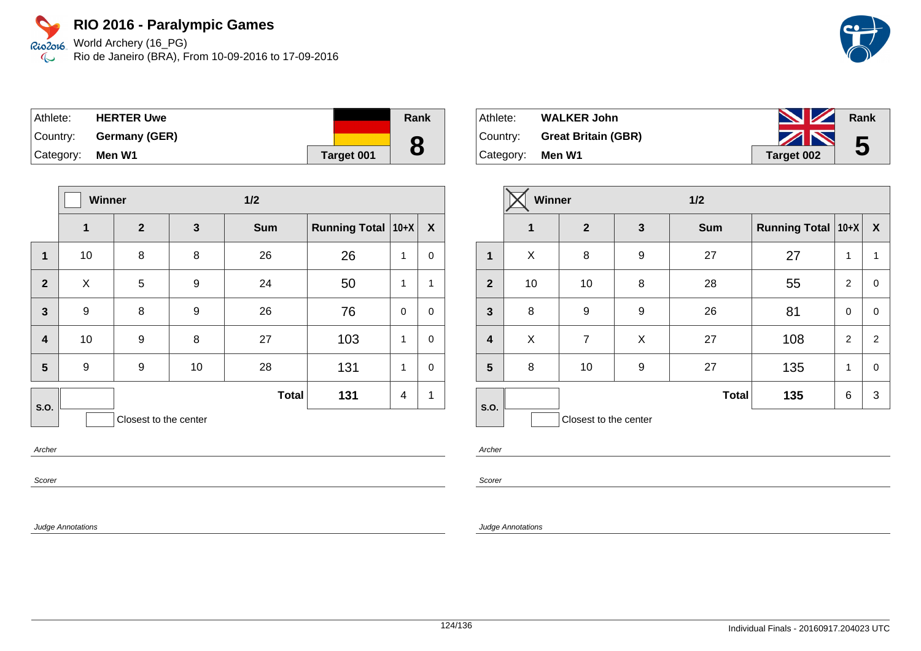# RIO 2016 - Paralympic Games

World Archery (16_PG)
Rio de Janeiro (BRA), From 10-09-2016 to 17-09-2016

| Athlete: | HERTER Uwe | Rank |
|---|---|---|
| Country: | Germany (GER) | 8 |
| Category: | Men W1 | Target 001 |

| | Winner | | 1/2 | | | | |
|---|---|---|---|---|---|---|---|
| | 1 | 2 | 3 | Sum | Running Total | 10+X | X |
| 1 | 10 | 8 | 8 | 26 | 26 | 1 | 0 |
| 2 | X | 5 | 9 | 24 | 50 | 1 | 1 |
| 3 | 9 | 8 | 9 | 26 | 76 | 0 | 0 |
| 4 | 10 | 9 | 8 | 27 | 103 | 1 | 0 |
| 5 | 9 | 9 | 10 | 28 | 131 | 1 | 0 |
| S.O. | | | | Total | 131 | 4 | 1 |

Closest to the center

*Archer*

*Scorer*

*Judge Annotations*

| Athlete: | WALKER John | Rank |
|---|---|---|
| Country: | Great Britain (GBR) | 5 |
| Category: | Men W1 | Target 002 |

| | Winner (X) | | 1/2 | | | | |
|---|---|---|---|---|---|---|---|
| | 1 | 2 | 3 | Sum | Running Total | 10+X | X |
| 1 | X | 8 | 9 | 27 | 27 | 1 | 1 |
| 2 | 10 | 10 | 8 | 28 | 55 | 2 | 0 |
| 3 | 8 | 9 | 9 | 26 | 81 | 0 | 0 |
| 4 | X | 7 | X | 27 | 108 | 2 | 2 |
| 5 | 8 | 10 | 9 | 27 | 135 | 1 | 0 |
| S.O. | | | | Total | 135 | 6 | 3 |

Closest to the center

*Archer*

*Scorer*

*Judge Annotations*

Individual Finals - 20160917.204023 UTC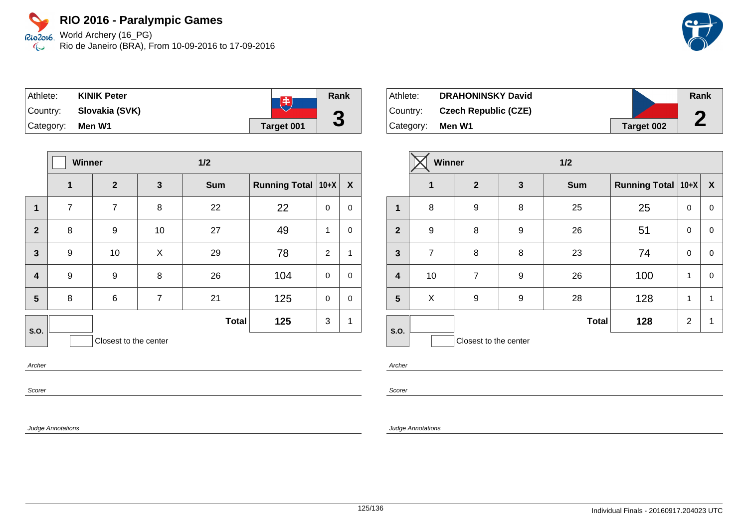# RIO 2016 - Paralympic Games

World Archery (16_PG)
Rio de Janeiro (BRA), From 10-09-2016 to 17-09-2016

| Athlete: | KINIK Peter | Rank |
|---|---|---|
| Country: | Slovakia (SVK) | 3 |
| Category: | Men W1 | Target 001 |

| | Winner ☐ | | 1/2 | | | | |
|---|---|---|---|---|---|---|---|
| | 1 | 2 | 3 | Sum | Running Total | 10+X | X |
| 1 | 7 | 7 | 8 | 22 | 22 | 0 | 0 |
| 2 | 8 | 9 | 10 | 27 | 49 | 1 | 0 |
| 3 | 9 | 10 | X | 29 | 78 | 2 | 1 |
| 4 | 9 | 9 | 8 | 26 | 104 | 0 | 0 |
| 5 | 8 | 6 | 7 | 21 | 125 | 0 | 0 |
| S.O. | | | | Total | 125 | 3 | 1 |

☐ Closest to the center

Archer

Scorer

Judge Annotations

| Athlete: | DRAHONINSKY David | Rank |
|---|---|---|
| Country: | Czech Republic (CZE) | 2 |
| Category: | Men W1 | Target 002 |

| | Winner ☒ | | 1/2 | | | | |
|---|---|---|---|---|---|---|---|
| | 1 | 2 | 3 | Sum | Running Total | 10+X | X |
| 1 | 8 | 9 | 8 | 25 | 25 | 0 | 0 |
| 2 | 9 | 8 | 9 | 26 | 51 | 0 | 0 |
| 3 | 7 | 8 | 8 | 23 | 74 | 0 | 0 |
| 4 | 10 | 7 | 9 | 26 | 100 | 1 | 0 |
| 5 | X | 9 | 9 | 28 | 128 | 1 | 1 |
| S.O. | | | | Total | 128 | 2 | 1 |

☐ Closest to the center

Archer

Scorer

Judge Annotations

Individual Finals - 20160917.204023 UTC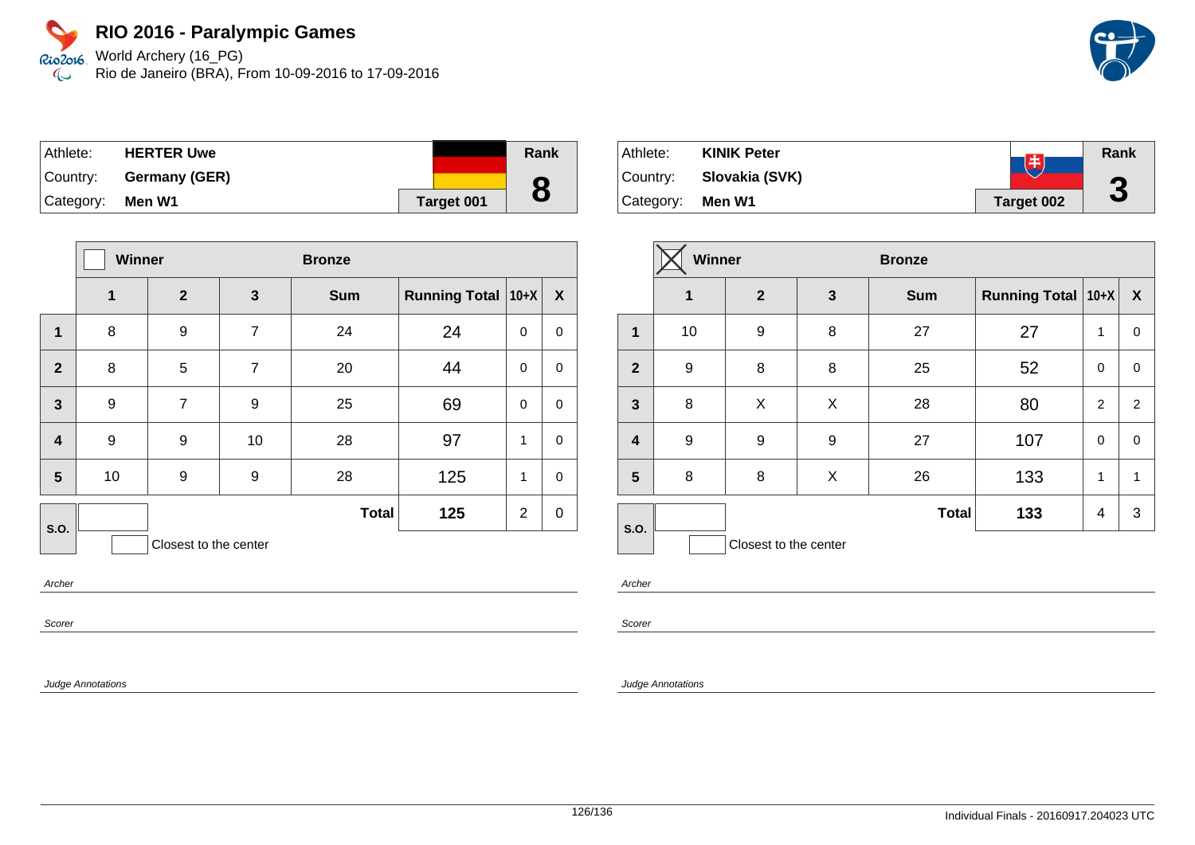# RIO 2016 - Paralympic Games

World Archery (16_PG)
Rio de Janeiro (BRA), From 10-09-2016 to 17-09-2016

| Athlete: | **HERTER Uwe** | | Rank |
|---|---|---|---|
| Country: | **Germany (GER)** | | **8** |
| Category: | **Men W1** | **Target 001** | |

| | Winner | | Bronze | | | |
|---|---|---|---|---|---|---|
| | **1** | **2** | **3** | **Sum** | **Running Total** | **10+X** | **X** |
| **1** | 8 | 9 | 7 | 24 | 24 | 0 | 0 |
| **2** | 8 | 5 | 7 | 20 | 44 | 0 | 0 |
| **3** | 9 | 7 | 9 | 25 | 69 | 0 | 0 |
| **4** | 9 | 9 | 10 | 28 | 97 | 1 | 0 |
| **5** | 10 | 9 | 9 | 28 | 125 | 1 | 0 |
| **S.O.** | | | | **Total** | **125** | 2 | 0 |

Closest to the center

*Archer*

*Scorer*

*Judge Annotations*

| Athlete: | **KINIK Peter** | | Rank |
|---|---|---|---|
| Country: | **Slovakia (SVK)** | | **3** |
| Category: | **Men W1** | **Target 002** | |

| | Winner (X) | | Bronze | | | |
|---|---|---|---|---|---|---|
| | **1** | **2** | **3** | **Sum** | **Running Total** | **10+X** | **X** |
| **1** | 10 | 9 | 8 | 27 | 27 | 1 | 0 |
| **2** | 9 | 8 | 8 | 25 | 52 | 0 | 0 |
| **3** | 8 | X | X | 28 | 80 | 2 | 2 |
| **4** | 9 | 9 | 9 | 27 | 107 | 0 | 0 |
| **5** | 8 | 8 | X | 26 | 133 | 1 | 1 |
| **S.O.** | | | | **Total** | **133** | 4 | 3 |

Closest to the center

*Archer*

*Scorer*

*Judge Annotations*

Individual Finals - 20160917.204023 UTC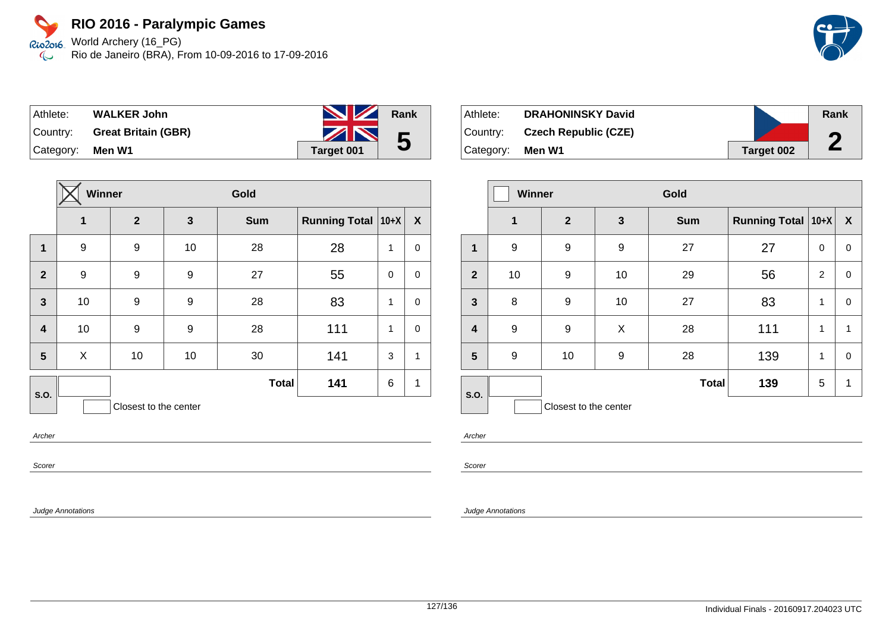# RIO 2016 - Paralympic Games

World Archery (16_PG)
Rio de Janeiro (BRA), From 10-09-2016 to 17-09-2016

| Athlete: | **WALKER John** | | Rank |
|---|---|---|---|
| Country: | **Great Britain (GBR)** | | **5** |
| Category: | **Men W1** | **Target 001** | |

| | ☒ Winner | | | Gold | | | |
|---|---|---|---|---|---|---|---|
| | **1** | **2** | **3** | **Sum** | **Running Total** | **10+X** | **X** |
| **1** | 9 | 9 | 10 | 28 | 28 | 1 | 0 |
| **2** | 9 | 9 | 9 | 27 | 55 | 0 | 0 |
| **3** | 10 | 9 | 9 | 28 | 83 | 1 | 0 |
| **4** | 10 | 9 | 9 | 28 | 111 | 1 | 0 |
| **5** | X | 10 | 10 | 30 | 141 | 3 | 1 |
| **S.O.** | | | | **Total** | **141** | 6 | 1 |

Closest to the center

*Archer*

*Scorer*

*Judge Annotations*

| Athlete: | **DRAHONINSKY David** | | Rank |
|---|---|---|---|
| Country: | **Czech Republic (CZE)** | | **2** |
| Category: | **Men W1** | **Target 002** | |

| | ☐ Winner | | | Gold | | | |
|---|---|---|---|---|---|---|---|
| | **1** | **2** | **3** | **Sum** | **Running Total** | **10+X** | **X** |
| **1** | 9 | 9 | 9 | 27 | 27 | 0 | 0 |
| **2** | 10 | 9 | 10 | 29 | 56 | 2 | 0 |
| **3** | 8 | 9 | 10 | 27 | 83 | 1 | 0 |
| **4** | 9 | 9 | X | 28 | 111 | 1 | 1 |
| **5** | 9 | 10 | 9 | 28 | 139 | 1 | 0 |
| **S.O.** | | | | **Total** | **139** | 5 | 1 |

Closest to the center

*Archer*

*Scorer*

*Judge Annotations*

Individual Finals - 20160917.204023 UTC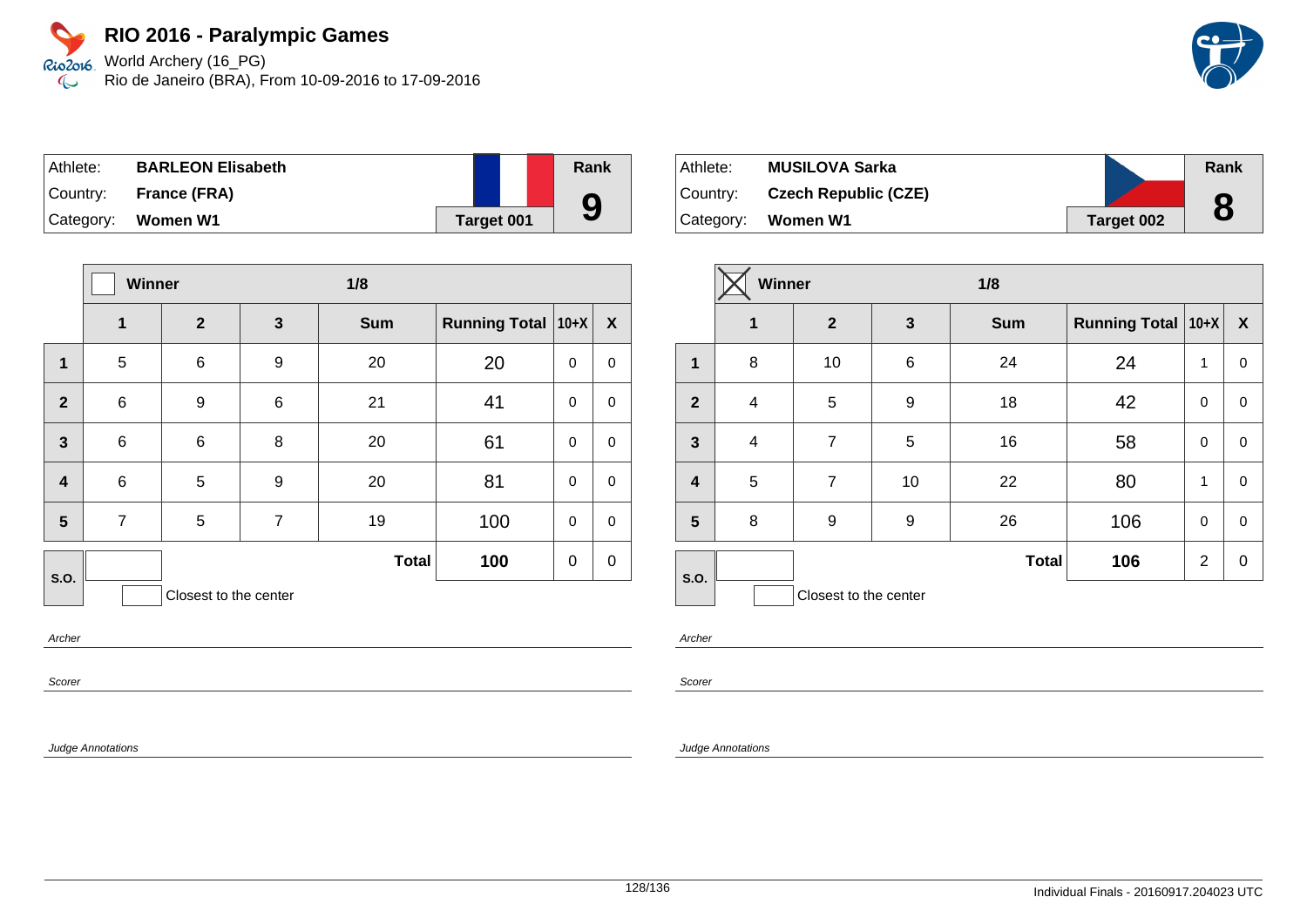# RIO 2016 - Paralympic Games

World Archery (16_PG)
Rio de Janeiro (BRA), From 10-09-2016 to 17-09-2016

| Athlete: | BARLEON Elisabeth | Rank |
|---|---|---|
| Country: | France (FRA) | 9 |
| Category: | Women W1 | Target 001 |

| | Winner ☐ | | | 1/8 | | | |
|---|---|---|---|---|---|---|---|
| | 1 | 2 | 3 | Sum | Running Total | 10+X | X |
| 1 | 5 | 6 | 9 | 20 | 20 | 0 | 0 |
| 2 | 6 | 9 | 6 | 21 | 41 | 0 | 0 |
| 3 | 6 | 6 | 8 | 20 | 61 | 0 | 0 |
| 4 | 6 | 5 | 9 | 20 | 81 | 0 | 0 |
| 5 | 7 | 5 | 7 | 19 | 100 | 0 | 0 |
| S.O. | | | | Total | 100 | 0 | 0 |

Closest to the center

Archer

Scorer

Judge Annotations

| Athlete: | MUSILOVA Sarka | Rank |
|---|---|---|
| Country: | Czech Republic (CZE) | 8 |
| Category: | Women W1 | Target 002 |

| | Winner ☒ | | | 1/8 | | | |
|---|---|---|---|---|---|---|---|
| | 1 | 2 | 3 | Sum | Running Total | 10+X | X |
| 1 | 8 | 10 | 6 | 24 | 24 | 1 | 0 |
| 2 | 4 | 5 | 9 | 18 | 42 | 0 | 0 |
| 3 | 4 | 7 | 5 | 16 | 58 | 0 | 0 |
| 4 | 5 | 7 | 10 | 22 | 80 | 1 | 0 |
| 5 | 8 | 9 | 9 | 26 | 106 | 0 | 0 |
| S.O. | | | | Total | 106 | 2 | 0 |

Closest to the center

Archer

Scorer

Judge Annotations

Individual Finals - 20160917.204023 UTC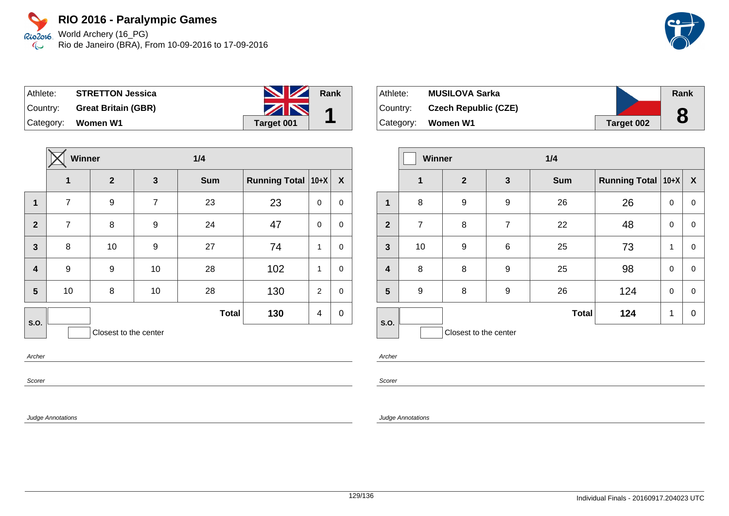# RIO 2016 - Paralympic Games

World Archery (16_PG)
Rio de Janeiro (BRA), From 10-09-2016 to 17-09-2016

| Athlete: | **STRETTON Jessica** | | Rank |
|---|---|---|---|
| Country: | **Great Britain (GBR)** | | **1** |
| Category: | **Women W1** | **Target 001** | |

| | ☒ Winner | | 1/4 | | | | |
|---|---|---|---|---|---|---|---|
| | **1** | **2** | **3** | **Sum** | **Running Total** | **10+X** | **X** |
| **1** | 7 | 9 | 7 | 23 | 23 | 0 | 0 |
| **2** | 7 | 8 | 9 | 24 | 47 | 0 | 0 |
| **3** | 8 | 10 | 9 | 27 | 74 | 1 | 0 |
| **4** | 9 | 9 | 10 | 28 | 102 | 1 | 0 |
| **5** | 10 | 8 | 10 | 28 | 130 | 2 | 0 |
| **S.O.** | | | | **Total** | **130** | 4 | 0 |

Closest to the center

*Archer*

*Scorer*

*Judge Annotations*

| Athlete: | **MUSILOVA Sarka** | | Rank |
|---|---|---|---|
| Country: | **Czech Republic (CZE)** | | **8** |
| Category: | **Women W1** | **Target 002** | |

| | ☐ Winner | | 1/4 | | | | |
|---|---|---|---|---|---|---|---|
| | **1** | **2** | **3** | **Sum** | **Running Total** | **10+X** | **X** |
| **1** | 8 | 9 | 9 | 26 | 26 | 0 | 0 |
| **2** | 7 | 8 | 7 | 22 | 48 | 0 | 0 |
| **3** | 10 | 9 | 6 | 25 | 73 | 1 | 0 |
| **4** | 8 | 8 | 9 | 25 | 98 | 0 | 0 |
| **5** | 9 | 8 | 9 | 26 | 124 | 0 | 0 |
| **S.O.** | | | | **Total** | **124** | 1 | 0 |

Closest to the center

*Archer*

*Scorer*

*Judge Annotations*

Individual Finals - 20160917.204023 UTC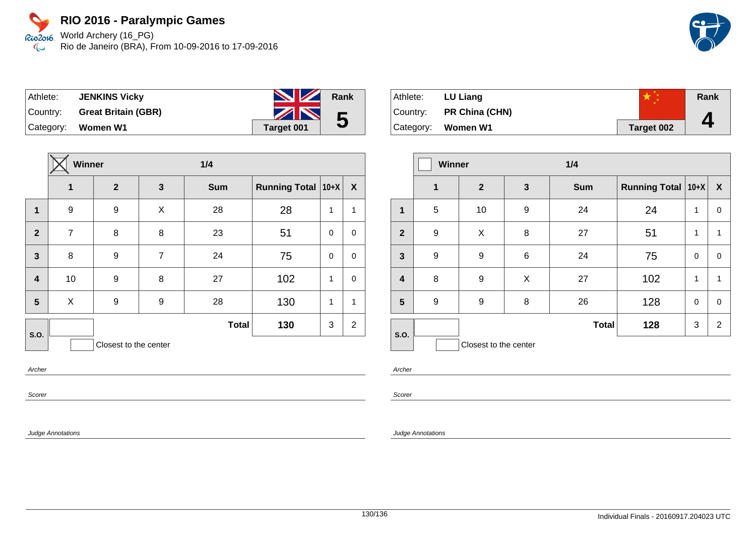# RIO 2016 - Paralympic Games

World Archery (16_PG)
Rio de Janeiro (BRA), From 10-09-2016 to 17-09-2016

| Athlete: | **JENKINS Vicky** | Rank |
|---|---|---|
| Country: | **Great Britain (GBR)** | **5** |
| Category: | **Women W1** | **Target 001** |

| | ☒ Winner | | 1/4 | | | | |
|---|---|---|---|---|---|---|---|
| | **1** | **2** | **3** | **Sum** | **Running Total** | **10+X** | **X** |
| **1** | 9 | 9 | X | 28 | 28 | 1 | 1 |
| **2** | 7 | 8 | 8 | 23 | 51 | 0 | 0 |
| **3** | 8 | 9 | 7 | 24 | 75 | 0 | 0 |
| **4** | 10 | 9 | 8 | 27 | 102 | 1 | 0 |
| **5** | X | 9 | 9 | 28 | 130 | 1 | 1 |
| **S.O.** | | | | **Total** | **130** | 3 | 2 |

Closest to the center

*Archer*

*Scorer*

*Judge Annotations*

| Athlete: | **LU Liang** | Rank |
|---|---|---|
| Country: | **PR China (CHN)** | **4** |
| Category: | **Women W1** | **Target 002** |

| | ☐ Winner | | 1/4 | | | | |
|---|---|---|---|---|---|---|---|
| | **1** | **2** | **3** | **Sum** | **Running Total** | **10+X** | **X** |
| **1** | 5 | 10 | 9 | 24 | 24 | 1 | 0 |
| **2** | 9 | X | 8 | 27 | 51 | 1 | 1 |
| **3** | 9 | 9 | 6 | 24 | 75 | 0 | 0 |
| **4** | 8 | 9 | X | 27 | 102 | 1 | 1 |
| **5** | 9 | 9 | 8 | 26 | 128 | 0 | 0 |
| **S.O.** | | | | **Total** | **128** | 3 | 2 |

Closest to the center

*Archer*

*Scorer*

*Judge Annotations*

Individual Finals - 20160917.204023 UTC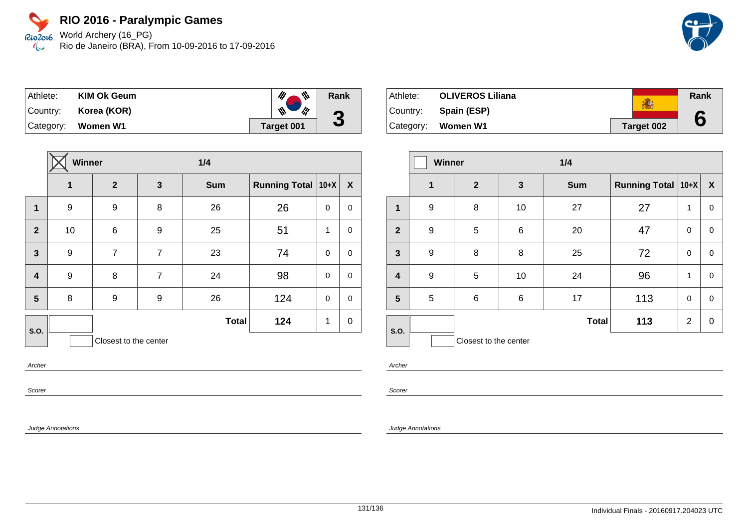# RIO 2016 - Paralympic Games

World Archery (16_PG)
Rio de Janeiro (BRA), From 10-09-2016 to 17-09-2016

| Athlete: | KIM Ok Geum | Rank |
|---|---|---|
| Country: | Korea (KOR) | 3 |
| Category: | Women W1 | Target 001 |

| | Winner ☒ | | | 1/4 | | | |
|---|---|---|---|---|---|---|---|
| | 1 | 2 | 3 | Sum | Running Total | 10+X | X |
| 1 | 9 | 9 | 8 | 26 | 26 | 0 | 0 |
| 2 | 10 | 6 | 9 | 25 | 51 | 1 | 0 |
| 3 | 9 | 7 | 7 | 23 | 74 | 0 | 0 |
| 4 | 9 | 8 | 7 | 24 | 98 | 0 | 0 |
| 5 | 8 | 9 | 9 | 26 | 124 | 0 | 0 |
| S.O. | | | | Total | 124 | 1 | 0 |

Closest to the center

Archer

Scorer

Judge Annotations

| Athlete: | OLIVEROS Liliana | Rank |
|---|---|---|
| Country: | Spain (ESP) | 6 |
| Category: | Women W1 | Target 002 |

| | Winner ☐ | | | 1/4 | | | |
|---|---|---|---|---|---|---|---|
| | 1 | 2 | 3 | Sum | Running Total | 10+X | X |
| 1 | 9 | 8 | 10 | 27 | 27 | 1 | 0 |
| 2 | 9 | 5 | 6 | 20 | 47 | 0 | 0 |
| 3 | 9 | 8 | 8 | 25 | 72 | 0 | 0 |
| 4 | 9 | 5 | 10 | 24 | 96 | 1 | 0 |
| 5 | 5 | 6 | 6 | 17 | 113 | 0 | 0 |
| S.O. | | | | Total | 113 | 2 | 0 |

Closest to the center

Archer

Scorer

Judge Annotations

Individual Finals - 20160917.204023 UTC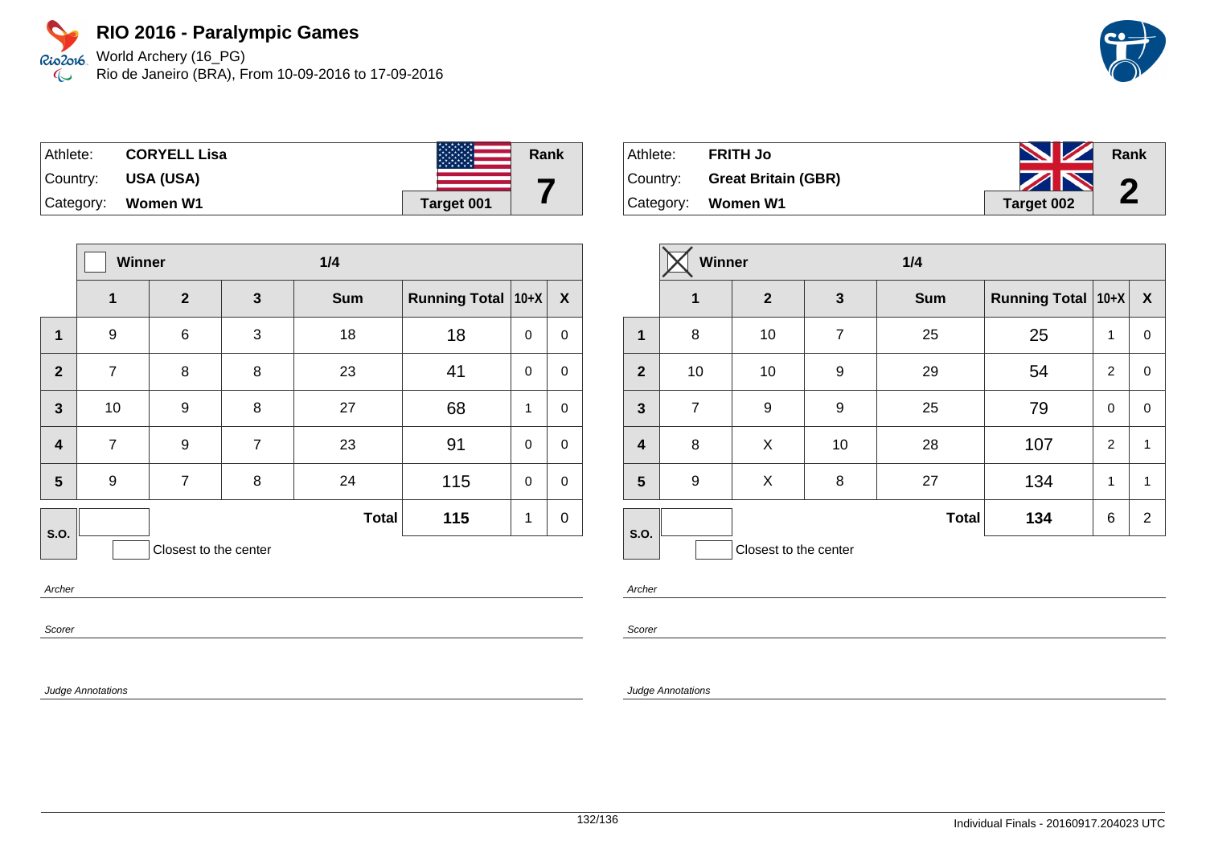# RIO 2016 - Paralympic Games

World Archery (16_PG)
Rio de Janeiro (BRA), From 10-09-2016 to 17-09-2016

| Athlete: | CORYELL Lisa | | Rank |
|---|---|---|---|
| Country: | USA (USA) | | 7 |
| Category: | Women W1 | Target 001 | |

| | Winner ☐ | | 1/4 | | | | |
|---|---|---|---|---|---|---|---|
| | 1 | 2 | 3 | Sum | Running Total | 10+X | X |
| 1 | 9 | 6 | 3 | 18 | 18 | 0 | 0 |
| 2 | 7 | 8 | 8 | 23 | 41 | 0 | 0 |
| 3 | 10 | 9 | 8 | 27 | 68 | 1 | 0 |
| 4 | 7 | 9 | 7 | 23 | 91 | 0 | 0 |
| 5 | 9 | 7 | 8 | 24 | 115 | 0 | 0 |
| S.O. | | | | Total | 115 | 1 | 0 |

Closest to the center

Archer

Scorer

Judge Annotations

| Athlete: | FRITH Jo | | Rank |
|---|---|---|---|
| Country: | Great Britain (GBR) | | 2 |
| Category: | Women W1 | Target 002 | |

| | Winner ☒ | | 1/4 | | | | |
|---|---|---|---|---|---|---|---|
| | 1 | 2 | 3 | Sum | Running Total | 10+X | X |
| 1 | 8 | 10 | 7 | 25 | 25 | 1 | 0 |
| 2 | 10 | 10 | 9 | 29 | 54 | 2 | 0 |
| 3 | 7 | 9 | 9 | 25 | 79 | 0 | 0 |
| 4 | 8 | X | 10 | 28 | 107 | 2 | 1 |
| 5 | 9 | X | 8 | 27 | 134 | 1 | 1 |
| S.O. | | | | Total | 134 | 6 | 2 |

Closest to the center

Archer

Scorer

Judge Annotations

Individual Finals - 20160917.204023 UTC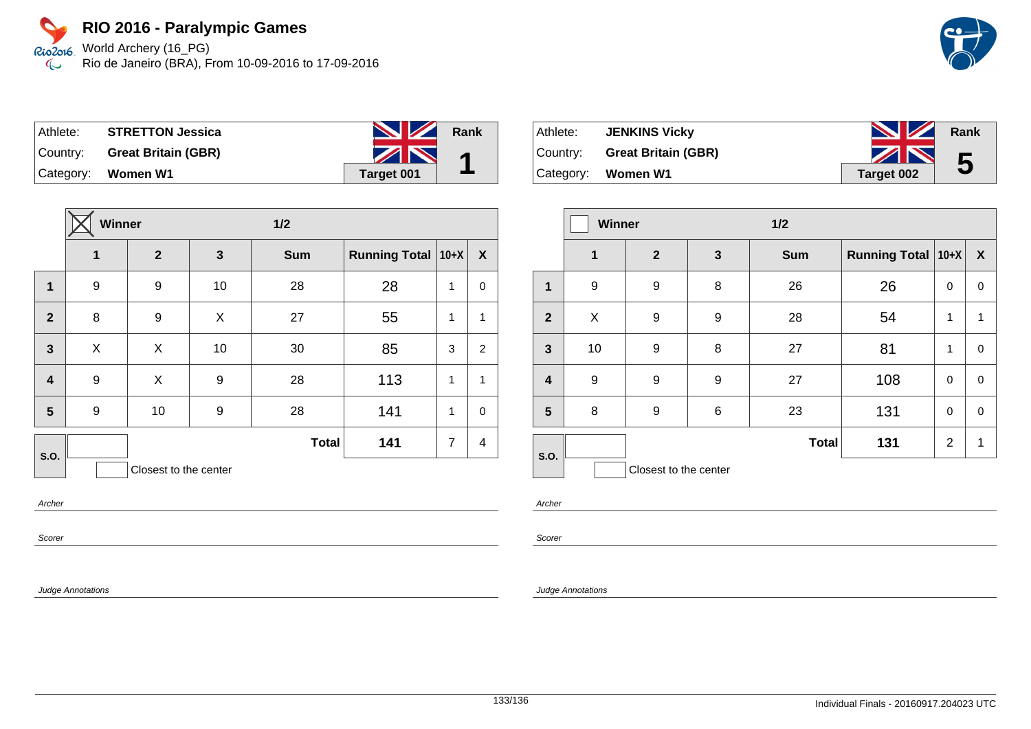# RIO 2016 - Paralympic Games

World Archery (16_PG)
Rio de Janeiro (BRA), From 10-09-2016 to 17-09-2016

| Athlete: | STRETTON Jessica | Rank |
|---|---|---|
| Country: | Great Britain (GBR) | 1 |
| Category: | Women W1 | Target 001 |

| | ☒ Winner | | 1/2 | | | | |
|---|---|---|---|---|---|---|---|
| | 1 | 2 | 3 | Sum | Running Total | 10+X | X |
| 1 | 9 | 9 | 10 | 28 | 28 | 1 | 0 |
| 2 | 8 | 9 | X | 27 | 55 | 1 | 1 |
| 3 | X | X | 10 | 30 | 85 | 3 | 2 |
| 4 | 9 | X | 9 | 28 | 113 | 1 | 1 |
| 5 | 9 | 10 | 9 | 28 | 141 | 1 | 0 |
| S.O. | | | | Total | 141 | 7 | 4 |

Closest to the center

*Archer*

*Scorer*

*Judge Annotations*

| Athlete: | JENKINS Vicky | Rank |
|---|---|---|
| Country: | Great Britain (GBR) | 5 |
| Category: | Women W1 | Target 002 |

| | ☐ Winner | | 1/2 | | | | |
|---|---|---|---|---|---|---|---|
| | 1 | 2 | 3 | Sum | Running Total | 10+X | X |
| 1 | 9 | 9 | 8 | 26 | 26 | 0 | 0 |
| 2 | X | 9 | 9 | 28 | 54 | 1 | 1 |
| 3 | 10 | 9 | 8 | 27 | 81 | 1 | 0 |
| 4 | 9 | 9 | 9 | 27 | 108 | 0 | 0 |
| 5 | 8 | 9 | 6 | 23 | 131 | 0 | 0 |
| S.O. | | | | Total | 131 | 2 | 1 |

Closest to the center

*Archer*

*Scorer*

*Judge Annotations*

Individual Finals - 20160917.204023 UTC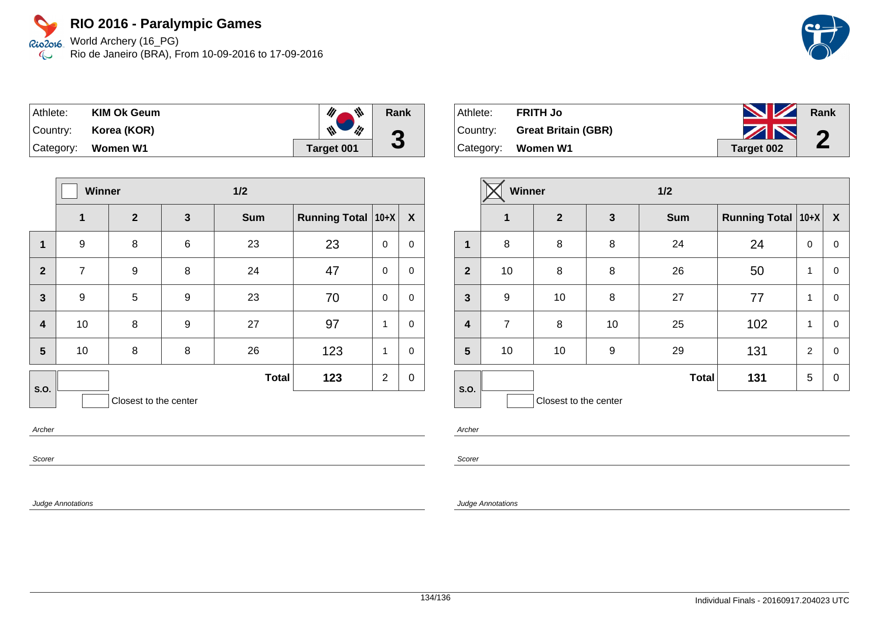# RIO 2016 - Paralympic Games

World Archery (16_PG)
Rio de Janeiro (BRA), From 10-09-2016 to 17-09-2016

| Athlete: | KIM Ok Geum | Rank |
|---|---|---|
| Country: | Korea (KOR) | 3 |
| Category: | Women W1 | Target 001 |

| | Winner ☐ | | | 1/2 | | | |
|---|---|---|---|---|---|---|---|
| | 1 | 2 | 3 | Sum | Running Total | 10+X | X |
| 1 | 9 | 8 | 6 | 23 | 23 | 0 | 0 |
| 2 | 7 | 9 | 8 | 24 | 47 | 0 | 0 |
| 3 | 9 | 5 | 9 | 23 | 70 | 0 | 0 |
| 4 | 10 | 8 | 9 | 27 | 97 | 1 | 0 |
| 5 | 10 | 8 | 8 | 26 | 123 | 1 | 0 |
| S.O. | | | | Total | 123 | 2 | 0 |

Closest to the center

Archer

Scorer

Judge Annotations

| Athlete: | FRITH Jo | Rank |
|---|---|---|
| Country: | Great Britain (GBR) | 2 |
| Category: | Women W1 | Target 002 |

| | Winner ☒ | | | 1/2 | | | |
|---|---|---|---|---|---|---|---|
| | 1 | 2 | 3 | Sum | Running Total | 10+X | X |
| 1 | 8 | 8 | 8 | 24 | 24 | 0 | 0 |
| 2 | 10 | 8 | 8 | 26 | 50 | 1 | 0 |
| 3 | 9 | 10 | 8 | 27 | 77 | 1 | 0 |
| 4 | 7 | 8 | 10 | 25 | 102 | 1 | 0 |
| 5 | 10 | 10 | 9 | 29 | 131 | 2 | 0 |
| S.O. | | | | Total | 131 | 5 | 0 |

Closest to the center

Archer

Scorer

Judge Annotations

Individual Finals - 20160917.204023 UTC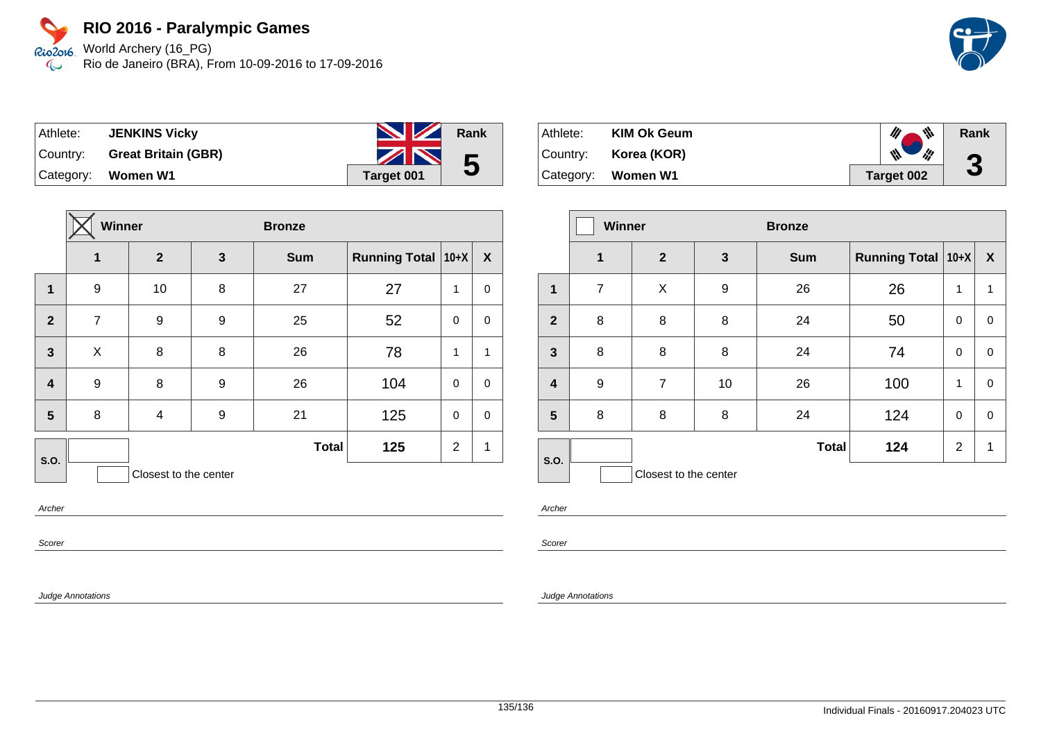# RIO 2016 - Paralympic Games

World Archery (16_PG)
Rio de Janeiro (BRA), From 10-09-2016 to 17-09-2016

| Athlete: | **JENKINS Vicky** | Rank |
|---|---|---|
| Country: | **Great Britain (GBR)** | **5** |
| Category: | **Women W1** | **Target 001** |

| | ☒ Winner | | Bronze | | | | |
|---|---|---|---|---|---|---|---|
| | **1** | **2** | **3** | **Sum** | **Running Total** | **10+X** | **X** |
| **1** | 9 | 10 | 8 | 27 | 27 | 1 | 0 |
| **2** | 7 | 9 | 9 | 25 | 52 | 0 | 0 |
| **3** | X | 8 | 8 | 26 | 78 | 1 | 1 |
| **4** | 9 | 8 | 9 | 26 | 104 | 0 | 0 |
| **5** | 8 | 4 | 9 | 21 | 125 | 0 | 0 |
| **S.O.** | | | | **Total** | **125** | 2 | 1 |

Closest to the center

*Archer*

*Scorer*

*Judge Annotations*

| Athlete: | **KIM Ok Geum** | Rank |
|---|---|---|
| Country: | **Korea (KOR)** | **3** |
| Category: | **Women W1** | **Target 002** |

| | ☐ Winner | | Bronze | | | | |
|---|---|---|---|---|---|---|---|
| | **1** | **2** | **3** | **Sum** | **Running Total** | **10+X** | **X** |
| **1** | 7 | X | 9 | 26 | 26 | 1 | 1 |
| **2** | 8 | 8 | 8 | 24 | 50 | 0 | 0 |
| **3** | 8 | 8 | 8 | 24 | 74 | 0 | 0 |
| **4** | 9 | 7 | 10 | 26 | 100 | 1 | 0 |
| **5** | 8 | 8 | 8 | 24 | 124 | 0 | 0 |
| **S.O.** | | | | **Total** | **124** | 2 | 1 |

Closest to the center

*Archer*

*Scorer*

*Judge Annotations*

Individual Finals - 20160917.204023 UTC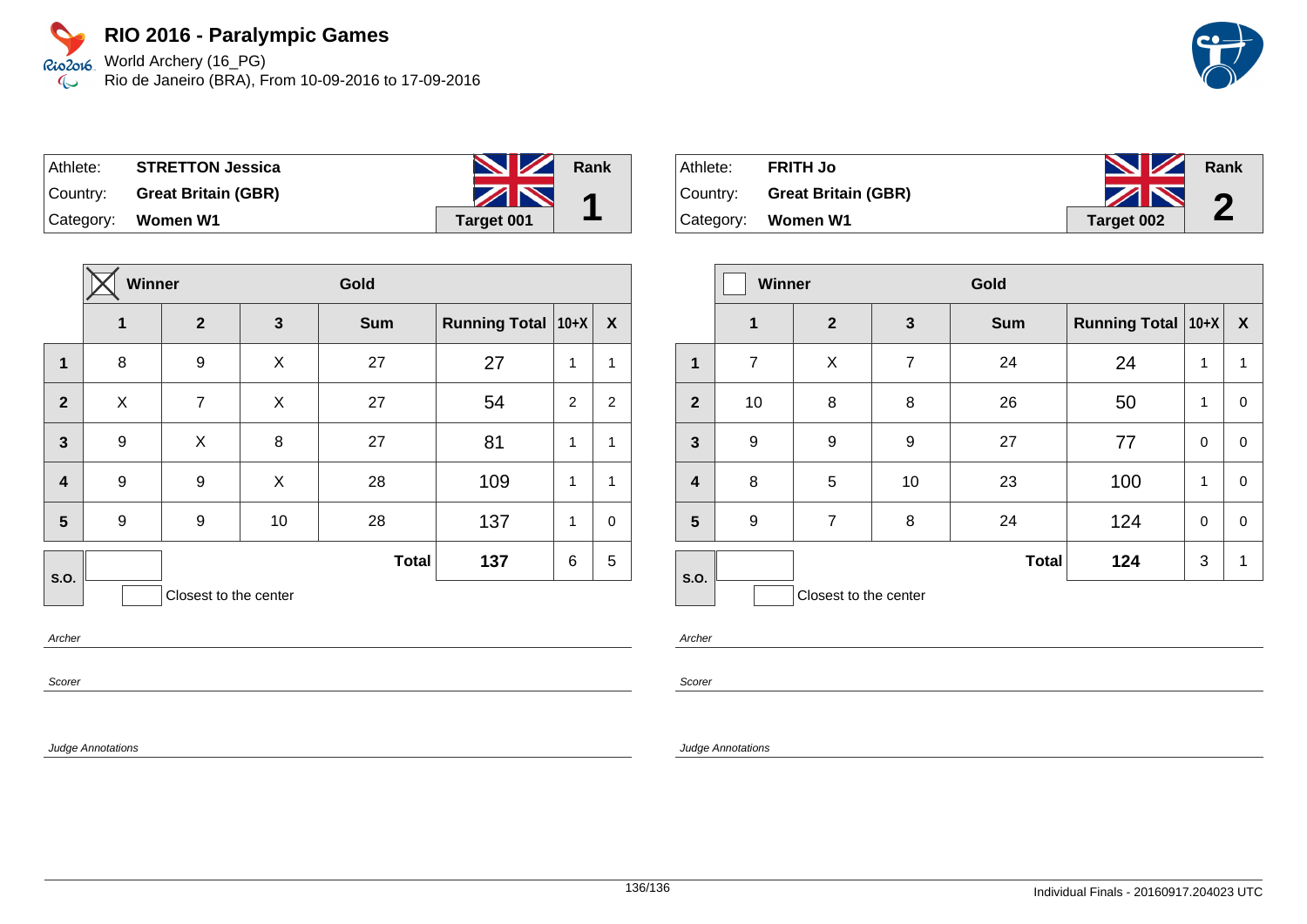# RIO 2016 - Paralympic Games

World Archery (16_PG)
Rio de Janeiro (BRA), From 10-09-2016 to 17-09-2016

| | | | |
|---|---|---|---|
| Athlete: | **STRETTON Jessica** | | **Rank** |
| Country: | **Great Britain (GBR)** | | **1** |
| Category: | **Women W1** | **Target 001** | |

| | Winner ☒ | | Gold | | | | |
|---|---|---|---|---|---|---|---|
| | **1** | **2** | **3** | **Sum** | **Running Total** | **10+X** | **X** |
| **1** | 8 | 9 | X | 27 | 27 | 1 | 1 |
| **2** | X | 7 | X | 27 | 54 | 2 | 2 |
| **3** | 9 | X | 8 | 27 | 81 | 1 | 1 |
| **4** | 9 | 9 | X | 28 | 109 | 1 | 1 |
| **5** | 9 | 9 | 10 | 28 | 137 | 1 | 0 |
| **S.O.** | | | | **Total** | **137** | 6 | 5 |

Closest to the center

Archer

Scorer

Judge Annotations

| | | | |
|---|---|---|---|
| Athlete: | **FRITH Jo** | | **Rank** |
| Country: | **Great Britain (GBR)** | | **2** |
| Category: | **Women W1** | **Target 002** | |

| | Winner ☐ | | Gold | | | | |
|---|---|---|---|---|---|---|---|
| | **1** | **2** | **3** | **Sum** | **Running Total** | **10+X** | **X** |
| **1** | 7 | X | 7 | 24 | 24 | 1 | 1 |
| **2** | 10 | 8 | 8 | 26 | 50 | 1 | 0 |
| **3** | 9 | 9 | 9 | 27 | 77 | 0 | 0 |
| **4** | 8 | 5 | 10 | 23 | 100 | 1 | 0 |
| **5** | 9 | 7 | 8 | 24 | 124 | 0 | 0 |
| **S.O.** | | | | **Total** | **124** | 3 | 1 |

Closest to the center

Archer

Scorer

Judge Annotations

Individual Finals - 20160917.204023 UTC